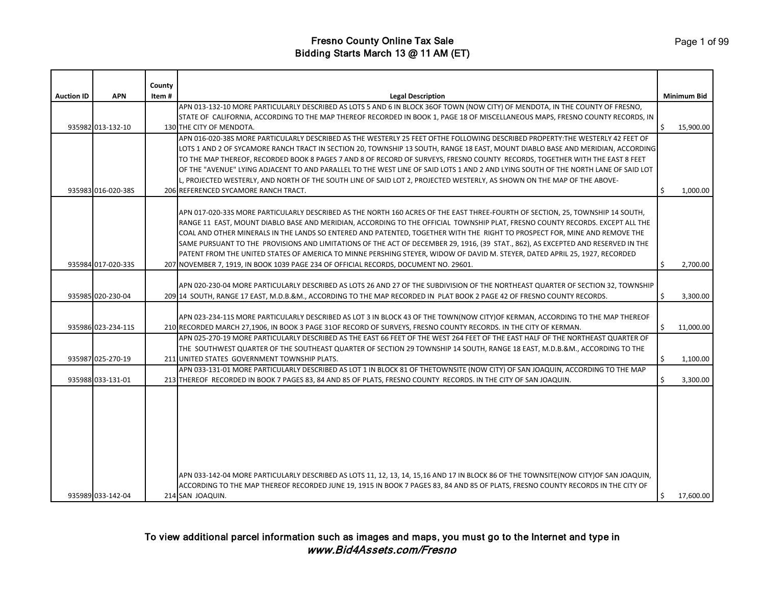# Fresno County Online Tax Sale
## Bidding Starts March 13 @ 11 AM (ET)

| Auction ID | APN | County Item # | Legal Description | Minimum Bid |
|---|---|---|---|---|
| 935982 | 013-132-10 | 130 | APN 013-132-10 MORE PARTICULARLY DESCRIBED AS LOTS 5 AND 6 IN BLOCK 36OF TOWN (NOW CITY) OF MENDOTA, IN THE COUNTY OF FRESNO, STATE OF CALIFORNIA, ACCORDING TO THE MAP THEREOF RECORDED IN BOOK 1, PAGE 18 OF MISCELLANEOUS MAPS, FRESNO COUNTY RECORDS, IN THE CITY OF MENDOTA. | $ 15,900.00 |
| 935983 | 016-020-38S | 206 | APN 016-020-38S MORE PARTICULARLY DESCRIBED AS THE WESTERLY 25 FEET OFTHE FOLLOWING DESCRIBED PROPERTY:THE WESTERLY 42 FEET OF LOTS 1 AND 2 OF SYCAMORE RANCH TRACT IN SECTION 20, TOWNSHIP 13 SOUTH, RANGE 18 EAST, MOUNT DIABLO BASE AND MERIDIAN, ACCORDING TO THE MAP THEREOF, RECORDED BOOK 8 PAGES 7 AND 8 OF RECORD OF SURVEYS, FRESNO COUNTY RECORDS, TOGETHER WITH THE EAST 8 FEET OF THE "AVENUE" LYING ADJACENT TO AND PARALLEL TO THE WEST LINE OF SAID LOTS 1 AND 2 AND LYING SOUTH OF THE NORTH LANE OF SAID LOT L, PROJECTED WESTERLY, AND NORTH OF THE SOUTH LINE OF SAID LOT 2, PROJECTED WESTERLY, AS SHOWN ON THE MAP OF THE ABOVE-REFERENCED SYCAMORE RANCH TRACT. | $ 1,000.00 |
| 935984 | 017-020-33S | 207 | APN 017-020-33S MORE PARTICULARLY DESCRIBED AS THE NORTH 160 ACRES OF THE EAST THREE-FOURTH OF SECTION, 25, TOWNSHIP 14 SOUTH, RANGE 11 EAST, MOUNT DIABLO BASE AND MERIDIAN, ACCORDING TO THE OFFICIAL TOWNSHIP PLAT, FRESNO COUNTY RECORDS. EXCEPT ALL THE COAL AND OTHER MINERALS IN THE LANDS SO ENTERED AND PATENTED, TOGETHER WITH THE RIGHT TO PROSPECT FOR, MINE AND REMOVE THE SAME PURSUANT TO THE PROVISIONS AND LIMITATIONS OF THE ACT OF DECEMBER 29, 1916, (39 STAT., 862), AS EXCEPTED AND RESERVED IN THE PATENT FROM THE UNITED STATES OF AMERICA TO MINNE PERSHING STEYER, WIDOW OF DAVID M. STEYER, DATED APRIL 25, 1927, RECORDED NOVEMBER 7, 1919, IN BOOK 1039 PAGE 234 OF OFFICIAL RECORDS, DOCUMENT NO. 29601. | $ 2,700.00 |
| 935985 | 020-230-04 | 209 | APN 020-230-04 MORE PARTICULARLY DESCRIBED AS LOTS 26 AND 27 OF THE SUBDIVISION OF THE NORTHEAST QUARTER OF SECTION 32, TOWNSHIP 14 SOUTH, RANGE 17 EAST, M.D.B.&M., ACCORDING TO THE MAP RECORDED IN PLAT BOOK 2 PAGE 42 OF FRESNO COUNTY RECORDS. | $ 3,300.00 |
| 935986 | 023-234-11S | 210 | APN 023-234-11S MORE PARTICULARLY DESCRIBED AS LOT 3 IN BLOCK 43 OF THE TOWN(NOW CITY)OF KERMAN, ACCORDING TO THE MAP THEREOF RECORDED MARCH 27,1906, IN BOOK 3 PAGE 31OF RECORD OF SURVEYS, FRESNO COUNTY RECORDS. IN THE CITY OF KERMAN. | $ 11,000.00 |
| 935987 | 025-270-19 | 211 | APN 025-270-19 MORE PARTICULARLY DESCRIBED AS THE EAST 66 FEET OF THE WEST 264 FEET OF THE EAST HALF OF THE NORTHEAST QUARTER OF THE SOUTHWEST QUARTER OF THE SOUTHEAST QUARTER OF SECTION 29 TOWNSHIP 14 SOUTH, RANGE 18 EAST, M.D.B.&M., ACCORDING TO THE UNITED STATES GOVERNMENT TOWNSHIP PLATS. | $ 1,100.00 |
| 935988 | 033-131-01 | 213 | APN 033-131-01 MORE PARTICULARLY DESCRIBED AS LOT 1 IN BLOCK 81 OF THETOWNSITE (NOW CITY) OF SAN JOAQUIN, ACCORDING TO THE MAP THEREOF RECORDED IN BOOK 7 PAGES 83, 84 AND 85 OF PLATS, FRESNO COUNTY RECORDS. IN THE CITY OF SAN JOAQUIN. | $ 3,300.00 |
| 935989 | 033-142-04 | 214 | APN 033-142-04 MORE PARTICULARLY DESCRIBED AS LOTS 11, 12, 13, 14, 15,16 AND 17 IN BLOCK 86 OF THE TOWNSITE(NOW CITY)OF SAN JOAQUIN, ACCORDING TO THE MAP THEREOF RECORDED JUNE 19, 1915 IN BOOK 7 PAGES 83, 84 AND 85 OF PLATS, FRESNO COUNTY RECORDS IN THE CITY OF SAN JOAQUIN. | $ 17,600.00 |

To view additional parcel information such as images and maps, you must go to the Internet and type in *www.Bid4Assets.com/Fresno*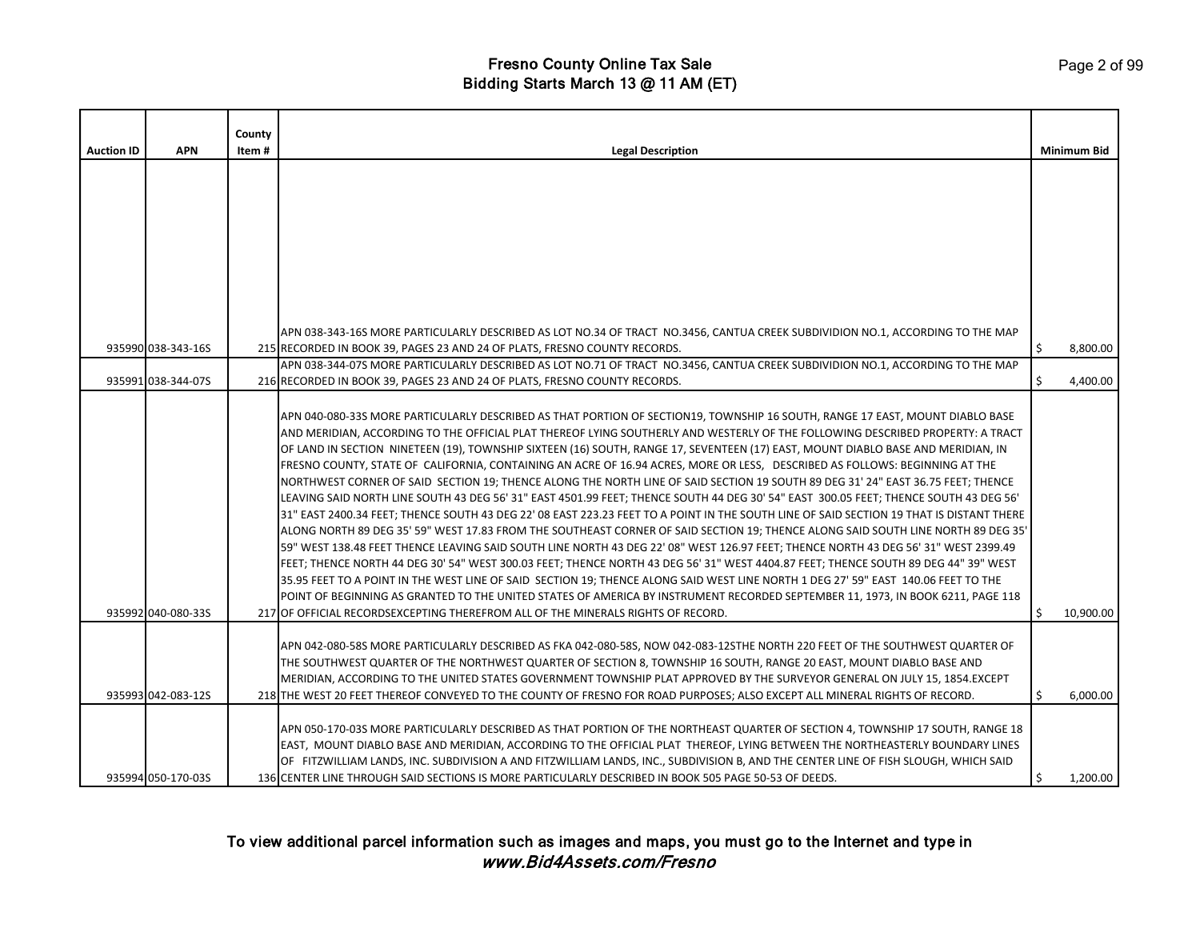# Fresno County Online Tax Sale
## Bidding Starts March 13 @ 11 AM (ET)

| Auction ID | APN | County Item # | Legal Description | Minimum Bid |
|---|---|---|---|---|
| 935990 | 038-343-16S | 215 | APN 038-343-16S MORE PARTICULARLY DESCRIBED AS LOT NO.34 OF TRACT NO.3456, CANTUA CREEK SUBDIVIDION NO.1, ACCORDING TO THE MAP RECORDED IN BOOK 39, PAGES 23 AND 24 OF PLATS, FRESNO COUNTY RECORDS. | $ 8,800.00 |
| 935991 | 038-344-07S | 216 | APN 038-344-07S MORE PARTICULARLY DESCRIBED AS LOT NO.71 OF TRACT NO.3456, CANTUA CREEK SUBDIVIDION NO.1, ACCORDING TO THE MAP RECORDED IN BOOK 39, PAGES 23 AND 24 OF PLATS, FRESNO COUNTY RECORDS. | $ 4,400.00 |
| 935992 | 040-080-33S | 217 | APN 040-080-33S MORE PARTICULARLY DESCRIBED AS THAT PORTION OF SECTION19, TOWNSHIP 16 SOUTH, RANGE 17 EAST, MOUNT DIABLO BASE AND MERIDIAN, ACCORDING TO THE OFFICIAL PLAT THEREOF LYING SOUTHERLY AND WESTERLY OF THE FOLLOWING DESCRIBED PROPERTY: A TRACT OF LAND IN SECTION NINETEEN (19), TOWNSHIP SIXTEEN (16) SOUTH, RANGE 17, SEVENTEEN (17) EAST, MOUNT DIABLO BASE AND MERIDIAN, IN FRESNO COUNTY, STATE OF CALIFORNIA, CONTAINING AN ACRE OF 16.94 ACRES, MORE OR LESS, DESCRIBED AS FOLLOWS: BEGINNING AT THE NORTHWEST CORNER OF SAID SECTION 19; THENCE ALONG THE NORTH LINE OF SAID SECTION 19 SOUTH 89 DEG 31' 24" EAST 36.75 FEET; THENCE LEAVING SAID NORTH LINE SOUTH 43 DEG 56' 31" EAST 4501.99 FEET; THENCE SOUTH 44 DEG 30' 54" EAST 300.05 FEET; THENCE SOUTH 43 DEG 56' 31" EAST 2400.34 FEET; THENCE SOUTH 43 DEG 22' 08 EAST 223.23 FEET TO A POINT IN THE SOUTH LINE OF SAID SECTION 19 THAT IS DISTANT THERE ALONG NORTH 89 DEG 35' 59" WEST 17.83 FROM THE SOUTHEAST CORNER OF SAID SECTION 19; THENCE ALONG SAID SOUTH LINE NORTH 89 DEG 35' 59" WEST 138.48 FEET THENCE LEAVING SAID SOUTH LINE NORTH 43 DEG 22' 08" WEST 126.97 FEET; THENCE NORTH 43 DEG 56' 31" WEST 2399.49 FEET; THENCE NORTH 44 DEG 30' 54" WEST 300.03 FEET; THENCE NORTH 43 DEG 56' 31" WEST 4404.87 FEET; THENCE SOUTH 89 DEG 44" 39" WEST 35.95 FEET TO A POINT IN THE WEST LINE OF SAID SECTION 19; THENCE ALONG SAID WEST LINE NORTH 1 DEG 27' 59" EAST 140.06 FEET TO THE POINT OF BEGINNING AS GRANTED TO THE UNITED STATES OF AMERICA BY INSTRUMENT RECORDED SEPTEMBER 11, 1973, IN BOOK 6211, PAGE 118 OF OFFICIAL RECORDSEXCEPTING THEREFROM ALL OF THE MINERALS RIGHTS OF RECORD. | $ 10,900.00 |
| 935993 | 042-083-12S | 218 | APN 042-080-58S MORE PARTICULARLY DESCRIBED AS FKA 042-080-58S, NOW 042-083-12STHE NORTH 220 FEET OF THE SOUTHWEST QUARTER OF THE SOUTHWEST QUARTER OF THE NORTHWEST QUARTER OF SECTION 8, TOWNSHIP 16 SOUTH, RANGE 20 EAST, MOUNT DIABLO BASE AND MERIDIAN, ACCORDING TO THE UNITED STATES GOVERNMENT TOWNSHIP PLAT APPROVED BY THE SURVEYOR GENERAL ON JULY 15, 1854.EXCEPT THE WEST 20 FEET THEREOF CONVEYED TO THE COUNTY OF FRESNO FOR ROAD PURPOSES; ALSO EXCEPT ALL MINERAL RIGHTS OF RECORD. | $ 6,000.00 |
| 935994 | 050-170-03S | 136 | APN 050-170-03S MORE PARTICULARLY DESCRIBED AS THAT PORTION OF THE NORTHEAST QUARTER OF SECTION 4, TOWNSHIP 17 SOUTH, RANGE 18 EAST, MOUNT DIABLO BASE AND MERIDIAN, ACCORDING TO THE OFFICIAL PLAT THEREOF, LYING BETWEEN THE NORTHEASTERLY BOUNDARY LINES OF FITZWILLIAM LANDS, INC. SUBDIVISION A AND FITZWILLIAM LANDS, INC., SUBDIVISION B, AND THE CENTER LINE OF FISH SLOUGH, WHICH SAID CENTER LINE THROUGH SAID SECTIONS IS MORE PARTICULARLY DESCRIBED IN BOOK 505 PAGE 50-53 OF DEEDS. | $ 1,200.00 |

To view additional parcel information such as images and maps, you must go to the Internet and type in *www.Bid4Assets.com/Fresno*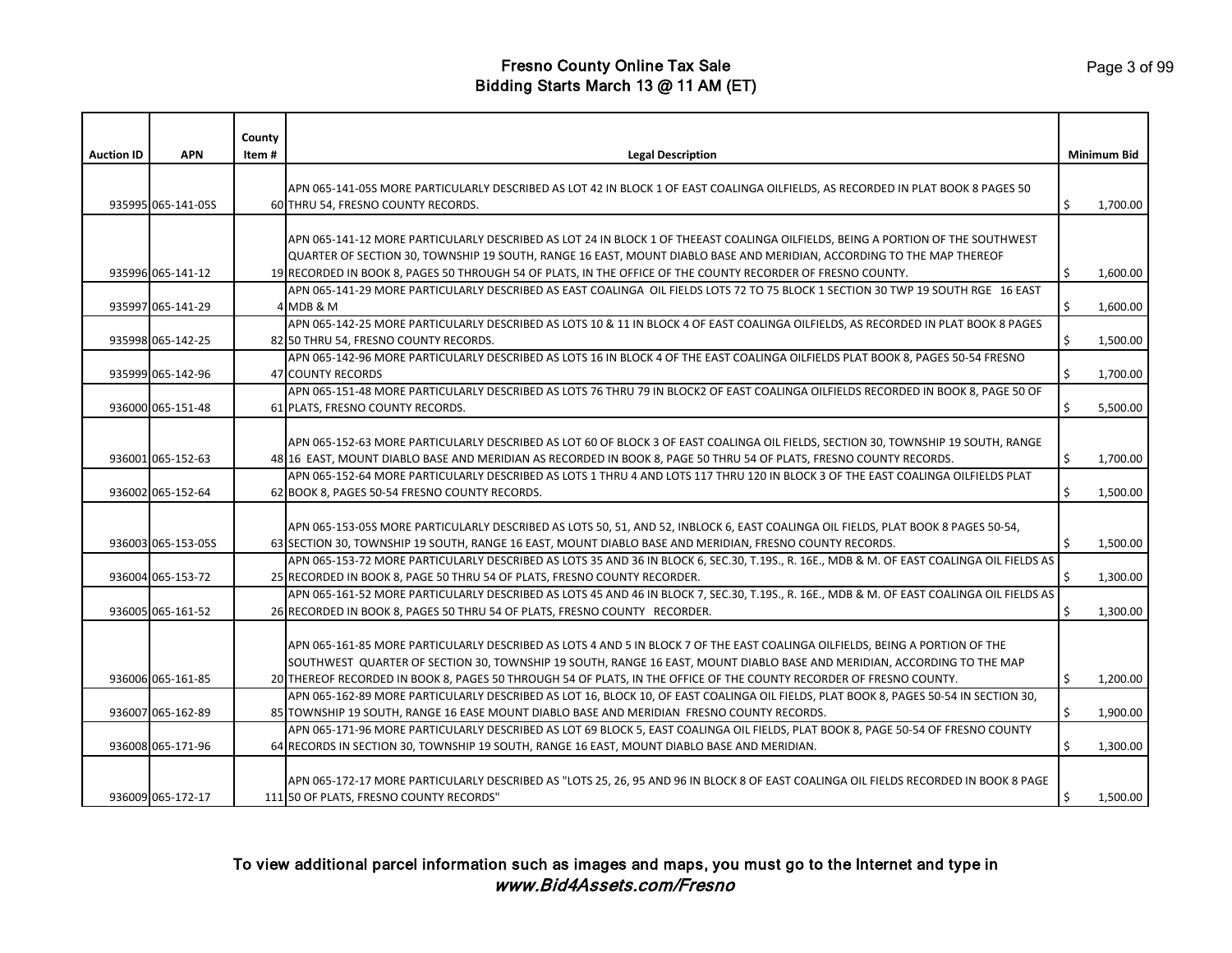# Fresno County Online Tax Sale
## Bidding Starts March 13 @ 11 AM (ET)

| Auction ID | APN | County Item # | Legal Description | Minimum Bid |
|---|---|---|---|---|
| 935995 | 065-141-05S | 60 | APN 065-141-05S MORE PARTICULARLY DESCRIBED AS LOT 42 IN BLOCK 1 OF EAST COALINGA OILFIELDS, AS RECORDED IN PLAT BOOK 8 PAGES 50 THRU 54, FRESNO COUNTY RECORDS. | $ 1,700.00 |
| 935996 | 065-141-12 | 19 | APN 065-141-12 MORE PARTICULARLY DESCRIBED AS LOT 24 IN BLOCK 1 OF THEEAST COALINGA OILFIELDS, BEING A PORTION OF THE SOUTHWEST QUARTER OF SECTION 30, TOWNSHIP 19 SOUTH, RANGE 16 EAST, MOUNT DIABLO BASE AND MERIDIAN, ACCORDING TO THE MAP THEREOF RECORDED IN BOOK 8, PAGES 50 THROUGH 54 OF PLATS, IN THE OFFICE OF THE COUNTY RECORDER OF FRESNO COUNTY. | $ 1,600.00 |
| 935997 | 065-141-29 | 4 | APN 065-141-29 MORE PARTICULARLY DESCRIBED AS EAST COALINGA OIL FIELDS LOTS 72 TO 75 BLOCK 1 SECTION 30 TWP 19 SOUTH RGE 16 EAST MDB & M | $ 1,600.00 |
| 935998 | 065-142-25 | 82 | APN 065-142-25 MORE PARTICULARLY DESCRIBED AS LOTS 10 & 11 IN BLOCK 4 OF EAST COALINGA OILFIELDS, AS RECORDED IN PLAT BOOK 8 PAGES 50 THRU 54, FRESNO COUNTY RECORDS. | $ 1,500.00 |
| 935999 | 065-142-96 | 47 | APN 065-142-96 MORE PARTICULARLY DESCRIBED AS LOTS 16 IN BLOCK 4 OF THE EAST COALINGA OILFIELDS PLAT BOOK 8, PAGES 50-54 FRESNO COUNTY RECORDS | $ 1,700.00 |
| 936000 | 065-151-48 | 61 | APN 065-151-48 MORE PARTICULARLY DESCRIBED AS LOTS 76 THRU 79 IN BLOCK2 OF EAST COALINGA OILFIELDS RECORDED IN BOOK 8, PAGE 50 OF PLATS, FRESNO COUNTY RECORDS. | $ 5,500.00 |
| 936001 | 065-152-63 | 48 | APN 065-152-63 MORE PARTICULARLY DESCRIBED AS LOT 60 OF BLOCK 3 OF EAST COALINGA OIL FIELDS, SECTION 30, TOWNSHIP 19 SOUTH, RANGE 16 EAST, MOUNT DIABLO BASE AND MERIDIAN AS RECORDED IN BOOK 8, PAGE 50 THRU 54 OF PLATS, FRESNO COUNTY RECORDS. | $ 1,700.00 |
| 936002 | 065-152-64 | 62 | APN 065-152-64 MORE PARTICULARLY DESCRIBED AS LOTS 1 THRU 4 AND LOTS 117 THRU 120 IN BLOCK 3 OF THE EAST COALINGA OILFIELDS PLAT BOOK 8, PAGES 50-54 FRESNO COUNTY RECORDS. | $ 1,500.00 |
| 936003 | 065-153-05S | 63 | APN 065-153-05S MORE PARTICULARLY DESCRIBED AS LOTS 50, 51, AND 52, INBLOCK 6, EAST COALINGA OIL FIELDS, PLAT BOOK 8 PAGES 50-54, SECTION 30, TOWNSHIP 19 SOUTH, RANGE 16 EAST, MOUNT DIABLO BASE AND MERIDIAN, FRESNO COUNTY RECORDS. | $ 1,500.00 |
| 936004 | 065-153-72 | 25 | APN 065-153-72 MORE PARTICULARLY DESCRIBED AS LOTS 35 AND 36 IN BLOCK 6, SEC.30, T.19S., R. 16E., MDB & M. OF EAST COALINGA OIL FIELDS AS RECORDED IN BOOK 8, PAGE 50 THRU 54 OF PLATS, FRESNO COUNTY RECORDER. | $ 1,300.00 |
| 936005 | 065-161-52 | 26 | APN 065-161-52 MORE PARTICULARLY DESCRIBED AS LOTS 45 AND 46 IN BLOCK 7, SEC.30, T.19S., R. 16E., MDB & M. OF EAST COALINGA OIL FIELDS AS RECORDED IN BOOK 8, PAGES 50 THRU 54 OF PLATS, FRESNO COUNTY RECORDER. | $ 1,300.00 |
| 936006 | 065-161-85 | 20 | APN 065-161-85 MORE PARTICULARLY DESCRIBED AS LOTS 4 AND 5 IN BLOCK 7 OF THE EAST COALINGA OILFIELDS, BEING A PORTION OF THE SOUTHWEST QUARTER OF SECTION 30, TOWNSHIP 19 SOUTH, RANGE 16 EAST, MOUNT DIABLO BASE AND MERIDIAN, ACCORDING TO THE MAP THEREOF RECORDED IN BOOK 8, PAGES 50 THROUGH 54 OF PLATS, IN THE OFFICE OF THE COUNTY RECORDER OF FRESNO COUNTY. | $ 1,200.00 |
| 936007 | 065-162-89 | 85 | APN 065-162-89 MORE PARTICULARLY DESCRIBED AS LOT 16, BLOCK 10, OF EAST COALINGA OIL FIELDS, PLAT BOOK 8, PAGES 50-54 IN SECTION 30, TOWNSHIP 19 SOUTH, RANGE 16 EASE MOUNT DIABLO BASE AND MERIDIAN FRESNO COUNTY RECORDS. | $ 1,900.00 |
| 936008 | 065-171-96 | 64 | APN 065-171-96 MORE PARTICULARLY DESCRIBED AS LOT 69 BLOCK 5, EAST COALINGA OIL FIELDS, PLAT BOOK 8, PAGE 50-54 OF FRESNO COUNTY RECORDS IN SECTION 30, TOWNSHIP 19 SOUTH, RANGE 16 EAST, MOUNT DIABLO BASE AND MERIDIAN. | $ 1,300.00 |
| 936009 | 065-172-17 | 111 | APN 065-172-17 MORE PARTICULARLY DESCRIBED AS "LOTS 25, 26, 95 AND 96 IN BLOCK 8 OF EAST COALINGA OIL FIELDS RECORDED IN BOOK 8 PAGE 50 OF PLATS, FRESNO COUNTY RECORDS" | $ 1,500.00 |

**To view additional parcel information such as images and maps, you must go to the Internet and type in** ***www.Bid4Assets.com/Fresno***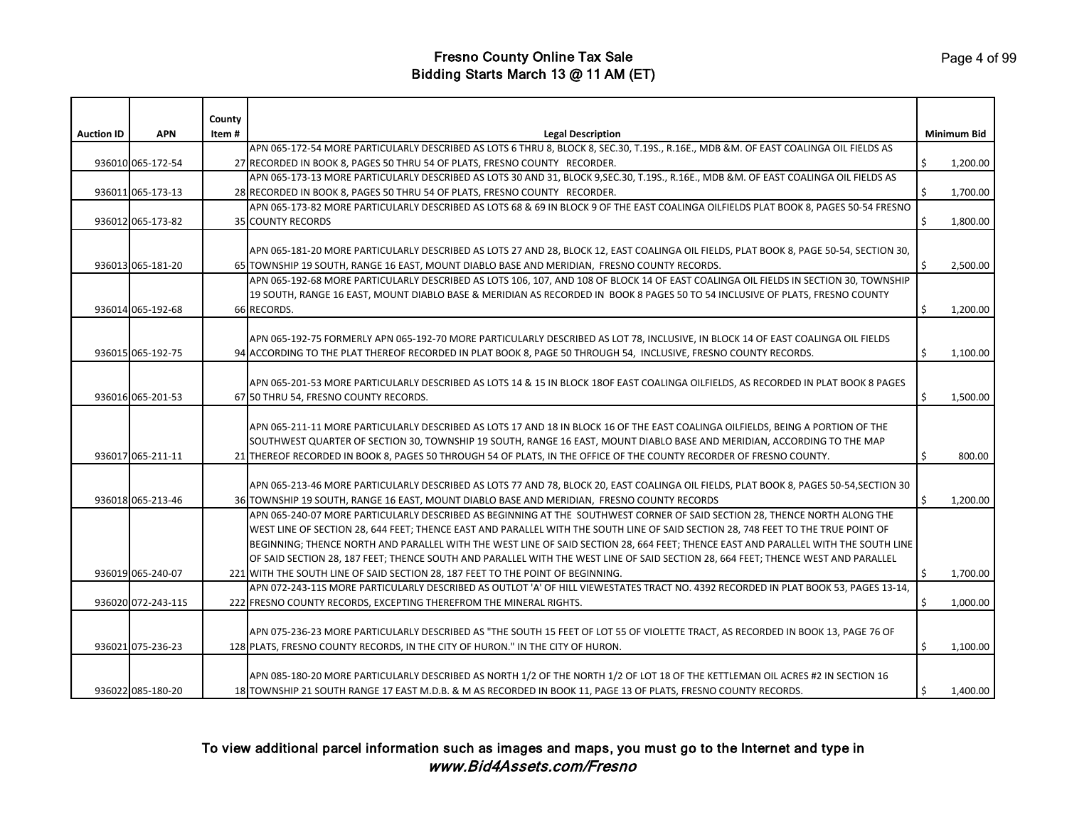# Fresno County Online Tax Sale
## Bidding Starts March 13 @ 11 AM (ET)

| Auction ID | APN | County Item # | Legal Description | Minimum Bid |
|---|---|---|---|---|
| 936010 | 065-172-54 | 27 | APN 065-172-54 MORE PARTICULARLY DESCRIBED AS LOTS 6 THRU 8, BLOCK 8, SEC.30, T.19S., R.16E., MDB &M. OF EAST COALINGA OIL FIELDS AS RECORDED IN BOOK 8, PAGES 50 THRU 54 OF PLATS, FRESNO COUNTY RECORDER. | $ 1,200.00 |
| 936011 | 065-173-13 | 28 | APN 065-173-13 MORE PARTICULARLY DESCRIBED AS LOTS 30 AND 31, BLOCK 9,SEC.30, T.19S., R.16E., MDB &M. OF EAST COALINGA OIL FIELDS AS RECORDED IN BOOK 8, PAGES 50 THRU 54 OF PLATS, FRESNO COUNTY RECORDER. | $ 1,700.00 |
| 936012 | 065-173-82 | 35 | APN 065-173-82 MORE PARTICULARLY DESCRIBED AS LOTS 68 & 69 IN BLOCK 9 OF THE EAST COALINGA OILFIELDS PLAT BOOK 8, PAGES 50-54 FRESNO COUNTY RECORDS | $ 1,800.00 |
| 936013 | 065-181-20 | 65 | APN 065-181-20 MORE PARTICULARLY DESCRIBED AS LOTS 27 AND 28, BLOCK 12, EAST COALINGA OIL FIELDS, PLAT BOOK 8, PAGE 50-54, SECTION 30, TOWNSHIP 19 SOUTH, RANGE 16 EAST, MOUNT DIABLO BASE AND MERIDIAN, FRESNO COUNTY RECORDS. | $ 2,500.00 |
| 936014 | 065-192-68 | 66 | APN 065-192-68 MORE PARTICULARLY DESCRIBED AS LOTS 106, 107, AND 108 OF BLOCK 14 OF EAST COALINGA OIL FIELDS IN SECTION 30, TOWNSHIP 19 SOUTH, RANGE 16 EAST, MOUNT DIABLO BASE & MERIDIAN AS RECORDED IN BOOK 8 PAGES 50 TO 54 INCLUSIVE OF PLATS, FRESNO COUNTY RECORDS. | $ 1,200.00 |
| 936015 | 065-192-75 | 94 | APN 065-192-75 FORMERLY APN 065-192-70 MORE PARTICULARLY DESCRIBED AS LOT 78, INCLUSIVE, IN BLOCK 14 OF EAST COALINGA OIL FIELDS ACCORDING TO THE PLAT THEREOF RECORDED IN PLAT BOOK 8, PAGE 50 THROUGH 54, INCLUSIVE, FRESNO COUNTY RECORDS. | $ 1,100.00 |
| 936016 | 065-201-53 | 67 | APN 065-201-53 MORE PARTICULARLY DESCRIBED AS LOTS 14 & 15 IN BLOCK 18OF EAST COALINGA OILFIELDS, AS RECORDED IN PLAT BOOK 8 PAGES 50 THRU 54, FRESNO COUNTY RECORDS. | $ 1,500.00 |
| 936017 | 065-211-11 | 21 | APN 065-211-11 MORE PARTICULARLY DESCRIBED AS LOTS 17 AND 18 IN BLOCK 16 OF THE EAST COALINGA OILFIELDS, BEING A PORTION OF THE SOUTHWEST QUARTER OF SECTION 30, TOWNSHIP 19 SOUTH, RANGE 16 EAST, MOUNT DIABLO BASE AND MERIDIAN, ACCORDING TO THE MAP THEREOF RECORDED IN BOOK 8, PAGES 50 THROUGH 54 OF PLATS, IN THE OFFICE OF THE COUNTY RECORDER OF FRESNO COUNTY. | $ 800.00 |
| 936018 | 065-213-46 | 36 | APN 065-213-46 MORE PARTICULARLY DESCRIBED AS LOTS 77 AND 78, BLOCK 20, EAST COALINGA OIL FIELDS, PLAT BOOK 8, PAGES 50-54,SECTION 30 TOWNSHIP 19 SOUTH, RANGE 16 EAST, MOUNT DIABLO BASE AND MERIDIAN, FRESNO COUNTY RECORDS | $ 1,200.00 |
| 936019 | 065-240-07 | 221 | APN 065-240-07 MORE PARTICULARLY DESCRIBED AS BEGINNING AT THE SOUTHWEST CORNER OF SAID SECTION 28, THENCE NORTH ALONG THE WEST LINE OF SECTION 28, 644 FEET; THENCE EAST AND PARALLEL WITH THE SOUTH LINE OF SAID SECTION 28, 748 FEET TO THE TRUE POINT OF BEGINNING; THENCE NORTH AND PARALLEL WITH THE WEST LINE OF SAID SECTION 28, 664 FEET; THENCE EAST AND PARALLEL WITH THE SOUTH LINE OF SAID SECTION 28, 187 FEET; THENCE SOUTH AND PARALLEL WITH THE WEST LINE OF SAID SECTION 28, 664 FEET; THENCE WEST AND PARALLEL WITH THE SOUTH LINE OF SAID SECTION 28, 187 FEET TO THE POINT OF BEGINNING. | $ 1,700.00 |
| 936020 | 072-243-11S | 222 | APN 072-243-11S MORE PARTICULARLY DESCRIBED AS OUTLOT 'A' OF HILL VIEWESTATES TRACT NO. 4392 RECORDED IN PLAT BOOK 53, PAGES 13-14, FRESNO COUNTY RECORDS, EXCEPTING THEREFROM THE MINERAL RIGHTS. | $ 1,000.00 |
| 936021 | 075-236-23 | 128 | APN 075-236-23 MORE PARTICULARLY DESCRIBED AS "THE SOUTH 15 FEET OF LOT 55 OF VIOLETTE TRACT, AS RECORDED IN BOOK 13, PAGE 76 OF PLATS, FRESNO COUNTY RECORDS, IN THE CITY OF HURON." IN THE CITY OF HURON. | $ 1,100.00 |
| 936022 | 085-180-20 | 18 | APN 085-180-20 MORE PARTICULARLY DESCRIBED AS NORTH 1/2 OF THE NORTH 1/2 OF LOT 18 OF THE KETTLEMAN OIL ACRES #2 IN SECTION 16 TOWNSHIP 21 SOUTH RANGE 17 EAST M.D.B. & M AS RECORDED IN BOOK 11, PAGE 13 OF PLATS, FRESNO COUNTY RECORDS. | $ 1,400.00 |

**To view additional parcel information such as images and maps, you must go to the Internet and type in *www.Bid4Assets.com/Fresno***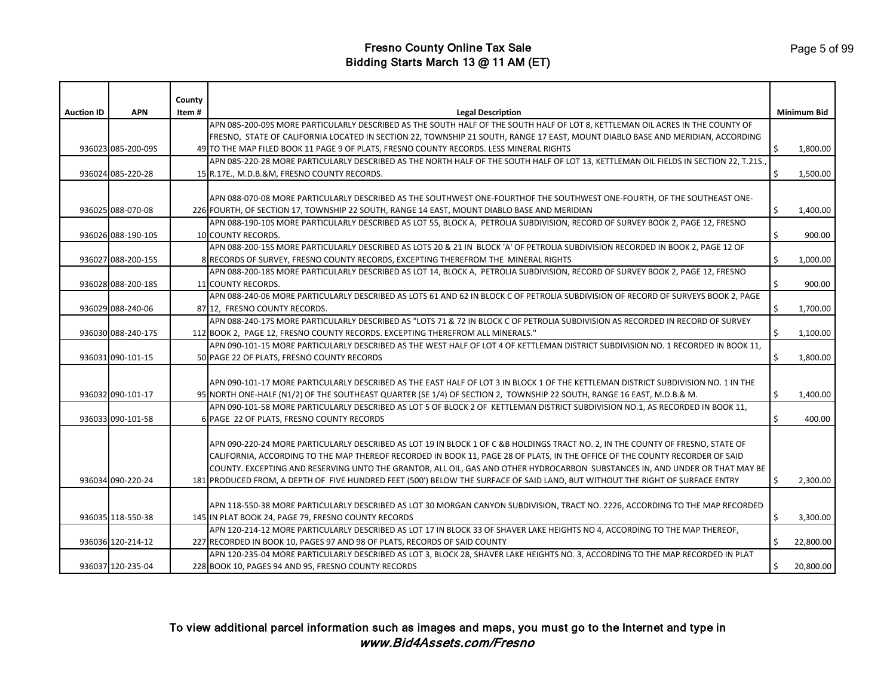# Fresno County Online Tax Sale
## Bidding Starts March 13 @ 11 AM (ET)

| Auction ID | APN | County Item # | Legal Description | Minimum Bid |
|---|---|---|---|---|
| 936023 | 085-200-09S | 49 | APN 085-200-09S MORE PARTICULARLY DESCRIBED AS THE SOUTH HALF OF THE SOUTH HALF OF LOT 8, KETTLEMAN OIL ACRES IN THE COUNTY OF FRESNO, STATE OF CALIFORNIA LOCATED IN SECTION 22, TOWNSHIP 21 SOUTH, RANGE 17 EAST, MOUNT DIABLO BASE AND MERIDIAN, ACCORDING TO THE MAP FILED BOOK 11 PAGE 9 OF PLATS, FRESNO COUNTY RECORDS. LESS MINERAL RIGHTS | $ 1,800.00 |
| 936024 | 085-220-28 | 15 | APN 085-220-28 MORE PARTICULARLY DESCRIBED AS THE NORTH HALF OF THE SOUTH HALF OF LOT 13, KETTLEMAN OIL FIELDS IN SECTION 22, T.21S., R.17E., M.D.B.&M, FRESNO COUNTY RECORDS. | $ 1,500.00 |
| 936025 | 088-070-08 | 226 | APN 088-070-08 MORE PARTICULARLY DESCRIBED AS THE SOUTHWEST ONE-FOURTHOF THE SOUTHWEST ONE-FOURTH, OF THE SOUTHEAST ONE-FOURTH, OF SECTION 17, TOWNSHIP 22 SOUTH, RANGE 14 EAST, MOUNT DIABLO BASE AND MERIDIAN | $ 1,400.00 |
| 936026 | 088-190-10S | 10 | APN 088-190-10S MORE PARTICULARLY DESCRIBED AS LOT 55, BLOCK A, PETROLIA SUBDIVISION, RECORD OF SURVEY BOOK 2, PAGE 12, FRESNO COUNTY RECORDS. | $ 900.00 |
| 936027 | 088-200-15S | 8 | APN 088-200-15S MORE PARTICULARLY DESCRIBED AS LOTS 20 & 21 IN BLOCK 'A' OF PETROLIA SUBDIVISION RECORDED IN BOOK 2, PAGE 12 OF RECORDS OF SURVEY, FRESNO COUNTY RECORDS, EXCEPTING THEREFROM THE MINERAL RIGHTS | $ 1,000.00 |
| 936028 | 088-200-18S | 11 | APN 088-200-18S MORE PARTICULARLY DESCRIBED AS LOT 14, BLOCK A, PETROLIA SUBDIVISION, RECORD OF SURVEY BOOK 2, PAGE 12, FRESNO COUNTY RECORDS. | $ 900.00 |
| 936029 | 088-240-06 | 87 | APN 088-240-06 MORE PARTICULARLY DESCRIBED AS LOTS 61 AND 62 IN BLOCK C OF PETROLIA SUBDIVISION OF RECORD OF SURVEYS BOOK 2, PAGE 12, FRESNO COUNTY RECORDS. | $ 1,700.00 |
| 936030 | 088-240-17S | 112 | APN 088-240-17S MORE PARTICULARLY DESCRIBED AS "LOTS 71 & 72 IN BLOCK C OF PETROLIA SUBDIVISION AS RECORDED IN RECORD OF SURVEY BOOK 2, PAGE 12, FRESNO COUNTY RECORDS. EXCEPTING THEREFROM ALL MINERALS." | $ 1,100.00 |
| 936031 | 090-101-15 | 50 | APN 090-101-15 MORE PARTICULARLY DESCRIBED AS THE WEST HALF OF LOT 4 OF KETTLEMAN DISTRICT SUBDIVISION NO. 1 RECORDED IN BOOK 11, PAGE 22 OF PLATS, FRESNO COUNTY RECORDS | $ 1,800.00 |
| 936032 | 090-101-17 | 95 | APN 090-101-17 MORE PARTICULARLY DESCRIBED AS THE EAST HALF OF LOT 3 IN BLOCK 1 OF THE KETTLEMAN DISTRICT SUBDIVISION NO. 1 IN THE NORTH ONE-HALF (N1/2) OF THE SOUTHEAST QUARTER (SE 1/4) OF SECTION 2, TOWNSHIP 22 SOUTH, RANGE 16 EAST, M.D.B.& M. | $ 1,400.00 |
| 936033 | 090-101-58 | 6 | APN 090-101-58 MORE PARTICULARLY DESCRIBED AS LOT 5 OF BLOCK 2 OF KETTLEMAN DISTRICT SUBDIVISION NO.1, AS RECORDED IN BOOK 11, PAGE 22 OF PLATS, FRESNO COUNTY RECORDS | $ 400.00 |
| 936034 | 090-220-24 | 181 | APN 090-220-24 MORE PARTICULARLY DESCRIBED AS LOT 19 IN BLOCK 1 OF C &B HOLDINGS TRACT NO. 2, IN THE COUNTY OF FRESNO, STATE OF CALIFORNIA, ACCORDING TO THE MAP THEREOF RECORDED IN BOOK 11, PAGE 28 OF PLATS, IN THE OFFICE OF THE COUNTY RECORDER OF SAID COUNTY. EXCEPTING AND RESERVING UNTO THE GRANTOR, ALL OIL, GAS AND OTHER HYDROCARBON SUBSTANCES IN, AND UNDER OR THAT MAY BE PRODUCED FROM, A DEPTH OF FIVE HUNDRED FEET (500') BELOW THE SURFACE OF SAID LAND, BUT WITHOUT THE RIGHT OF SURFACE ENTRY | $ 2,300.00 |
| 936035 | 118-550-38 | 145 | APN 118-550-38 MORE PARTICULARLY DESCRIBED AS LOT 30 MORGAN CANYON SUBDIVISION, TRACT NO. 2226, ACCORDING TO THE MAP RECORDED IN PLAT BOOK 24, PAGE 79, FRESNO COUNTY RECORDS | $ 3,300.00 |
| 936036 | 120-214-12 | 227 | APN 120-214-12 MORE PARTICULARLY DESCRIBED AS LOT 17 IN BLOCK 33 OF SHAVER LAKE HEIGHTS NO 4, ACCORDING TO THE MAP THEREOF, RECORDED IN BOOK 10, PAGES 97 AND 98 OF PLATS, RECORDS OF SAID COUNTY | $ 22,800.00 |
| 936037 | 120-235-04 | 228 | APN 120-235-04 MORE PARTICULARLY DESCRIBED AS LOT 3, BLOCK 28, SHAVER LAKE HEIGHTS NO. 3, ACCORDING TO THE MAP RECORDED IN PLAT BOOK 10, PAGES 94 AND 95, FRESNO COUNTY RECORDS | $ 20,800.00 |

**To view additional parcel information such as images and maps, you must go to the Internet and type in** ***www.Bid4Assets.com/Fresno***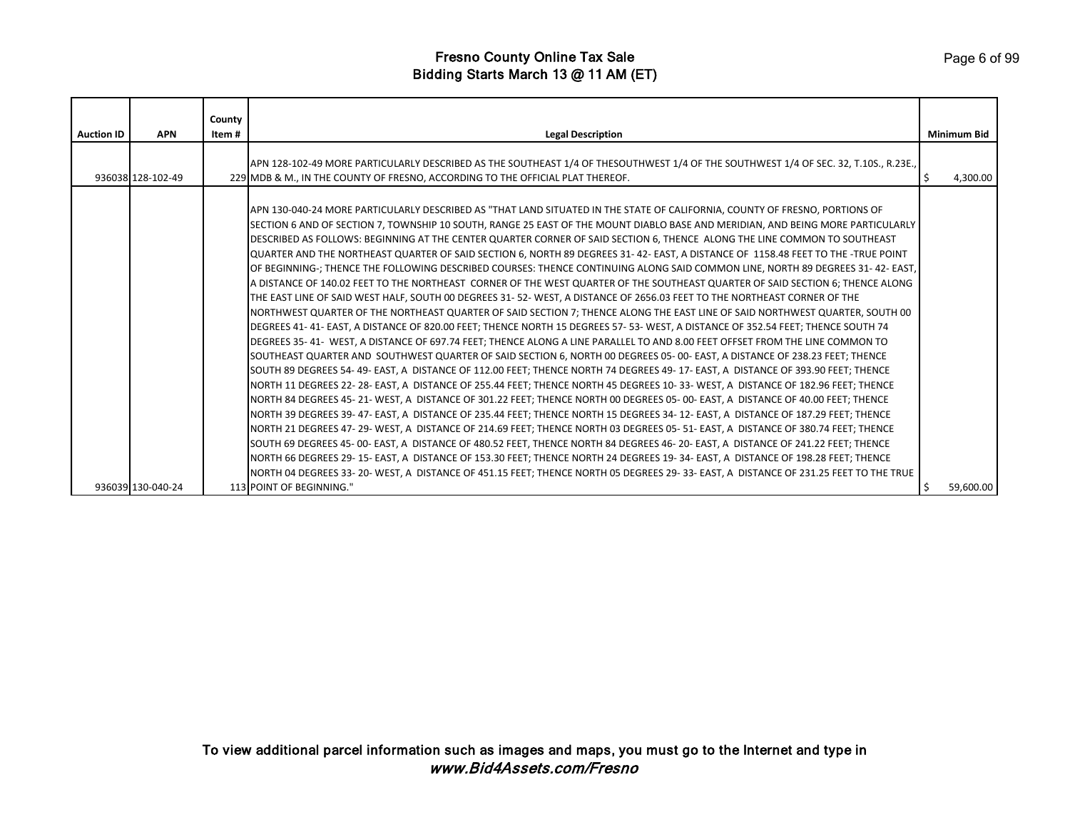# Fresno County Online Tax Sale
## Bidding Starts March 13 @ 11 AM (ET)

| Auction ID | APN | County Item # | Legal Description | Minimum Bid |
|---|---|---|---|---|
| 936038 | 128-102-49 | 229 | APN 128-102-49 MORE PARTICULARLY DESCRIBED AS THE SOUTHEAST 1/4 OF THESOUTHWEST 1/4 OF THE SOUTHWEST 1/4 OF SEC. 32, T.10S., R.23E., MDB & M., IN THE COUNTY OF FRESNO, ACCORDING TO THE OFFICIAL PLAT THEREOF. | $ 4,300.00 |
| 936039 | 130-040-24 | 113 | APN 130-040-24 MORE PARTICULARLY DESCRIBED AS "THAT LAND SITUATED IN THE STATE OF CALIFORNIA, COUNTY OF FRESNO, PORTIONS OF SECTION 6 AND OF SECTION 7, TOWNSHIP 10 SOUTH, RANGE 25 EAST OF THE MOUNT DIABLO BASE AND MERIDIAN, AND BEING MORE PARTICULARLY DESCRIBED AS FOLLOWS: BEGINNING AT THE CENTER QUARTER CORNER OF SAID SECTION 6, THENCE ALONG THE LINE COMMON TO SOUTHEAST QUARTER AND THE NORTHEAST QUARTER OF SAID SECTION 6, NORTH 89 DEGREES 31- 42- EAST, A DISTANCE OF 1158.48 FEET TO THE -TRUE POINT OF BEGINNING-; THENCE THE FOLLOWING DESCRIBED COURSES: THENCE CONTINUING ALONG SAID COMMON LINE, NORTH 89 DEGREES 31- 42- EAST, A DISTANCE OF 140.02 FEET TO THE NORTHEAST CORNER OF THE WEST QUARTER OF THE SOUTHEAST QUARTER OF SAID SECTION 6; THENCE ALONG THE EAST LINE OF SAID WEST HALF, SOUTH 00 DEGREES 31- 52- WEST, A DISTANCE OF 2656.03 FEET TO THE NORTHEAST CORNER OF THE NORTHWEST QUARTER OF THE NORTHEAST QUARTER OF SAID SECTION 7; THENCE ALONG THE EAST LINE OF SAID NORTHWEST QUARTER, SOUTH 00 DEGREES 41- 41- EAST, A DISTANCE OF 820.00 FEET; THENCE NORTH 15 DEGREES 57- 53- WEST, A DISTANCE OF 352.54 FEET; THENCE SOUTH 74 DEGREES 35- 41- WEST, A DISTANCE OF 697.74 FEET; THENCE ALONG A LINE PARALLEL TO AND 8.00 FEET OFFSET FROM THE LINE COMMON TO SOUTHEAST QUARTER AND SOUTHWEST QUARTER OF SAID SECTION 6, NORTH 00 DEGREES 05- 00- EAST, A DISTANCE OF 238.23 FEET; THENCE SOUTH 89 DEGREES 54- 49- EAST, A DISTANCE OF 112.00 FEET; THENCE NORTH 74 DEGREES 49- 17- EAST, A DISTANCE OF 393.90 FEET; THENCE NORTH 11 DEGREES 22- 28- EAST, A DISTANCE OF 255.44 FEET; THENCE NORTH 45 DEGREES 10- 33- WEST, A DISTANCE OF 182.96 FEET; THENCE NORTH 84 DEGREES 45- 21- WEST, A DISTANCE OF 301.22 FEET; THENCE NORTH 00 DEGREES 05- 00- EAST, A DISTANCE OF 40.00 FEET; THENCE NORTH 39 DEGREES 39- 47- EAST, A DISTANCE OF 235.44 FEET; THENCE NORTH 15 DEGREES 34- 12- EAST, A DISTANCE OF 187.29 FEET; THENCE NORTH 21 DEGREES 47- 29- WEST, A DISTANCE OF 214.69 FEET; THENCE NORTH 03 DEGREES 05- 51- EAST, A DISTANCE OF 380.74 FEET; THENCE SOUTH 69 DEGREES 45- 00- EAST, A DISTANCE OF 480.52 FEET; THENCE NORTH 84 DEGREES 46- 20- EAST, A DISTANCE OF 241.22 FEET; THENCE NORTH 66 DEGREES 29- 15- EAST, A DISTANCE OF 153.30 FEET; THENCE NORTH 24 DEGREES 19- 34- EAST, A DISTANCE OF 198.28 FEET; THENCE NORTH 04 DEGREES 33- 20- WEST, A DISTANCE OF 451.15 FEET; THENCE NORTH 05 DEGREES 29- 33- EAST, A DISTANCE OF 231.25 FEET TO THE TRUE POINT OF BEGINNING." | $ 59,600.00 |

To view additional parcel information such as images and maps, you must go to the Internet and type in *www.Bid4Assets.com/Fresno*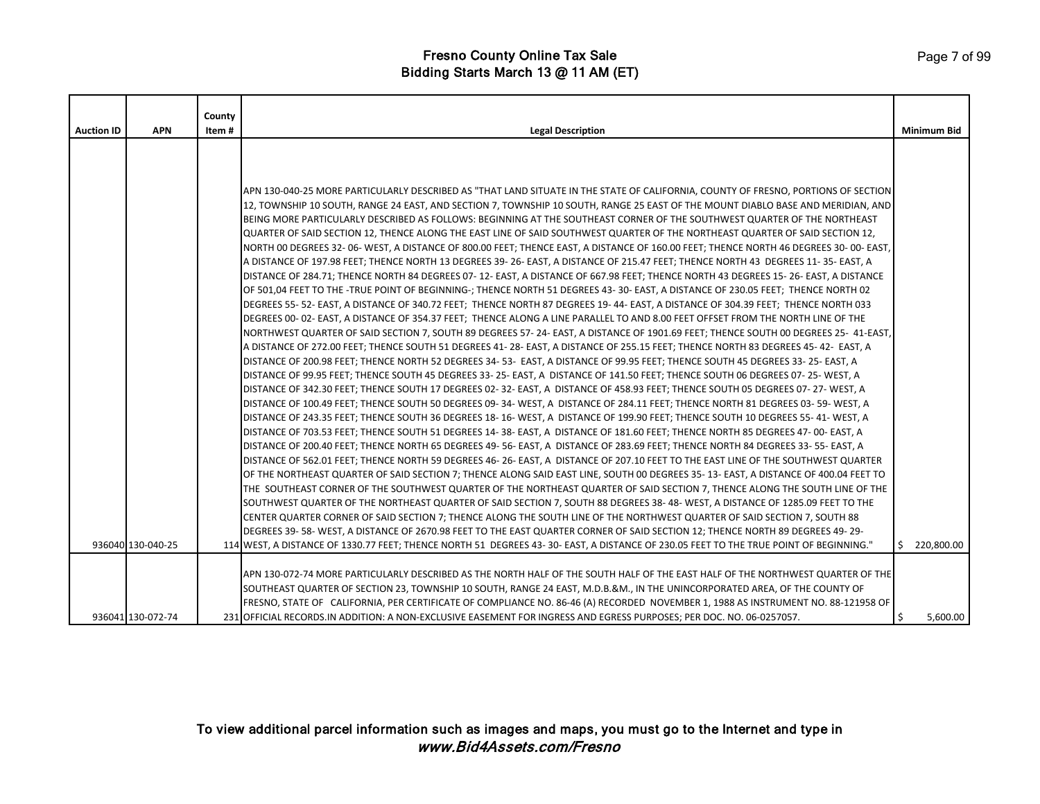# Fresno County Online Tax Sale
## Bidding Starts March 13 @ 11 AM (ET)

| Auction ID | APN | County Item # | Legal Description | Minimum Bid |
|---|---|---|---|---|
| 936040 | 130-040-25 | 114 | APN 130-040-25 MORE PARTICULARLY DESCRIBED AS "THAT LAND SITUATE IN THE STATE OF CALIFORNIA, COUNTY OF FRESNO, PORTIONS OF SECTION 12, TOWNSHIP 10 SOUTH, RANGE 24 EAST, AND SECTION 7, TOWNSHIP 10 SOUTH, RANGE 25 EAST OF THE MOUNT DIABLO BASE AND MERIDIAN, AND BEING MORE PARTICULARLY DESCRIBED AS FOLLOWS: BEGINNING AT THE SOUTHEAST CORNER OF THE SOUTHWEST QUARTER OF THE NORTHEAST QUARTER OF SAID SECTION 12, THENCE ALONG THE EAST LINE OF SAID SOUTHWEST QUARTER OF THE NORTHEAST QUARTER OF SAID SECTION 12, NORTH 00 DEGREES 32- 06- WEST, A DISTANCE OF 800.00 FEET; THENCE EAST, A DISTANCE OF 160.00 FEET; THENCE NORTH 46 DEGREES 30- 00- EAST, A DISTANCE OF 197.98 FEET; THENCE NORTH 13 DEGREES 39- 26- EAST, A DISTANCE OF 215.47 FEET; THENCE NORTH 43 DEGREES 11- 35- EAST, A DISTANCE OF 284.71; THENCE NORTH 84 DEGREES 07- 12- EAST, A DISTANCE OF 667.98 FEET; THENCE NORTH 43 DEGREES 15- 26- EAST, A DISTANCE OF 501,04 FEET TO THE -TRUE POINT OF BEGINNING-; THENCE NORTH 51 DEGREES 43- 30- EAST, A DISTANCE OF 230.05 FEET; THENCE NORTH 02 DEGREES 55- 52- EAST, A DISTANCE OF 340.72 FEET; THENCE NORTH 87 DEGREES 19- 44- EAST, A DISTANCE OF 304.39 FEET; THENCE NORTH 033 DEGREES 00- 02- EAST, A DISTANCE OF 354.37 FEET; THENCE ALONG A LINE PARALLEL TO AND 8.00 FEET OFFSET FROM THE NORTH LINE OF THE NORTHWEST QUARTER OF SAID SECTION 7, SOUTH 89 DEGREES 57- 24- EAST, A DISTANCE OF 1901.69 FEET; THENCE SOUTH 00 DEGREES 25- 41-EAST, A DISTANCE OF 272.00 FEET; THENCE SOUTH 51 DEGREES 41- 28- EAST, A DISTANCE OF 255.15 FEET; THENCE NORTH 83 DEGREES 45- 42- EAST, A DISTANCE OF 200.98 FEET; THENCE NORTH 52 DEGREES 34- 53- EAST, A DISTANCE OF 99.95 FEET; THENCE SOUTH 45 DEGREES 33- 25- EAST, A DISTANCE OF 99.95 FEET; THENCE SOUTH 45 DEGREES 33- 25- EAST, A DISTANCE OF 141.50 FEET; THENCE SOUTH 06 DEGREES 07- 25- WEST, A DISTANCE OF 342.30 FEET; THENCE SOUTH 17 DEGREES 02- 32- EAST, A DISTANCE OF 458.93 FEET; THENCE SOUTH 05 DEGREES 07- 27- WEST, A DISTANCE OF 100.49 FEET; THENCE SOUTH 50 DEGREES 09- 34- WEST, A DISTANCE OF 284.11 FEET; THENCE NORTH 81 DEGREES 03- 59- WEST, A DISTANCE OF 243.35 FEET; THENCE SOUTH 36 DEGREES 18- 16- WEST, A DISTANCE OF 199.90 FEET; THENCE SOUTH 10 DEGREES 55- 41- WEST, A DISTANCE OF 703.53 FEET; THENCE SOUTH 51 DEGREES 14- 38- EAST, A DISTANCE OF 181.60 FEET; THENCE NORTH 85 DEGREES 47- 00- EAST, A DISTANCE OF 200.40 FEET; THENCE NORTH 65 DEGREES 49- 56- EAST, A DISTANCE OF 283.69 FEET; THENCE NORTH 84 DEGREES 33- 55- EAST, A DISTANCE OF 562.01 FEET; THENCE NORTH 59 DEGREES 46- 26- EAST, A DISTANCE OF 207.10 FEET TO THE EAST LINE OF THE SOUTHWEST QUARTER OF THE NORTHEAST QUARTER OF SAID SECTION 7; THENCE ALONG SAID EAST LINE, SOUTH 00 DEGREES 35- 13- EAST, A DISTANCE OF 400.04 FEET TO THE SOUTHEAST CORNER OF THE SOUTHWEST QUARTER OF THE NORTHEAST QUARTER OF SAID SECTION 7, THENCE ALONG THE SOUTH LINE OF THE SOUTHWEST QUARTER OF THE NORTHEAST QUARTER OF SAID SECTION 7, SOUTH 88 DEGREES 38- 48- WEST, A DISTANCE OF 1285.09 FEET TO THE CENTER QUARTER CORNER OF SAID SECTION 7; THENCE ALONG THE SOUTH LINE OF THE NORTHWEST QUARTER OF SAID SECTION 7, SOUTH 88 DEGREES 39- 58- WEST, A DISTANCE OF 2670.98 FEET TO THE EAST QUARTER CORNER OF SAID SECTION 12; THENCE NORTH 89 DEGREES 49- 29- WEST, A DISTANCE OF 1330.77 FEET; THENCE NORTH 51 DEGREES 43- 30- EAST, A DISTANCE OF 230.05 FEET TO THE TRUE POINT OF BEGINNING." | $ 220,800.00 |
| 936041 | 130-072-74 | 231 | APN 130-072-74 MORE PARTICULARLY DESCRIBED AS THE NORTH HALF OF THE SOUTH HALF OF THE EAST HALF OF THE NORTHWEST QUARTER OF THE SOUTHEAST QUARTER OF SECTION 23, TOWNSHIP 10 SOUTH, RANGE 24 EAST, M.D.B.&M., IN THE UNINCORPORATED AREA, OF THE COUNTY OF FRESNO, STATE OF CALIFORNIA, PER CERTIFICATE OF COMPLIANCE NO. 86-46 (A) RECORDED NOVEMBER 1, 1988 AS INSTRUMENT NO. 88-121958 OF OFFICIAL RECORDS.IN ADDITION: A NON-EXCLUSIVE EASEMENT FOR INGRESS AND EGRESS PURPOSES; PER DOC. NO. 06-0257057. | $ 5,600.00 |

To view additional parcel information such as images and maps, you must go to the Internet and type in *www.Bid4Assets.com/Fresno*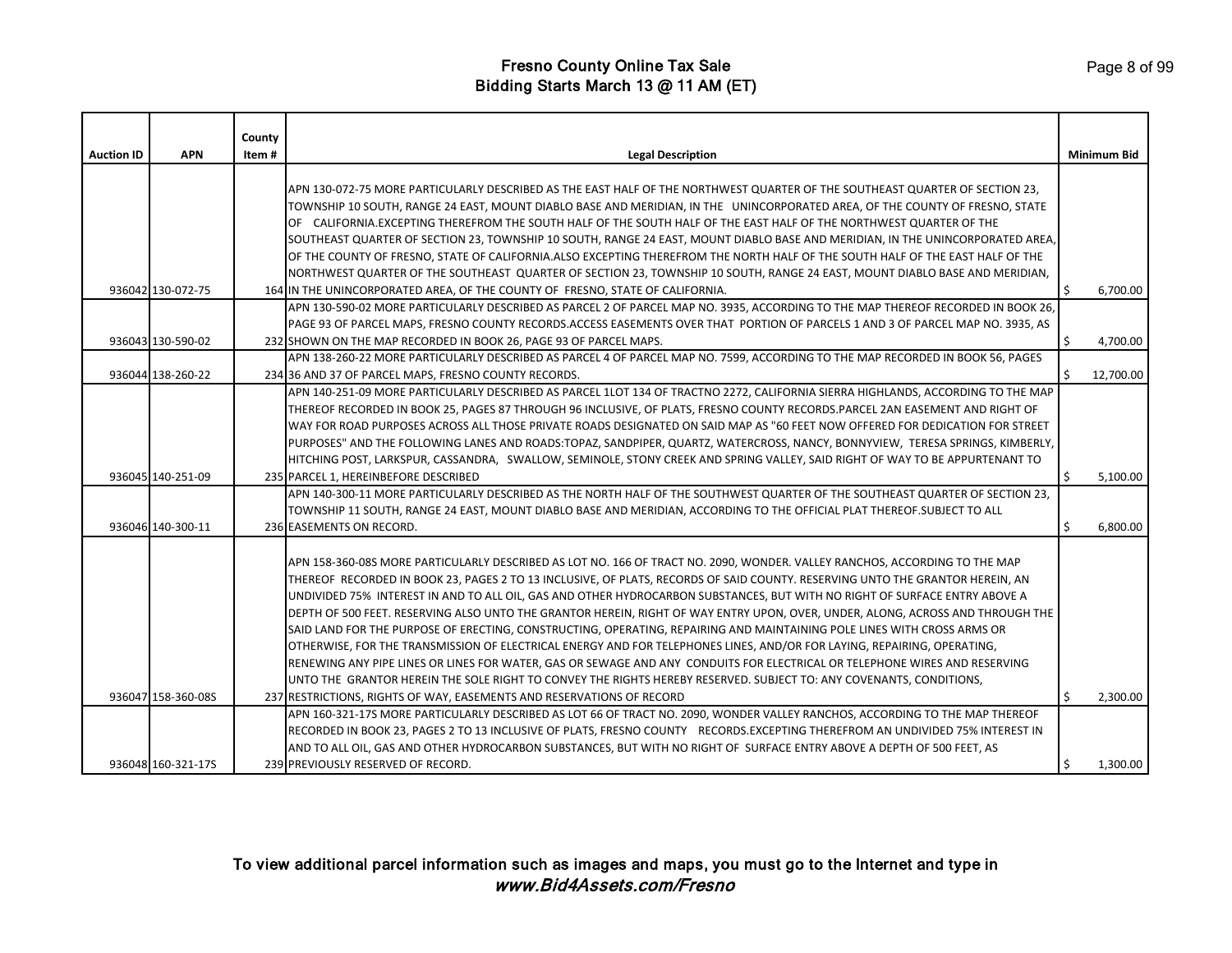# Fresno County Online Tax Sale
## Bidding Starts March 13 @ 11 AM (ET)

| Auction ID | APN | County Item # | Legal Description | Minimum Bid |
|---|---|---|---|---|
| 936042 | 130-072-75 | 164 | APN 130-072-75 MORE PARTICULARLY DESCRIBED AS THE EAST HALF OF THE NORTHWEST QUARTER OF THE SOUTHEAST QUARTER OF SECTION 23, TOWNSHIP 10 SOUTH, RANGE 24 EAST, MOUNT DIABLO BASE AND MERIDIAN, IN THE UNINCORPORATED AREA, OF THE COUNTY OF FRESNO, STATE OF CALIFORNIA.EXCEPTING THEREFROM THE SOUTH HALF OF THE SOUTH HALF OF THE EAST HALF OF THE NORTHWEST QUARTER OF THE SOUTHEAST QUARTER OF SECTION 23, TOWNSHIP 10 SOUTH, RANGE 24 EAST, MOUNT DIABLO BASE AND MERIDIAN, IN THE UNINCORPORATED AREA, OF THE COUNTY OF FRESNO, STATE OF CALIFORNIA.ALSO EXCEPTING THEREFROM THE NORTH HALF OF THE SOUTH HALF OF THE EAST HALF OF THE NORTHWEST QUARTER OF THE SOUTHEAST QUARTER OF SECTION 23, TOWNSHIP 10 SOUTH, RANGE 24 EAST, MOUNT DIABLO BASE AND MERIDIAN, IN THE UNINCORPORATED AREA, OF THE COUNTY OF FRESNO, STATE OF CALIFORNIA. | $ 6,700.00 |
| 936043 | 130-590-02 | 232 | APN 130-590-02 MORE PARTICULARLY DESCRIBED AS PARCEL 2 OF PARCEL MAP NO. 3935, ACCORDING TO THE MAP THEREOF RECORDED IN BOOK 26, PAGE 93 OF PARCEL MAPS, FRESNO COUNTY RECORDS.ACCESS EASEMENTS OVER THAT PORTION OF PARCELS 1 AND 3 OF PARCEL MAP NO. 3935, AS SHOWN ON THE MAP RECORDED IN BOOK 26, PAGE 93 OF PARCEL MAPS. | $ 4,700.00 |
| 936044 | 138-260-22 | 234 | APN 138-260-22 MORE PARTICULARLY DESCRIBED AS PARCEL 4 OF PARCEL MAP NO. 7599, ACCORDING TO THE MAP RECORDED IN BOOK 56, PAGES 36 AND 37 OF PARCEL MAPS, FRESNO COUNTY RECORDS. | $ 12,700.00 |
| 936045 | 140-251-09 | 235 | APN 140-251-09 MORE PARTICULARLY DESCRIBED AS PARCEL 1LOT 134 OF TRACTNO 2272, CALIFORNIA SIERRA HIGHLANDS, ACCORDING TO THE MAP THEREOF RECORDED IN BOOK 25, PAGES 87 THROUGH 96 INCLUSIVE, OF PLATS, FRESNO COUNTY RECORDS.PARCEL 2AN EASEMENT AND RIGHT OF WAY FOR ROAD PURPOSES ACROSS ALL THOSE PRIVATE ROADS DESIGNATED ON SAID MAP AS "60 FEET NOW OFFERED FOR DEDICATION FOR STREET PURPOSES" AND THE FOLLOWING LANES AND ROADS:TOPAZ, SANDPIPER, QUARTZ, WATERCROSS, NANCY, BONNYVIEW, TERESA SPRINGS, KIMBERLY, HITCHING POST, LARKSPUR, CASSANDRA, SWALLOW, SEMINOLE, STONY CREEK AND SPRING VALLEY, SAID RIGHT OF WAY TO BE APPURTENANT TO PARCEL 1, HEREINBEFORE DESCRIBED | $ 5,100.00 |
| 936046 | 140-300-11 | 236 | APN 140-300-11 MORE PARTICULARLY DESCRIBED AS THE NORTH HALF OF THE SOUTHWEST QUARTER OF THE SOUTHEAST QUARTER OF SECTION 23, TOWNSHIP 11 SOUTH, RANGE 24 EAST, MOUNT DIABLO BASE AND MERIDIAN, ACCORDING TO THE OFFICIAL PLAT THEREOF.SUBJECT TO ALL EASEMENTS ON RECORD. | $ 6,800.00 |
| 936047 | 158-360-08S | 237 | APN 158-360-08S MORE PARTICULARLY DESCRIBED AS LOT NO. 166 OF TRACT NO. 2090, WONDER. VALLEY RANCHOS, ACCORDING TO THE MAP THEREOF RECORDED IN BOOK 23, PAGES 2 TO 13 INCLUSIVE, OF PLATS, RECORDS OF SAID COUNTY. RESERVING UNTO THE GRANTOR HEREIN, AN UNDIVIDED 75% INTEREST IN AND TO ALL OIL, GAS AND OTHER HYDROCARBON SUBSTANCES, BUT WITH NO RIGHT OF SURFACE ENTRY ABOVE A DEPTH OF 500 FEET. RESERVING ALSO UNTO THE GRANTOR HEREIN, RIGHT OF WAY ENTRY UPON, OVER, UNDER, ALONG, ACROSS AND THROUGH THE SAID LAND FOR THE PURPOSE OF ERECTING, CONSTRUCTING, OPERATING, REPAIRING AND MAINTAINING POLE LINES WITH CROSS ARMS OR OTHERWISE, FOR THE TRANSMISSION OF ELECTRICAL ENERGY AND FOR TELEPHONES LINES, AND/OR FOR LAYING, REPAIRING, OPERATING, RENEWING ANY PIPE LINES OR LINES FOR WATER, GAS OR SEWAGE AND ANY CONDUITS FOR ELECTRICAL OR TELEPHONE WIRES AND RESERVING UNTO THE GRANTOR HEREIN THE SOLE RIGHT TO CONVEY THE RIGHTS HEREBY RESERVED. SUBJECT TO: ANY COVENANTS, CONDITIONS, RESTRICTIONS, RIGHTS OF WAY, EASEMENTS AND RESERVATIONS OF RECORD | $ 2,300.00 |
| 936048 | 160-321-17S | 239 | APN 160-321-17S MORE PARTICULARLY DESCRIBED AS LOT 66 OF TRACT NO. 2090, WONDER VALLEY RANCHOS, ACCORDING TO THE MAP THEREOF RECORDED IN BOOK 23, PAGES 2 TO 13 INCLUSIVE OF PLATS, FRESNO COUNTY RECORDS.EXCEPTING THEREFROM AN UNDIVIDED 75% INTEREST IN AND TO ALL OIL, GAS AND OTHER HYDROCARBON SUBSTANCES, BUT WITH NO RIGHT OF SURFACE ENTRY ABOVE A DEPTH OF 500 FEET, AS PREVIOUSLY RESERVED OF RECORD. | $ 1,300.00 |

**To view additional parcel information such as images and maps, you must go to the Internet and type in *www.Bid4Assets.com/Fresno***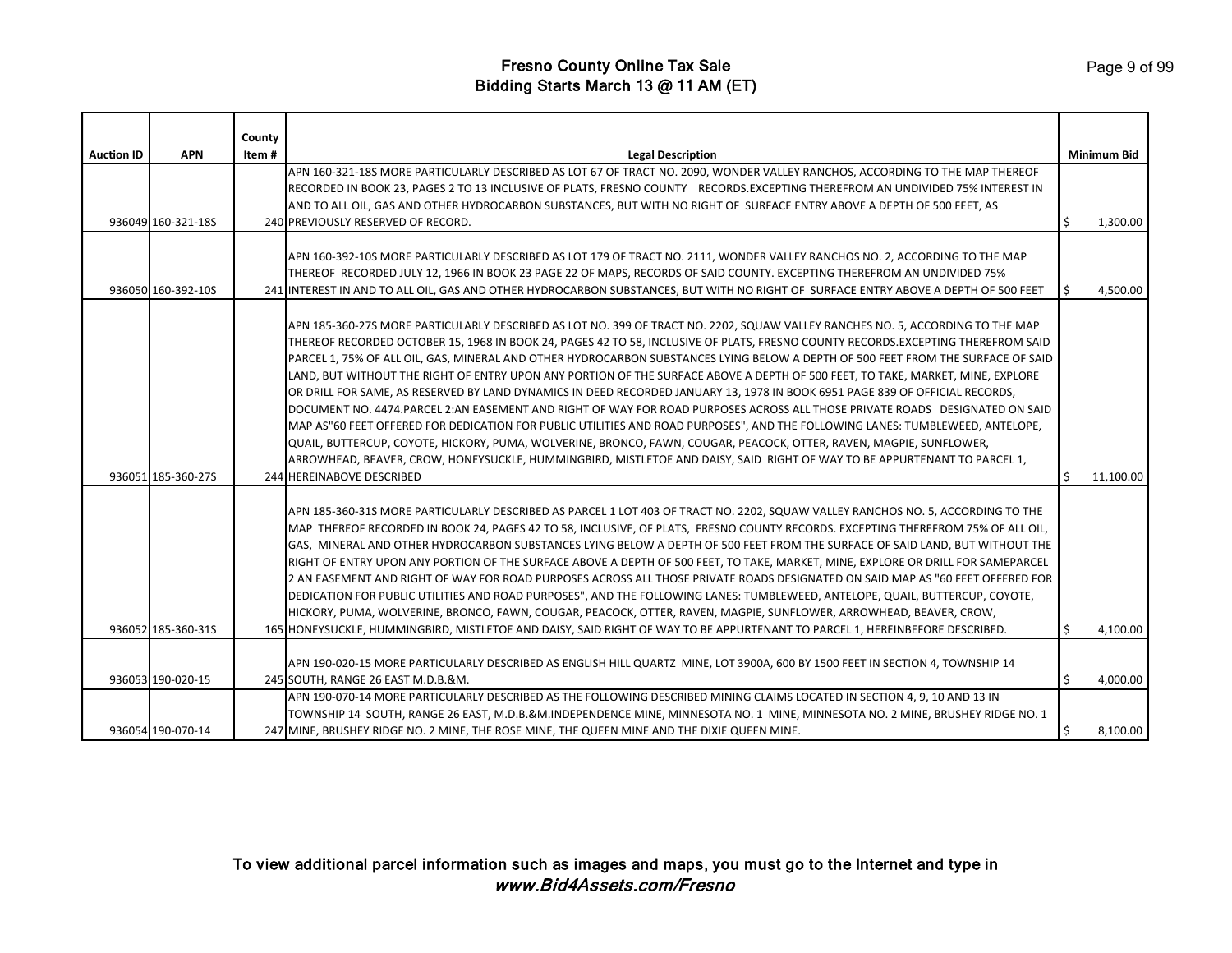# Fresno County Online Tax Sale
## Bidding Starts March 13 @ 11 AM (ET)

| Auction ID | APN | County Item # | Legal Description | Minimum Bid |
|---|---|---|---|---|
| 936049 | 160-321-18S | 240 | APN 160-321-18S MORE PARTICULARLY DESCRIBED AS LOT 67 OF TRACT NO. 2090, WONDER VALLEY RANCHOS, ACCORDING TO THE MAP THEREOF RECORDED IN BOOK 23, PAGES 2 TO 13 INCLUSIVE OF PLATS, FRESNO COUNTY RECORDS.EXCEPTING THEREFROM AN UNDIVIDED 75% INTEREST IN AND TO ALL OIL, GAS AND OTHER HYDROCARBON SUBSTANCES, BUT WITH NO RIGHT OF SURFACE ENTRY ABOVE A DEPTH OF 500 FEET, AS PREVIOUSLY RESERVED OF RECORD. | $ 1,300.00 |
| 936050 | 160-392-10S | 241 | APN 160-392-10S MORE PARTICULARLY DESCRIBED AS LOT 179 OF TRACT NO. 2111, WONDER VALLEY RANCHOS NO. 2, ACCORDING TO THE MAP THEREOF RECORDED JULY 12, 1966 IN BOOK 23 PAGE 22 OF MAPS, RECORDS OF SAID COUNTY. EXCEPTING THEREFROM AN UNDIVIDED 75% INTEREST IN AND TO ALL OIL, GAS AND OTHER HYDROCARBON SUBSTANCES, BUT WITH NO RIGHT OF SURFACE ENTRY ABOVE A DEPTH OF 500 FEET | $ 4,500.00 |
| 936051 | 185-360-27S | 244 | APN 185-360-27S MORE PARTICULARLY DESCRIBED AS LOT NO. 399 OF TRACT NO. 2202, SQUAW VALLEY RANCHES NO. 5, ACCORDING TO THE MAP THEREOF RECORDED OCTOBER 15, 1968 IN BOOK 24, PAGES 42 TO 58, INCLUSIVE OF PLATS, FRESNO COUNTY RECORDS.EXCEPTING THEREFROM SAID PARCEL 1, 75% OF ALL OIL, GAS, MINERAL AND OTHER HYDROCARBON SUBSTANCES LYING BELOW A DEPTH OF 500 FEET FROM THE SURFACE OF SAID LAND, BUT WITHOUT THE RIGHT OF ENTRY UPON ANY PORTION OF THE SURFACE ABOVE A DEPTH OF 500 FEET, TO TAKE, MARKET, MINE, EXPLORE OR DRILL FOR SAME, AS RESERVED BY LAND DYNAMICS IN DEED RECORDED JANUARY 13, 1978 IN BOOK 6951 PAGE 839 OF OFFICIAL RECORDS, DOCUMENT NO. 4474.PARCEL 2:AN EASEMENT AND RIGHT OF WAY FOR ROAD PURPOSES ACROSS ALL THOSE PRIVATE ROADS DESIGNATED ON SAID MAP AS"60 FEET OFFERED FOR DEDICATION FOR PUBLIC UTILITIES AND ROAD PURPOSES", AND THE FOLLOWING LANES: TUMBLEWEED, ANTELOPE, QUAIL, BUTTERCUP, COYOTE, HICKORY, PUMA, WOLVERINE, BRONCO, FAWN, COUGAR, PEACOCK, OTTER, RAVEN, MAGPIE, SUNFLOWER, ARROWHEAD, BEAVER, CROW, HONEYSUCKLE, HUMMINGBIRD, MISTLETOE AND DAISY, SAID RIGHT OF WAY TO BE APPURTENANT TO PARCEL 1, HEREINABOVE DESCRIBED | $ 11,100.00 |
| 936052 | 185-360-31S | 165 | APN 185-360-31S MORE PARTICULARLY DESCRIBED AS PARCEL 1 LOT 403 OF TRACT NO. 2202, SQUAW VALLEY RANCHOS NO. 5, ACCORDING TO THE MAP THEREOF RECORDED IN BOOK 24, PAGES 42 TO 58, INCLUSIVE, OF PLATS, FRESNO COUNTY RECORDS. EXCEPTING THEREFROM 75% OF ALL OIL, GAS, MINERAL AND OTHER HYDROCARBON SUBSTANCES LYING BELOW A DEPTH OF 500 FEET FROM THE SURFACE OF SAID LAND, BUT WITHOUT THE RIGHT OF ENTRY UPON ANY PORTION OF THE SURFACE ABOVE A DEPTH OF 500 FEET, TO TAKE, MARKET, MINE, EXPLORE OR DRILL FOR SAMEPARCEL 2 AN EASEMENT AND RIGHT OF WAY FOR ROAD PURPOSES ACROSS ALL THOSE PRIVATE ROADS DESIGNATED ON SAID MAP AS "60 FEET OFFERED FOR DEDICATION FOR PUBLIC UTILITIES AND ROAD PURPOSES", AND THE FOLLOWING LANES: TUMBLEWEED, ANTELOPE, QUAIL, BUTTERCUP, COYOTE, HICKORY, PUMA, WOLVERINE, BRONCO, FAWN, COUGAR, PEACOCK, OTTER, RAVEN, MAGPIE, SUNFLOWER, ARROWHEAD, BEAVER, CROW, HONEYSUCKLE, HUMMINGBIRD, MISTLETOE AND DAISY, SAID RIGHT OF WAY TO BE APPURTENANT TO PARCEL 1, HEREINBEFORE DESCRIBED. | $ 4,100.00 |
| 936053 | 190-020-15 | 245 | APN 190-020-15 MORE PARTICULARLY DESCRIBED AS ENGLISH HILL QUARTZ MINE, LOT 3900A, 600 BY 1500 FEET IN SECTION 4, TOWNSHIP 14 SOUTH, RANGE 26 EAST M.D.B.&M. | $ 4,000.00 |
| 936054 | 190-070-14 | 247 | APN 190-070-14 MORE PARTICULARLY DESCRIBED AS THE FOLLOWING DESCRIBED MINING CLAIMS LOCATED IN SECTION 4, 9, 10 AND 13 IN TOWNSHIP 14 SOUTH, RANGE 26 EAST, M.D.B.&M.INDEPENDENCE MINE, MINNESOTA NO. 1 MINE, MINNESOTA NO. 2 MINE, BRUSHEY RIDGE NO. 1 MINE, BRUSHEY RIDGE NO. 2 MINE, THE ROSE MINE, THE QUEEN MINE AND THE DIXIE QUEEN MINE. | $ 8,100.00 |

**To view additional parcel information such as images and maps, you must go to the Internet and type in *www.Bid4Assets.com/Fresno***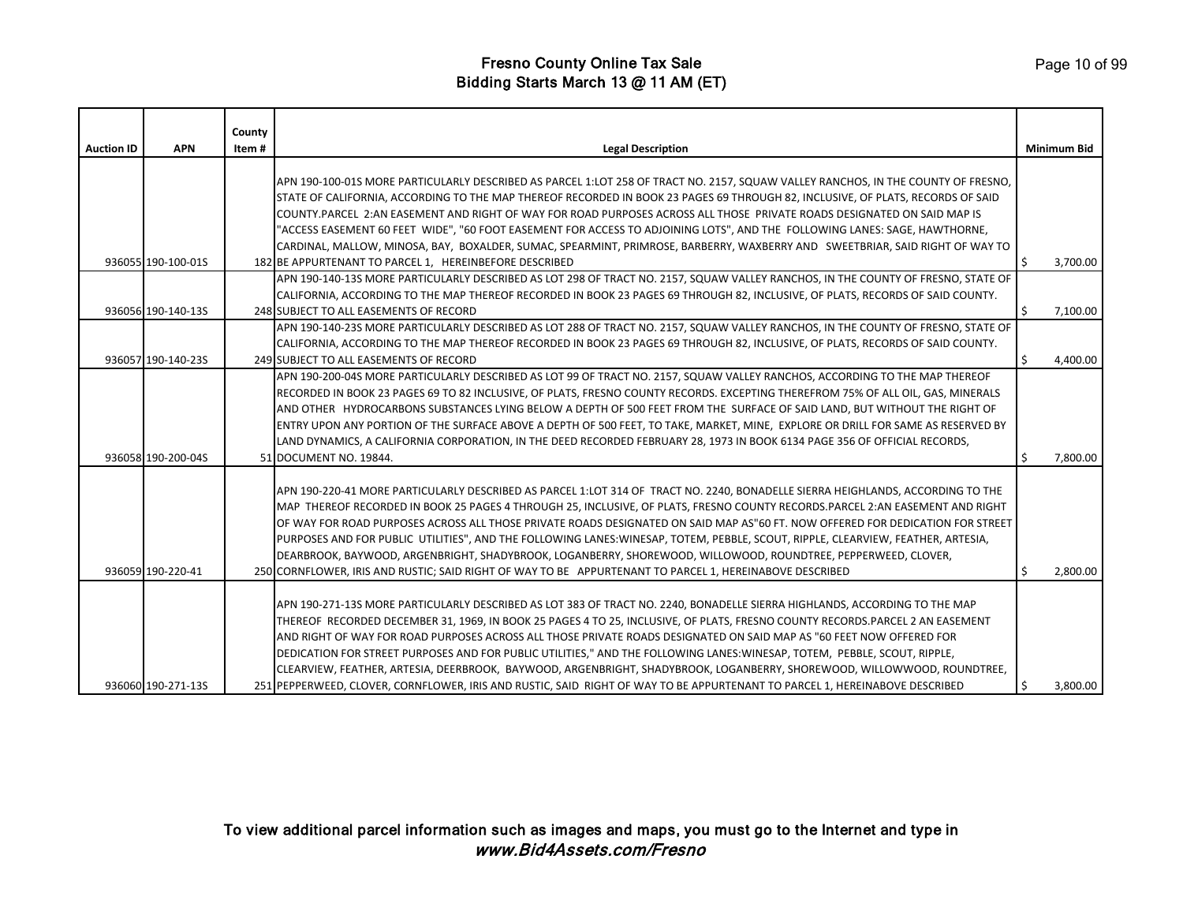# Fresno County Online Tax Sale
## Bidding Starts March 13 @ 11 AM (ET)

| Auction ID | APN | County Item # | Legal Description | Minimum Bid |
|---|---|---|---|---|
| 936055 | 190-100-01S | 182 | APN 190-100-01S MORE PARTICULARLY DESCRIBED AS PARCEL 1:LOT 258 OF TRACT NO. 2157, SQUAW VALLEY RANCHOS, IN THE COUNTY OF FRESNO, STATE OF CALIFORNIA, ACCORDING TO THE MAP THEREOF RECORDED IN BOOK 23 PAGES 69 THROUGH 82, INCLUSIVE, OF PLATS, RECORDS OF SAID COUNTY.PARCEL 2:AN EASEMENT AND RIGHT OF WAY FOR ROAD PURPOSES ACROSS ALL THOSE PRIVATE ROADS DESIGNATED ON SAID MAP IS "ACCESS EASEMENT 60 FEET WIDE", "60 FOOT EASEMENT FOR ACCESS TO ADJOINING LOTS", AND THE FOLLOWING LANES: SAGE, HAWTHORNE, CARDINAL, MALLOW, MINOSA, BAY, BOXALDER, SUMAC, SPEARMINT, PRIMROSE, BARBERRY, WAXBERRY AND SWEETBRIAR, SAID RIGHT OF WAY TO BE APPURTENANT TO PARCEL 1, HEREINBEFORE DESCRIBED | $ 3,700.00 |
| 936056 | 190-140-13S | 248 | APN 190-140-13S MORE PARTICULARLY DESCRIBED AS LOT 298 OF TRACT NO. 2157, SQUAW VALLEY RANCHOS, IN THE COUNTY OF FRESNO, STATE OF CALIFORNIA, ACCORDING TO THE MAP THEREOF RECORDED IN BOOK 23 PAGES 69 THROUGH 82, INCLUSIVE, OF PLATS, RECORDS OF SAID COUNTY. SUBJECT TO ALL EASEMENTS OF RECORD | $ 7,100.00 |
| 936057 | 190-140-23S | 249 | APN 190-140-23S MORE PARTICULARLY DESCRIBED AS LOT 288 OF TRACT NO. 2157, SQUAW VALLEY RANCHOS, IN THE COUNTY OF FRESNO, STATE OF CALIFORNIA, ACCORDING TO THE MAP THEREOF RECORDED IN BOOK 23 PAGES 69 THROUGH 82, INCLUSIVE, OF PLATS, RECORDS OF SAID COUNTY. SUBJECT TO ALL EASEMENTS OF RECORD | $ 4,400.00 |
| 936058 | 190-200-04S | 51 | APN 190-200-04S MORE PARTICULARLY DESCRIBED AS LOT 99 OF TRACT NO. 2157, SQUAW VALLEY RANCHOS, ACCORDING TO THE MAP THEREOF RECORDED IN BOOK 23 PAGES 69 TO 82 INCLUSIVE, OF PLATS, FRESNO COUNTY RECORDS. EXCEPTING THEREFROM 75% OF ALL OIL, GAS, MINERALS AND OTHER HYDROCARBONS SUBSTANCES LYING BELOW A DEPTH OF 500 FEET FROM THE SURFACE OF SAID LAND, BUT WITHOUT THE RIGHT OF ENTRY UPON ANY PORTION OF THE SURFACE ABOVE A DEPTH OF 500 FEET, TO TAKE, MARKET, MINE, EXPLORE OR DRILL FOR SAME AS RESERVED BY LAND DYNAMICS, A CALIFORNIA CORPORATION, IN THE DEED RECORDED FEBRUARY 28, 1973 IN BOOK 6134 PAGE 356 OF OFFICIAL RECORDS, DOCUMENT NO. 19844. | $ 7,800.00 |
| 936059 | 190-220-41 | 250 | APN 190-220-41 MORE PARTICULARLY DESCRIBED AS PARCEL 1:LOT 314 OF TRACT NO. 2240, BONADELLE SIERRA HEIGHLANDS, ACCORDING TO THE MAP THEREOF RECORDED IN BOOK 25 PAGES 4 THROUGH 25, INCLUSIVE, OF PLATS, FRESNO COUNTY RECORDS.PARCEL 2:AN EASEMENT AND RIGHT OF WAY FOR ROAD PURPOSES ACROSS ALL THOSE PRIVATE ROADS DESIGNATED ON SAID MAP AS"60 FT. NOW OFFERED FOR DEDICATION FOR STREET PURPOSES AND FOR PUBLIC UTILITIES", AND THE FOLLOWING LANES:WINESAP, TOTEM, PEBBLE, SCOUT, RIPPLE, CLEARVIEW, FEATHER, ARTESIA, DEARBROOK, BAYWOOD, ARGENBRIGHT, SHADYBROOK, LOGANBERRY, SHOREWOOD, WILLOWOOD, ROUNDTREE, PEPPERWEED, CLOVER, CORNFLOWER, IRIS AND RUSTIC; SAID RIGHT OF WAY TO BE APPURTENANT TO PARCEL 1, HEREINABOVE DESCRIBED | $ 2,800.00 |
| 936060 | 190-271-13S | 251 | APN 190-271-13S MORE PARTICULARLY DESCRIBED AS LOT 383 OF TRACT NO. 2240, BONADELLE SIERRA HIGHLANDS, ACCORDING TO THE MAP THEREOF RECORDED DECEMBER 31, 1969, IN BOOK 25 PAGES 4 TO 25, INCLUSIVE, OF PLATS, FRESNO COUNTY RECORDS.PARCEL 2 AN EASEMENT AND RIGHT OF WAY FOR ROAD PURPOSES ACROSS ALL THOSE PRIVATE ROADS DESIGNATED ON SAID MAP AS "60 FEET NOW OFFERED FOR DEDICATION FOR STREET PURPOSES AND FOR PUBLIC UTILITIES," AND THE FOLLOWING LANES:WINESAP, TOTEM, PEBBLE, SCOUT, RIPPLE, CLEARVIEW, FEATHER, ARTESIA, DEERBROOK, BAYWOOD, ARGENBRIGHT, SHADYBROOK, LOGANBERRY, SHOREWOOD, WILLOWWOOD, ROUNDTREE, PEPPERWEED, CLOVER, CORNFLOWER, IRIS AND RUSTIC, SAID RIGHT OF WAY TO BE APPURTENANT TO PARCEL 1, HEREINABOVE DESCRIBED | $ 3,800.00 |

To view additional parcel information such as images and maps, you must go to the Internet and type in *www.Bid4Assets.com/Fresno*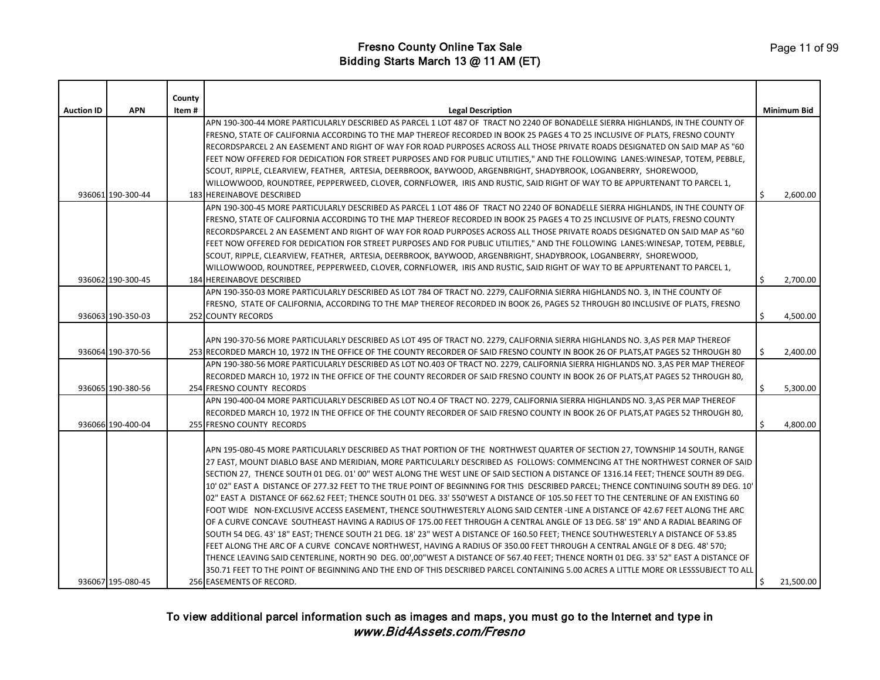# Fresno County Online Tax Sale
## Bidding Starts March 13 @ 11 AM (ET)

| Auction ID | APN | County Item # | Legal Description | Minimum Bid |
|---|---|---|---|---|
| 936061 | 190-300-44 | 183 | APN 190-300-44 MORE PARTICULARLY DESCRIBED AS PARCEL 1 LOT 487 OF TRACT NO 2240 OF BONADELLE SIERRA HIGHLANDS, IN THE COUNTY OF FRESNO, STATE OF CALIFORNIA ACCORDING TO THE MAP THEREOF RECORDED IN BOOK 25 PAGES 4 TO 25 INCLUSIVE OF PLATS, FRESNO COUNTY RECORDSPARCEL 2 AN EASEMENT AND RIGHT OF WAY FOR ROAD PURPOSES ACROSS ALL THOSE PRIVATE ROADS DESIGNATED ON SAID MAP AS "60 FEET NOW OFFERED FOR DEDICATION FOR STREET PURPOSES AND FOR PUBLIC UTILITIES," AND THE FOLLOWING LANES:WINESAP, TOTEM, PEBBLE, SCOUT, RIPPLE, CLEARVIEW, FEATHER, ARTESIA, DEERBROOK, BAYWOOD, ARGENBRIGHT, SHADYBROOK, LOGANBERRY, SHOREWOOD, WILLOWWOOD, ROUNDTREE, PEPPERWEED, CLOVER, CORNFLOWER, IRIS AND RUSTIC, SAID RIGHT OF WAY TO BE APPURTENANT TO PARCEL 1, HEREINABOVE DESCRIBED | $ 2,600.00 |
| 936062 | 190-300-45 | 184 | APN 190-300-45 MORE PARTICULARLY DESCRIBED AS PARCEL 1 LOT 486 OF TRACT NO 2240 OF BONADELLE SIERRA HIGHLANDS, IN THE COUNTY OF FRESNO, STATE OF CALIFORNIA ACCORDING TO THE MAP THEREOF RECORDED IN BOOK 25 PAGES 4 TO 25 INCLUSIVE OF PLATS, FRESNO COUNTY RECORDSPARCEL 2 AN EASEMENT AND RIGHT OF WAY FOR ROAD PURPOSES ACROSS ALL THOSE PRIVATE ROADS DESIGNATED ON SAID MAP AS "60 FEET NOW OFFERED FOR DEDICATION FOR STREET PURPOSES AND FOR PUBLIC UTILITIES," AND THE FOLLOWING LANES:WINESAP, TOTEM, PEBBLE, SCOUT, RIPPLE, CLEARVIEW, FEATHER, ARTESIA, DEERBROOK, BAYWOOD, ARGENBRIGHT, SHADYBROOK, LOGANBERRY, SHOREWOOD, WILLOWWOOD, ROUNDTREE, PEPPERWEED, CLOVER, CORNFLOWER, IRIS AND RUSTIC, SAID RIGHT OF WAY TO BE APPURTENANT TO PARCEL 1, HEREINABOVE DESCRIBED | $ 2,700.00 |
| 936063 | 190-350-03 | 252 | APN 190-350-03 MORE PARTICULARLY DESCRIBED AS LOT 784 OF TRACT NO. 2279, CALIFORNIA SIERRA HIGHLANDS NO. 3, IN THE COUNTY OF FRESNO, STATE OF CALIFORNIA, ACCORDING TO THE MAP THEREOF RECORDED IN BOOK 26, PAGES 52 THROUGH 80 INCLUSIVE OF PLATS, FRESNO COUNTY RECORDS | $ 4,500.00 |
| 936064 | 190-370-56 | 253 | APN 190-370-56 MORE PARTICULARLY DESCRIBED AS LOT 495 OF TRACT NO. 2279, CALIFORNIA SIERRA HIGHLANDS NO. 3,AS PER MAP THEREOF RECORDED MARCH 10, 1972 IN THE OFFICE OF THE COUNTY RECORDER OF SAID FRESNO COUNTY IN BOOK 26 OF PLATS,AT PAGES 52 THROUGH 80 | $ 2,400.00 |
| 936065 | 190-380-56 | 254 | APN 190-380-56 MORE PARTICULARLY DESCRIBED AS LOT NO.403 OF TRACT NO. 2279, CALIFORNIA SIERRA HIGHLANDS NO. 3,AS PER MAP THEREOF RECORDED MARCH 10, 1972 IN THE OFFICE OF THE COUNTY RECORDER OF SAID FRESNO COUNTY IN BOOK 26 OF PLATS,AT PAGES 52 THROUGH 80, FRESNO COUNTY RECORDS | $ 5,300.00 |
| 936066 | 190-400-04 | 255 | APN 190-400-04 MORE PARTICULARLY DESCRIBED AS LOT NO.4 OF TRACT NO. 2279, CALIFORNIA SIERRA HIGHLANDS NO. 3,AS PER MAP THEREOF RECORDED MARCH 10, 1972 IN THE OFFICE OF THE COUNTY RECORDER OF SAID FRESNO COUNTY IN BOOK 26 OF PLATS,AT PAGES 52 THROUGH 80, FRESNO COUNTY RECORDS | $ 4,800.00 |
| 936067 | 195-080-45 | 256 | APN 195-080-45 MORE PARTICULARLY DESCRIBED AS THAT PORTION OF THE NORTHWEST QUARTER OF SECTION 27, TOWNSHIP 14 SOUTH, RANGE 27 EAST, MOUNT DIABLO BASE AND MERIDIAN, MORE PARTICULARLY DESCRIBED AS FOLLOWS: COMMENCING AT THE NORTHWEST CORNER OF SAID SECTION 27, THENCE SOUTH 01 DEG. 01' 00" WEST ALONG THE WEST LINE OF SAID SECTION A DISTANCE OF 1316.14 FEET; THENCE SOUTH 89 DEG. 10' 02" EAST A DISTANCE OF 277.32 FEET TO THE TRUE POINT OF BEGINNING FOR THIS DESCRIBED PARCEL; THENCE CONTINUING SOUTH 89 DEG. 10' 02" EAST A DISTANCE OF 662.62 FEET; THENCE SOUTH 01 DEG. 33' 550'WEST A DISTANCE OF 105.50 FEET TO THE CENTERLINE OF AN EXISTING 60 FOOT WIDE NON-EXCLUSIVE ACCESS EASEMENT, THENCE SOUTHWESTERLY ALONG SAID CENTER -LINE A DISTANCE OF 42.67 FEET ALONG THE ARC OF A CURVE CONCAVE SOUTHEAST HAVING A RADIUS OF 175.00 FEET THROUGH A CENTRAL ANGLE OF 13 DEG. 58' 19" AND A RADIAL BEARING OF SOUTH 54 DEG. 43' 18" EAST; THENCE SOUTH 21 DEG. 18' 23" WEST A DISTANCE OF 160.50 FEET; THENCE SOUTHWESTERLY A DISTANCE OF 53.85 FEET ALONG THE ARC OF A CURVE CONCAVE NORTHWEST, HAVING A RADIUS OF 350.00 FEET THROUGH A CENTRAL ANGLE OF 8 DEG. 48' 570; THENCE LEAVING SAID CENTERLINE, NORTH 90 DEG. 00',00"WEST A DISTANCE OF 567.40 FEET; THENCE NORTH 01 DEG. 33' 52" EAST A DISTANCE OF 350.71 FEET TO THE POINT OF BEGINNING AND THE END OF THIS DESCRIBED PARCEL CONTAINING 5.00 ACRES A LITTLE MORE OR LESSSUBJECT TO ALL EASEMENTS OF RECORD. | $ 21,500.00 |

To view additional parcel information such as images and maps, you must go to the Internet and type in
*www.Bid4Assets.com/Fresno*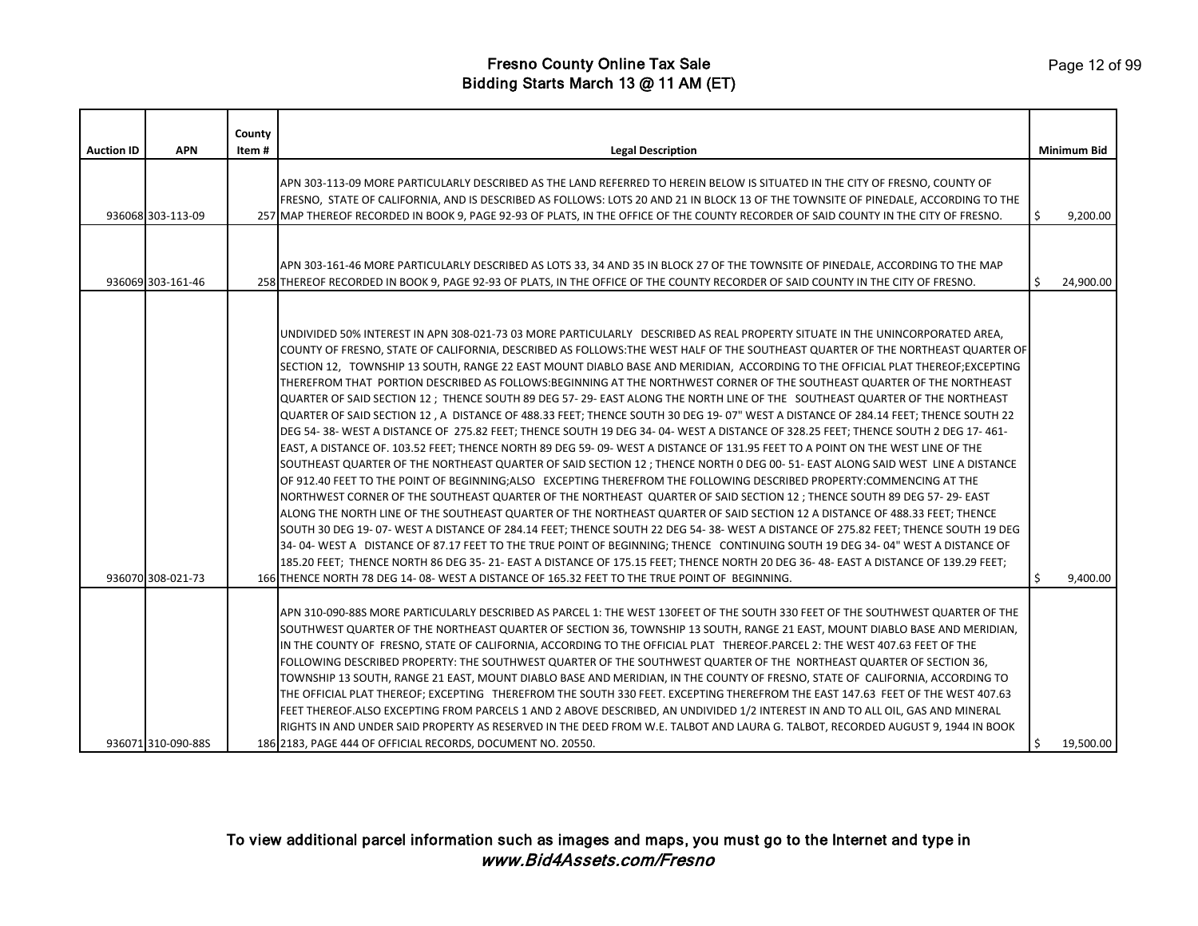# Fresno County Online Tax Sale
## Bidding Starts March 13 @ 11 AM (ET)

| Auction ID | APN | County Item # | Legal Description | Minimum Bid |
|---|---|---|---|---|
| 936068 | 303-113-09 | 257 | APN 303-113-09 MORE PARTICULARLY DESCRIBED AS THE LAND REFERRED TO HEREIN BELOW IS SITUATED IN THE CITY OF FRESNO, COUNTY OF FRESNO, STATE OF CALIFORNIA, AND IS DESCRIBED AS FOLLOWS: LOTS 20 AND 21 IN BLOCK 13 OF THE TOWNSITE OF PINEDALE, ACCORDING TO THE MAP THEREOF RECORDED IN BOOK 9, PAGE 92-93 OF PLATS, IN THE OFFICE OF THE COUNTY RECORDER OF SAID COUNTY IN THE CITY OF FRESNO. | $ 9,200.00 |
| 936069 | 303-161-46 | 258 | APN 303-161-46 MORE PARTICULARLY DESCRIBED AS LOTS 33, 34 AND 35 IN BLOCK 27 OF THE TOWNSITE OF PINEDALE, ACCORDING TO THE MAP THEREOF RECORDED IN BOOK 9, PAGE 92-93 OF PLATS, IN THE OFFICE OF THE COUNTY RECORDER OF SAID COUNTY IN THE CITY OF FRESNO. | $ 24,900.00 |
| 936070 | 308-021-73 | 166 | UNDIVIDED 50% INTEREST IN APN 308-021-73 03 MORE PARTICULARLY DESCRIBED AS REAL PROPERTY SITUATE IN THE UNINCORPORATED AREA, COUNTY OF FRESNO, STATE OF CALIFORNIA, DESCRIBED AS FOLLOWS:THE WEST HALF OF THE SOUTHEAST QUARTER OF THE NORTHEAST QUARTER OF SECTION 12, TOWNSHIP 13 SOUTH, RANGE 22 EAST MOUNT DIABLO BASE AND MERIDIAN, ACCORDING TO THE OFFICIAL PLAT THEREOF;EXCEPTING THEREFROM THAT PORTION DESCRIBED AS FOLLOWS:BEGINNING AT THE NORTHWEST CORNER OF THE SOUTHEAST QUARTER OF THE NORTHEAST QUARTER OF SAID SECTION 12 ; THENCE SOUTH 89 DEG 57- 29- EAST ALONG THE NORTH LINE OF THE SOUTHEAST QUARTER OF THE NORTHEAST QUARTER OF SAID SECTION 12 , A DISTANCE OF 488.33 FEET; THENCE SOUTH 30 DEG 19- 07" WEST A DISTANCE OF 284.14 FEET; THENCE SOUTH 22 DEG 54- 38- WEST A DISTANCE OF 275.82 FEET; THENCE SOUTH 19 DEG 34- 04- WEST A DISTANCE OF 328.25 FEET; THENCE SOUTH 2 DEG 17- 461- EAST, A DISTANCE OF. 103.52 FEET; THENCE NORTH 89 DEG 59- 09- WEST A DISTANCE OF 131.95 FEET TO A POINT ON THE WEST LINE OF THE SOUTHEAST QUARTER OF THE NORTHEAST QUARTER OF SAID SECTION 12 ; THENCE NORTH 0 DEG 00- 51- EAST ALONG SAID WEST LINE A DISTANCE OF 912.40 FEET TO THE POINT OF BEGINNING;ALSO EXCEPTING THEREFROM THE FOLLOWING DESCRIBED PROPERTY:COMMENCING AT THE NORTHWEST CORNER OF THE SOUTHEAST QUARTER OF THE NORTHEAST QUARTER OF SAID SECTION 12 ; THENCE SOUTH 89 DEG 57- 29- EAST ALONG THE NORTH LINE OF THE SOUTHEAST QUARTER OF THE NORTHEAST QUARTER OF SAID SECTION 12 A DISTANCE OF 488.33 FEET; THENCE SOUTH 30 DEG 19- 07- WEST A DISTANCE OF 284.14 FEET; THENCE SOUTH 22 DEG 54- 38- WEST A DISTANCE OF 275.82 FEET; THENCE SOUTH 19 DEG 34- 04- WEST A DISTANCE OF 87.17 FEET TO THE TRUE POINT OF BEGINNING; THENCE CONTINUING SOUTH 19 DEG 34- 04" WEST A DISTANCE OF 185.20 FEET; THENCE NORTH 86 DEG 35- 21- EAST A DISTANCE OF 175.15 FEET; THENCE NORTH 20 DEG 36- 48- EAST A DISTANCE OF 139.29 FEET; THENCE NORTH 78 DEG 14- 08- WEST A DISTANCE OF 165.32 FEET TO THE TRUE POINT OF BEGINNING. | $ 9,400.00 |
| 936071 | 310-090-88S | 186 | APN 310-090-88S MORE PARTICULARLY DESCRIBED AS PARCEL 1: THE WEST 130FEET OF THE SOUTH 330 FEET OF THE SOUTHWEST QUARTER OF THE SOUTHWEST QUARTER OF THE NORTHEAST QUARTER OF SECTION 36, TOWNSHIP 13 SOUTH, RANGE 21 EAST, MOUNT DIABLO BASE AND MERIDIAN, IN THE COUNTY OF FRESNO, STATE OF CALIFORNIA, ACCORDING TO THE OFFICIAL PLAT THEREOF.PARCEL 2: THE WEST 407.63 FEET OF THE FOLLOWING DESCRIBED PROPERTY: THE SOUTHWEST QUARTER OF THE SOUTHWEST QUARTER OF THE NORTHEAST QUARTER OF SECTION 36, TOWNSHIP 13 SOUTH, RANGE 21 EAST, MOUNT DIABLO BASE AND MERIDIAN, IN THE COUNTY OF FRESNO, STATE OF CALIFORNIA, ACCORDING TO THE OFFICIAL PLAT THEREOF; EXCEPTING THEREFROM THE SOUTH 330 FEET. EXCEPTING THEREFROM THE EAST 147.63 FEET OF THE WEST 407.63 FEET THEREOF.ALSO EXCEPTING FROM PARCELS 1 AND 2 ABOVE DESCRIBED, AN UNDIVIDED 1/2 INTEREST IN AND TO ALL OIL, GAS AND MINERAL RIGHTS IN AND UNDER SAID PROPERTY AS RESERVED IN THE DEED FROM W.E. TALBOT AND LAURA G. TALBOT, RECORDED AUGUST 9, 1944 IN BOOK 2183, PAGE 444 OF OFFICIAL RECORDS, DOCUMENT NO. 20550. | $ 19,500.00 |

To view additional parcel information such as images and maps, you must go to the Internet and type in ***www.Bid4Assets.com/Fresno***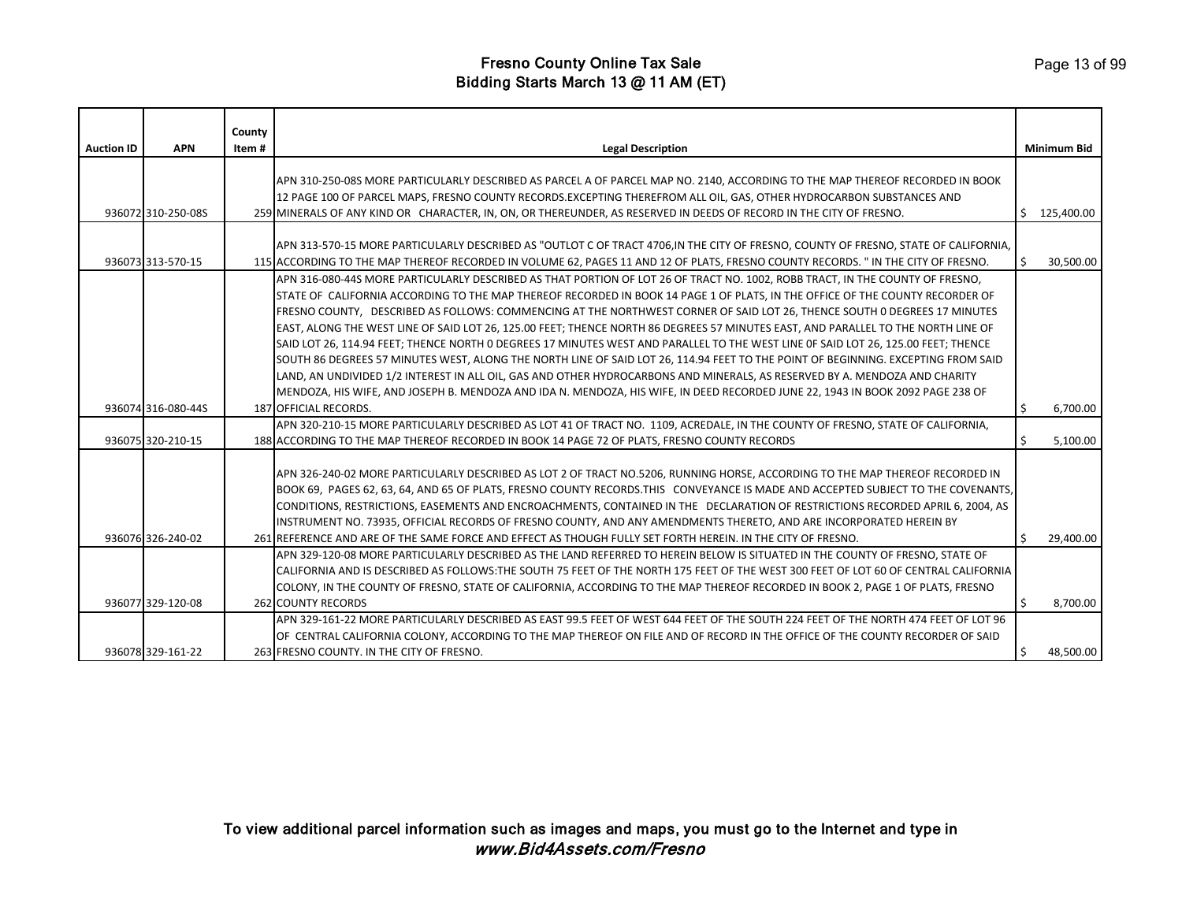# Fresno County Online Tax Sale
## Bidding Starts March 13 @ 11 AM (ET)

| Auction ID | APN | County Item # | Legal Description | Minimum Bid |
|---|---|---|---|---|
| 936072 | 310-250-08S | 259 | APN 310-250-08S MORE PARTICULARLY DESCRIBED AS PARCEL A OF PARCEL MAP NO. 2140, ACCORDING TO THE MAP THEREOF RECORDED IN BOOK 12 PAGE 100 OF PARCEL MAPS, FRESNO COUNTY RECORDS.EXCEPTING THEREFROM ALL OIL, GAS, OTHER HYDROCARBON SUBSTANCES AND MINERALS OF ANY KIND OR CHARACTER, IN, ON, OR THEREUNDER, AS RESERVED IN DEEDS OF RECORD IN THE CITY OF FRESNO. | $ 125,400.00 |
| 936073 | 313-570-15 | 115 | APN 313-570-15 MORE PARTICULARLY DESCRIBED AS "OUTLOT C OF TRACT 4706,IN THE CITY OF FRESNO, COUNTY OF FRESNO, STATE OF CALIFORNIA, ACCORDING TO THE MAP THEREOF RECORDED IN VOLUME 62, PAGES 11 AND 12 OF PLATS, FRESNO COUNTY RECORDS. " IN THE CITY OF FRESNO. | $ 30,500.00 |
| 936074 | 316-080-44S | 187 | APN 316-080-44S MORE PARTICULARLY DESCRIBED AS THAT PORTION OF LOT 26 OF TRACT NO. 1002, ROBB TRACT, IN THE COUNTY OF FRESNO, STATE OF CALIFORNIA ACCORDING TO THE MAP THEREOF RECORDED IN THE BOOK 14 PAGE 1 OF PLATS, IN THE OFFICE OF THE COUNTY RECORDER OF FRESNO COUNTY, DESCRIBED AS FOLLOWS: COMMENCING AT THE NORTHWEST CORNER OF SAID LOT 26, THENCE SOUTH 0 DEGREES 17 MINUTES EAST, ALONG THE WEST LINE OF SAID LOT 26, 125.00 FEET; THENCE NORTH 86 DEGREES 57 MINUTES EAST, AND PARALLEL TO THE NORTH LINE OF SAID LOT 26, 114.94 FEET; THENCE NORTH 0 DEGREES 17 MINUTES WEST AND PARALLEL TO THE WEST LINE 0F SAID LOT 26, 125.00 FEET; THENCE SOUTH 86 DEGREES 57 MINUTES WEST, ALONG THE NORTH LINE OF SAID LOT 26, 114.94 FEET TO THE POINT OF BEGINNING. EXCEPTING FROM SAID LAND, AN UNDIVIDED 1/2 INTEREST IN ALL OIL, GAS AND OTHER HYDROCARBONS AND MINERALS, AS RESERVED BY A. MENDOZA AND CHARITY MENDOZA, HIS WIFE, AND JOSEPH B. MENDOZA AND IDA N. MENDOZA, HIS WIFE, IN DEED RECORDED JUNE 22, 1943 IN BOOK 2092 PAGE 238 OF OFFICIAL RECORDS. | $ 6,700.00 |
| 936075 | 320-210-15 | 188 | APN 320-210-15 MORE PARTICULARLY DESCRIBED AS LOT 41 OF TRACT NO. 1109, ACREDALE, IN THE COUNTY OF FRESNO, STATE OF CALIFORNIA, ACCORDING TO THE MAP THEREOF RECORDED IN BOOK 14 PAGE 72 OF PLATS, FRESNO COUNTY RECORDS | $ 5,100.00 |
| 936076 | 326-240-02 | 261 | APN 326-240-02 MORE PARTICULARLY DESCRIBED AS LOT 2 OF TRACT NO.5206, RUNNING HORSE, ACCORDING TO THE MAP THEREOF RECORDED IN BOOK 69, PAGES 62, 63, 64, AND 65 OF PLATS, FRESNO COUNTY RECORDS.THIS CONVEYANCE IS MADE AND ACCEPTED SUBJECT TO THE COVENANTS, CONDITIONS, RESTRICTIONS, EASEMENTS AND ENCROACHMENTS, CONTAINED IN THE DECLARATION OF RESTRICTIONS RECORDED APRIL 6, 2004, AS INSTRUMENT NO. 73935, OFFICIAL RECORDS OF FRESNO COUNTY, AND ANY AMENDMENTS THERETO, AND ARE INCORPORATED HEREIN BY REFERENCE AND ARE OF THE SAME FORCE AND EFFECT AS THOUGH FULLY SET FORTH HEREIN. IN THE CITY OF FRESNO. | $ 29,400.00 |
| 936077 | 329-120-08 | 262 | APN 329-120-08 MORE PARTICULARLY DESCRIBED AS THE LAND REFERRED TO HEREIN BELOW IS SITUATED IN THE COUNTY OF FRESNO, STATE OF CALIFORNIA AND IS DESCRIBED AS FOLLOWS:THE SOUTH 75 FEET OF THE NORTH 175 FEET OF THE WEST 300 FEET OF LOT 60 OF CENTRAL CALIFORNIA COLONY, IN THE COUNTY OF FRESNO, STATE OF CALIFORNIA, ACCORDING TO THE MAP THEREOF RECORDED IN BOOK 2, PAGE 1 OF PLATS, FRESNO COUNTY RECORDS | $ 8,700.00 |
| 936078 | 329-161-22 | 263 | APN 329-161-22 MORE PARTICULARLY DESCRIBED AS EAST 99.5 FEET OF WEST 644 FEET OF THE SOUTH 224 FEET OF THE NORTH 474 FEET OF LOT 96 OF CENTRAL CALIFORNIA COLONY, ACCORDING TO THE MAP THEREOF ON FILE AND OF RECORD IN THE OFFICE OF THE COUNTY RECORDER OF SAID FRESNO COUNTY. IN THE CITY OF FRESNO. | $ 48,500.00 |

To view additional parcel information such as images and maps, you must go to the Internet and type in *www.Bid4Assets.com/Fresno*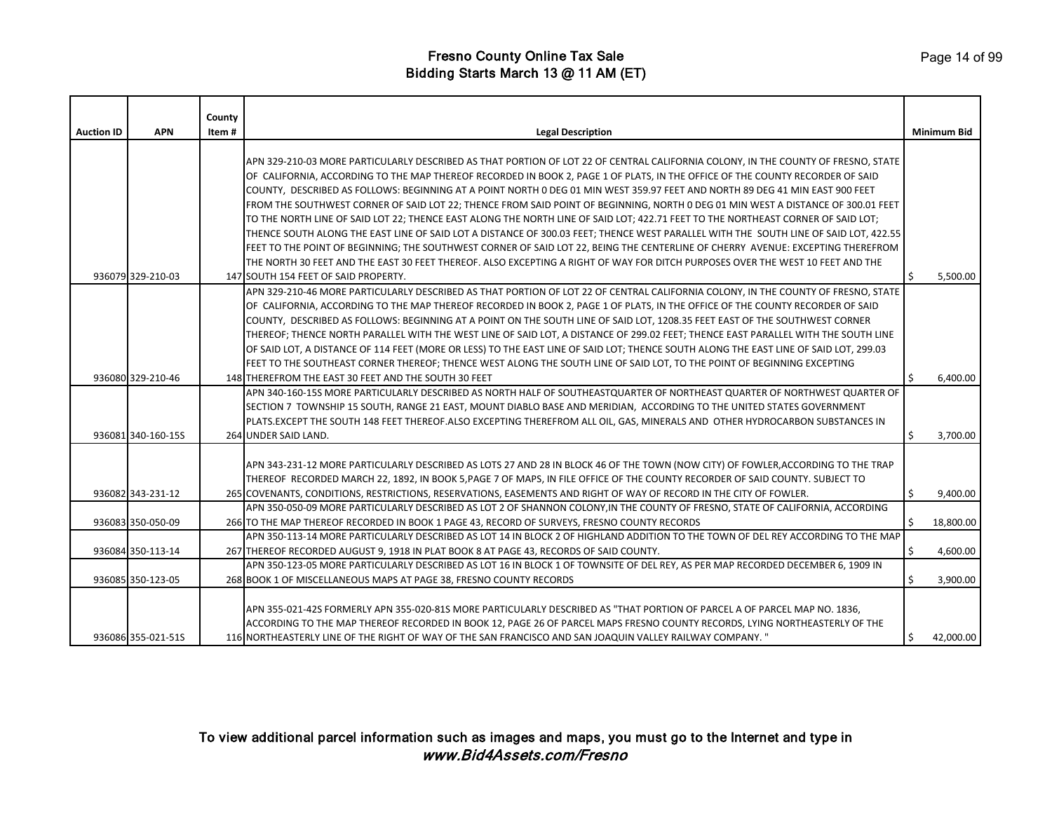# Fresno County Online Tax Sale
## Bidding Starts March 13 @ 11 AM (ET)

| Auction ID | APN | County Item # | Legal Description | Minimum Bid |
|---|---|---|---|---|
| 936079 | 329-210-03 | 147 | APN 329-210-03 MORE PARTICULARLY DESCRIBED AS THAT PORTION OF LOT 22 OF CENTRAL CALIFORNIA COLONY, IN THE COUNTY OF FRESNO, STATE OF CALIFORNIA, ACCORDING TO THE MAP THEREOF RECORDED IN BOOK 2, PAGE 1 OF PLATS, IN THE OFFICE OF THE COUNTY RECORDER OF SAID COUNTY, DESCRIBED AS FOLLOWS: BEGINNING AT A POINT NORTH 0 DEG 01 MIN WEST 359.97 FEET AND NORTH 89 DEG 41 MIN EAST 900 FEET FROM THE SOUTHWEST CORNER OF SAID LOT 22; THENCE FROM SAID POINT OF BEGINNING, NORTH 0 DEG 01 MIN WEST A DISTANCE OF 300.01 FEET TO THE NORTH LINE OF SAID LOT 22; THENCE EAST ALONG THE NORTH LINE OF SAID LOT; 422.71 FEET TO THE NORTHEAST CORNER OF SAID LOT; THENCE SOUTH ALONG THE EAST LINE OF SAID LOT A DISTANCE OF 300.03 FEET; THENCE WEST PARALLEL WITH THE SOUTH LINE OF SAID LOT, 422.55 FEET TO THE POINT OF BEGINNING; THE SOUTHWEST CORNER OF SAID LOT 22, BEING THE CENTERLINE OF CHERRY AVENUE: EXCEPTING THEREFROM THE NORTH 30 FEET AND THE EAST 30 FEET THEREOF. ALSO EXCEPTING A RIGHT OF WAY FOR DITCH PURPOSES OVER THE WEST 10 FEET AND THE SOUTH 154 FEET OF SAID PROPERTY. | $ 5,500.00 |
| 936080 | 329-210-46 | 148 | APN 329-210-46 MORE PARTICULARLY DESCRIBED AS THAT PORTION OF LOT 22 OF CENTRAL CALIFORNIA COLONY, IN THE COUNTY OF FRESNO, STATE OF CALIFORNIA, ACCORDING TO THE MAP THEREOF RECORDED IN BOOK 2, PAGE 1 OF PLATS, IN THE OFFICE OF THE COUNTY RECORDER OF SAID COUNTY, DESCRIBED AS FOLLOWS: BEGINNING AT A POINT ON THE SOUTH LINE OF SAID LOT, 1208.35 FEET EAST OF THE SOUTHWEST CORNER THEREOF; THENCE NORTH PARALLEL WITH THE WEST LINE OF SAID LOT, A DISTANCE OF 299.02 FEET; THENCE EAST PARALLEL WITH THE SOUTH LINE OF SAID LOT, A DISTANCE OF 114 FEET (MORE OR LESS) TO THE EAST LINE OF SAID LOT; THENCE SOUTH ALONG THE EAST LINE OF SAID LOT, 299.03 FEET TO THE SOUTHEAST CORNER THEREOF; THENCE WEST ALONG THE SOUTH LINE OF SAID LOT, TO THE POINT OF BEGINNING EXCEPTING THEREFROM THE EAST 30 FEET AND THE SOUTH 30 FEET | $ 6,400.00 |
| 936081 | 340-160-15S | 264 | APN 340-160-15S MORE PARTICULARLY DESCRIBED AS NORTH HALF OF SOUTHEASTQUARTER OF NORTHEAST QUARTER OF NORTHWEST QUARTER OF SECTION 7 TOWNSHIP 15 SOUTH, RANGE 21 EAST, MOUNT DIABLO BASE AND MERIDIAN, ACCORDING TO THE UNITED STATES GOVERNMENT PLATS.EXCEPT THE SOUTH 148 FEET THEREOF.ALSO EXCEPTING THEREFROM ALL OIL, GAS, MINERALS AND OTHER HYDROCARBON SUBSTANCES IN UNDER SAID LAND. | $ 3,700.00 |
| 936082 | 343-231-12 | 265 | APN 343-231-12 MORE PARTICULARLY DESCRIBED AS LOTS 27 AND 28 IN BLOCK 46 OF THE TOWN (NOW CITY) OF FOWLER,ACCORDING TO THE TRAP THEREOF RECORDED MARCH 22, 1892, IN BOOK 5,PAGE 7 OF MAPS, IN FILE OFFICE OF THE COUNTY RECORDER OF SAID COUNTY. SUBJECT TO COVENANTS, CONDITIONS, RESTRICTIONS, RESERVATIONS, EASEMENTS AND RIGHT OF WAY OF RECORD IN THE CITY OF FOWLER. | $ 9,400.00 |
| 936083 | 350-050-09 | 266 | APN 350-050-09 MORE PARTICULARLY DESCRIBED AS LOT 2 OF SHANNON COLONY,IN THE COUNTY OF FRESNO, STATE OF CALIFORNIA, ACCORDING TO THE MAP THEREOF RECORDED IN BOOK 1 PAGE 43, RECORD OF SURVEYS, FRESNO COUNTY RECORDS | $ 18,800.00 |
| 936084 | 350-113-14 | 267 | APN 350-113-14 MORE PARTICULARLY DESCRIBED AS LOT 14 IN BLOCK 2 OF HIGHLAND ADDITION TO THE TOWN OF DEL REY ACCORDING TO THE MAP THEREOF RECORDED AUGUST 9, 1918 IN PLAT BOOK 8 AT PAGE 43, RECORDS OF SAID COUNTY. | $ 4,600.00 |
| 936085 | 350-123-05 | 268 | APN 350-123-05 MORE PARTICULARLY DESCRIBED AS LOT 16 IN BLOCK 1 OF TOWNSITE OF DEL REY, AS PER MAP RECORDED DECEMBER 6, 1909 IN BOOK 1 OF MISCELLANEOUS MAPS AT PAGE 38, FRESNO COUNTY RECORDS | $ 3,900.00 |
| 936086 | 355-021-51S | 116 | APN 355-021-42S FORMERLY APN 355-020-81S MORE PARTICULARLY DESCRIBED AS "THAT PORTION OF PARCEL A OF PARCEL MAP NO. 1836, ACCORDING TO THE MAP THEREOF RECORDED IN BOOK 12, PAGE 26 OF PARCEL MAPS FRESNO COUNTY RECORDS, LYING NORTHEASTERLY OF THE NORTHEASTERLY LINE OF THE RIGHT OF WAY OF THE SAN FRANCISCO AND SAN JOAQUIN VALLEY RAILWAY COMPANY. " | $ 42,000.00 |

**To view additional parcel information such as images and maps, you must go to the Internet and type in** ***www.Bid4Assets.com/Fresno***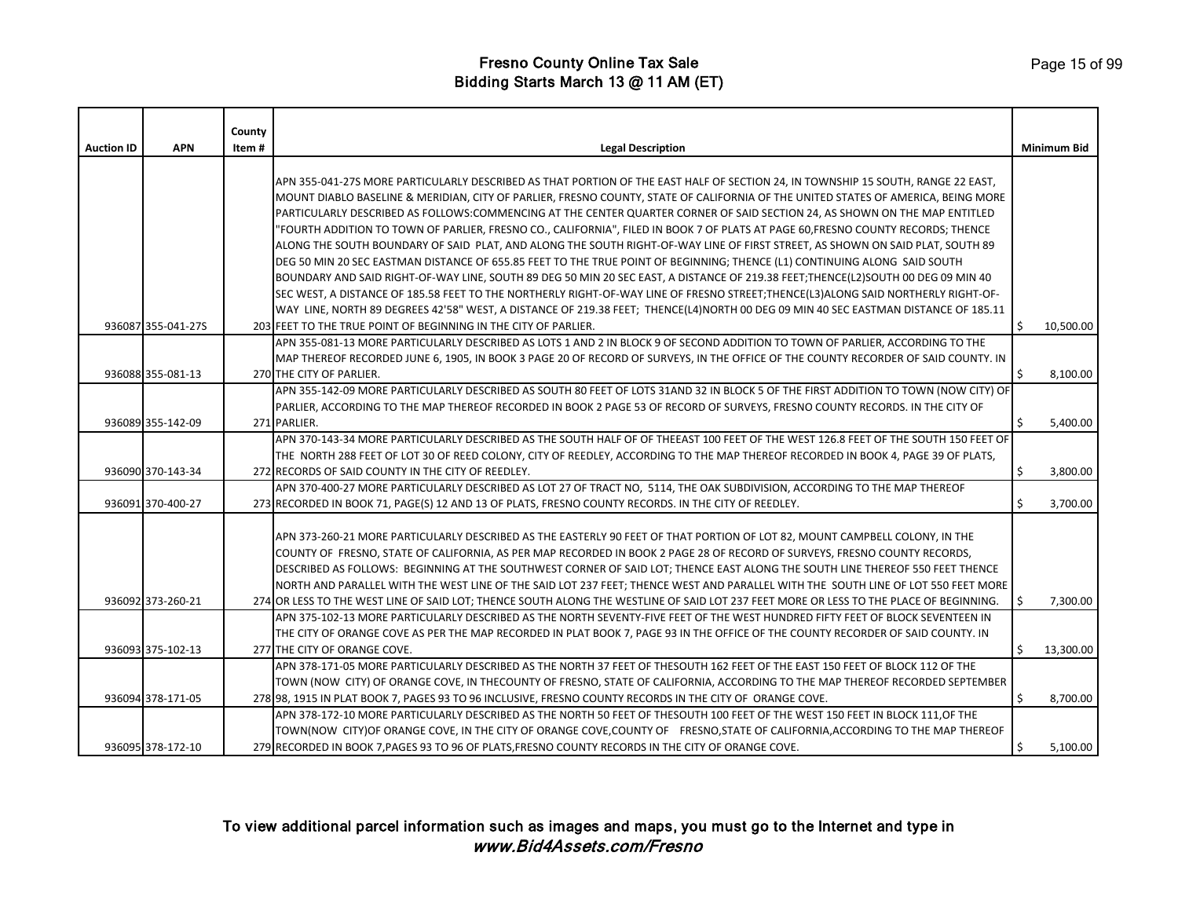# Fresno County Online Tax Sale
## Bidding Starts March 13 @ 11 AM (ET)

| Auction ID | APN | County Item # | Legal Description | Minimum Bid |
|---|---|---|---|---|
| 936087 | 355-041-27S | 203 | APN 355-041-27S MORE PARTICULARLY DESCRIBED AS THAT PORTION OF THE EAST HALF OF SECTION 24, IN TOWNSHIP 15 SOUTH, RANGE 22 EAST, MOUNT DIABLO BASELINE & MERIDIAN, CITY OF PARLIER, FRESNO COUNTY, STATE OF CALIFORNIA OF THE UNITED STATES OF AMERICA, BEING MORE PARTICULARLY DESCRIBED AS FOLLOWS:COMMENCING AT THE CENTER QUARTER CORNER OF SAID SECTION 24, AS SHOWN ON THE MAP ENTITLED "FOURTH ADDITION TO TOWN OF PARLIER, FRESNO CO., CALIFORNIA", FILED IN BOOK 7 OF PLATS AT PAGE 60,FRESNO COUNTY RECORDS; THENCE ALONG THE SOUTH BOUNDARY OF SAID PLAT, AND ALONG THE SOUTH RIGHT-OF-WAY LINE OF FIRST STREET, AS SHOWN ON SAID PLAT, SOUTH 89 DEG 50 MIN 20 SEC EASTMAN DISTANCE OF 655.85 FEET TO THE TRUE POINT OF BEGINNING; THENCE (L1) CONTINUING ALONG SAID SOUTH BOUNDARY AND SAID RIGHT-OF-WAY LINE, SOUTH 89 DEG 50 MIN 20 SEC EAST, A DISTANCE OF 219.38 FEET;THENCE(L2)SOUTH 00 DEG 09 MIN 40 SEC WEST, A DISTANCE OF 185.58 FEET TO THE NORTHERLY RIGHT-OF-WAY LINE OF FRESNO STREET;THENCE(L3)ALONG SAID NORTHERLY RIGHT-OF-WAY LINE, NORTH 89 DEGREES 42'58" WEST, A DISTANCE OF 219.38 FEET; THENCE(L4)NORTH 00 DEG 09 MIN 40 SEC EASTMAN DISTANCE OF 185.11 FEET TO THE TRUE POINT OF BEGINNING IN THE CITY OF PARLIER. | $ 10,500.00 |
| 936088 | 355-081-13 | 270 | APN 355-081-13 MORE PARTICULARLY DESCRIBED AS LOTS 1 AND 2 IN BLOCK 9 OF SECOND ADDITION TO TOWN OF PARLIER, ACCORDING TO THE MAP THEREOF RECORDED JUNE 6, 1905, IN BOOK 3 PAGE 20 OF RECORD OF SURVEYS, IN THE OFFICE OF THE COUNTY RECORDER OF SAID COUNTY. IN THE CITY OF PARLIER. | $ 8,100.00 |
| 936089 | 355-142-09 | 271 | APN 355-142-09 MORE PARTICULARLY DESCRIBED AS SOUTH 80 FEET OF LOTS 31AND 32 IN BLOCK 5 OF THE FIRST ADDITION TO TOWN (NOW CITY) OF PARLIER, ACCORDING TO THE MAP THEREOF RECORDED IN BOOK 2 PAGE 53 OF RECORD OF SURVEYS, FRESNO COUNTY RECORDS. IN THE CITY OF PARLIER. | $ 5,400.00 |
| 936090 | 370-143-34 | 272 | APN 370-143-34 MORE PARTICULARLY DESCRIBED AS THE SOUTH HALF OF OF THEEAST 100 FEET OF THE WEST 126.8 FEET OF THE SOUTH 150 FEET OF THE NORTH 288 FEET OF LOT 30 OF REED COLONY, CITY OF REEDLEY, ACCORDING TO THE MAP THEREOF RECORDED IN BOOK 4, PAGE 39 OF PLATS, RECORDS OF SAID COUNTY IN THE CITY OF REEDLEY. | $ 3,800.00 |
| 936091 | 370-400-27 | 273 | APN 370-400-27 MORE PARTICULARLY DESCRIBED AS LOT 27 OF TRACT NO, 5114, THE OAK SUBDIVISION, ACCORDING TO THE MAP THEREOF RECORDED IN BOOK 71, PAGE(S) 12 AND 13 OF PLATS, FRESNO COUNTY RECORDS. IN THE CITY OF REEDLEY. | $ 3,700.00 |
| 936092 | 373-260-21 | 274 | APN 373-260-21 MORE PARTICULARLY DESCRIBED AS THE EASTERLY 90 FEET OF THAT PORTION OF LOT 82, MOUNT CAMPBELL COLONY, IN THE COUNTY OF FRESNO, STATE OF CALIFORNIA, AS PER MAP RECORDED IN BOOK 2 PAGE 28 OF RECORD OF SURVEYS, FRESNO COUNTY RECORDS, DESCRIBED AS FOLLOWS: BEGINNING AT THE SOUTHWEST CORNER OF SAID LOT; THENCE EAST ALONG THE SOUTH LINE THEREOF 550 FEET THENCE NORTH AND PARALLEL WITH THE WEST LINE OF THE SAID LOT 237 FEET; THENCE WEST AND PARALLEL WITH THE SOUTH LINE OF LOT 550 FEET MORE OR LESS TO THE WEST LINE OF SAID LOT; THENCE SOUTH ALONG THE WESTLINE OF SAID LOT 237 FEET MORE OR LESS TO THE PLACE OF BEGINNING. | $ 7,300.00 |
| 936093 | 375-102-13 | 277 | APN 375-102-13 MORE PARTICULARLY DESCRIBED AS THE NORTH SEVENTY-FIVE FEET OF THE WEST HUNDRED FIFTY FEET OF BLOCK SEVENTEEN IN THE CITY OF ORANGE COVE AS PER THE MAP RECORDED IN PLAT BOOK 7, PAGE 93 IN THE OFFICE OF THE COUNTY RECORDER OF SAID COUNTY. IN THE CITY OF ORANGE COVE. | $ 13,300.00 |
| 936094 | 378-171-05 | 278 | APN 378-171-05 MORE PARTICULARLY DESCRIBED AS THE NORTH 37 FEET OF THESOUTH 162 FEET OF THE EAST 150 FEET OF BLOCK 112 OF THE TOWN (NOW CITY) OF ORANGE COVE, IN THECOUNTY OF FRESNO, STATE OF CALIFORNIA, ACCORDING TO THE MAP THEREOF RECORDED SEPTEMBER 98, 1915 IN PLAT BOOK 7, PAGES 93 TO 96 INCLUSIVE, FRESNO COUNTY RECORDS IN THE CITY OF ORANGE COVE. | $ 8,700.00 |
| 936095 | 378-172-10 | 279 | APN 378-172-10 MORE PARTICULARLY DESCRIBED AS THE NORTH 50 FEET OF THESOUTH 100 FEET OF THE WEST 150 FEET IN BLOCK 111,OF THE TOWN(NOW CITY)OF ORANGE COVE, IN THE CITY OF ORANGE COVE,COUNTY OF FRESNO,STATE OF CALIFORNIA,ACCORDING TO THE MAP THEREOF RECORDED IN BOOK 7,PAGES 93 TO 96 OF PLATS,FRESNO COUNTY RECORDS IN THE CITY OF ORANGE COVE. | $ 5,100.00 |

To view additional parcel information such as images and maps, you must go to the Internet and type in
*www.Bid4Assets.com/Fresno*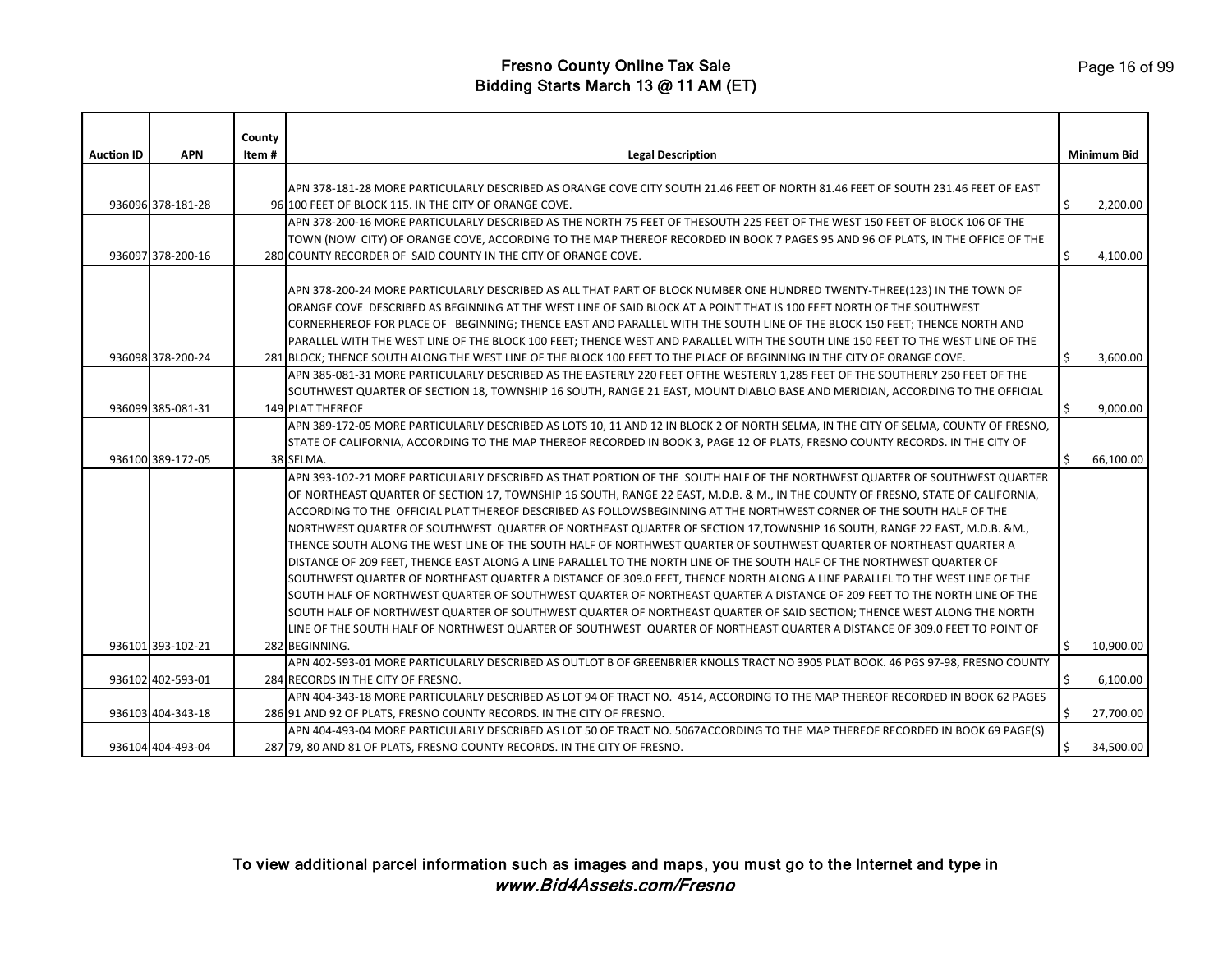# Fresno County Online Tax Sale
## Bidding Starts March 13 @ 11 AM (ET)

| Auction ID | APN | County Item # | Legal Description | Minimum Bid |
|---|---|---|---|---|
| 936096 | 378-181-28 | 96 | APN 378-181-28 MORE PARTICULARLY DESCRIBED AS ORANGE COVE CITY SOUTH 21.46 FEET OF NORTH 81.46 FEET OF SOUTH 231.46 FEET OF EAST 100 FEET OF BLOCK 115. IN THE CITY OF ORANGE COVE. | $ 2,200.00 |
| 936097 | 378-200-16 | 280 | APN 378-200-16 MORE PARTICULARLY DESCRIBED AS THE NORTH 75 FEET OF THESOUTH 225 FEET OF THE WEST 150 FEET OF BLOCK 106 OF THE TOWN (NOW CITY) OF ORANGE COVE, ACCORDING TO THE MAP THEREOF RECORDED IN BOOK 7 PAGES 95 AND 96 OF PLATS, IN THE OFFICE OF THE COUNTY RECORDER OF SAID COUNTY IN THE CITY OF ORANGE COVE. | $ 4,100.00 |
| 936098 | 378-200-24 | 281 | APN 378-200-24 MORE PARTICULARLY DESCRIBED AS ALL THAT PART OF BLOCK NUMBER ONE HUNDRED TWENTY-THREE(123) IN THE TOWN OF ORANGE COVE DESCRIBED AS BEGINNING AT THE WEST LINE OF SAID BLOCK AT A POINT THAT IS 100 FEET NORTH OF THE SOUTHWEST CORNERHEREOF FOR PLACE OF BEGINNING; THENCE EAST AND PARALLEL WITH THE SOUTH LINE OF THE BLOCK 150 FEET; THENCE NORTH AND PARALLEL WITH THE WEST LINE OF THE BLOCK 100 FEET; THENCE WEST AND PARALLEL WITH THE SOUTH LINE 150 FEET TO THE WEST LINE OF THE BLOCK; THENCE SOUTH ALONG THE WEST LINE OF THE BLOCK 100 FEET TO THE PLACE OF BEGINNING IN THE CITY OF ORANGE COVE. | $ 3,600.00 |
| 936099 | 385-081-31 | 149 | APN 385-081-31 MORE PARTICULARLY DESCRIBED AS THE EASTERLY 220 FEET OFTHE WESTERLY 1,285 FEET OF THE SOUTHERLY 250 FEET OF THE SOUTHWEST QUARTER OF SECTION 18, TOWNSHIP 16 SOUTH, RANGE 21 EAST, MOUNT DIABLO BASE AND MERIDIAN, ACCORDING TO THE OFFICIAL PLAT THEREOF | $ 9,000.00 |
| 936100 | 389-172-05 | 38 | APN 389-172-05 MORE PARTICULARLY DESCRIBED AS LOTS 10, 11 AND 12 IN BLOCK 2 OF NORTH SELMA, IN THE CITY OF SELMA, COUNTY OF FRESNO, STATE OF CALIFORNIA, ACCORDING TO THE MAP THEREOF RECORDED IN BOOK 3, PAGE 12 OF PLATS, FRESNO COUNTY RECORDS. IN THE CITY OF SELMA. | $ 66,100.00 |
| 936101 | 393-102-21 | 282 | APN 393-102-21 MORE PARTICULARLY DESCRIBED AS THAT PORTION OF THE SOUTH HALF OF THE NORTHWEST QUARTER OF SOUTHWEST QUARTER OF NORTHEAST QUARTER OF SECTION 17, TOWNSHIP 16 SOUTH, RANGE 22 EAST, M.D.B. & M., IN THE COUNTY OF FRESNO, STATE OF CALIFORNIA, ACCORDING TO THE OFFICIAL PLAT THEREOF DESCRIBED AS FOLLOWSBEGINNING AT THE NORTHWEST CORNER OF THE SOUTH HALF OF THE NORTHWEST QUARTER OF SOUTHWEST QUARTER OF NORTHEAST QUARTER OF SECTION 17,TOWNSHIP 16 SOUTH, RANGE 22 EAST, M.D.B. &M., THENCE SOUTH ALONG THE WEST LINE OF THE SOUTH HALF OF NORTHWEST QUARTER OF SOUTHWEST QUARTER OF NORTHEAST QUARTER A DISTANCE OF 209 FEET, THENCE EAST ALONG A LINE PARALLEL TO THE NORTH LINE OF THE SOUTH HALF OF THE NORTHWEST QUARTER OF SOUTHWEST QUARTER OF NORTHEAST QUARTER A DISTANCE OF 309.0 FEET, THENCE NORTH ALONG A LINE PARALLEL TO THE WEST LINE OF THE SOUTH HALF OF NORTHWEST QUARTER OF SOUTHWEST QUARTER OF NORTHEAST QUARTER A DISTANCE OF 209 FEET TO THE NORTH LINE OF THE SOUTH HALF OF NORTHWEST QUARTER OF SOUTHWEST QUARTER OF NORTHEAST QUARTER OF SAID SECTION; THENCE WEST ALONG THE NORTH LINE OF THE SOUTH HALF OF NORTHWEST QUARTER OF SOUTHWEST QUARTER OF NORTHEAST QUARTER A DISTANCE OF 309.0 FEET TO POINT OF BEGINNING. | $ 10,900.00 |
| 936102 | 402-593-01 | 284 | APN 402-593-01 MORE PARTICULARLY DESCRIBED AS OUTLOT B OF GREENBRIER KNOLLS TRACT NO 3905 PLAT BOOK. 46 PGS 97-98, FRESNO COUNTY RECORDS IN THE CITY OF FRESNO. | $ 6,100.00 |
| 936103 | 404-343-18 | 286 | APN 404-343-18 MORE PARTICULARLY DESCRIBED AS LOT 94 OF TRACT NO. 4514, ACCORDING TO THE MAP THEREOF RECORDED IN BOOK 62 PAGES 91 AND 92 OF PLATS, FRESNO COUNTY RECORDS. IN THE CITY OF FRESNO. | $ 27,700.00 |
| 936104 | 404-493-04 | 287 | APN 404-493-04 MORE PARTICULARLY DESCRIBED AS LOT 50 OF TRACT NO. 5067ACCORDING TO THE MAP THEREOF RECORDED IN BOOK 69 PAGE(S) 79, 80 AND 81 OF PLATS, FRESNO COUNTY RECORDS. IN THE CITY OF FRESNO. | $ 34,500.00 |

To view additional parcel information such as images and maps, you must go to the Internet and type in
*www.Bid4Assets.com/Fresno*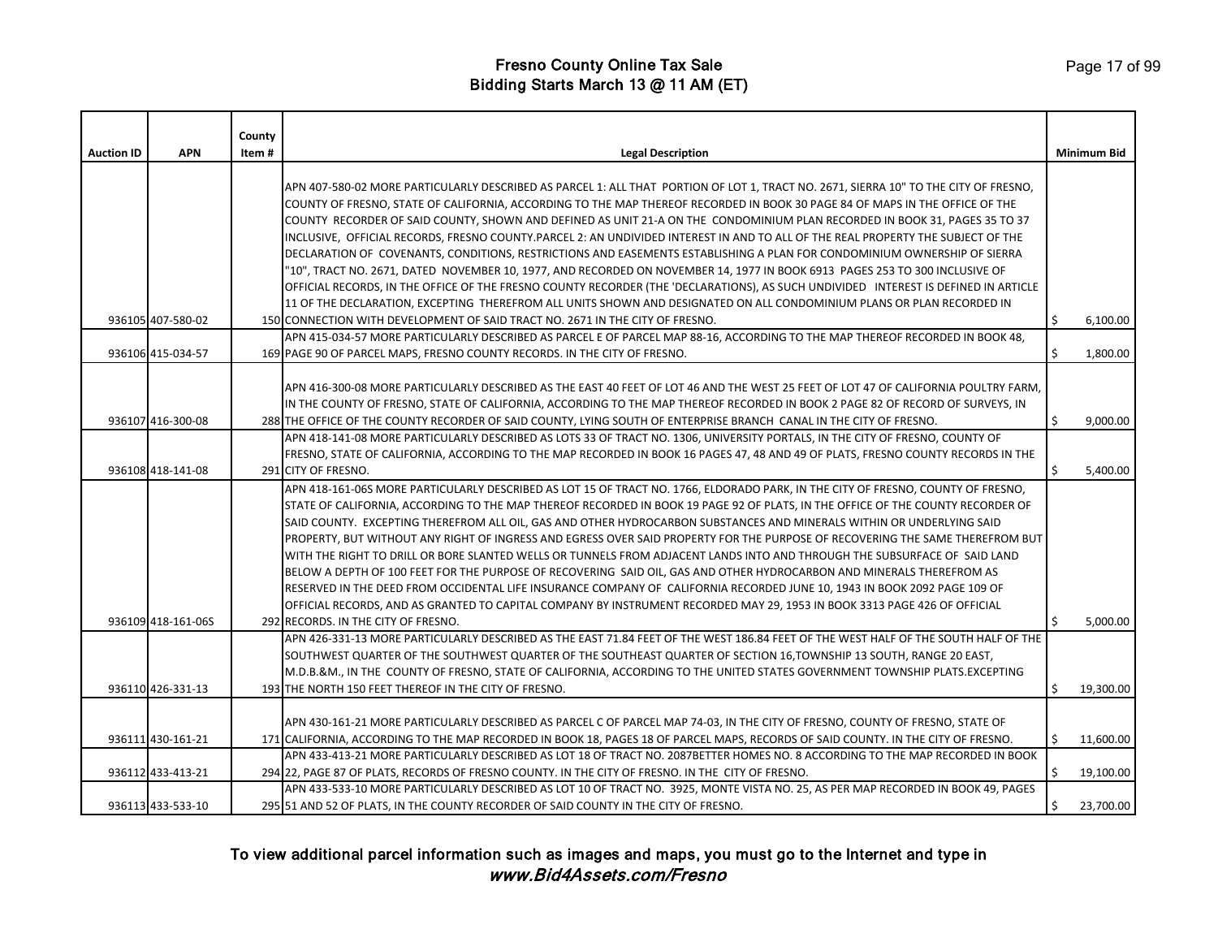# Fresno County Online Tax Sale
## Bidding Starts March 13 @ 11 AM (ET)

| Auction ID | APN | County Item # | Legal Description | Minimum Bid |
|---|---|---|---|---|
| 936105 | 407-580-02 | 150 | APN 407-580-02 MORE PARTICULARLY DESCRIBED AS PARCEL 1: ALL THAT PORTION OF LOT 1, TRACT NO. 2671, SIERRA 10" TO THE CITY OF FRESNO, COUNTY OF FRESNO, STATE OF CALIFORNIA, ACCORDING TO THE MAP THEREOF RECORDED IN BOOK 30 PAGE 84 OF MAPS IN THE OFFICE OF THE COUNTY RECORDER OF SAID COUNTY, SHOWN AND DEFINED AS UNIT 21-A ON THE CONDOMINIUM PLAN RECORDED IN BOOK 31, PAGES 35 TO 37 INCLUSIVE, OFFICIAL RECORDS, FRESNO COUNTY.PARCEL 2: AN UNDIVIDED INTEREST IN AND TO ALL OF THE REAL PROPERTY THE SUBJECT OF THE DECLARATION OF COVENANTS, CONDITIONS, RESTRICTIONS AND EASEMENTS ESTABLISHING A PLAN FOR CONDOMINIUM OWNERSHIP OF SIERRA "10", TRACT NO. 2671, DATED NOVEMBER 10, 1977, AND RECORDED ON NOVEMBER 14, 1977 IN BOOK 6913 PAGES 253 TO 300 INCLUSIVE OF OFFICIAL RECORDS, IN THE OFFICE OF THE FRESNO COUNTY RECORDER (THE 'DECLARATIONS), AS SUCH UNDIVIDED INTEREST IS DEFINED IN ARTICLE 11 OF THE DECLARATION, EXCEPTING THEREFROM ALL UNITS SHOWN AND DESIGNATED ON ALL CONDOMINIUM PLANS OR PLAN RECORDED IN CONNECTION WITH DEVELOPMENT OF SAID TRACT NO. 2671 IN THE CITY OF FRESNO. | $ 6,100.00 |
| 936106 | 415-034-57 | 169 | APN 415-034-57 MORE PARTICULARLY DESCRIBED AS PARCEL E OF PARCEL MAP 88-16, ACCORDING TO THE MAP THEREOF RECORDED IN BOOK 48, PAGE 90 OF PARCEL MAPS, FRESNO COUNTY RECORDS. IN THE CITY OF FRESNO. | $ 1,800.00 |
| 936107 | 416-300-08 | 288 | APN 416-300-08 MORE PARTICULARLY DESCRIBED AS THE EAST 40 FEET OF LOT 46 AND THE WEST 25 FEET OF LOT 47 OF CALIFORNIA POULTRY FARM, IN THE COUNTY OF FRESNO, STATE OF CALIFORNIA, ACCORDING TO THE MAP THEREOF RECORDED IN BOOK 2 PAGE 82 OF RECORD OF SURVEYS, IN THE OFFICE OF THE COUNTY RECORDER OF SAID COUNTY, LYING SOUTH OF ENTERPRISE BRANCH CANAL IN THE CITY OF FRESNO. | $ 9,000.00 |
| 936108 | 418-141-08 | 291 | APN 418-141-08 MORE PARTICULARLY DESCRIBED AS LOTS 33 OF TRACT NO. 1306, UNIVERSITY PORTALS, IN THE CITY OF FRESNO, COUNTY OF FRESNO, STATE OF CALIFORNIA, ACCORDING TO THE MAP RECORDED IN BOOK 16 PAGES 47, 48 AND 49 OF PLATS, FRESNO COUNTY RECORDS IN THE CITY OF FRESNO. | $ 5,400.00 |
| 936109 | 418-161-06S | 292 | APN 418-161-06S MORE PARTICULARLY DESCRIBED AS LOT 15 OF TRACT NO. 1766, ELDORADO PARK, IN THE CITY OF FRESNO, COUNTY OF FRESNO, STATE OF CALIFORNIA, ACCORDING TO THE MAP THEREOF RECORDED IN BOOK 19 PAGE 92 OF PLATS, IN THE OFFICE OF THE COUNTY RECORDER OF SAID COUNTY. EXCEPTING THEREFROM ALL OIL, GAS AND OTHER HYDROCARBON SUBSTANCES AND MINERALS WITHIN OR UNDERLYING SAID PROPERTY, BUT WITHOUT ANY RIGHT OF INGRESS AND EGRESS OVER SAID PROPERTY FOR THE PURPOSE OF RECOVERING THE SAME THEREFROM BUT WITH THE RIGHT TO DRILL OR BORE SLANTED WELLS OR TUNNELS FROM ADJACENT LANDS INTO AND THROUGH THE SUBSURFACE OF SAID LAND BELOW A DEPTH OF 100 FEET FOR THE PURPOSE OF RECOVERING SAID OIL, GAS AND OTHER HYDROCARBON AND MINERALS THEREFROM AS RESERVED IN THE DEED FROM OCCIDENTAL LIFE INSURANCE COMPANY OF CALIFORNIA RECORDED JUNE 10, 1943 IN BOOK 2092 PAGE 109 OF OFFICIAL RECORDS, AND AS GRANTED TO CAPITAL COMPANY BY INSTRUMENT RECORDED MAY 29, 1953 IN BOOK 3313 PAGE 426 OF OFFICIAL RECORDS. IN THE CITY OF FRESNO. | $ 5,000.00 |
| 936110 | 426-331-13 | 193 | APN 426-331-13 MORE PARTICULARLY DESCRIBED AS THE EAST 71.84 FEET OF THE WEST 186.84 FEET OF THE WEST HALF OF THE SOUTH HALF OF THE SOUTHWEST QUARTER OF THE SOUTHWEST QUARTER OF THE SOUTHEAST QUARTER OF SECTION 16,TOWNSHIP 13 SOUTH, RANGE 20 EAST, M.D.B.&M., IN THE COUNTY OF FRESNO, STATE OF CALIFORNIA, ACCORDING TO THE UNITED STATES GOVERNMENT TOWNSHIP PLATS.EXCEPTING THE NORTH 150 FEET THEREOF IN THE CITY OF FRESNO. | $ 19,300.00 |
| 936111 | 430-161-21 | 171 | APN 430-161-21 MORE PARTICULARLY DESCRIBED AS PARCEL C OF PARCEL MAP 74-03, IN THE CITY OF FRESNO, COUNTY OF FRESNO, STATE OF CALIFORNIA, ACCORDING TO THE MAP RECORDED IN BOOK 18, PAGES 18 OF PARCEL MAPS, RECORDS OF SAID COUNTY. IN THE CITY OF FRESNO. | $ 11,600.00 |
| 936112 | 433-413-21 | 294 | APN 433-413-21 MORE PARTICULARLY DESCRIBED AS LOT 18 OF TRACT NO. 2087BETTER HOMES NO. 8 ACCORDING TO THE MAP RECORDED IN BOOK 22, PAGE 87 OF PLATS, RECORDS OF FRESNO COUNTY. IN THE CITY OF FRESNO. IN THE CITY OF FRESNO. | $ 19,100.00 |
| 936113 | 433-533-10 | 295 | APN 433-533-10 MORE PARTICULARLY DESCRIBED AS LOT 10 OF TRACT NO. 3925, MONTE VISTA NO. 25, AS PER MAP RECORDED IN BOOK 49, PAGES 51 AND 52 OF PLATS, IN THE COUNTY RECORDER OF SAID COUNTY IN THE CITY OF FRESNO. | $ 23,700.00 |

To view additional parcel information such as images and maps, you must go to the Internet and type in
*www.Bid4Assets.com/Fresno*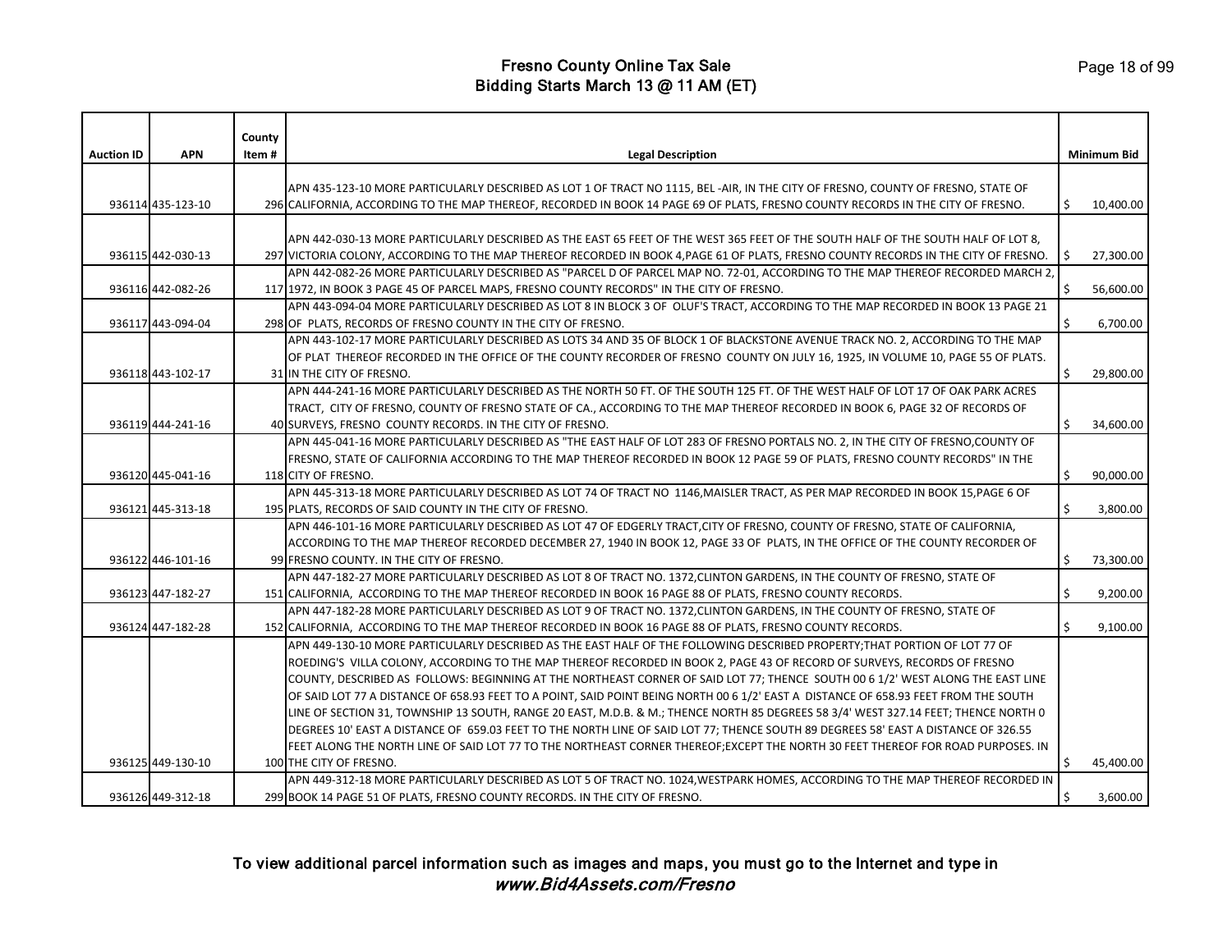# Fresno County Online Tax Sale
## Bidding Starts March 13 @ 11 AM (ET)

| Auction ID | APN | County Item # | Legal Description | Minimum Bid |
|---|---|---|---|---|
| 936114 | 435-123-10 | 296 | APN 435-123-10 MORE PARTICULARLY DESCRIBED AS LOT 1 OF TRACT NO 1115, BEL -AIR, IN THE CITY OF FRESNO, COUNTY OF FRESNO, STATE OF CALIFORNIA, ACCORDING TO THE MAP THEREOF, RECORDED IN BOOK 14 PAGE 69 OF PLATS, FRESNO COUNTY RECORDS IN THE CITY OF FRESNO. | $ 10,400.00 |
| 936115 | 442-030-13 | 297 | APN 442-030-13 MORE PARTICULARLY DESCRIBED AS THE EAST 65 FEET OF THE WEST 365 FEET OF THE SOUTH HALF OF THE SOUTH HALF OF LOT 8, VICTORIA COLONY, ACCORDING TO THE MAP THEREOF RECORDED IN BOOK 4,PAGE 61 OF PLATS, FRESNO COUNTY RECORDS IN THE CITY OF FRESNO. | $ 27,300.00 |
| 936116 | 442-082-26 | 117 | APN 442-082-26 MORE PARTICULARLY DESCRIBED AS "PARCEL D OF PARCEL MAP NO. 72-01, ACCORDING TO THE MAP THEREOF RECORDED MARCH 2, 1972, IN BOOK 3 PAGE 45 OF PARCEL MAPS, FRESNO COUNTY RECORDS" IN THE CITY OF FRESNO. | $ 56,600.00 |
| 936117 | 443-094-04 | 298 | APN 443-094-04 MORE PARTICULARLY DESCRIBED AS LOT 8 IN BLOCK 3 OF OLUF'S TRACT, ACCORDING TO THE MAP RECORDED IN BOOK 13 PAGE 21 OF PLATS, RECORDS OF FRESNO COUNTY IN THE CITY OF FRESNO. | $ 6,700.00 |
| 936118 | 443-102-17 | 31 | APN 443-102-17 MORE PARTICULARLY DESCRIBED AS LOTS 34 AND 35 OF BLOCK 1 OF BLACKSTONE AVENUE TRACK NO. 2, ACCORDING TO THE MAP OF PLAT THEREOF RECORDED IN THE OFFICE OF THE COUNTY RECORDER OF FRESNO COUNTY ON JULY 16, 1925, IN VOLUME 10, PAGE 55 OF PLATS. IN THE CITY OF FRESNO. | $ 29,800.00 |
| 936119 | 444-241-16 | 40 | APN 444-241-16 MORE PARTICULARLY DESCRIBED AS THE NORTH 50 FT. OF THE SOUTH 125 FT. OF THE WEST HALF OF LOT 17 OF OAK PARK ACRES TRACT, CITY OF FRESNO, COUNTY OF FRESNO STATE OF CA., ACCORDING TO THE MAP THEREOF RECORDED IN BOOK 6, PAGE 32 OF RECORDS OF SURVEYS, FRESNO COUNTY RECORDS. IN THE CITY OF FRESNO. | $ 34,600.00 |
| 936120 | 445-041-16 | 118 | APN 445-041-16 MORE PARTICULARLY DESCRIBED AS "THE EAST HALF OF LOT 283 OF FRESNO PORTALS NO. 2, IN THE CITY OF FRESNO,COUNTY OF FRESNO, STATE OF CALIFORNIA ACCORDING TO THE MAP THEREOF RECORDED IN BOOK 12 PAGE 59 OF PLATS, FRESNO COUNTY RECORDS" IN THE CITY OF FRESNO. | $ 90,000.00 |
| 936121 | 445-313-18 | 195 | APN 445-313-18 MORE PARTICULARLY DESCRIBED AS LOT 74 OF TRACT NO 1146,MAISLER TRACT, AS PER MAP RECORDED IN BOOK 15,PAGE 6 OF PLATS, RECORDS OF SAID COUNTY IN THE CITY OF FRESNO. | $ 3,800.00 |
| 936122 | 446-101-16 | 99 | APN 446-101-16 MORE PARTICULARLY DESCRIBED AS LOT 47 OF EDGERLY TRACT,CITY OF FRESNO, COUNTY OF FRESNO, STATE OF CALIFORNIA, ACCORDING TO THE MAP THEREOF RECORDED DECEMBER 27, 1940 IN BOOK 12, PAGE 33 OF PLATS, IN THE OFFICE OF THE COUNTY RECORDER OF FRESNO COUNTY. IN THE CITY OF FRESNO. | $ 73,300.00 |
| 936123 | 447-182-27 | 151 | APN 447-182-27 MORE PARTICULARLY DESCRIBED AS LOT 8 OF TRACT NO. 1372,CLINTON GARDENS, IN THE COUNTY OF FRESNO, STATE OF CALIFORNIA, ACCORDING TO THE MAP THEREOF RECORDED IN BOOK 16 PAGE 88 OF PLATS, FRESNO COUNTY RECORDS. | $ 9,200.00 |
| 936124 | 447-182-28 | 152 | APN 447-182-28 MORE PARTICULARLY DESCRIBED AS LOT 9 OF TRACT NO. 1372,CLINTON GARDENS, IN THE COUNTY OF FRESNO, STATE OF CALIFORNIA, ACCORDING TO THE MAP THEREOF RECORDED IN BOOK 16 PAGE 88 OF PLATS, FRESNO COUNTY RECORDS. | $ 9,100.00 |
| 936125 | 449-130-10 | 100 | APN 449-130-10 MORE PARTICULARLY DESCRIBED AS THE EAST HALF OF THE FOLLOWING DESCRIBED PROPERTY;THAT PORTION OF LOT 77 OF ROEDING'S VILLA COLONY, ACCORDING TO THE MAP THEREOF RECORDED IN BOOK 2, PAGE 43 OF RECORD OF SURVEYS, RECORDS OF FRESNO COUNTY, DESCRIBED AS FOLLOWS: BEGINNING AT THE NORTHEAST CORNER OF SAID LOT 77; THENCE SOUTH 00 6 1/2' WEST ALONG THE EAST LINE OF SAID LOT 77 A DISTANCE OF 658.93 FEET TO A POINT, SAID POINT BEING NORTH 00 6 1/2' EAST A DISTANCE OF 658.93 FEET FROM THE SOUTH LINE OF SECTION 31, TOWNSHIP 13 SOUTH, RANGE 20 EAST, M.D.B. & M.; THENCE NORTH 85 DEGREES 58 3/4' WEST 327.14 FEET; THENCE NORTH 0 DEGREES 10' EAST A DISTANCE OF 659.03 FEET TO THE NORTH LINE OF SAID LOT 77; THENCE SOUTH 89 DEGREES 58' EAST A DISTANCE OF 326.55 FEET ALONG THE NORTH LINE OF SAID LOT 77 TO THE NORTHEAST CORNER THEREOF;EXCEPT THE NORTH 30 FEET THEREOF FOR ROAD PURPOSES. IN THE CITY OF FRESNO. | $ 45,400.00 |
| 936126 | 449-312-18 | 299 | APN 449-312-18 MORE PARTICULARLY DESCRIBED AS LOT 5 OF TRACT NO. 1024,WESTPARK HOMES, ACCORDING TO THE MAP THEREOF RECORDED IN BOOK 14 PAGE 51 OF PLATS, FRESNO COUNTY RECORDS. IN THE CITY OF FRESNO. | $ 3,600.00 |

To view additional parcel information such as images and maps, you must go to the Internet and type in *www.Bid4Assets.com/Fresno*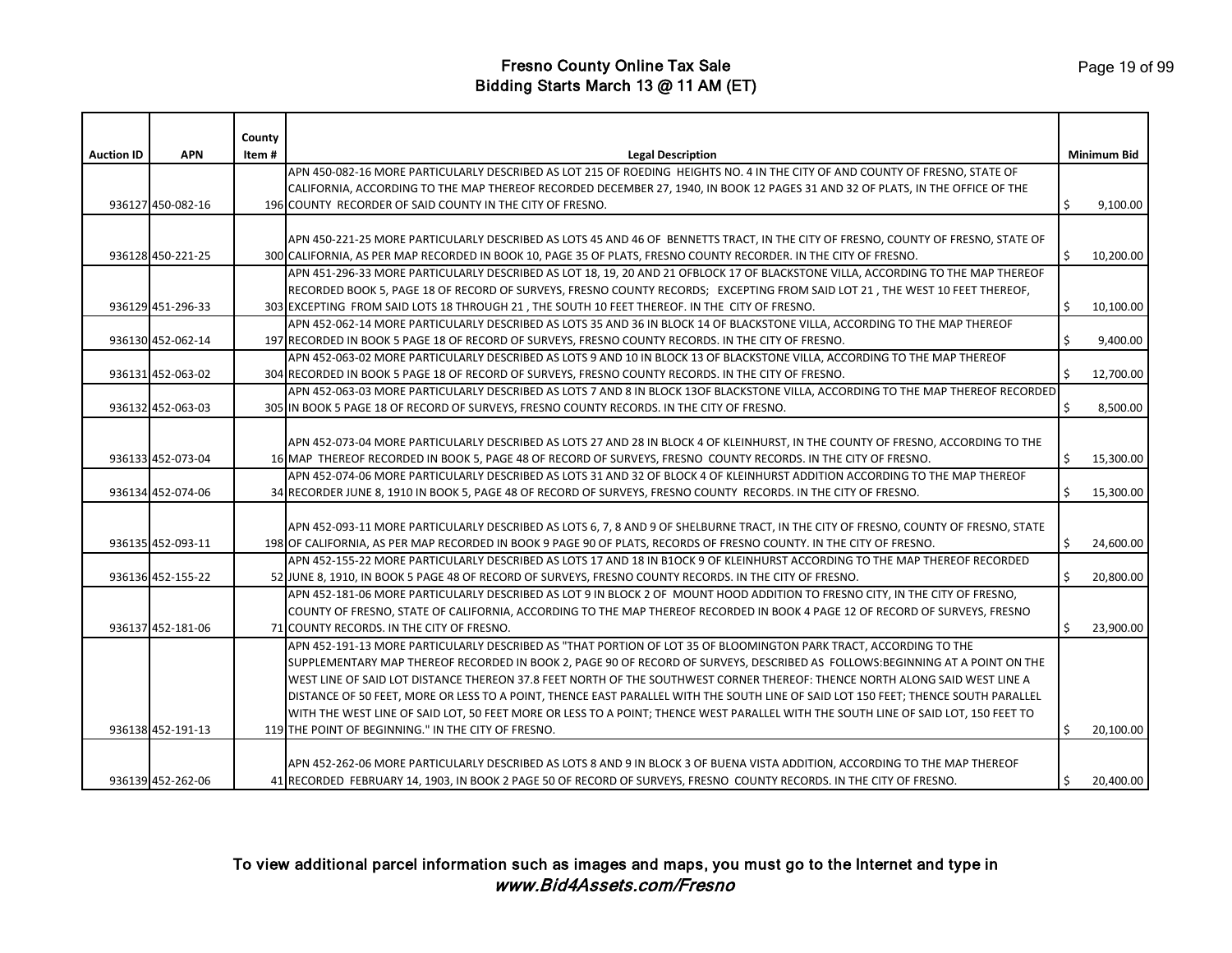# Fresno County Online Tax Sale
## Bidding Starts March 13 @ 11 AM (ET)

| Auction ID | APN | County Item # | Legal Description | Minimum Bid |
|---|---|---|---|---|
| 936127 | 450-082-16 | 196 | APN 450-082-16 MORE PARTICULARLY DESCRIBED AS LOT 215 OF ROEDING HEIGHTS NO. 4 IN THE CITY OF AND COUNTY OF FRESNO, STATE OF CALIFORNIA, ACCORDING TO THE MAP THEREOF RECORDED DECEMBER 27, 1940, IN BOOK 12 PAGES 31 AND 32 OF PLATS, IN THE OFFICE OF THE COUNTY RECORDER OF SAID COUNTY IN THE CITY OF FRESNO. | $ 9,100.00 |
| 936128 | 450-221-25 | 300 | APN 450-221-25 MORE PARTICULARLY DESCRIBED AS LOTS 45 AND 46 OF BENNETTS TRACT, IN THE CITY OF FRESNO, COUNTY OF FRESNO, STATE OF CALIFORNIA, AS PER MAP RECORDED IN BOOK 10, PAGE 35 OF PLATS, FRESNO COUNTY RECORDER. IN THE CITY OF FRESNO. | $ 10,200.00 |
| 936129 | 451-296-33 | 303 | APN 451-296-33 MORE PARTICULARLY DESCRIBED AS LOT 18, 19, 20 AND 21 OFBLOCK 17 OF BLACKSTONE VILLA, ACCORDING TO THE MAP THEREOF RECORDED BOOK 5, PAGE 18 OF RECORD OF SURVEYS, FRESNO COUNTY RECORDS; EXCEPTING FROM SAID LOT 21 , THE WEST 10 FEET THEREOF, EXCEPTING FROM SAID LOTS 18 THROUGH 21 , THE SOUTH 10 FEET THEREOF. IN THE CITY OF FRESNO. | $ 10,100.00 |
| 936130 | 452-062-14 | 197 | APN 452-062-14 MORE PARTICULARLY DESCRIBED AS LOTS 35 AND 36 IN BLOCK 14 OF BLACKSTONE VILLA, ACCORDING TO THE MAP THEREOF RECORDED IN BOOK 5 PAGE 18 OF RECORD OF SURVEYS, FRESNO COUNTY RECORDS. IN THE CITY OF FRESNO. | $ 9,400.00 |
| 936131 | 452-063-02 | 304 | APN 452-063-02 MORE PARTICULARLY DESCRIBED AS LOTS 9 AND 10 IN BLOCK 13 OF BLACKSTONE VILLA, ACCORDING TO THE MAP THEREOF RECORDED IN BOOK 5 PAGE 18 OF RECORD OF SURVEYS, FRESNO COUNTY RECORDS. IN THE CITY OF FRESNO. | $ 12,700.00 |
| 936132 | 452-063-03 | 305 | APN 452-063-03 MORE PARTICULARLY DESCRIBED AS LOTS 7 AND 8 IN BLOCK 13OF BLACKSTONE VILLA, ACCORDING TO THE MAP THEREOF RECORDED IN BOOK 5 PAGE 18 OF RECORD OF SURVEYS, FRESNO COUNTY RECORDS. IN THE CITY OF FRESNO. | $ 8,500.00 |
| 936133 | 452-073-04 | 16 | APN 452-073-04 MORE PARTICULARLY DESCRIBED AS LOTS 27 AND 28 IN BLOCK 4 OF KLEINHURST, IN THE COUNTY OF FRESNO, ACCORDING TO THE MAP THEREOF RECORDED IN BOOK 5, PAGE 48 OF RECORD OF SURVEYS, FRESNO COUNTY RECORDS. IN THE CITY OF FRESNO. | $ 15,300.00 |
| 936134 | 452-074-06 | 34 | APN 452-074-06 MORE PARTICULARLY DESCRIBED AS LOTS 31 AND 32 OF BLOCK 4 OF KLEINHURST ADDITION ACCORDING TO THE MAP THEREOF RECORDER JUNE 8, 1910 IN BOOK 5, PAGE 48 OF RECORD OF SURVEYS, FRESNO COUNTY RECORDS. IN THE CITY OF FRESNO. | $ 15,300.00 |
| 936135 | 452-093-11 | 198 | APN 452-093-11 MORE PARTICULARLY DESCRIBED AS LOTS 6, 7, 8 AND 9 OF SHELBURNE TRACT, IN THE CITY OF FRESNO, COUNTY OF FRESNO, STATE OF CALIFORNIA, AS PER MAP RECORDED IN BOOK 9 PAGE 90 OF PLATS, RECORDS OF FRESNO COUNTY. IN THE CITY OF FRESNO. | $ 24,600.00 |
| 936136 | 452-155-22 | 52 | APN 452-155-22 MORE PARTICULARLY DESCRIBED AS LOTS 17 AND 18 IN B1OCK 9 OF KLEINHURST ACCORDING TO THE MAP THEREOF RECORDED JUNE 8, 1910, IN BOOK 5 PAGE 48 OF RECORD OF SURVEYS, FRESNO COUNTY RECORDS. IN THE CITY OF FRESNO. | $ 20,800.00 |
| 936137 | 452-181-06 | 71 | APN 452-181-06 MORE PARTICULARLY DESCRIBED AS LOT 9 IN BLOCK 2 OF MOUNT HOOD ADDITION TO FRESNO CITY, IN THE CITY OF FRESNO, COUNTY OF FRESNO, STATE OF CALIFORNIA, ACCORDING TO THE MAP THEREOF RECORDED IN BOOK 4 PAGE 12 OF RECORD OF SURVEYS, FRESNO COUNTY RECORDS. IN THE CITY OF FRESNO. | $ 23,900.00 |
| 936138 | 452-191-13 | 119 | APN 452-191-13 MORE PARTICULARLY DESCRIBED AS "THAT PORTION OF LOT 35 OF BLOOMINGTON PARK TRACT, ACCORDING TO THE SUPPLEMENTARY MAP THEREOF RECORDED IN BOOK 2, PAGE 90 OF RECORD OF SURVEYS, DESCRIBED AS FOLLOWS:BEGINNING AT A POINT ON THE WEST LINE OF SAID LOT DISTANCE THEREON 37.8 FEET NORTH OF THE SOUTHWEST CORNER THEREOF: THENCE NORTH ALONG SAID WEST LINE A DISTANCE OF 50 FEET, MORE OR LESS TO A POINT, THENCE EAST PARALLEL WITH THE SOUTH LINE OF SAID LOT 150 FEET; THENCE SOUTH PARALLEL WITH THE WEST LINE OF SAID LOT, 50 FEET MORE OR LESS TO A POINT; THENCE WEST PARALLEL WITH THE SOUTH LINE OF SAID LOT, 150 FEET TO THE POINT OF BEGINNING." IN THE CITY OF FRESNO. | $ 20,100.00 |
| 936139 | 452-262-06 | 41 | APN 452-262-06 MORE PARTICULARLY DESCRIBED AS LOTS 8 AND 9 IN BLOCK 3 OF BUENA VISTA ADDITION, ACCORDING TO THE MAP THEREOF RECORDED FEBRUARY 14, 1903, IN BOOK 2 PAGE 50 OF RECORD OF SURVEYS, FRESNO COUNTY RECORDS. IN THE CITY OF FRESNO. | $ 20,400.00 |

To view additional parcel information such as images and maps, you must go to the Internet and type in *www.Bid4Assets.com/Fresno*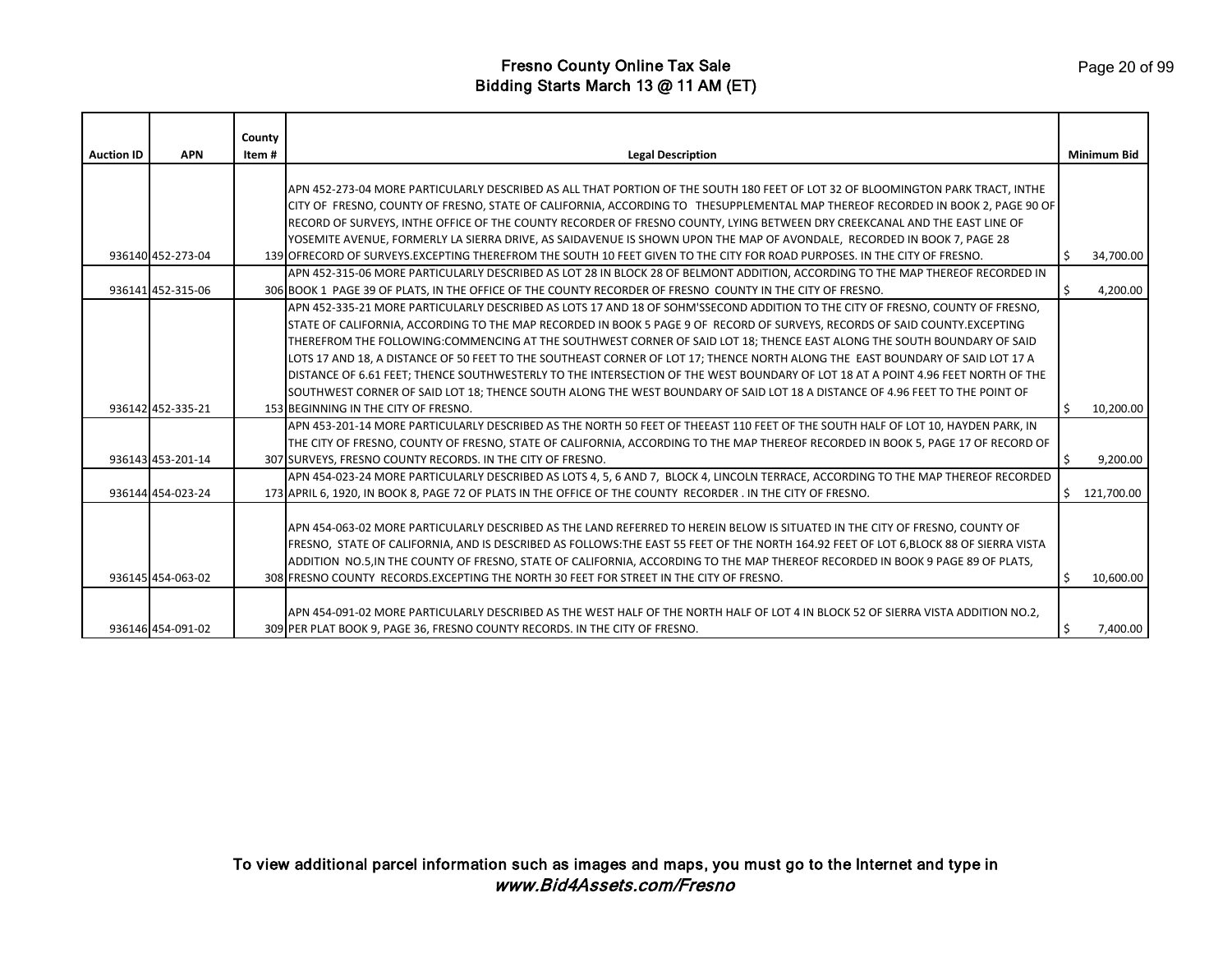# Fresno County Online Tax Sale
## Bidding Starts March 13 @ 11 AM (ET)

| Auction ID | APN | County Item # | Legal Description | Minimum Bid |
|---|---|---|---|---|
| 936140 | 452-273-04 | 139 | APN 452-273-04 MORE PARTICULARLY DESCRIBED AS ALL THAT PORTION OF THE SOUTH 180 FEET OF LOT 32 OF BLOOMINGTON PARK TRACT, INTHE CITY OF FRESNO, COUNTY OF FRESNO, STATE OF CALIFORNIA, ACCORDING TO THESUPPLEMENTAL MAP THEREOF RECORDED IN BOOK 2, PAGE 90 OF RECORD OF SURVEYS, INTHE OFFICE OF THE COUNTY RECORDER OF FRESNO COUNTY, LYING BETWEEN DRY CREEKCANAL AND THE EAST LINE OF YOSEMITE AVENUE, FORMERLY LA SIERRA DRIVE, AS SAIDAVENUE IS SHOWN UPON THE MAP OF AVONDALE, RECORDED IN BOOK 7, PAGE 28 OFRECORD OF SURVEYS.EXCEPTING THEREFROM THE SOUTH 10 FEET GIVEN TO THE CITY FOR ROAD PURPOSES. IN THE CITY OF FRESNO. | $ 34,700.00 |
| 936141 | 452-315-06 | 306 | APN 452-315-06 MORE PARTICULARLY DESCRIBED AS LOT 28 IN BLOCK 28 OF BELMONT ADDITION, ACCORDING TO THE MAP THEREOF RECORDED IN BOOK 1 PAGE 39 OF PLATS, IN THE OFFICE OF THE COUNTY RECORDER OF FRESNO COUNTY IN THE CITY OF FRESNO. | $ 4,200.00 |
| 936142 | 452-335-21 | 153 | APN 452-335-21 MORE PARTICULARLY DESCRIBED AS LOTS 17 AND 18 OF SOHM'SSECOND ADDITION TO THE CITY OF FRESNO, COUNTY OF FRESNO, STATE OF CALIFORNIA, ACCORDING TO THE MAP RECORDED IN BOOK 5 PAGE 9 OF RECORD OF SURVEYS, RECORDS OF SAID COUNTY.EXCEPTING THEREFROM THE FOLLOWING:COMMENCING AT THE SOUTHWEST CORNER OF SAID LOT 18; THENCE EAST ALONG THE SOUTH BOUNDARY OF SAID LOTS 17 AND 18, A DISTANCE OF 50 FEET TO THE SOUTHEAST CORNER OF LOT 17; THENCE NORTH ALONG THE EAST BOUNDARY OF SAID LOT 17 A DISTANCE OF 6.61 FEET; THENCE SOUTHWESTERLY TO THE INTERSECTION OF THE WEST BOUNDARY OF LOT 18 AT A POINT 4.96 FEET NORTH OF THE SOUTHWEST CORNER OF SAID LOT 18; THENCE SOUTH ALONG THE WEST BOUNDARY OF SAID LOT 18 A DISTANCE OF 4.96 FEET TO THE POINT OF BEGINNING IN THE CITY OF FRESNO. | $ 10,200.00 |
| 936143 | 453-201-14 | 307 | APN 453-201-14 MORE PARTICULARLY DESCRIBED AS THE NORTH 50 FEET OF THEEAST 110 FEET OF THE SOUTH HALF OF LOT 10, HAYDEN PARK, IN THE CITY OF FRESNO, COUNTY OF FRESNO, STATE OF CALIFORNIA, ACCORDING TO THE MAP THEREOF RECORDED IN BOOK 5, PAGE 17 OF RECORD OF SURVEYS, FRESNO COUNTY RECORDS. IN THE CITY OF FRESNO. | $ 9,200.00 |
| 936144 | 454-023-24 | 173 | APN 454-023-24 MORE PARTICULARLY DESCRIBED AS LOTS 4, 5, 6 AND 7, BLOCK 4, LINCOLN TERRACE, ACCORDING TO THE MAP THEREOF RECORDED APRIL 6, 1920, IN BOOK 8, PAGE 72 OF PLATS IN THE OFFICE OF THE COUNTY RECORDER . IN THE CITY OF FRESNO. | $ 121,700.00 |
| 936145 | 454-063-02 | 308 | APN 454-063-02 MORE PARTICULARLY DESCRIBED AS THE LAND REFERRED TO HEREIN BELOW IS SITUATED IN THE CITY OF FRESNO, COUNTY OF FRESNO, STATE OF CALIFORNIA, AND IS DESCRIBED AS FOLLOWS:THE EAST 55 FEET OF THE NORTH 164.92 FEET OF LOT 6,BLOCK 88 OF SIERRA VISTA ADDITION NO.5,IN THE COUNTY OF FRESNO, STATE OF CALIFORNIA, ACCORDING TO THE MAP THEREOF RECORDED IN BOOK 9 PAGE 89 OF PLATS, FRESNO COUNTY RECORDS.EXCEPTING THE NORTH 30 FEET FOR STREET IN THE CITY OF FRESNO. | $ 10,600.00 |
| 936146 | 454-091-02 | 309 | APN 454-091-02 MORE PARTICULARLY DESCRIBED AS THE WEST HALF OF THE NORTH HALF OF LOT 4 IN BLOCK 52 OF SIERRA VISTA ADDITION NO.2, PER PLAT BOOK 9, PAGE 36, FRESNO COUNTY RECORDS. IN THE CITY OF FRESNO. | $ 7,400.00 |

To view additional parcel information such as images and maps, you must go to the Internet and type in *www.Bid4Assets.com/Fresno*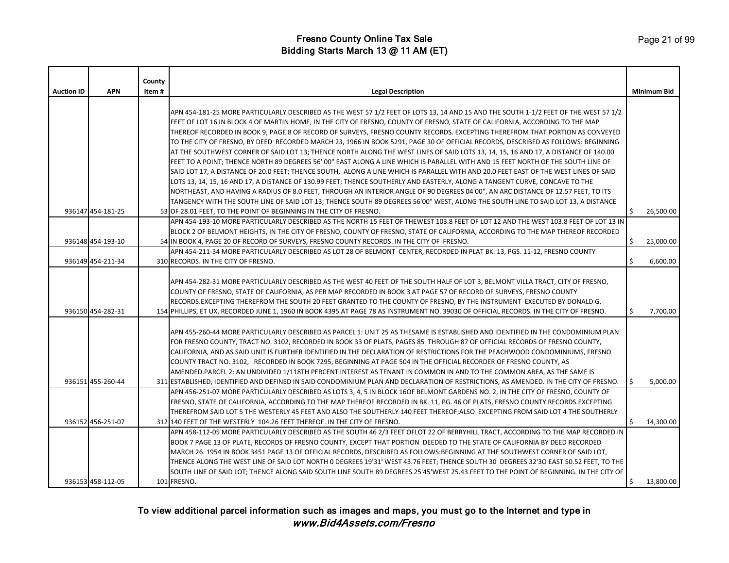# Fresno County Online Tax Sale
## Bidding Starts March 13 @ 11 AM (ET)

| Auction ID | APN | County Item # | Legal Description | Minimum Bid |
|---|---|---|---|---|
| 936147 | 454-181-25 | 53 | APN 454-181-25 MORE PARTICULARLY DESCRIBED AS THE WEST 57 1/2 FEET OF LOTS 13, 14 AND 15 AND THE SOUTH 1-1/2 FEET OF THE WEST 57 1/2 FEET OF LOT 16 IN BLOCK 4 OF MARTIN HOME, IN THE CITY OF FRESNO, COUNTY OF FRESNO, STATE OF CALIFORNIA, ACCORDING TO THE MAP THEREOF RECORDED IN BOOK 9, PAGE 8 OF RECORD OF SURVEYS, FRESNO COUNTY RECORDS. EXCEPTING THEREFROM THAT PORTION AS CONVEYED TO THE CITY OF FRESNO, BY DEED RECORDED MARCH 23, 1966 IN BOOK 5291, PAGE 30 OF OFFICIAL RECORDS, DESCRIBED AS FOLLOWS: BEGINNING AT THE SOUTHWEST CORNER OF SAID LOT 13; THENCE NORTH ALONG THE WEST LINES OF SAID LOTS 13, 14, 15, 16 AND 17, A DISTANCE OF 140.00 FEET TO A POINT; THENCE NORTH 89 DEGREES 56' 00" EAST ALONG A LINE WHICH IS PARALLEL WITH AND 15 FEET NORTH OF THE SOUTH LINE OF SAID LOT 17, A DISTANCE OF 20.0 FEET; THENCE SOUTH, ALONG A LINE WHICH IS PARALLEL WITH AND 20.0 FEET EAST OF THE WEST LINES OF SAID LOTS 13, 14, 15, 16 AND 17, A DISTANCE OF 130.99 FEET; THENCE SOUTHERLY AND EASTERLY, ALONG A TANGENT CURVE, CONCAVE TO THE NORTHEAST, AND HAVING A RADIUS OF 8.0 FEET, THROUGH AN INTERIOR ANGLE OF 90 DEGREES 04'00", AN ARC DISTANCE OF 12.57 FEET, TO ITS TANGENCY WITH THE SOUTH LINE OF SAID LOT 13; THENCE SOUTH 89 DEGREES 56'00" WEST, ALONG THE SOUTH LINE TO SAID LOT 13, A DISTANCE OF 28.01 FEET, TO THE POINT OF BEGINNING IN THE CITY OF FRESNO. | $ 26,500.00 |
| 936148 | 454-193-10 | 54 | APN 454-193-10 MORE PARTICULARLY DESCRIBED AS THE NORTH 15 FEET OF THEWEST 103.8 FEET OF LOT 12 AND THE WEST 103.8 FEET OF LOT 13 IN BLOCK 2 OF BELMONT HEIGHTS, IN THE CITY OF FRESNO, COUNTY OF FRESNO, STATE OF CALIFORNIA, ACCORDING TO THE MAP THEREOF RECORDED IN BOOK 4, PAGE 20 OF RECORD OF SURVEYS, FRESNO COUNTY RECORDS. IN THE CITY OF FRESNO. | $ 25,000.00 |
| 936149 | 454-211-34 | 310 | APN 454-211-34 MORE PARTICULARLY DESCRIBED AS LOT 28 OF BELMONT CENTER, RECORDED IN PLAT BK. 13, PGS. 11-12, FRESNO COUNTY RECORDS. IN THE CITY OF FRESNO. | $ 6,600.00 |
| 936150 | 454-282-31 | 154 | APN 454-282-31 MORE PARTICULARLY DESCRIBED AS THE WEST 40 FEET OF THE SOUTH HALF OF LOT 3, BELMONT VILLA TRACT, CITY OF FRESNO, COUNTY OF FRESNO, STATE OF CALIFORNIA, AS PER MAP RECORDED IN BOOK 3 AT PAGE 57 OF RECORD OF SURVEYS, FRESNO COUNTY RECORDS.EXCEPTING THEREFROM THE SOUTH 20 FEET GRANTED TO THE COUNTY OF FRESNO, BY THE INSTRUMENT EXECUTED BY DONALD G. PHILLIPS, ET UX, RECORDED JUNE 1, 1960 IN BOOK 4395 AT PAGE 78 AS INSTRUMENT NO. 39030 OF OFFICIAL RECORDS. IN THE CITY OF FRESNO. | $ 7,700.00 |
| 936151 | 455-260-44 | 311 | APN 455-260-44 MORE PARTICULARLY DESCRIBED AS PARCEL 1: UNIT 25 AS THESAME IS ESTABLISHED AND IDENTIFIED IN THE CONDOMINIUM PLAN FOR FRESNO COUNTY, TRACT NO. 3102, RECORDED IN BOOK 33 OF PLATS, PAGES 85 THROUGH 87 OF OFFICIAL RECORDS OF FRESNO COUNTY, CALIFORNIA, AND AS SAID UNIT IS FURTHER IDENTIFIED IN THE DECLARATION OF RESTRICTIONS FOR THE PEACHWOOD CONDOMINIUMS, FRESNO COUNTY TRACT NO. 3102, RECORDED IN BOOK 7295, BEGINNING AT PAGE 504 IN THE OFFICIAL RECORDER OF FRESNO COUNTY, AS AMENDED.PARCEL 2: AN UNDIVIDED 1/118TH PERCENT INTEREST AS TENANT IN COMMON IN AND TO THE COMMON AREA, AS THE SAME IS ESTABLISHED, IDENTIFIED AND DEFINED IN SAID CONDOMINIUM PLAN AND DECLARATION OF RESTRICTIONS, AS AMENDED. IN THE CITY OF FRESNO. | $ 5,000.00 |
| 936152 | 456-251-07 | 312 | APN 456-251-07 MORE PARTICULARLY DESCRIBED AS LOTS 3, 4, 5 IN BLOCK 16OF BELMONT GARDENS NO. 2, IN THE CITY OF FRESNO, COUNTY OF FRESNO, STATE OF CALIFORNIA, ACCORDING TO THE MAP THEREOF RECORDED IN BK. 11, PG. 46 OF PLATS, FRESNO COUNTY RECORDS.EXCEPTING THEREFROM SAID LOT 5 THE WESTERLY 45 FEET AND ALSO THE SOUTHERLY 140 FEET THEREOF;ALSO EXCEPTING FROM SAID LOT 4 THE SOUTHERLY 140 FEET OF THE WESTERLY 104.26 FEET THEREOF. IN THE CITY OF FRESNO. | $ 14,300.00 |
| 936153 | 458-112-05 | 101 | APN 458-112-05 MORE PARTICULARLY DESCRIBED AS THE SOUTH 46 2/3 FEET OFLOT 22 OF BERRYHILL TRACT, ACCORDING TO THE MAP RECORDED IN BOOK 7 PAGE 13 OF PLATE, RECORDS OF FRESNO COUNTY, EXCEPT THAT PORTION DEEDED TO THE STATE OF CALIFORNIA BY DEED RECORDED MARCH 26. 1954 IN BOOK 3451 PAGE 13 OF OFFICIAL RECORDS, DESCRIBED AS FOLLOWS:BEGINNING AT THE SOUTHWEST CORNER OF SAID LOT, THENCE ALONG THE WEST LINE OF SAID LOT NORTH 0 DEGREES 19'31' WEST 43.76 FEET; THENCE SOUTH 30 DEGREES 32'3O EAST 50.52 FEET, TO THE SOUTH LINE OF SAID LOT; THENCE ALONG SAID SOUTH LINE SOUTH 89 DEGREES 25'45'WEST 25.43 FEET TO THE POINT OF BEGINNING. IN THE CITY OF FRESNO. | $ 13,800.00 |

**To view additional parcel information such as images and maps, you must go to the Internet and type in** ***www.Bid4Assets.com/Fresno***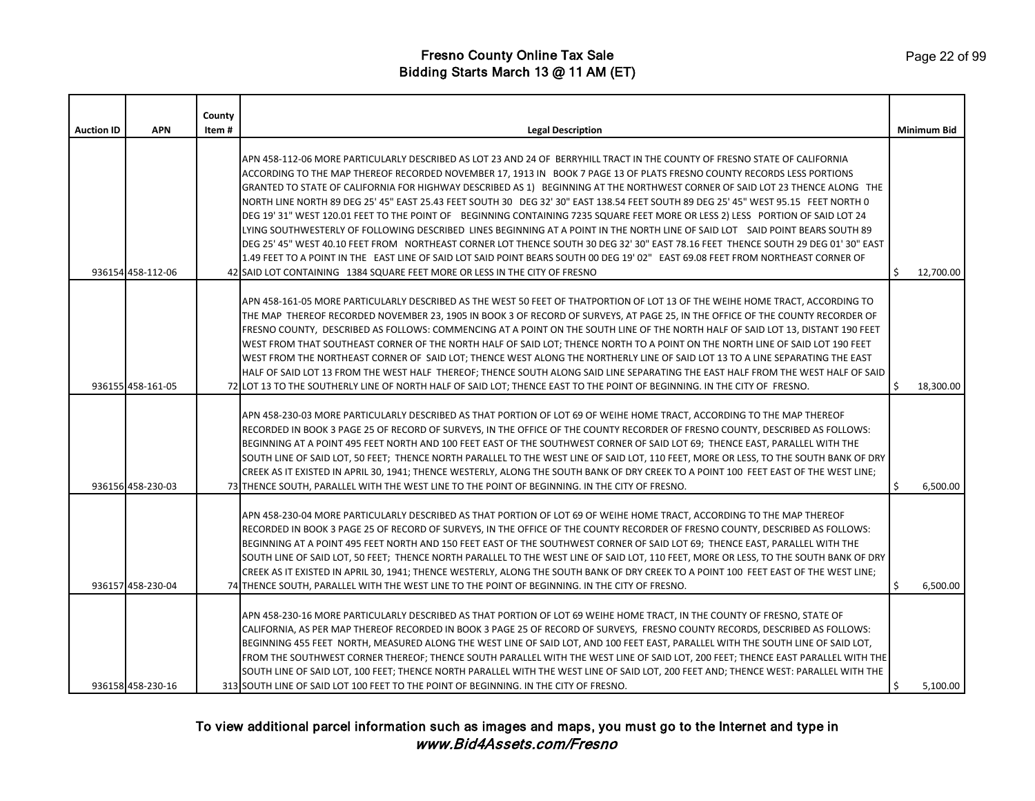# Fresno County Online Tax Sale
## Bidding Starts March 13 @ 11 AM (ET)

| Auction ID | APN | County Item # | Legal Description | Minimum Bid |
|---|---|---|---|---|
| 936154 | 458-112-06 | 42 | APN 458-112-06 MORE PARTICULARLY DESCRIBED AS LOT 23 AND 24 OF BERRYHILL TRACT IN THE COUNTY OF FRESNO STATE OF CALIFORNIA ACCORDING TO THE MAP THEREOF RECORDED NOVEMBER 17, 1913 IN BOOK 7 PAGE 13 OF PLATS FRESNO COUNTY RECORDS LESS PORTIONS GRANTED TO STATE OF CALIFORNIA FOR HIGHWAY DESCRIBED AS 1) BEGINNING AT THE NORTHWEST CORNER OF SAID LOT 23 THENCE ALONG THE NORTH LINE NORTH 89 DEG 25' 45" EAST 25.43 FEET SOUTH 30 DEG 32' 30" EAST 138.54 FEET SOUTH 89 DEG 25' 45" WEST 95.15 FEET NORTH 0 DEG 19' 31" WEST 120.01 FEET TO THE POINT OF BEGINNING CONTAINING 7235 SQUARE FEET MORE OR LESS 2) LESS PORTION OF SAID LOT 24 LYING SOUTHWESTERLY OF FOLLOWING DESCRIBED LINES BEGINNING AT A POINT IN THE NORTH LINE OF SAID LOT SAID POINT BEARS SOUTH 89 DEG 25' 45" WEST 40.10 FEET FROM NORTHEAST CORNER LOT THENCE SOUTH 30 DEG 32' 30" EAST 78.16 FEET THENCE SOUTH 29 DEG 01' 30" EAST 1.49 FEET TO A POINT IN THE EAST LINE OF SAID LOT SAID POINT BEARS SOUTH 00 DEG 19' 02" EAST 69.08 FEET FROM NORTHEAST CORNER OF SAID LOT CONTAINING 1384 SQUARE FEET MORE OR LESS IN THE CITY OF FRESNO | $ 12,700.00 |
| 936155 | 458-161-05 | 72 | APN 458-161-05 MORE PARTICULARLY DESCRIBED AS THE WEST 50 FEET OF THATPORTION OF LOT 13 OF THE WEIHE HOME TRACT, ACCORDING TO THE MAP THEREOF RECORDED NOVEMBER 23, 1905 IN BOOK 3 OF RECORD OF SURVEYS, AT PAGE 25, IN THE OFFICE OF THE COUNTY RECORDER OF FRESNO COUNTY, DESCRIBED AS FOLLOWS: COMMENCING AT A POINT ON THE SOUTH LINE OF THE NORTH HALF OF SAID LOT 13, DISTANT 190 FEET WEST FROM THAT SOUTHEAST CORNER OF THE NORTH HALF OF SAID LOT; THENCE NORTH TO A POINT ON THE NORTH LINE OF SAID LOT 190 FEET WEST FROM THE NORTHEAST CORNER OF SAID LOT; THENCE WEST ALONG THE NORTHERLY LINE OF SAID LOT 13 TO A LINE SEPARATING THE EAST HALF OF SAID LOT 13 FROM THE WEST HALF THEREOF; THENCE SOUTH ALONG SAID LINE SEPARATING THE EAST HALF FROM THE WEST HALF OF SAID LOT 13 TO THE SOUTHERLY LINE OF NORTH HALF OF SAID LOT; THENCE EAST TO THE POINT OF BEGINNING. IN THE CITY OF FRESNO. | $ 18,300.00 |
| 936156 | 458-230-03 | 73 | APN 458-230-03 MORE PARTICULARLY DESCRIBED AS THAT PORTION OF LOT 69 OF WEIHE HOME TRACT, ACCORDING TO THE MAP THEREOF RECORDED IN BOOK 3 PAGE 25 OF RECORD OF SURVEYS, IN THE OFFICE OF THE COUNTY RECORDER OF FRESNO COUNTY, DESCRIBED AS FOLLOWS: BEGINNING AT A POINT 495 FEET NORTH AND 100 FEET EAST OF THE SOUTHWEST CORNER OF SAID LOT 69; THENCE EAST, PARALLEL WITH THE SOUTH LINE OF SAID LOT, 50 FEET; THENCE NORTH PARALLEL TO THE WEST LINE OF SAID LOT, 110 FEET, MORE OR LESS, TO THE SOUTH BANK OF DRY CREEK AS IT EXISTED IN APRIL 30, 1941; THENCE WESTERLY, ALONG THE SOUTH BANK OF DRY CREEK TO A POINT 100 FEET EAST OF THE WEST LINE; THENCE SOUTH, PARALLEL WITH THE WEST LINE TO THE POINT OF BEGINNING. IN THE CITY OF FRESNO. | $ 6,500.00 |
| 936157 | 458-230-04 | 74 | APN 458-230-04 MORE PARTICULARLY DESCRIBED AS THAT PORTION OF LOT 69 OF WEIHE HOME TRACT, ACCORDING TO THE MAP THEREOF RECORDED IN BOOK 3 PAGE 25 OF RECORD OF SURVEYS, IN THE OFFICE OF THE COUNTY RECORDER OF FRESNO COUNTY, DESCRIBED AS FOLLOWS: BEGINNING AT A POINT 495 FEET NORTH AND 150 FEET EAST OF THE SOUTHWEST CORNER OF SAID LOT 69; THENCE EAST, PARALLEL WITH THE SOUTH LINE OF SAID LOT, 50 FEET; THENCE NORTH PARALLEL TO THE WEST LINE OF SAID LOT, 110 FEET, MORE OR LESS, TO THE SOUTH BANK OF DRY CREEK AS IT EXISTED IN APRIL 30, 1941; THENCE WESTERLY, ALONG THE SOUTH BANK OF DRY CREEK TO A POINT 100 FEET EAST OF THE WEST LINE; THENCE SOUTH, PARALLEL WITH THE WEST LINE TO THE POINT OF BEGINNING. IN THE CITY OF FRESNO. | $ 6,500.00 |
| 936158 | 458-230-16 | 313 | APN 458-230-16 MORE PARTICULARLY DESCRIBED AS THAT PORTION OF LOT 69 WEIHE HOME TRACT, IN THE COUNTY OF FRESNO, STATE OF CALIFORNIA, AS PER MAP THEREOF RECORDED IN BOOK 3 PAGE 25 OF RECORD OF SURVEYS, FRESNO COUNTY RECORDS, DESCRIBED AS FOLLOWS: BEGINNING 455 FEET NORTH, MEASURED ALONG THE WEST LINE OF SAID LOT, AND 100 FEET EAST, PARALLEL WITH THE SOUTH LINE OF SAID LOT, FROM THE SOUTHWEST CORNER THEREOF; THENCE SOUTH PARALLEL WITH THE WEST LINE OF SAID LOT, 200 FEET; THENCE EAST PARALLEL WITH THE SOUTH LINE OF SAID LOT, 100 FEET; THENCE NORTH PARALLEL WITH THE WEST LINE OF SAID LOT, 200 FEET AND; THENCE WEST: PARALLEL WITH THE SOUTH LINE OF SAID LOT 100 FEET TO THE POINT OF BEGINNING. IN THE CITY OF FRESNO. | $ 5,100.00 |

To view additional parcel information such as images and maps, you must go to the Internet and type in *www.Bid4Assets.com/Fresno*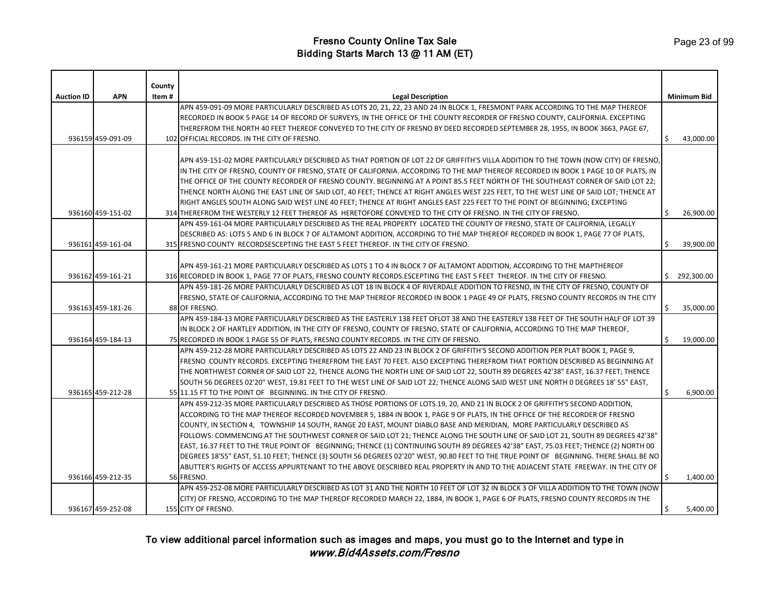# Fresno County Online Tax Sale
## Bidding Starts March 13 @ 11 AM (ET)

| Auction ID | APN | County Item # | Legal Description | Minimum Bid |
|---|---|---|---|---|
| 936159 | 459-091-09 | 102 | APN 459-091-09 MORE PARTICULARLY DESCRIBED AS LOTS 20, 21, 22, 23 AND 24 IN BLOCK 1, FRESMONT PARK ACCORDING TO THE MAP THEREOF RECORDED IN BOOK 5 PAGE 14 OF RECORD OF SURVEYS, IN THE OFFICE OF THE COUNTY RECORDER OF FRESNO COUNTY, CALIFORNIA. EXCEPTING THEREFROM THE NORTH 40 FEET THEREOF CONVEYED TO THE CITY OF FRESNO BY DEED RECORDED SEPTEMBER 28, 1955, IN BOOK 3663, PAGE 67, OFFICIAL RECORDS. IN THE CITY OF FRESNO. | $ 43,000.00 |
| 936160 | 459-151-02 | 314 | APN 459-151-02 MORE PARTICULARLY DESCRIBED AS THAT PORTION OF LOT 22 OF GRIFFITH'S VILLA ADDITION TO THE TOWN (NOW CITY) OF FRESNO, IN THE CITY OF FRESNO, COUNTY OF FRESNO, STATE OF CALIFORNIA. ACCORDING TO THE MAP THEREOF RECORDED IN BOOK 1 PAGE 10 OF PLATS, IN THE OFFICE OF THE COUNTY RECORDER OF FRESNO COUNTY. BEGINNING AT A POINT 85.5 FEET NORTH OF THE SOUTHEAST CORNER OF SAID LOT 22; THENCE NORTH ALONG THE EAST LINE OF SAID LOT, 40 FEET; THENCE AT RIGHT ANGLES WEST 225 FEET, TO THE WEST LINE OF SAID LOT; THENCE AT RIGHT ANGLES SOUTH ALONG SAID WEST LINE 40 FEET; THENCE AT RIGHT ANGLES EAST 225 FEET TO THE POINT OF BEGINNING; EXCEPTING THEREFROM THE WESTERLY 12 FEET THEREOF AS HERETOFORE CONVEYED TO THE CITY OF FRESNO. IN THE CITY OF FRESNO. | $ 26,900.00 |
| 936161 | 459-161-04 | 315 | APN 459-161-04 MORE PARTICULARLY DESCRIBED AS THE REAL PROPERTY LOCATED THE COUNTY OF FRESNO, STATE OF CALIFORNIA, LEGALLY DESCRIBED AS: LOTS 5 AND 6 IN BLOCK 7 OF ALTAMONT ADDITION, ACCORDING TO THE MAP THEREOF RECORDED IN BOOK 1, PAGE 77 OF PLATS, FRESNO COUNTY RECORDSESCEPTING THE EAST 5 FEET THEREOF. IN THE CITY OF FRESNO. | $ 39,900.00 |
| 936162 | 459-161-21 | 316 | APN 459-161-21 MORE PARTICULARLY DESCRIBED AS LOTS 1 TO 4 IN BLOCK 7 OF ALTAMONT ADDITION, ACCORDING TO THE MAPTHEREOF RECORDED IN BOOK 1, PAGE 77 OF PLATS, FRESNO COUNTY RECORDS.ESCEPTING THE EAST 5 FEET THEREOF. IN THE CITY OF FRESNO. | $ 292,300.00 |
| 936163 | 459-181-26 | 88 | APN 459-181-26 MORE PARTICULARLY DESCRIBED AS LOT 18 IN BLOCK 4 OF RIVERDALE ADDITION TO FRESNO, IN THE CITY OF FRESNO, COUNTY OF FRESNO, STATE OF CALIFORNIA, ACCORDING TO THE MAP THEREOF RECORDED IN BOOK 1 PAGE 49 OF PLATS, FRESNO COUNTY RECORDS IN THE CITY OF FRESNO. | $ 35,000.00 |
| 936164 | 459-184-13 | 75 | APN 459-184-13 MORE PARTICULARLY DESCRIBED AS THE EASTERLY 138 FEET OFLOT 38 AND THE EASTERLY 138 FEET OF THE SOUTH HALF OF LOT 39 IN BLOCK 2 OF HARTLEY ADDITION, IN THE CITY OF FRESNO, COUNTY OF FRESNO, STATE OF CALIFORNIA, ACCORDING TO THE MAP THEREOF, RECORDED IN BOOK 1 PAGE 55 OF PLATS, FRESNO COUNTY RECORDS. IN THE CITY OF FRESNO. | $ 19,000.00 |
| 936165 | 459-212-28 | 55 | APN 459-212-28 MORE PARTICULARLY DESCRIBED AS LOTS 22 AND 23 IN BLOCK 2 OF GRIFFITH'S SECOND ADDITION PER PLAT BOOK 1, PAGE 9, FRESNO COUNTY RECORDS. EXCEPTING THEREFROM THE EAST 70 FEET. ALSO EXCEPTING THEREFROM THAT PORTION DESCRIBED AS BEGINNING AT THE NORTHWEST CORNER OF SAID LOT 22, THENCE ALONG THE NORTH LINE OF SAID LOT 22, SOUTH 89 DEGREES 42'38" EAST, 16.37 FEET; THENCE SOUTH 56 DEGREES 02'20" WEST, 19.81 FEET TO THE WEST LINE OF SAID LOT 22; THENCE ALONG SAID WEST LINE NORTH 0 DEGREES 18' 55" EAST, 11.15 FT TO THE POINT OF BEGINNING. IN THE CITY OF FRESNO. | $ 6,900.00 |
| 936166 | 459-212-35 | 56 | APN 459-212-35 MORE PARTICULARLY DESCRIBED AS THOSE PORTIONS OF LOTS 19, 20, AND 21 IN BLOCK 2 OF GRIFFITH'S SECOND ADDITION, ACCORDING TO THE MAP THEREOF RECORDED NOVEMBER 5, 1884 IN BOOK 1, PAGE 9 OF PLATS, IN THE OFFICE OF THE RECORDER OF FRESNO COUNTY, IN SECTION 4, TOWNSHIP 14 SOUTH, RANGE 20 EAST, MOUNT DIABLO BASE AND MERIDIAN, MORE PARTICULARLY DESCRIBED AS FOLLOWS: COMMENCING AT THE SOUTHWEST CORNER OF SAID LOT 21; THENCE ALONG THE SOUTH LINE OF SAID LOT 21, SOUTH 89 DEGREES 42'38" EAST, 16.37 FEET TO THE TRUE POINT OF BEGINNING; THENCE (1) CONTINUING SOUTH 89 DEGREES 42'38" EAST, 75.03 FEET; THENCE (2) NORTH 00 DEGREES 18'55" EAST, 51.10 FEET; THENCE (3) SOUTH 56 DEGREES 02'20" WEST, 90.80 FEET TO THE TRUE POINT OF BEGINNING. THERE SHALL BE NO ABUTTER'S RIGHTS OF ACCESS APPURTENANT TO THE ABOVE DESCRIBED REAL PROPERTY IN AND TO THE ADJACENT STATE FREEWAY. IN THE CITY OF FRESNO. | $ 1,400.00 |
| 936167 | 459-252-08 | 155 | APN 459-252-08 MORE PARTICULARLY DESCRIBED AS LOT 31 AND THE NORTH 10 FEET OF LOT 32 IN BLOCK 3 OF VILLA ADDITION TO THE TOWN (NOW CITY) OF FRESNO, ACCORDING TO THE MAP THEREOF RECORDED MARCH 22, 1884, IN BOOK 1, PAGE 6 OF PLATS, FRESNO COUNTY RECORDS IN THE CITY OF FRESNO. | $ 5,400.00 |

**To view additional parcel information such as images and maps, you must go to the Internet and type in** ***www.Bid4Assets.com/Fresno***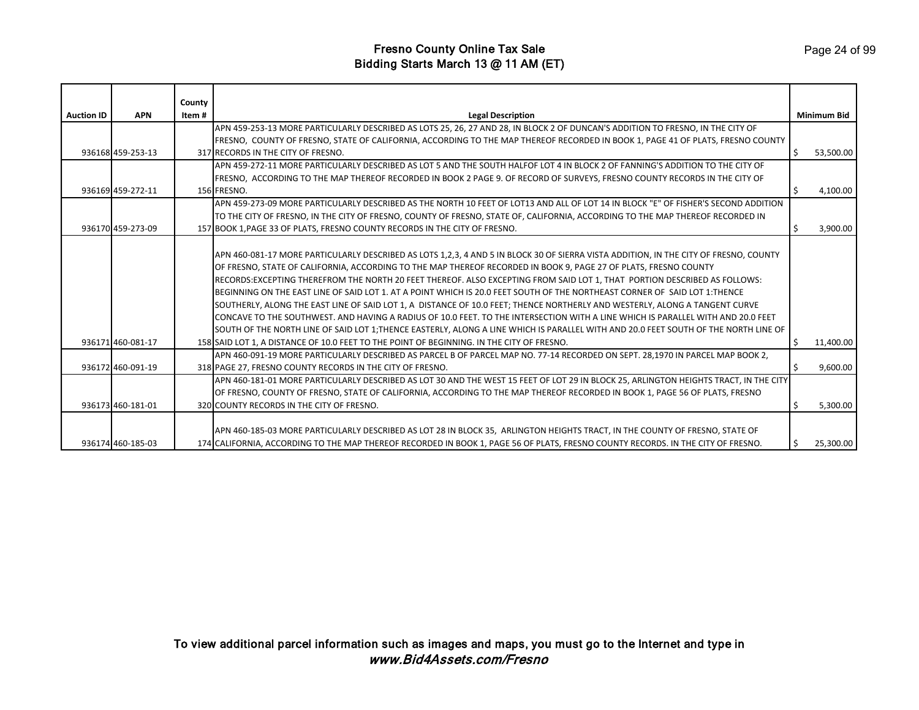# Fresno County Online Tax Sale
## Bidding Starts March 13 @ 11 AM (ET)

| Auction ID | APN | County Item # | Legal Description | Minimum Bid |
|---|---|---|---|---|
| 936168 | 459-253-13 | 317 | APN 459-253-13 MORE PARTICULARLY DESCRIBED AS LOTS 25, 26, 27 AND 28, IN BLOCK 2 OF DUNCAN'S ADDITION TO FRESNO, IN THE CITY OF FRESNO, COUNTY OF FRESNO, STATE OF CALIFORNIA, ACCORDING TO THE MAP THEREOF RECORDED IN BOOK 1, PAGE 41 OF PLATS, FRESNO COUNTY RECORDS IN THE CITY OF FRESNO. | $ 53,500.00 |
| 936169 | 459-272-11 | 156 | APN 459-272-11 MORE PARTICULARLY DESCRIBED AS LOT 5 AND THE SOUTH HALFOF LOT 4 IN BLOCK 2 OF FANNING'S ADDITION TO THE CITY OF FRESNO, ACCORDING TO THE MAP THEREOF RECORDED IN BOOK 2 PAGE 9. OF RECORD OF SURVEYS, FRESNO COUNTY RECORDS IN THE CITY OF FRESNO. | $ 4,100.00 |
| 936170 | 459-273-09 | 157 | APN 459-273-09 MORE PARTICULARLY DESCRIBED AS THE NORTH 10 FEET OF LOT13 AND ALL OF LOT 14 IN BLOCK "E" OF FISHER'S SECOND ADDITION TO THE CITY OF FRESNO, IN THE CITY OF FRESNO, COUNTY OF FRESNO, STATE OF, CALIFORNIA, ACCORDING TO THE MAP THEREOF RECORDED IN BOOK 1,PAGE 33 OF PLATS, FRESNO COUNTY RECORDS IN THE CITY OF FRESNO. | $ 3,900.00 |
| 936171 | 460-081-17 | 158 | APN 460-081-17 MORE PARTICULARLY DESCRIBED AS LOTS 1,2,3, 4 AND 5 IN BLOCK 30 OF SIERRA VISTA ADDITION, IN THE CITY OF FRESNO, COUNTY OF FRESNO, STATE OF CALIFORNIA, ACCORDING TO THE MAP THEREOF RECORDED IN BOOK 9, PAGE 27 OF PLATS, FRESNO COUNTY RECORDS:EXCEPTING THEREFROM THE NORTH 20 FEET THEREOF. ALSO EXCEPTING FROM SAID LOT 1, THAT PORTION DESCRIBED AS FOLLOWS: BEGINNING ON THE EAST LINE OF SAID LOT 1. AT A POINT WHICH IS 20.0 FEET SOUTH OF THE NORTHEAST CORNER OF SAID LOT 1:THENCE SOUTHERLY, ALONG THE EAST LINE OF SAID LOT 1, A DISTANCE OF 10.0 FEET; THENCE NORTHERLY AND WESTERLY, ALONG A TANGENT CURVE CONCAVE TO THE SOUTHWEST. AND HAVING A RADIUS OF 10.0 FEET. TO THE INTERSECTION WITH A LINE WHICH IS PARALLEL WITH AND 20.0 FEET SOUTH OF THE NORTH LINE OF SAID LOT 1;THENCE EASTERLY, ALONG A LINE WHICH IS PARALLEL WITH AND 20.0 FEET SOUTH OF THE NORTH LINE OF SAID LOT 1, A DISTANCE OF 10.0 FEET TO THE POINT OF BEGINNING. IN THE CITY OF FRESNO. | $ 11,400.00 |
| 936172 | 460-091-19 | 318 | APN 460-091-19 MORE PARTICULARLY DESCRIBED AS PARCEL B OF PARCEL MAP NO. 77-14 RECORDED ON SEPT. 28,1970 IN PARCEL MAP BOOK 2, PAGE 27, FRESNO COUNTY RECORDS IN THE CITY OF FRESNO. | $ 9,600.00 |
| 936173 | 460-181-01 | 320 | APN 460-181-01 MORE PARTICULARLY DESCRIBED AS LOT 30 AND THE WEST 15 FEET OF LOT 29 IN BLOCK 25, ARLINGTON HEIGHTS TRACT, IN THE CITY OF FRESNO, COUNTY OF FRESNO, STATE OF CALIFORNIA, ACCORDING TO THE MAP THEREOF RECORDED IN BOOK 1, PAGE 56 OF PLATS, FRESNO COUNTY RECORDS IN THE CITY OF FRESNO. | $ 5,300.00 |
| 936174 | 460-185-03 | 174 | APN 460-185-03 MORE PARTICULARLY DESCRIBED AS LOT 28 IN BLOCK 35, ARLINGTON HEIGHTS TRACT, IN THE COUNTY OF FRESNO, STATE OF CALIFORNIA, ACCORDING TO THE MAP THEREOF RECORDED IN BOOK 1, PAGE 56 OF PLATS, FRESNO COUNTY RECORDS. IN THE CITY OF FRESNO. | $ 25,300.00 |

To view additional parcel information such as images and maps, you must go to the Internet and type in *www.Bid4Assets.com/Fresno*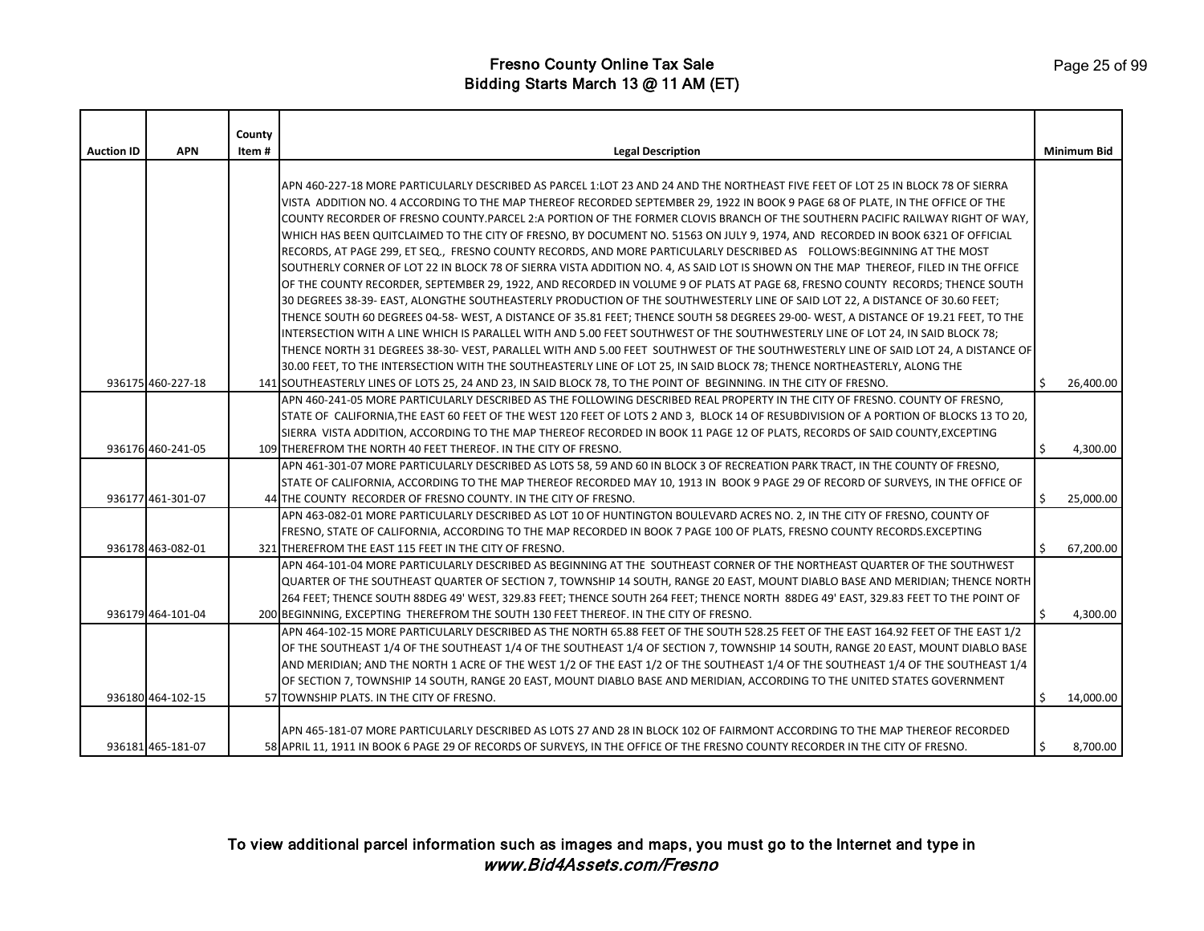# Fresno County Online Tax Sale
## Bidding Starts March 13 @ 11 AM (ET)

| Auction ID | APN | County Item # | Legal Description | Minimum Bid |
|---|---|---|---|---|
| 936175 | 460-227-18 | 141 | APN 460-227-18 MORE PARTICULARLY DESCRIBED AS PARCEL 1:LOT 23 AND 24 AND THE NORTHEAST FIVE FEET OF LOT 25 IN BLOCK 78 OF SIERRA VISTA ADDITION NO. 4 ACCORDING TO THE MAP THEREOF RECORDED SEPTEMBER 29, 1922 IN BOOK 9 PAGE 68 OF PLATE, IN THE OFFICE OF THE COUNTY RECORDER OF FRESNO COUNTY.PARCEL 2:A PORTION OF THE FORMER CLOVIS BRANCH OF THE SOUTHERN PACIFIC RAILWAY RIGHT OF WAY, WHICH HAS BEEN QUITCLAIMED TO THE CITY OF FRESNO, BY DOCUMENT NO. 51563 ON JULY 9, 1974, AND RECORDED IN BOOK 6321 OF OFFICIAL RECORDS, AT PAGE 299, ET SEQ., FRESNO COUNTY RECORDS, AND MORE PARTICULARLY DESCRIBED AS FOLLOWS:BEGINNING AT THE MOST SOUTHERLY CORNER OF LOT 22 IN BLOCK 78 OF SIERRA VISTA ADDITION NO. 4, AS SAID LOT IS SHOWN ON THE MAP THEREOF, FILED IN THE OFFICE OF THE COUNTY RECORDER, SEPTEMBER 29, 1922, AND RECORDED IN VOLUME 9 OF PLATS AT PAGE 68, FRESNO COUNTY RECORDS; THENCE SOUTH 30 DEGREES 38-39- EAST, ALONGTHE SOUTHEASTERLY PRODUCTION OF THE SOUTHWESTERLY LINE OF SAID LOT 22, A DISTANCE OF 30.60 FEET; THENCE SOUTH 60 DEGREES 04-58- WEST, A DISTANCE OF 35.81 FEET; THENCE SOUTH 58 DEGREES 29-00- WEST, A DISTANCE OF 19.21 FEET, TO THE INTERSECTION WITH A LINE WHICH IS PARALLEL WITH AND 5.00 FEET SOUTHWEST OF THE SOUTHWESTERLY LINE OF LOT 24, IN SAID BLOCK 78; THENCE NORTH 31 DEGREES 38-30- VEST, PARALLEL WITH AND 5.00 FEET SOUTHWEST OF THE SOUTHWESTERLY LINE OF SAID LOT 24, A DISTANCE OF 30.00 FEET, TO THE INTERSECTION WITH THE SOUTHEASTERLY LINE OF LOT 25, IN SAID BLOCK 78; THENCE NORTHEASTERLY, ALONG THE SOUTHEASTERLY LINES OF LOTS 25, 24 AND 23, IN SAID BLOCK 78, TO THE POINT OF BEGINNING. IN THE CITY OF FRESNO. | $ 26,400.00 |
| 936176 | 460-241-05 | 109 | APN 460-241-05 MORE PARTICULARLY DESCRIBED AS THE FOLLOWING DESCRIBED REAL PROPERTY IN THE CITY OF FRESNO. COUNTY OF FRESNO, STATE OF CALIFORNIA,THE EAST 60 FEET OF THE WEST 120 FEET OF LOTS 2 AND 3, BLOCK 14 OF RESUBDIVISION OF A PORTION OF BLOCKS 13 TO 20, SIERRA VISTA ADDITION, ACCORDING TO THE MAP THEREOF RECORDED IN BOOK 11 PAGE 12 OF PLATS, RECORDS OF SAID COUNTY,EXCEPTING THEREFROM THE NORTH 40 FEET THEREOF. IN THE CITY OF FRESNO. | $ 4,300.00 |
| 936177 | 461-301-07 | 44 | APN 461-301-07 MORE PARTICULARLY DESCRIBED AS LOTS 58, 59 AND 60 IN BLOCK 3 OF RECREATION PARK TRACT, IN THE COUNTY OF FRESNO, STATE OF CALIFORNIA, ACCORDING TO THE MAP THEREOF RECORDED MAY 10, 1913 IN BOOK 9 PAGE 29 OF RECORD OF SURVEYS, IN THE OFFICE OF THE COUNTY RECORDER OF FRESNO COUNTY. IN THE CITY OF FRESNO. | $ 25,000.00 |
| 936178 | 463-082-01 | 321 | APN 463-082-01 MORE PARTICULARLY DESCRIBED AS LOT 10 OF HUNTINGTON BOULEVARD ACRES NO. 2, IN THE CITY OF FRESNO, COUNTY OF FRESNO, STATE OF CALIFORNIA, ACCORDING TO THE MAP RECORDED IN BOOK 7 PAGE 100 OF PLATS, FRESNO COUNTY RECORDS.EXCEPTING THEREFROM THE EAST 115 FEET IN THE CITY OF FRESNO. | $ 67,200.00 |
| 936179 | 464-101-04 | 200 | APN 464-101-04 MORE PARTICULARLY DESCRIBED AS BEGINNING AT THE SOUTHEAST CORNER OF THE NORTHEAST QUARTER OF THE SOUTHWEST QUARTER OF THE SOUTHEAST QUARTER OF SECTION 7, TOWNSHIP 14 SOUTH, RANGE 20 EAST, MOUNT DIABLO BASE AND MERIDIAN; THENCE NORTH 264 FEET; THENCE SOUTH 88DEG 49' WEST, 329.83 FEET; THENCE SOUTH 264 FEET; THENCE NORTH 88DEG 49' EAST, 329.83 FEET TO THE POINT OF BEGINNING, EXCEPTING THEREFROM THE SOUTH 130 FEET THEREOF. IN THE CITY OF FRESNO. | $ 4,300.00 |
| 936180 | 464-102-15 | 57 | APN 464-102-15 MORE PARTICULARLY DESCRIBED AS THE NORTH 65.88 FEET OF THE SOUTH 528.25 FEET OF THE EAST 164.92 FEET OF THE EAST 1/2 OF THE SOUTHEAST 1/4 OF THE SOUTHEAST 1/4 OF THE SOUTHEAST 1/4 OF SECTION 7, TOWNSHIP 14 SOUTH, RANGE 20 EAST, MOUNT DIABLO BASE AND MERIDIAN; AND THE NORTH 1 ACRE OF THE WEST 1/2 OF THE EAST 1/2 OF THE SOUTHEAST 1/4 OF THE SOUTHEAST 1/4 OF THE SOUTHEAST 1/4 OF SECTION 7, TOWNSHIP 14 SOUTH, RANGE 20 EAST, MOUNT DIABLO BASE AND MERIDIAN, ACCORDING TO THE UNITED STATES GOVERNMENT TOWNSHIP PLATS. IN THE CITY OF FRESNO. | $ 14,000.00 |
| 936181 | 465-181-07 | 58 | APN 465-181-07 MORE PARTICULARLY DESCRIBED AS LOTS 27 AND 28 IN BLOCK 102 OF FAIRMONT ACCORDING TO THE MAP THEREOF RECORDED APRIL 11, 1911 IN BOOK 6 PAGE 29 OF RECORDS OF SURVEYS, IN THE OFFICE OF THE FRESNO COUNTY RECORDER IN THE CITY OF FRESNO. | $ 8,700.00 |

To view additional parcel information such as images and maps, you must go to the Internet and type in
*www.Bid4Assets.com/Fresno*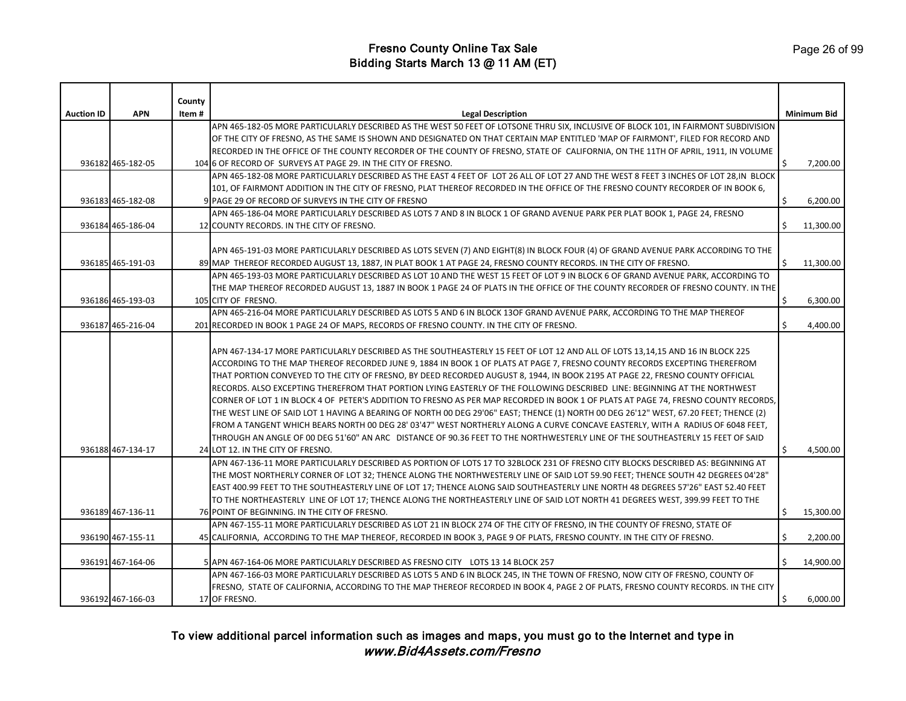# Fresno County Online Tax Sale
## Bidding Starts March 13 @ 11 AM (ET)

| Auction ID | APN | County Item # | Legal Description | Minimum Bid |
|---|---|---|---|---|
| 936182 | 465-182-05 | 104 | APN 465-182-05 MORE PARTICULARLY DESCRIBED AS THE WEST 50 FEET OF LOTSONE THRU SIX, INCLUSIVE OF BLOCK 101, IN FAIRMONT SUBDIVISION OF THE CITY OF FRESNO, AS THE SAME IS SHOWN AND DESIGNATED ON THAT CERTAIN MAP ENTITLED 'MAP OF FAIRMONT', FILED FOR RECORD AND RECORDED IN THE OFFICE OF THE COUNTY RECORDER OF THE COUNTY OF FRESNO, STATE OF CALIFORNIA, ON THE 11TH OF APRIL, 1911, IN VOLUME 6 OF RECORD OF SURVEYS AT PAGE 29. IN THE CITY OF FRESNO. | $ 7,200.00 |
| 936183 | 465-182-08 | 9 | APN 465-182-08 MORE PARTICULARLY DESCRIBED AS THE EAST 4 FEET OF LOT 26 ALL OF LOT 27 AND THE WEST 8 FEET 3 INCHES OF LOT 28,IN BLOCK 101, OF FAIRMONT ADDITION IN THE CITY OF FRESNO, PLAT THEREOF RECORDED IN THE OFFICE OF THE FRESNO COUNTY RECORDER OF IN BOOK 6, PAGE 29 OF RECORD OF SURVEYS IN THE CITY OF FRESNO | $ 6,200.00 |
| 936184 | 465-186-04 | 12 | APN 465-186-04 MORE PARTICULARLY DESCRIBED AS LOTS 7 AND 8 IN BLOCK 1 OF GRAND AVENUE PARK PER PLAT BOOK 1, PAGE 24, FRESNO COUNTY RECORDS. IN THE CITY OF FRESNO. | $ 11,300.00 |
| 936185 | 465-191-03 | 89 | APN 465-191-03 MORE PARTICULARLY DESCRIBED AS LOTS SEVEN (7) AND EIGHT(8) IN BLOCK FOUR (4) OF GRAND AVENUE PARK ACCORDING TO THE MAP THEREOF RECORDED AUGUST 13, 1887, IN PLAT BOOK 1 AT PAGE 24, FRESNO COUNTY RECORDS. IN THE CITY OF FRESNO. | $ 11,300.00 |
| 936186 | 465-193-03 | 105 | APN 465-193-03 MORE PARTICULARLY DESCRIBED AS LOT 10 AND THE WEST 15 FEET OF LOT 9 IN BLOCK 6 OF GRAND AVENUE PARK, ACCORDING TO THE MAP THEREOF RECORDED AUGUST 13, 1887 IN BOOK 1 PAGE 24 OF PLATS IN THE OFFICE OF THE COUNTY RECORDER OF FRESNO COUNTY. IN THE CITY OF FRESNO. | $ 6,300.00 |
| 936187 | 465-216-04 | 201 | APN 465-216-04 MORE PARTICULARLY DESCRIBED AS LOTS 5 AND 6 IN BLOCK 13OF GRAND AVENUE PARK, ACCORDING TO THE MAP THEREOF RECORDED IN BOOK 1 PAGE 24 OF MAPS, RECORDS OF FRESNO COUNTY. IN THE CITY OF FRESNO. | $ 4,400.00 |
| 936188 | 467-134-17 | 24 | APN 467-134-17 MORE PARTICULARLY DESCRIBED AS THE SOUTHEASTERLY 15 FEET OF LOT 12 AND ALL OF LOTS 13,14,15 AND 16 IN BLOCK 225 ACCORDING TO THE MAP THEREOF RECORDED JUNE 9, 1884 IN BOOK 1 OF PLATS AT PAGE 7, FRESNO COUNTY RECORDS EXCEPTING THEREFROM THAT PORTION CONVEYED TO THE CITY OF FRESNO, BY DEED RECORDED AUGUST 8, 1944, IN BOOK 2195 AT PAGE 22, FRESNO COUNTY OFFICIAL RECORDS. ALSO EXCEPTING THEREFROM THAT PORTION LYING EASTERLY OF THE FOLLOWING DESCRIBED LINE: BEGINNING AT THE NORTHWEST CORNER OF LOT 1 IN BLOCK 4 OF PETER'S ADDITION TO FRESNO AS PER MAP RECORDED IN BOOK 1 OF PLATS AT PAGE 74, FRESNO COUNTY RECORDS, THE WEST LINE OF SAID LOT 1 HAVING A BEARING OF NORTH 00 DEG 29'06" EAST; THENCE (1) NORTH 00 DEG 26'12" WEST, 67.20 FEET; THENCE (2) FROM A TANGENT WHICH BEARS NORTH 00 DEG 28' 03'47" WEST NORTHERLY ALONG A CURVE CONCAVE EASTERLY, WITH A RADIUS OF 6048 FEET, THROUGH AN ANGLE OF 00 DEG 51'60" AN ARC DISTANCE OF 90.36 FEET TO THE NORTHWESTERLY LINE OF THE SOUTHEASTERLY 15 FEET OF SAID LOT 12. IN THE CITY OF FRESNO. | $ 4,500.00 |
| 936189 | 467-136-11 | 76 | APN 467-136-11 MORE PARTICULARLY DESCRIBED AS PORTION OF LOTS 17 TO 32BLOCK 231 OF FRESNO CITY BLOCKS DESCRIBED AS: BEGINNING AT THE MOST NORTHERLY CORNER OF LOT 32; THENCE ALONG THE NORTHWESTERLY LINE OF SAID LOT 59.90 FEET; THENCE SOUTH 42 DEGREES 04'28" EAST 400.99 FEET TO THE SOUTHEASTERLY LINE OF LOT 17; THENCE ALONG SAID SOUTHEASTERLY LINE NORTH 48 DEGREES 57'26" EAST 52.40 FEET TO THE NORTHEASTERLY LINE OF LOT 17; THENCE ALONG THE NORTHEASTERLY LINE OF SAID LOT NORTH 41 DEGREES WEST, 399.99 FEET TO THE POINT OF BEGINNING. IN THE CITY OF FRESNO. | $ 15,300.00 |
| 936190 | 467-155-11 | 45 | APN 467-155-11 MORE PARTICULARLY DESCRIBED AS LOT 21 IN BLOCK 274 OF THE CITY OF FRESNO, IN THE COUNTY OF FRESNO, STATE OF CALIFORNIA, ACCORDING TO THE MAP THEREOF, RECORDED IN BOOK 3, PAGE 9 OF PLATS, FRESNO COUNTY. IN THE CITY OF FRESNO. | $ 2,200.00 |
| 936191 | 467-164-06 | 5 | APN 467-164-06 MORE PARTICULARLY DESCRIBED AS FRESNO CITY LOTS 13 14 BLOCK 257 | $ 14,900.00 |
| 936192 | 467-166-03 | 17 | APN 467-166-03 MORE PARTICULARLY DESCRIBED AS LOTS 5 AND 6 IN BLOCK 245, IN THE TOWN OF FRESNO, NOW CITY OF FRESNO, COUNTY OF FRESNO, STATE OF CALIFORNIA, ACCORDING TO THE MAP THEREOF RECORDED IN BOOK 4, PAGE 2 OF PLATS, FRESNO COUNTY RECORDS. IN THE CITY OF FRESNO. | $ 6,000.00 |

**To view additional parcel information such as images and maps, you must go to the Internet and type in** ***www.Bid4Assets.com/Fresno***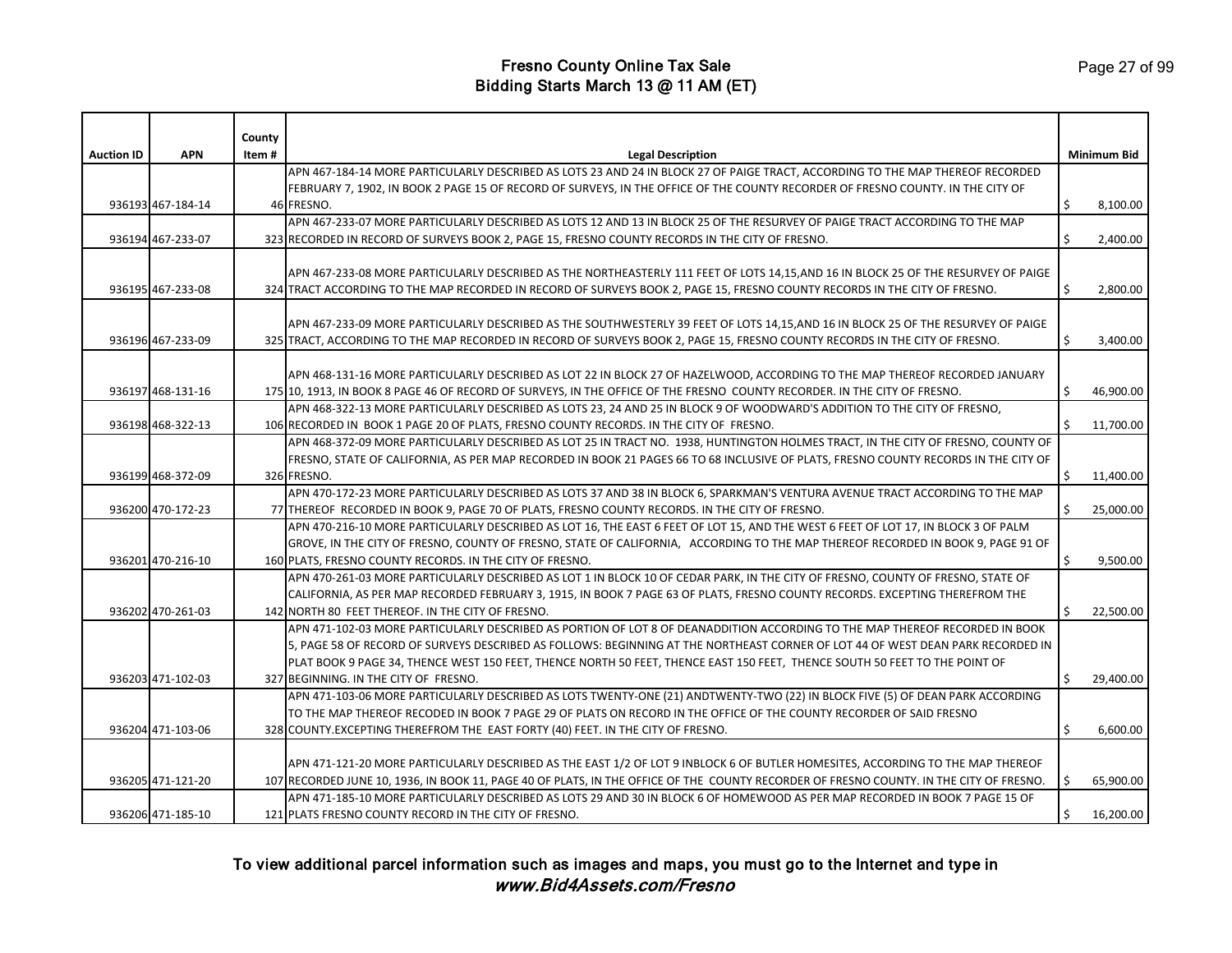# Fresno County Online Tax Sale
## Bidding Starts March 13 @ 11 AM (ET)

| Auction ID | APN | County Item # | Legal Description | Minimum Bid |
|---|---|---|---|---|
| 936193 | 467-184-14 | 46 | APN 467-184-14 MORE PARTICULARLY DESCRIBED AS LOTS 23 AND 24 IN BLOCK 27 OF PAIGE TRACT, ACCORDING TO THE MAP THEREOF RECORDED FEBRUARY 7, 1902, IN BOOK 2 PAGE 15 OF RECORD OF SURVEYS, IN THE OFFICE OF THE COUNTY RECORDER OF FRESNO COUNTY. IN THE CITY OF FRESNO. | $ 8,100.00 |
| 936194 | 467-233-07 | 323 | APN 467-233-07 MORE PARTICULARLY DESCRIBED AS LOTS 12 AND 13 IN BLOCK 25 OF THE RESURVEY OF PAIGE TRACT ACCORDING TO THE MAP RECORDED IN RECORD OF SURVEYS BOOK 2, PAGE 15, FRESNO COUNTY RECORDS IN THE CITY OF FRESNO. | $ 2,400.00 |
| 936195 | 467-233-08 | 324 | APN 467-233-08 MORE PARTICULARLY DESCRIBED AS THE NORTHEASTERLY 111 FEET OF LOTS 14,15,AND 16 IN BLOCK 25 OF THE RESURVEY OF PAIGE TRACT ACCORDING TO THE MAP RECORDED IN RECORD OF SURVEYS BOOK 2, PAGE 15, FRESNO COUNTY RECORDS IN THE CITY OF FRESNO. | $ 2,800.00 |
| 936196 | 467-233-09 | 325 | APN 467-233-09 MORE PARTICULARLY DESCRIBED AS THE SOUTHWESTERLY 39 FEET OF LOTS 14,15,AND 16 IN BLOCK 25 OF THE RESURVEY OF PAIGE TRACT, ACCORDING TO THE MAP RECORDED IN RECORD OF SURVEYS BOOK 2, PAGE 15, FRESNO COUNTY RECORDS IN THE CITY OF FRESNO. | $ 3,400.00 |
| 936197 | 468-131-16 | 175 | APN 468-131-16 MORE PARTICULARLY DESCRIBED AS LOT 22 IN BLOCK 27 OF HAZELWOOD, ACCORDING TO THE MAP THEREOF RECORDED JANUARY 10, 1913, IN BOOK 8 PAGE 46 OF RECORD OF SURVEYS, IN THE OFFICE OF THE FRESNO COUNTY RECORDER. IN THE CITY OF FRESNO. | $ 46,900.00 |
| 936198 | 468-322-13 | 106 | APN 468-322-13 MORE PARTICULARLY DESCRIBED AS LOTS 23, 24 AND 25 IN BLOCK 9 OF WOODWARD'S ADDITION TO THE CITY OF FRESNO, RECORDED IN BOOK 1 PAGE 20 OF PLATS, FRESNO COUNTY RECORDS. IN THE CITY OF FRESNO. | $ 11,700.00 |
| 936199 | 468-372-09 | 326 | APN 468-372-09 MORE PARTICULARLY DESCRIBED AS LOT 25 IN TRACT NO. 1938, HUNTINGTON HOLMES TRACT, IN THE CITY OF FRESNO, COUNTY OF FRESNO, STATE OF CALIFORNIA, AS PER MAP RECORDED IN BOOK 21 PAGES 66 TO 68 INCLUSIVE OF PLATS, FRESNO COUNTY RECORDS IN THE CITY OF FRESNO. | $ 11,400.00 |
| 936200 | 470-172-23 | 77 | APN 470-172-23 MORE PARTICULARLY DESCRIBED AS LOTS 37 AND 38 IN BLOCK 6, SPARKMAN'S VENTURA AVENUE TRACT ACCORDING TO THE MAP THEREOF RECORDED IN BOOK 9, PAGE 70 OF PLATS, FRESNO COUNTY RECORDS. IN THE CITY OF FRESNO. | $ 25,000.00 |
| 936201 | 470-216-10 | 160 | APN 470-216-10 MORE PARTICULARLY DESCRIBED AS LOT 16, THE EAST 6 FEET OF LOT 15, AND THE WEST 6 FEET OF LOT 17, IN BLOCK 3 OF PALM GROVE, IN THE CITY OF FRESNO, COUNTY OF FRESNO, STATE OF CALIFORNIA, ACCORDING TO THE MAP THEREOF RECORDED IN BOOK 9, PAGE 91 OF PLATS, FRESNO COUNTY RECORDS. IN THE CITY OF FRESNO. | $ 9,500.00 |
| 936202 | 470-261-03 | 142 | APN 470-261-03 MORE PARTICULARLY DESCRIBED AS LOT 1 IN BLOCK 10 OF CEDAR PARK, IN THE CITY OF FRESNO, COUNTY OF FRESNO, STATE OF CALIFORNIA, AS PER MAP RECORDED FEBRUARY 3, 1915, IN BOOK 7 PAGE 63 OF PLATS, FRESNO COUNTY RECORDS. EXCEPTING THEREFROM THE NORTH 80 FEET THEREOF. IN THE CITY OF FRESNO. | $ 22,500.00 |
| 936203 | 471-102-03 | 327 | APN 471-102-03 MORE PARTICULARLY DESCRIBED AS PORTION OF LOT 8 OF DEANADDITION ACCORDING TO THE MAP THEREOF RECORDED IN BOOK 5, PAGE 58 OF RECORD OF SURVEYS DESCRIBED AS FOLLOWS: BEGINNING AT THE NORTHEAST CORNER OF LOT 44 OF WEST DEAN PARK RECORDED IN PLAT BOOK 9 PAGE 34, THENCE WEST 150 FEET, THENCE NORTH 50 FEET, THENCE EAST 150 FEET, THENCE SOUTH 50 FEET TO THE POINT OF BEGINNING. IN THE CITY OF FRESNO. | $ 29,400.00 |
| 936204 | 471-103-06 | 328 | APN 471-103-06 MORE PARTICULARLY DESCRIBED AS LOTS TWENTY-ONE (21) ANDTWENTY-TWO (22) IN BLOCK FIVE (5) OF DEAN PARK ACCORDING TO THE MAP THEREOF RECODED IN BOOK 7 PAGE 29 OF PLATS ON RECORD IN THE OFFICE OF THE COUNTY RECORDER OF SAID FRESNO COUNTY.EXCEPTING THEREFROM THE EAST FORTY (40) FEET. IN THE CITY OF FRESNO. | $ 6,600.00 |
| 936205 | 471-121-20 | 107 | APN 471-121-20 MORE PARTICULARLY DESCRIBED AS THE EAST 1/2 OF LOT 9 INBLOCK 6 OF BUTLER HOMESITES, ACCORDING TO THE MAP THEREOF RECORDED JUNE 10, 1936, IN BOOK 11, PAGE 40 OF PLATS, IN THE OFFICE OF THE COUNTY RECORDER OF FRESNO COUNTY. IN THE CITY OF FRESNO. | $ 65,900.00 |
| 936206 | 471-185-10 | 121 | APN 471-185-10 MORE PARTICULARLY DESCRIBED AS LOTS 29 AND 30 IN BLOCK 6 OF HOMEWOOD AS PER MAP RECORDED IN BOOK 7 PAGE 15 OF PLATS FRESNO COUNTY RECORD IN THE CITY OF FRESNO. | $ 16,200.00 |

To view additional parcel information such as images and maps, you must go to the Internet and type in *www.Bid4Assets.com/Fresno*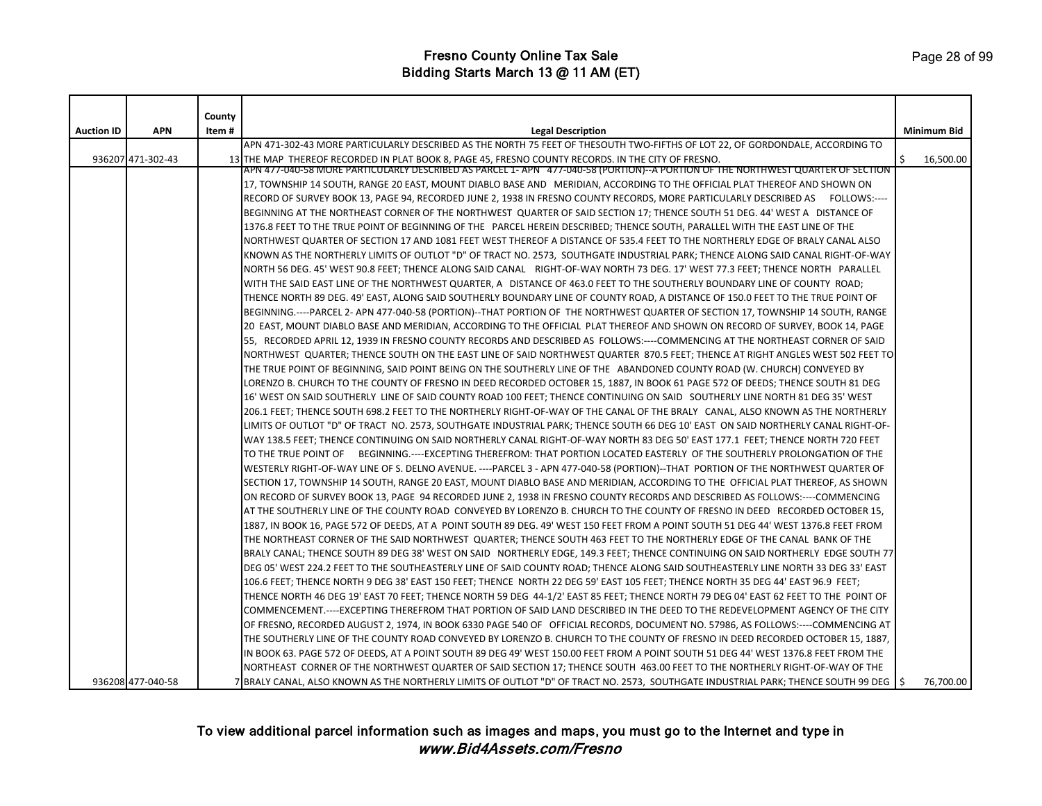# Fresno County Online Tax Sale
## Bidding Starts March 13 @ 11 AM (ET)

| Auction ID | APN | County Item # | Legal Description | Minimum Bid |
|---|---|---|---|---|
| 936207 | 471-302-43 | 13 | APN 471-302-43 MORE PARTICULARLY DESCRIBED AS THE NORTH 75 FEET OF THESOUTH TWO-FIFTHS OF LOT 22, OF GORDONDALE, ACCORDING TO THE MAP THEREOF RECORDED IN PLAT BOOK 8, PAGE 45, FRESNO COUNTY RECORDS. IN THE CITY OF FRESNO. | $ 16,500.00 |
| 936208 | 477-040-58 | 7 | APN 477-040-58 MORE PARTICULARLY DESCRIBED AS PARCEL 1- APN 477-040-58 (PORTION)--A PORTION OF THE NORTHWEST QUARTER OF SECTION 17, TOWNSHIP 14 SOUTH, RANGE 20 EAST, MOUNT DIABLO BASE AND MERIDIAN, ACCORDING TO THE OFFICIAL PLAT THEREOF AND SHOWN ON RECORD OF SURVEY BOOK 13, PAGE 94, RECORDED JUNE 2, 1938 IN FRESNO COUNTY RECORDS, MORE PARTICULARLY DESCRIBED AS FOLLOWS:----BEGINNING AT THE NORTHEAST CORNER OF THE NORTHWEST QUARTER OF SAID SECTION 17; THENCE SOUTH 51 DEG. 44' WEST A DISTANCE OF 1376.8 FEET TO THE TRUE POINT OF BEGINNING OF THE PARCEL HEREIN DESCRIBED; THENCE SOUTH, PARALLEL WITH THE EAST LINE OF THE NORTHWEST QUARTER OF SECTION 17 AND 1081 FEET WEST THEREOF A DISTANCE OF 535.4 FEET TO THE NORTHERLY EDGE OF BRALY CANAL ALSO KNOWN AS THE NORTHERLY LIMITS OF OUTLOT "D" OF TRACT NO. 2573, SOUTHGATE INDUSTRIAL PARK; THENCE ALONG SAID CANAL RIGHT-OF-WAY NORTH 56 DEG. 45' WEST 90.8 FEET; THENCE ALONG SAID CANAL RIGHT-OF-WAY NORTH 73 DEG. 17' WEST 77.3 FEET; THENCE NORTH PARALLEL WITH THE SAID EAST LINE OF THE NORTHWEST QUARTER, A DISTANCE OF 463.0 FEET TO THE SOUTHERLY BOUNDARY LINE OF COUNTY ROAD; THENCE NORTH 89 DEG. 49' EAST, ALONG SAID SOUTHERLY BOUNDARY LINE OF COUNTY ROAD, A DISTANCE OF 150.0 FEET TO THE TRUE POINT OF BEGINNING.----PARCEL 2- APN 477-040-58 (PORTION)--THAT PORTION OF THE NORTHWEST QUARTER OF SECTION 17, TOWNSHIP 14 SOUTH, RANGE 20 EAST, MOUNT DIABLO BASE AND MERIDIAN, ACCORDING TO THE OFFICIAL PLAT THEREOF AND SHOWN ON RECORD OF SURVEY, BOOK 14, PAGE 55, RECORDED APRIL 12, 1939 IN FRESNO COUNTY RECORDS AND DESCRIBED AS FOLLOWS:----COMMENCING AT THE NORTHEAST CORNER OF SAID NORTHWEST QUARTER; THENCE SOUTH ON THE EAST LINE OF SAID NORTHWEST QUARTER 870.5 FEET; THENCE AT RIGHT ANGLES WEST 502 FEET TO THE TRUE POINT OF BEGINNING, SAID POINT BEING ON THE SOUTHERLY LINE OF THE ABANDONED COUNTY ROAD (W. CHURCH) CONVEYED BY LORENZO B. CHURCH TO THE COUNTY OF FRESNO IN DEED RECORDED OCTOBER 15, 1887, IN BOOK 61 PAGE 572 OF DEEDS; THENCE SOUTH 81 DEG 16' WEST ON SAID SOUTHERLY LINE OF SAID COUNTY ROAD 100 FEET; THENCE CONTINUING ON SAID SOUTHERLY LINE NORTH 81 DEG 35' WEST 206.1 FEET; THENCE SOUTH 698.2 FEET TO THE NORTHERLY RIGHT-OF-WAY OF THE CANAL OF THE BRALY CANAL, ALSO KNOWN AS THE NORTHERLY LIMITS OF OUTLOT "D" OF TRACT NO. 2573, SOUTHGATE INDUSTRIAL PARK; THENCE SOUTH 66 DEG 10' EAST ON SAID NORTHERLY CANAL RIGHT-OF-WAY 138.5 FEET; THENCE CONTINUING ON SAID NORTHERLY CANAL RIGHT-OF-WAY NORTH 83 DEG 50' EAST 177.1 FEET; THENCE NORTH 720 FEET TO THE TRUE POINT OF BEGINNING.----EXCEPTING THEREFROM: THAT PORTION LOCATED EASTERLY OF THE SOUTHERLY PROLONGATION OF THE WESTERLY RIGHT-OF-WAY LINE OF S. DELNO AVENUE. ----PARCEL 3 - APN 477-040-58 (PORTION)--THAT PORTION OF THE NORTHWEST QUARTER OF SECTION 17, TOWNSHIP 14 SOUTH, RANGE 20 EAST, MOUNT DIABLO BASE AND MERIDIAN, ACCORDING TO THE OFFICIAL PLAT THEREOF, AS SHOWN ON RECORD OF SURVEY BOOK 13, PAGE 94 RECORDED JUNE 2, 1938 IN FRESNO COUNTY RECORDS AND DESCRIBED AS FOLLOWS:----COMMENCING AT THE SOUTHERLY LINE OF THE COUNTY ROAD CONVEYED BY LORENZO B. CHURCH TO THE COUNTY OF FRESNO IN DEED RECORDED OCTOBER 15, 1887, IN BOOK 16, PAGE 572 OF DEEDS, AT A POINT SOUTH 89 DEG. 49' WEST 150 FEET FROM A POINT SOUTH 51 DEG 44' WEST 1376.8 FEET FROM THE NORTHEAST CORNER OF THE SAID NORTHWEST QUARTER; THENCE SOUTH 463 FEET TO THE NORTHERLY EDGE OF THE CANAL BANK OF THE BRALY CANAL; THENCE SOUTH 89 DEG 38' WEST ON SAID NORTHERLY EDGE, 149.3 FEET; THENCE CONTINUING ON SAID NORTHERLY EDGE SOUTH 77 DEG 05' WEST 224.2 FEET TO THE SOUTHEASTERLY LINE OF SAID COUNTY ROAD; THENCE ALONG SAID SOUTHEASTERLY LINE NORTH 33 DEG 33' EAST 106.6 FEET; THENCE NORTH 9 DEG 38' EAST 150 FEET; THENCE NORTH 22 DEG 59' EAST 105 FEET; THENCE NORTH 35 DEG 44' EAST 96.9 FEET; THENCE NORTH 46 DEG 19' EAST 70 FEET; THENCE NORTH 59 DEG 44-1/2' EAST 85 FEET; THENCE NORTH 79 DEG 04' EAST 62 FEET TO THE POINT OF COMMENCEMENT.----EXCEPTING THEREFROM THAT PORTION OF SAID LAND DESCRIBED IN THE DEED TO THE REDEVELOPMENT AGENCY OF THE CITY OF FRESNO, RECORDED AUGUST 2, 1974, IN BOOK 6330 PAGE 540 OF OFFICIAL RECORDS, DOCUMENT NO. 57986, AS FOLLOWS:----COMMENCING AT THE SOUTHERLY LINE OF THE COUNTY ROAD CONVEYED BY LORENZO B. CHURCH TO THE COUNTY OF FRESNO IN DEED RECORDED OCTOBER 15, 1887, IN BOOK 63. PAGE 572 OF DEEDS, AT A POINT SOUTH 89 DEG 49' WEST 150.00 FEET FROM A POINT SOUTH 51 DEG 44' WEST 1376.8 FEET FROM THE NORTHEAST CORNER OF THE NORTHWEST QUARTER OF SAID SECTION 17; THENCE SOUTH 463.00 FEET TO THE NORTHERLY RIGHT-OF-WAY OF THE BRALY CANAL, ALSO KNOWN AS THE NORTHERLY LIMITS OF OUTLOT "D" OF TRACT NO. 2573, SOUTHGATE INDUSTRIAL PARK; THENCE SOUTH 99 DEG | $ 76,700.00 |

To view additional parcel information such as images and maps, you must go to the Internet and type in
*www.Bid4Assets.com/Fresno*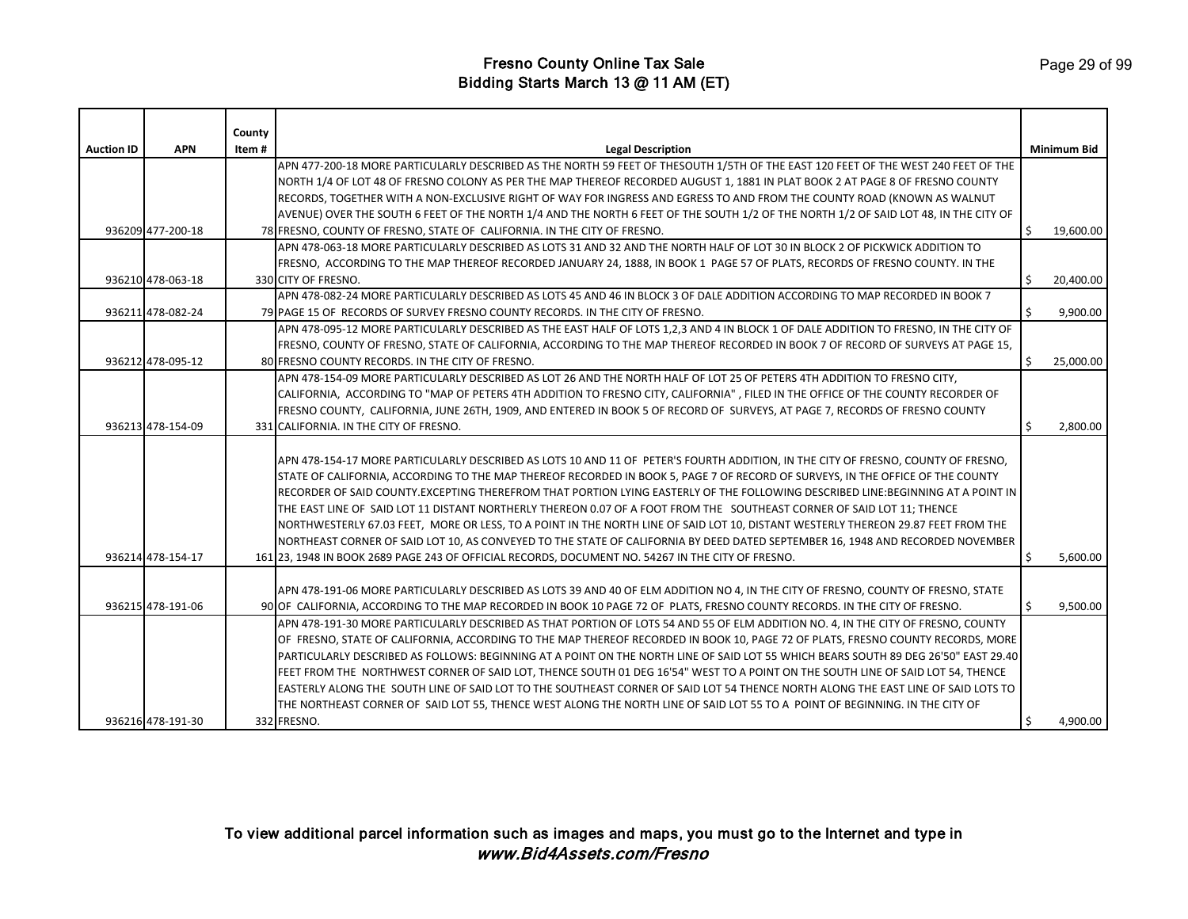# Fresno County Online Tax Sale
## Bidding Starts March 13 @ 11 AM (ET)

| Auction ID | APN | County Item # | Legal Description | Minimum Bid |
|---|---|---|---|---|
| 936209 | 477-200-18 | 78 | APN 477-200-18 MORE PARTICULARLY DESCRIBED AS THE NORTH 59 FEET OF THESOUTH 1/5TH OF THE EAST 120 FEET OF THE WEST 240 FEET OF THE NORTH 1/4 OF LOT 48 OF FRESNO COLONY AS PER THE MAP THEREOF RECORDED AUGUST 1, 1881 IN PLAT BOOK 2 AT PAGE 8 OF FRESNO COUNTY RECORDS, TOGETHER WITH A NON-EXCLUSIVE RIGHT OF WAY FOR INGRESS AND EGRESS TO AND FROM THE COUNTY ROAD (KNOWN AS WALNUT AVENUE) OVER THE SOUTH 6 FEET OF THE NORTH 1/4 AND THE NORTH 6 FEET OF THE SOUTH 1/2 OF THE NORTH 1/2 OF SAID LOT 48, IN THE CITY OF FRESNO, COUNTY OF FRESNO, STATE OF CALIFORNIA. IN THE CITY OF FRESNO. | $ 19,600.00 |
| 936210 | 478-063-18 | 330 | APN 478-063-18 MORE PARTICULARLY DESCRIBED AS LOTS 31 AND 32 AND THE NORTH HALF OF LOT 30 IN BLOCK 2 OF PICKWICK ADDITION TO FRESNO, ACCORDING TO THE MAP THEREOF RECORDED JANUARY 24, 1888, IN BOOK 1 PAGE 57 OF PLATS, RECORDS OF FRESNO COUNTY. IN THE CITY OF FRESNO. | $ 20,400.00 |
| 936211 | 478-082-24 | 79 | APN 478-082-24 MORE PARTICULARLY DESCRIBED AS LOTS 45 AND 46 IN BLOCK 3 OF DALE ADDITION ACCORDING TO MAP RECORDED IN BOOK 7 PAGE 15 OF RECORDS OF SURVEY FRESNO COUNTY RECORDS. IN THE CITY OF FRESNO. | $ 9,900.00 |
| 936212 | 478-095-12 | 80 | APN 478-095-12 MORE PARTICULARLY DESCRIBED AS THE EAST HALF OF LOTS 1,2,3 AND 4 IN BLOCK 1 OF DALE ADDITION TO FRESNO, IN THE CITY OF FRESNO, COUNTY OF FRESNO, STATE OF CALIFORNIA, ACCORDING TO THE MAP THEREOF RECORDED IN BOOK 7 OF RECORD OF SURVEYS AT PAGE 15, FRESNO COUNTY RECORDS. IN THE CITY OF FRESNO. | $ 25,000.00 |
| 936213 | 478-154-09 | 331 | APN 478-154-09 MORE PARTICULARLY DESCRIBED AS LOT 26 AND THE NORTH HALF OF LOT 25 OF PETERS 4TH ADDITION TO FRESNO CITY, CALIFORNIA, ACCORDING TO "MAP OF PETERS 4TH ADDITION TO FRESNO CITY, CALIFORNIA" , FILED IN THE OFFICE OF THE COUNTY RECORDER OF FRESNO COUNTY, CALIFORNIA, JUNE 26TH, 1909, AND ENTERED IN BOOK 5 OF RECORD OF SURVEYS, AT PAGE 7, RECORDS OF FRESNO COUNTY CALIFORNIA. IN THE CITY OF FRESNO. | $ 2,800.00 |
| 936214 | 478-154-17 | 161 | APN 478-154-17 MORE PARTICULARLY DESCRIBED AS LOTS 10 AND 11 OF PETER'S FOURTH ADDITION, IN THE CITY OF FRESNO, COUNTY OF FRESNO, STATE OF CALIFORNIA, ACCORDING TO THE MAP THEREOF RECORDED IN BOOK 5, PAGE 7 OF RECORD OF SURVEYS, IN THE OFFICE OF THE COUNTY RECORDER OF SAID COUNTY.EXCEPTING THEREFROM THAT PORTION LYING EASTERLY OF THE FOLLOWING DESCRIBED LINE:BEGINNING AT A POINT IN THE EAST LINE OF SAID LOT 11 DISTANT NORTHERLY THEREON 0.07 OF A FOOT FROM THE SOUTHEAST CORNER OF SAID LOT 11; THENCE NORTHWESTERLY 67.03 FEET, MORE OR LESS, TO A POINT IN THE NORTH LINE OF SAID LOT 10, DISTANT WESTERLY THEREON 29.87 FEET FROM THE NORTHEAST CORNER OF SAID LOT 10, AS CONVEYED TO THE STATE OF CALIFORNIA BY DEED DATED SEPTEMBER 16, 1948 AND RECORDED NOVEMBER 23, 1948 IN BOOK 2689 PAGE 243 OF OFFICIAL RECORDS, DOCUMENT NO. 54267 IN THE CITY OF FRESNO. | $ 5,600.00 |
| 936215 | 478-191-06 | 90 | APN 478-191-06 MORE PARTICULARLY DESCRIBED AS LOTS 39 AND 40 OF ELM ADDITION NO 4, IN THE CITY OF FRESNO, COUNTY OF FRESNO, STATE OF CALIFORNIA, ACCORDING TO THE MAP RECORDED IN BOOK 10 PAGE 72 OF PLATS, FRESNO COUNTY RECORDS. IN THE CITY OF FRESNO. | $ 9,500.00 |
| 936216 | 478-191-30 | 332 | APN 478-191-30 MORE PARTICULARLY DESCRIBED AS THAT PORTION OF LOTS 54 AND 55 OF ELM ADDITION NO. 4, IN THE CITY OF FRESNO, COUNTY OF FRESNO, STATE OF CALIFORNIA, ACCORDING TO THE MAP THEREOF RECORDED IN BOOK 10, PAGE 72 OF PLATS, FRESNO COUNTY RECORDS, MORE PARTICULARLY DESCRIBED AS FOLLOWS: BEGINNING AT A POINT ON THE NORTH LINE OF SAID LOT 55 WHICH BEARS SOUTH 89 DEG 26'50" EAST 29.40 FEET FROM THE NORTHWEST CORNER OF SAID LOT, THENCE SOUTH 01 DEG 16'54" WEST TO A POINT ON THE SOUTH LINE OF SAID LOT 54, THENCE EASTERLY ALONG THE SOUTH LINE OF SAID LOT TO THE SOUTHEAST CORNER OF SAID LOT 54 THENCE NORTH ALONG THE EAST LINE OF SAID LOTS TO THE NORTHEAST CORNER OF SAID LOT 55, THENCE WEST ALONG THE NORTH LINE OF SAID LOT 55 TO A POINT OF BEGINNING. IN THE CITY OF FRESNO. | $ 4,900.00 |

To view additional parcel information such as images and maps, you must go to the Internet and type in *www.Bid4Assets.com/Fresno*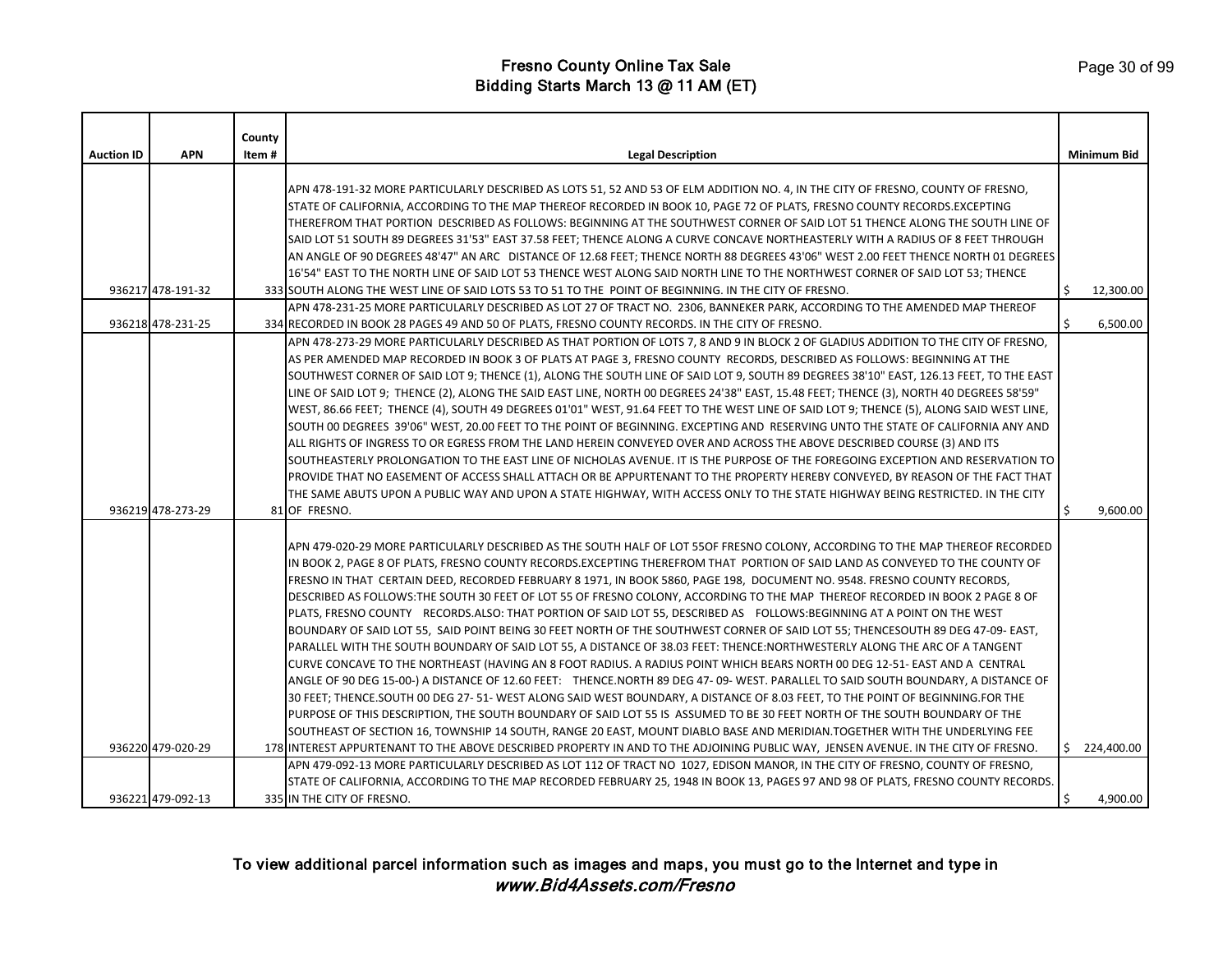# Fresno County Online Tax Sale
## Bidding Starts March 13 @ 11 AM (ET)

| Auction ID | APN | County Item # | Legal Description | Minimum Bid |
|---|---|---|---|---|
| 936217 | 478-191-32 | 333 | APN 478-191-32 MORE PARTICULARLY DESCRIBED AS LOTS 51, 52 AND 53 OF ELM ADDITION NO. 4, IN THE CITY OF FRESNO, COUNTY OF FRESNO, STATE OF CALIFORNIA, ACCORDING TO THE MAP THEREOF RECORDED IN BOOK 10, PAGE 72 OF PLATS, FRESNO COUNTY RECORDS.EXCEPTING THEREFROM THAT PORTION DESCRIBED AS FOLLOWS: BEGINNING AT THE SOUTHWEST CORNER OF SAID LOT 51 THENCE ALONG THE SOUTH LINE OF SAID LOT 51 SOUTH 89 DEGREES 31'53" EAST 37.58 FEET; THENCE ALONG A CURVE CONCAVE NORTHEASTERLY WITH A RADIUS OF 8 FEET THROUGH AN ANGLE OF 90 DEGREES 48'47" AN ARC DISTANCE OF 12.68 FEET; THENCE NORTH 88 DEGREES 43'06" WEST 2.00 FEET THENCE NORTH 01 DEGREES 16'54" EAST TO THE NORTH LINE OF SAID LOT 53 THENCE WEST ALONG SAID NORTH LINE TO THE NORTHWEST CORNER OF SAID LOT 53; THENCE SOUTH ALONG THE WEST LINE OF SAID LOTS 53 TO 51 TO THE POINT OF BEGINNING. IN THE CITY OF FRESNO. | $ 12,300.00 |
| 936218 | 478-231-25 | 334 | APN 478-231-25 MORE PARTICULARLY DESCRIBED AS LOT 27 OF TRACT NO. 2306, BANNEKER PARK, ACCORDING TO THE AMENDED MAP THEREOF RECORDED IN BOOK 28 PAGES 49 AND 50 OF PLATS, FRESNO COUNTY RECORDS. IN THE CITY OF FRESNO. | $ 6,500.00 |
| 936219 | 478-273-29 | 81 | APN 478-273-29 MORE PARTICULARLY DESCRIBED AS THAT PORTION OF LOTS 7, 8 AND 9 IN BLOCK 2 OF GLADIUS ADDITION TO THE CITY OF FRESNO, AS PER AMENDED MAP RECORDED IN BOOK 3 OF PLATS AT PAGE 3, FRESNO COUNTY RECORDS, DESCRIBED AS FOLLOWS: BEGINNING AT THE SOUTHWEST CORNER OF SAID LOT 9; THENCE (1), ALONG THE SOUTH LINE OF SAID LOT 9, SOUTH 89 DEGREES 38'10" EAST, 126.13 FEET, TO THE EAST LINE OF SAID LOT 9; THENCE (2), ALONG THE SAID EAST LINE, NORTH 00 DEGREES 24'38" EAST, 15.48 FEET; THENCE (3), NORTH 40 DEGREES 58'59" WEST, 86.66 FEET; THENCE (4), SOUTH 49 DEGREES 01'01" WEST, 91.64 FEET TO THE WEST LINE OF SAID LOT 9; THENCE (5), ALONG SAID WEST LINE, SOUTH 00 DEGREES 39'06" WEST, 20.00 FEET TO THE POINT OF BEGINNING. EXCEPTING AND RESERVING UNTO THE STATE OF CALIFORNIA ANY AND ALL RIGHTS OF INGRESS TO OR EGRESS FROM THE LAND HEREIN CONVEYED OVER AND ACROSS THE ABOVE DESCRIBED COURSE (3) AND ITS SOUTHEASTERLY PROLONGATION TO THE EAST LINE OF NICHOLAS AVENUE. IT IS THE PURPOSE OF THE FOREGOING EXCEPTION AND RESERVATION TO PROVIDE THAT NO EASEMENT OF ACCESS SHALL ATTACH OR BE APPURTENANT TO THE PROPERTY HEREBY CONVEYED, BY REASON OF THE FACT THAT THE SAME ABUTS UPON A PUBLIC WAY AND UPON A STATE HIGHWAY, WITH ACCESS ONLY TO THE STATE HIGHWAY BEING RESTRICTED. IN THE CITY OF FRESNO. | $ 9,600.00 |
| 936220 | 479-020-29 | 178 | APN 479-020-29 MORE PARTICULARLY DESCRIBED AS THE SOUTH HALF OF LOT 55OF FRESNO COLONY, ACCORDING TO THE MAP THEREOF RECORDED IN BOOK 2, PAGE 8 OF PLATS, FRESNO COUNTY RECORDS.EXCEPTING THEREFROM THAT PORTION OF SAID LAND AS CONVEYED TO THE COUNTY OF FRESNO IN THAT CERTAIN DEED, RECORDED FEBRUARY 8 1971, IN BOOK 5860, PAGE 198, DOCUMENT NO. 9548. FRESNO COUNTY RECORDS, DESCRIBED AS FOLLOWS:THE SOUTH 30 FEET OF LOT 55 OF FRESNO COLONY, ACCORDING TO THE MAP THEREOF RECORDED IN BOOK 2 PAGE 8 OF PLATS, FRESNO COUNTY RECORDS.ALSO: THAT PORTION OF SAID LOT 55, DESCRIBED AS FOLLOWS:BEGINNING AT A POINT ON THE WEST BOUNDARY OF SAID LOT 55, SAID POINT BEING 30 FEET NORTH OF THE SOUTHWEST CORNER OF SAID LOT 55; THENCESOUTH 89 DEG 47-09- EAST, PARALLEL WITH THE SOUTH BOUNDARY OF SAID LOT 55, A DISTANCE OF 38.03 FEET: THENCE:NORTHWESTERLY ALONG THE ARC OF A TANGENT CURVE CONCAVE TO THE NORTHEAST (HAVING AN 8 FOOT RADIUS. A RADIUS POINT WHICH BEARS NORTH 00 DEG 12-51- EAST AND A CENTRAL ANGLE OF 90 DEG 15-00-) A DISTANCE OF 12.60 FEET: THENCE.NORTH 89 DEG 47- 09- WEST. PARALLEL TO SAID SOUTH BOUNDARY, A DISTANCE OF 30 FEET; THENCE.SOUTH 00 DEG 27- 51- WEST ALONG SAID WEST BOUNDARY, A DISTANCE OF 8.03 FEET, TO THE POINT OF BEGINNING.FOR THE PURPOSE OF THIS DESCRIPTION, THE SOUTH BOUNDARY OF SAID LOT 55 IS ASSUMED TO BE 30 FEET NORTH OF THE SOUTH BOUNDARY OF THE SOUTHEAST OF SECTION 16, TOWNSHIP 14 SOUTH, RANGE 20 EAST, MOUNT DIABLO BASE AND MERIDIAN.TOGETHER WITH THE UNDERLYING FEE INTEREST APPURTENANT TO THE ABOVE DESCRIBED PROPERTY IN AND TO THE ADJOINING PUBLIC WAY, JENSEN AVENUE. IN THE CITY OF FRESNO. | $ 224,400.00 |
| 936221 | 479-092-13 | 335 | APN 479-092-13 MORE PARTICULARLY DESCRIBED AS LOT 112 OF TRACT NO 1027, EDISON MANOR, IN THE CITY OF FRESNO, COUNTY OF FRESNO, STATE OF CALIFORNIA, ACCORDING TO THE MAP RECORDED FEBRUARY 25, 1948 IN BOOK 13, PAGES 97 AND 98 OF PLATS, FRESNO COUNTY RECORDS. IN THE CITY OF FRESNO. | $ 4,900.00 |

To view additional parcel information such as images and maps, you must go to the Internet and type in
*www.Bid4Assets.com/Fresno*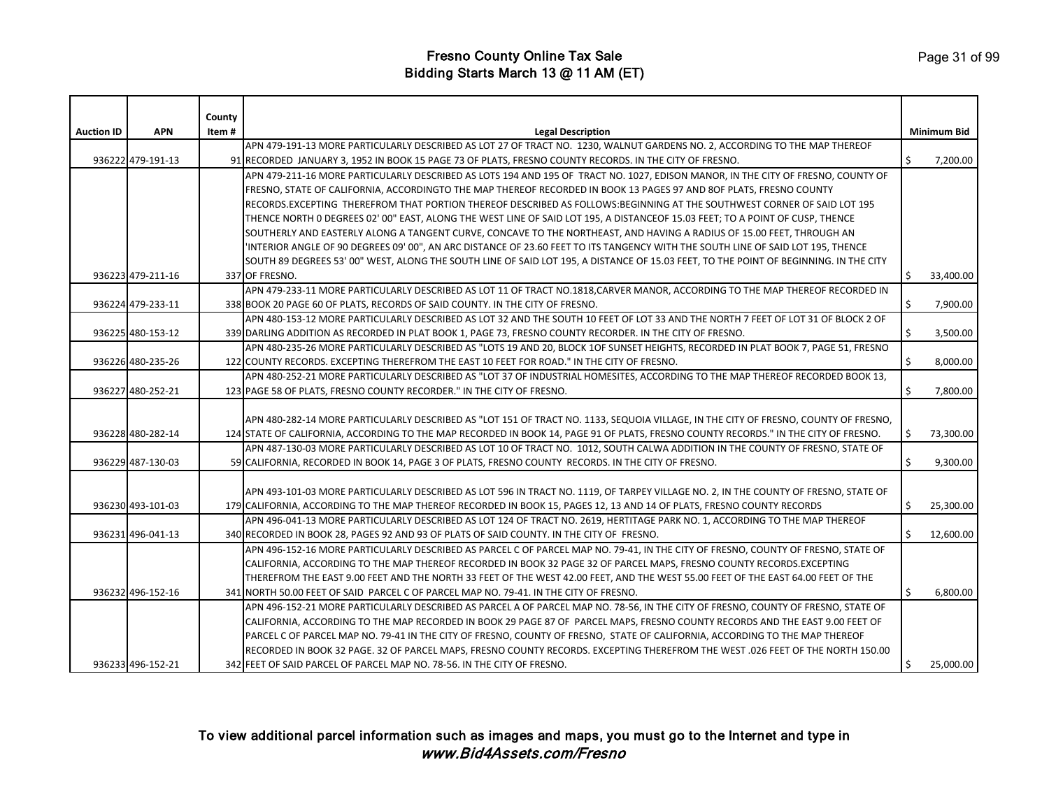# Fresno County Online Tax Sale
## Bidding Starts March 13 @ 11 AM (ET)

| Auction ID | APN | County Item # | Legal Description | Minimum Bid |
|---|---|---|---|---|
| 936222 | 479-191-13 | 91 | APN 479-191-13 MORE PARTICULARLY DESCRIBED AS LOT 27 OF TRACT NO. 1230, WALNUT GARDENS NO. 2, ACCORDING TO THE MAP THEREOF RECORDED JANUARY 3, 1952 IN BOOK 15 PAGE 73 OF PLATS, FRESNO COUNTY RECORDS. IN THE CITY OF FRESNO. | $ 7,200.00 |
| 936223 | 479-211-16 | 337 | APN 479-211-16 MORE PARTICULARLY DESCRIBED AS LOTS 194 AND 195 OF TRACT NO. 1027, EDISON MANOR, IN THE CITY OF FRESNO, COUNTY OF FRESNO, STATE OF CALIFORNIA, ACCORDINGTO THE MAP THEREOF RECORDED IN BOOK 13 PAGES 97 AND 8OF PLATS, FRESNO COUNTY RECORDS.EXCEPTING THEREFROM THAT PORTION THEREOF DESCRIBED AS FOLLOWS:BEGINNING AT THE SOUTHWEST CORNER OF SAID LOT 195 THENCE NORTH 0 DEGREES 02' 00" EAST, ALONG THE WEST LINE OF SAID LOT 195, A DISTANCEOF 15.03 FEET; TO A POINT OF CUSP, THENCE SOUTHERLY AND EASTERLY ALONG A TANGENT CURVE, CONCAVE TO THE NORTHEAST, AND HAVING A RADIUS OF 15.00 FEET, THROUGH AN 'INTERIOR ANGLE OF 90 DEGREES 09' 00", AN ARC DISTANCE OF 23.60 FEET TO ITS TANGENCY WITH THE SOUTH LINE OF SAID LOT 195, THENCE SOUTH 89 DEGREES 53' 00" WEST, ALONG THE SOUTH LINE OF SAID LOT 195, A DISTANCE OF 15.03 FEET, TO THE POINT OF BEGINNING. IN THE CITY OF FRESNO. | $ 33,400.00 |
| 936224 | 479-233-11 | 338 | APN 479-233-11 MORE PARTICULARLY DESCRIBED AS LOT 11 OF TRACT NO.1818,CARVER MANOR, ACCORDING TO THE MAP THEREOF RECORDED IN BOOK 20 PAGE 60 OF PLATS, RECORDS OF SAID COUNTY. IN THE CITY OF FRESNO. | $ 7,900.00 |
| 936225 | 480-153-12 | 339 | APN 480-153-12 MORE PARTICULARLY DESCRIBED AS LOT 32 AND THE SOUTH 10 FEET OF LOT 33 AND THE NORTH 7 FEET OF LOT 31 OF BLOCK 2 OF DARLING ADDITION AS RECORDED IN PLAT BOOK 1, PAGE 73, FRESNO COUNTY RECORDER. IN THE CITY OF FRESNO. | $ 3,500.00 |
| 936226 | 480-235-26 | 122 | APN 480-235-26 MORE PARTICULARLY DESCRIBED AS "LOTS 19 AND 20, BLOCK 1OF SUNSET HEIGHTS, RECORDED IN PLAT BOOK 7, PAGE 51, FRESNO COUNTY RECORDS. EXCEPTING THEREFROM THE EAST 10 FEET FOR ROAD." IN THE CITY OF FRESNO. | $ 8,000.00 |
| 936227 | 480-252-21 | 123 | APN 480-252-21 MORE PARTICULARLY DESCRIBED AS "LOT 37 OF INDUSTRIAL HOMESITES, ACCORDING TO THE MAP THEREOF RECORDED BOOK 13, PAGE 58 OF PLATS, FRESNO COUNTY RECORDER." IN THE CITY OF FRESNO. | $ 7,800.00 |
| 936228 | 480-282-14 | 124 | APN 480-282-14 MORE PARTICULARLY DESCRIBED AS "LOT 151 OF TRACT NO. 1133, SEQUOIA VILLAGE, IN THE CITY OF FRESNO, COUNTY OF FRESNO, STATE OF CALIFORNIA, ACCORDING TO THE MAP RECORDED IN BOOK 14, PAGE 91 OF PLATS, FRESNO COUNTY RECORDS." IN THE CITY OF FRESNO. | $ 73,300.00 |
| 936229 | 487-130-03 | 59 | APN 487-130-03 MORE PARTICULARLY DESCRIBED AS LOT 10 OF TRACT NO. 1012, SOUTH CALWA ADDITION IN THE COUNTY OF FRESNO, STATE OF CALIFORNIA, RECORDED IN BOOK 14, PAGE 3 OF PLATS, FRESNO COUNTY RECORDS. IN THE CITY OF FRESNO. | $ 9,300.00 |
| 936230 | 493-101-03 | 179 | APN 493-101-03 MORE PARTICULARLY DESCRIBED AS LOT 596 IN TRACT NO. 1119, OF TARPEY VILLAGE NO. 2, IN THE COUNTY OF FRESNO, STATE OF CALIFORNIA, ACCORDING TO THE MAP THEREOF RECORDED IN BOOK 15, PAGES 12, 13 AND 14 OF PLATS, FRESNO COUNTY RECORDS | $ 25,300.00 |
| 936231 | 496-041-13 | 340 | APN 496-041-13 MORE PARTICULARLY DESCRIBED AS LOT 124 OF TRACT NO. 2619, HERTITAGE PARK NO. 1, ACCORDING TO THE MAP THEREOF RECORDED IN BOOK 28, PAGES 92 AND 93 OF PLATS OF SAID COUNTY. IN THE CITY OF FRESNO. | $ 12,600.00 |
| 936232 | 496-152-16 | 341 | APN 496-152-16 MORE PARTICULARLY DESCRIBED AS PARCEL C OF PARCEL MAP NO. 79-41, IN THE CITY OF FRESNO, COUNTY OF FRESNO, STATE OF CALIFORNIA, ACCORDING TO THE MAP THEREOF RECORDED IN BOOK 32 PAGE 32 OF PARCEL MAPS, FRESNO COUNTY RECORDS.EXCEPTING THEREFROM THE EAST 9.00 FEET AND THE NORTH 33 FEET OF THE WEST 42.00 FEET, AND THE WEST 55.00 FEET OF THE EAST 64.00 FEET OF THE NORTH 50.00 FEET OF SAID PARCEL C OF PARCEL MAP NO. 79-41. IN THE CITY OF FRESNO. | $ 6,800.00 |
| 936233 | 496-152-21 | 342 | APN 496-152-21 MORE PARTICULARLY DESCRIBED AS PARCEL A OF PARCEL MAP NO. 78-56, IN THE CITY OF FRESNO, COUNTY OF FRESNO, STATE OF CALIFORNIA, ACCORDING TO THE MAP RECORDED IN BOOK 29 PAGE 87 OF PARCEL MAPS, FRESNO COUNTY RECORDS AND THE EAST 9.00 FEET OF PARCEL C OF PARCEL MAP NO. 79-41 IN THE CITY OF FRESNO, COUNTY OF FRESNO, STATE OF CALIFORNIA, ACCORDING TO THE MAP THEREOF RECORDED IN BOOK 32 PAGE. 32 OF PARCEL MAPS, FRESNO COUNTY RECORDS. EXCEPTING THEREFROM THE WEST .026 FEET OF THE NORTH 150.00 FEET OF SAID PARCEL OF PARCEL MAP NO. 78-56. IN THE CITY OF FRESNO. | $ 25,000.00 |

To view additional parcel information such as images and maps, you must go to the Internet and type in
*www.Bid4Assets.com/Fresno*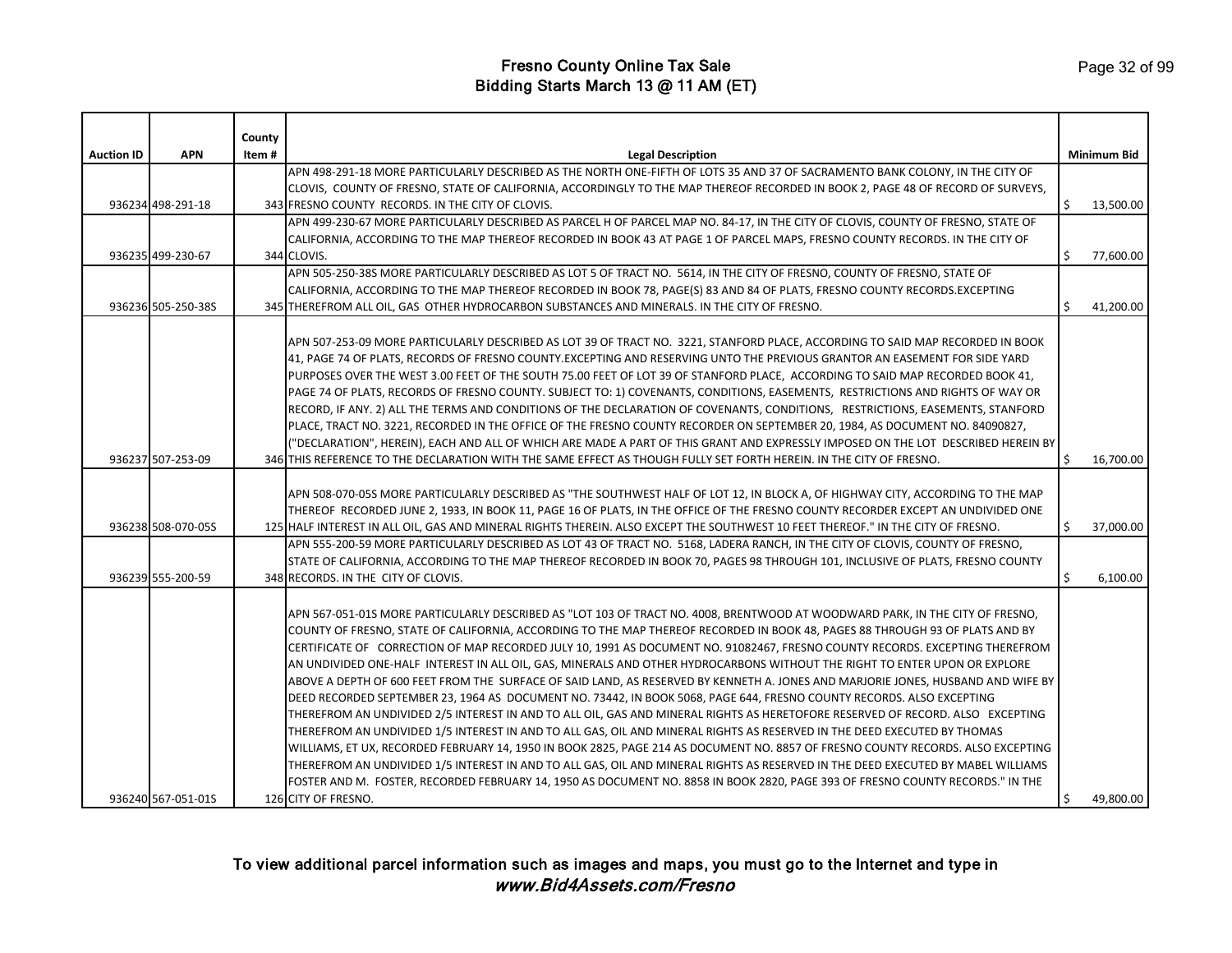# Fresno County Online Tax Sale
## Bidding Starts March 13 @ 11 AM (ET)

| Auction ID | APN | County Item # | Legal Description | Minimum Bid |
|---|---|---|---|---|
| 936234 | 498-291-18 | 343 | APN 498-291-18 MORE PARTICULARLY DESCRIBED AS THE NORTH ONE-FIFTH OF LOTS 35 AND 37 OF SACRAMENTO BANK COLONY, IN THE CITY OF CLOVIS, COUNTY OF FRESNO, STATE OF CALIFORNIA, ACCORDINGLY TO THE MAP THEREOF RECORDED IN BOOK 2, PAGE 48 OF RECORD OF SURVEYS, FRESNO COUNTY RECORDS. IN THE CITY OF CLOVIS. | $ 13,500.00 |
| 936235 | 499-230-67 | 344 | APN 499-230-67 MORE PARTICULARLY DESCRIBED AS PARCEL H OF PARCEL MAP NO. 84-17, IN THE CITY OF CLOVIS, COUNTY OF FRESNO, STATE OF CALIFORNIA, ACCORDING TO THE MAP THEREOF RECORDED IN BOOK 43 AT PAGE 1 OF PARCEL MAPS, FRESNO COUNTY RECORDS. IN THE CITY OF CLOVIS. | $ 77,600.00 |
| 936236 | 505-250-38S | 345 | APN 505-250-38S MORE PARTICULARLY DESCRIBED AS LOT 5 OF TRACT NO. 5614, IN THE CITY OF FRESNO, COUNTY OF FRESNO, STATE OF CALIFORNIA, ACCORDING TO THE MAP THEREOF RECORDED IN BOOK 78, PAGE(S) 83 AND 84 OF PLATS, FRESNO COUNTY RECORDS.EXCEPTING THEREFROM ALL OIL, GAS OTHER HYDROCARBON SUBSTANCES AND MINERALS. IN THE CITY OF FRESNO. | $ 41,200.00 |
| 936237 | 507-253-09 | 346 | APN 507-253-09 MORE PARTICULARLY DESCRIBED AS LOT 39 OF TRACT NO. 3221, STANFORD PLACE, ACCORDING TO SAID MAP RECORDED IN BOOK 41, PAGE 74 OF PLATS, RECORDS OF FRESNO COUNTY.EXCEPTING AND RESERVING UNTO THE PREVIOUS GRANTOR AN EASEMENT FOR SIDE YARD PURPOSES OVER THE WEST 3.00 FEET OF THE SOUTH 75.00 FEET OF LOT 39 OF STANFORD PLACE, ACCORDING TO SAID MAP RECORDED BOOK 41, PAGE 74 OF PLATS, RECORDS OF FRESNO COUNTY. SUBJECT TO: 1) COVENANTS, CONDITIONS, EASEMENTS, RESTRICTIONS AND RIGHTS OF WAY OR RECORD, IF ANY. 2) ALL THE TERMS AND CONDITIONS OF THE DECLARATION OF COVENANTS, CONDITIONS, RESTRICTIONS, EASEMENTS, STANFORD PLACE, TRACT NO. 3221, RECORDED IN THE OFFICE OF THE FRESNO COUNTY RECORDER ON SEPTEMBER 20, 1984, AS DOCUMENT NO. 84090827, ("DECLARATION", HEREIN), EACH AND ALL OF WHICH ARE MADE A PART OF THIS GRANT AND EXPRESSLY IMPOSED ON THE LOT DESCRIBED HEREIN BY THIS REFERENCE TO THE DECLARATION WITH THE SAME EFFECT AS THOUGH FULLY SET FORTH HEREIN. IN THE CITY OF FRESNO. | $ 16,700.00 |
| 936238 | 508-070-05S | 125 | APN 508-070-05S MORE PARTICULARLY DESCRIBED AS "THE SOUTHWEST HALF OF LOT 12, IN BLOCK A, OF HIGHWAY CITY, ACCORDING TO THE MAP THEREOF RECORDED JUNE 2, 1933, IN BOOK 11, PAGE 16 OF PLATS, IN THE OFFICE OF THE FRESNO COUNTY RECORDER EXCEPT AN UNDIVIDED ONE HALF INTEREST IN ALL OIL, GAS AND MINERAL RIGHTS THEREIN. ALSO EXCEPT THE SOUTHWEST 10 FEET THEREOF." IN THE CITY OF FRESNO. | $ 37,000.00 |
| 936239 | 555-200-59 | 348 | APN 555-200-59 MORE PARTICULARLY DESCRIBED AS LOT 43 OF TRACT NO. 5168, LADERA RANCH, IN THE CITY OF CLOVIS, COUNTY OF FRESNO, STATE OF CALIFORNIA, ACCORDING TO THE MAP THEREOF RECORDED IN BOOK 70, PAGES 98 THROUGH 101, INCLUSIVE OF PLATS, FRESNO COUNTY RECORDS. IN THE CITY OF CLOVIS. | $ 6,100.00 |
| 936240 | 567-051-01S | 126 | APN 567-051-01S MORE PARTICULARLY DESCRIBED AS "LOT 103 OF TRACT NO. 4008, BRENTWOOD AT WOODWARD PARK, IN THE CITY OF FRESNO, COUNTY OF FRESNO, STATE OF CALIFORNIA, ACCORDING TO THE MAP THEREOF RECORDED IN BOOK 48, PAGES 88 THROUGH 93 OF PLATS AND BY CERTIFICATE OF CORRECTION OF MAP RECORDED JULY 10, 1991 AS DOCUMENT NO. 91082467, FRESNO COUNTY RECORDS. EXCEPTING THEREFROM AN UNDIVIDED ONE-HALF INTEREST IN ALL OIL, GAS, MINERALS AND OTHER HYDROCARBONS WITHOUT THE RIGHT TO ENTER UPON OR EXPLORE ABOVE A DEPTH OF 600 FEET FROM THE SURFACE OF SAID LAND, AS RESERVED BY KENNETH A. JONES AND MARJORIE JONES, HUSBAND AND WIFE BY DEED RECORDED SEPTEMBER 23, 1964 AS DOCUMENT NO. 73442, IN BOOK 5068, PAGE 644, FRESNO COUNTY RECORDS. ALSO EXCEPTING THEREFROM AN UNDIVIDED 2/5 INTEREST IN AND TO ALL OIL, GAS AND MINERAL RIGHTS AS HERETOFORE RESERVED OF RECORD. ALSO EXCEPTING THEREFROM AN UNDIVIDED 1/5 INTEREST IN AND TO ALL GAS, OIL AND MINERAL RIGHTS AS RESERVED IN THE DEED EXECUTED BY THOMAS WILLIAMS, ET UX, RECORDED FEBRUARY 14, 1950 IN BOOK 2825, PAGE 214 AS DOCUMENT NO. 8857 OF FRESNO COUNTY RECORDS. ALSO EXCEPTING THEREFROM AN UNDIVIDED 1/5 INTEREST IN AND TO ALL GAS, OIL AND MINERAL RIGHTS AS RESERVED IN THE DEED EXECUTED BY MABEL WILLIAMS FOSTER AND M. FOSTER, RECORDED FEBRUARY 14, 1950 AS DOCUMENT NO. 8858 IN BOOK 2820, PAGE 393 OF FRESNO COUNTY RECORDS." IN THE CITY OF FRESNO. | $ 49,800.00 |

To view additional parcel information such as images and maps, you must go to the Internet and type in *www.Bid4Assets.com/Fresno*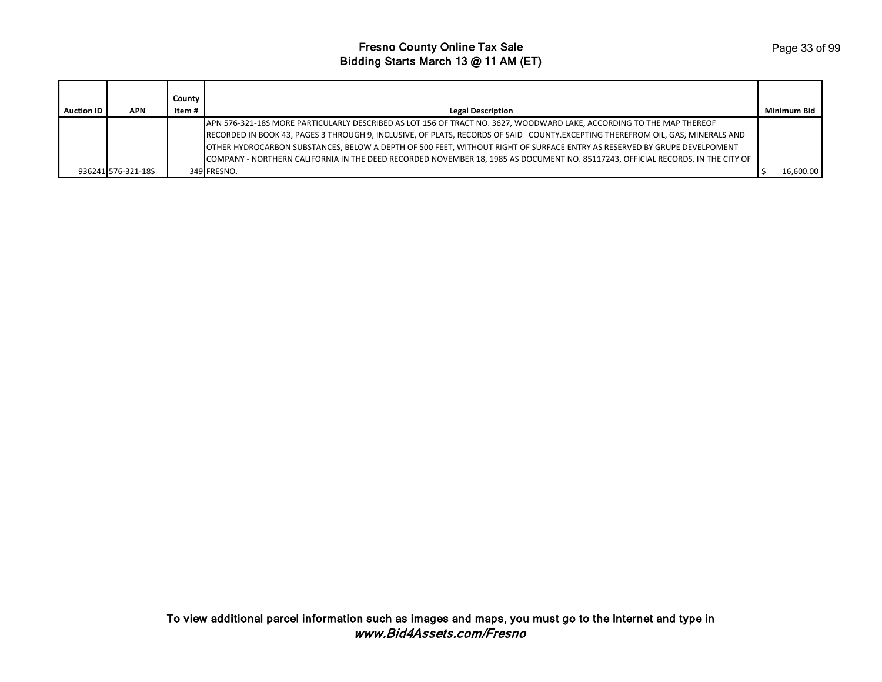# Fresno County Online Tax Sale
## Bidding Starts March 13 @ 11 AM (ET)

| Auction ID | APN | County Item # | Legal Description | Minimum Bid |
|---|---|---|---|---|
| 936241 | 576-321-18S | 349 | APN 576-321-18S MORE PARTICULARLY DESCRIBED AS LOT 156 OF TRACT NO. 3627, WOODWARD LAKE, ACCORDING TO THE MAP THEREOF RECORDED IN BOOK 43, PAGES 3 THROUGH 9, INCLUSIVE, OF PLATS, RECORDS OF SAID COUNTY.EXCEPTING THEREFROM OIL, GAS, MINERALS AND OTHER HYDROCARBON SUBSTANCES, BELOW A DEPTH OF 500 FEET, WITHOUT RIGHT OF SURFACE ENTRY AS RESERVED BY GRUPE DEVELPOMENT COMPANY - NORTHERN CALIFORNIA IN THE DEED RECORDED NOVEMBER 18, 1985 AS DOCUMENT NO. 85117243, OFFICIAL RECORDS. IN THE CITY OF FRESNO. | $ 16,600.00 |

To view additional parcel information such as images and maps, you must go to the Internet and type in
*www.Bid4Assets.com/Fresno*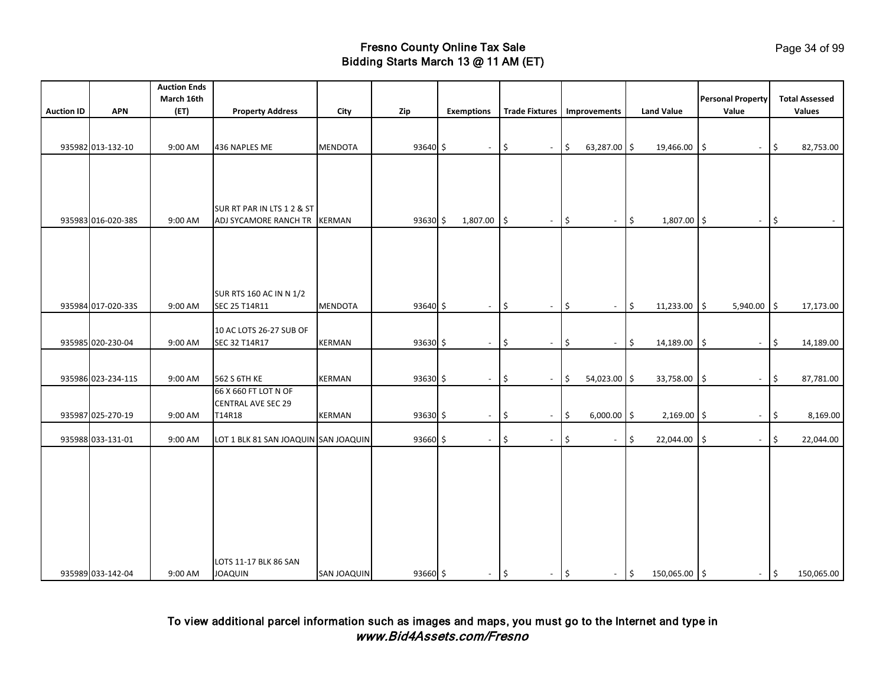# Fresno County Online Tax Sale
## Bidding Starts March 13 @ 11 AM (ET)

| Auction ID | APN | Auction Ends March 16th (ET) | Property Address | City | Zip | Exemptions | Trade Fixtures | Improvements | Land Value | Personal Property Value | Total Assessed Values |
|---|---|---|---|---|---|---|---|---|---|---|---|
| 935982 | 013-132-10 | 9:00 AM | 436 NAPLES ME | MENDOTA | 93640 | $ - | $ - | $ 63,287.00 | $ 19,466.00 | $ - | $ 82,753.00 |
| 935983 | 016-020-38S | 9:00 AM | SUR RT PAR IN LTS 1 2 & ST ADJ SYCAMORE RANCH TR | KERMAN | 93630 | $ 1,807.00 | $ - | $ - | $ 1,807.00 | $ - | $ - |
| 935984 | 017-020-33S | 9:00 AM | SUR RTS 160 AC IN N 1/2 SEC 25 T14R11 | MENDOTA | 93640 | $ - | $ - | $ - | $ 11,233.00 | $ 5,940.00 | $ 17,173.00 |
| 935985 | 020-230-04 | 9:00 AM | 10 AC LOTS 26-27 SUB OF SEC 32 T14R17 | KERMAN | 93630 | $ - | $ - | $ - | $ 14,189.00 | $ - | $ 14,189.00 |
| 935986 | 023-234-11S | 9:00 AM | 562 S 6TH KE | KERMAN | 93630 | $ - | $ - | $ 54,023.00 | $ 33,758.00 | $ - | $ 87,781.00 |
| 935987 | 025-270-19 | 9:00 AM | 66 X 660 FT LOT N OF CENTRAL AVE SEC 29 T14R18 | KERMAN | 93630 | $ - | $ - | $ 6,000.00 | $ 2,169.00 | $ - | $ 8,169.00 |
| 935988 | 033-131-01 | 9:00 AM | LOT 1 BLK 81 SAN JOAQUIN | SAN JOAQUIN | 93660 | $ - | $ - | $ - | $ 22,044.00 | $ - | $ 22,044.00 |
| 935989 | 033-142-04 | 9:00 AM | LOTS 11-17 BLK 86 SAN JOAQUIN | SAN JOAQUIN | 93660 | $ - | $ - | $ - | $ 150,065.00 | $ - | $ 150,065.00 |

To view additional parcel information such as images and maps, you must go to the Internet and type in *www.Bid4Assets.com/Fresno*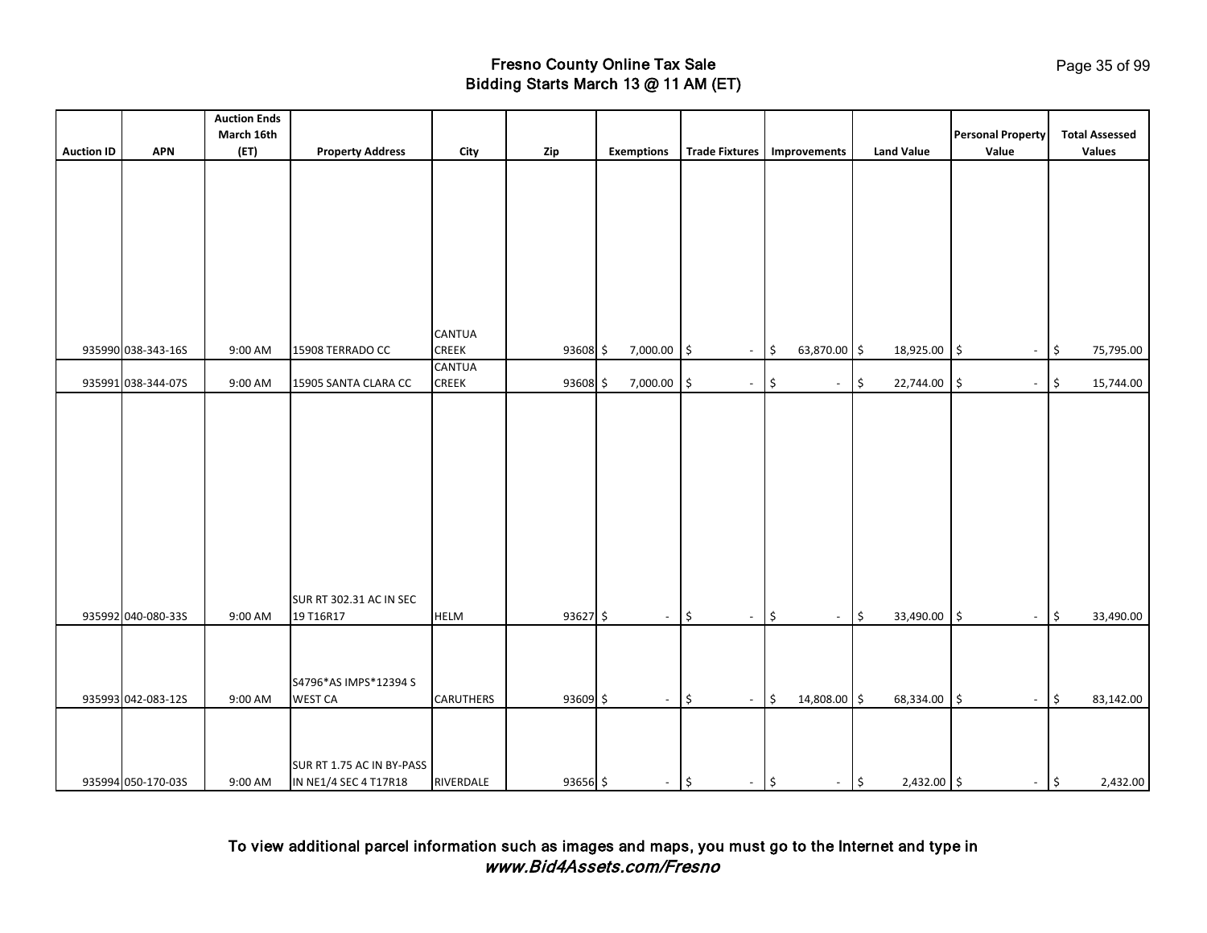# Fresno County Online Tax Sale
## Bidding Starts March 13 @ 11 AM (ET)

| Auction ID | APN | Auction Ends March 16th (ET) | Property Address | City | Zip | Exemptions | Trade Fixtures | Improvements | Land Value | Personal Property Value | Total Assessed Values |
|---|---|---|---|---|---|---|---|---|---|---|---|
| 935990 | 038-343-16S | 9:00 AM | 15908 TERRADO CC | CANTUA CREEK | 93608 | $ 7,000.00 | $ - | $ 63,870.00 | $ 18,925.00 | $ - | $ 75,795.00 |
| 935991 | 038-344-07S | 9:00 AM | 15905 SANTA CLARA CC | CANTUA CREEK | 93608 | $ 7,000.00 | $ - | $ - | $ 22,744.00 | $ - | $ 15,744.00 |
| 935992 | 040-080-33S | 9:00 AM | SUR RT 302.31 AC IN SEC 19 T16R17 | HELM | 93627 | $ - | $ - | $ - | $ 33,490.00 | $ - | $ 33,490.00 |
| 935993 | 042-083-12S | 9:00 AM | S4796*AS IMPS*12394 S WEST CA | CARUTHERS | 93609 | $ - | $ - | $ 14,808.00 | $ 68,334.00 | $ - | $ 83,142.00 |
| 935994 | 050-170-03S | 9:00 AM | SUR RT 1.75 AC IN BY-PASS IN NE1/4 SEC 4 T17R18 | RIVERDALE | 93656 | $ - | $ - | $ - | $ 2,432.00 | $ - | $ 2,432.00 |

**To view additional parcel information such as images and maps, you must go to the Internet and type in** ***www.Bid4Assets.com/Fresno***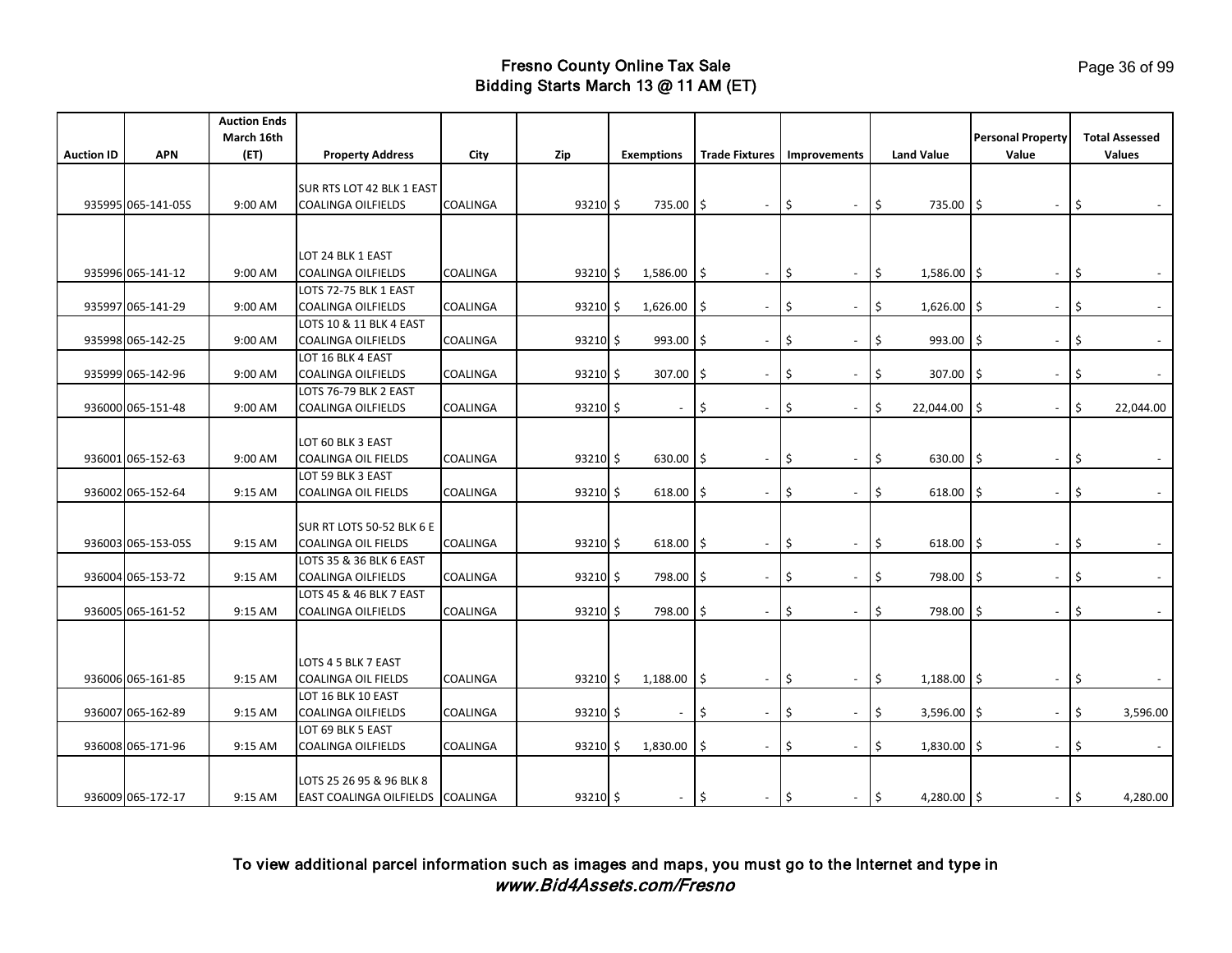# Fresno County Online Tax Sale
## Bidding Starts March 13 @ 11 AM (ET)

| Auction ID | APN | Auction Ends March 16th (ET) | Property Address | City | Zip | Exemptions | Trade Fixtures | Improvements | Land Value | Personal Property Value | Total Assessed Values |
|---|---|---|---|---|---|---|---|---|---|---|---|
| 935995 | 065-141-05S | 9:00 AM | SUR RTS LOT 42 BLK 1 EAST COALINGA OILFIELDS | COALINGA | 93210 | $ 735.00 | $ - | $ - | $ 735.00 | $ - | $ - |
| 935996 | 065-141-12 | 9:00 AM | LOT 24 BLK 1 EAST COALINGA OILFIELDS | COALINGA | 93210 | $ 1,586.00 | $ - | $ - | $ 1,586.00 | $ - | $ - |
| 935997 | 065-141-29 | 9:00 AM | LOTS 72-75 BLK 1 EAST COALINGA OILFIELDS | COALINGA | 93210 | $ 1,626.00 | $ - | $ - | $ 1,626.00 | $ - | $ - |
| 935998 | 065-142-25 | 9:00 AM | LOTS 10 & 11 BLK 4 EAST COALINGA OILFIELDS | COALINGA | 93210 | $ 993.00 | $ - | $ - | $ 993.00 | $ - | $ - |
| 935999 | 065-142-96 | 9:00 AM | LOT 16 BLK 4 EAST COALINGA OILFIELDS | COALINGA | 93210 | $ 307.00 | $ - | $ - | $ 307.00 | $ - | $ - |
| 936000 | 065-151-48 | 9:00 AM | LOTS 76-79 BLK 2 EAST COALINGA OILFIELDS | COALINGA | 93210 | $ - | $ - | $ - | $ 22,044.00 | $ - | $ 22,044.00 |
| 936001 | 065-152-63 | 9:00 AM | LOT 60 BLK 3 EAST COALINGA OIL FIELDS | COALINGA | 93210 | $ 630.00 | $ - | $ - | $ 630.00 | $ - | $ - |
| 936002 | 065-152-64 | 9:15 AM | LOT 59 BLK 3 EAST COALINGA OIL FIELDS | COALINGA | 93210 | $ 618.00 | $ - | $ - | $ 618.00 | $ - | $ - |
| 936003 | 065-153-05S | 9:15 AM | SUR RT LOTS 50-52 BLK 6 E COALINGA OIL FIELDS | COALINGA | 93210 | $ 618.00 | $ - | $ - | $ 618.00 | $ - | $ - |
| 936004 | 065-153-72 | 9:15 AM | LOTS 35 & 36 BLK 6 EAST COALINGA OILFIELDS | COALINGA | 93210 | $ 798.00 | $ - | $ - | $ 798.00 | $ - | $ - |
| 936005 | 065-161-52 | 9:15 AM | LOTS 45 & 46 BLK 7 EAST COALINGA OILFIELDS | COALINGA | 93210 | $ 798.00 | $ - | $ - | $ 798.00 | $ - | $ - |
| 936006 | 065-161-85 | 9:15 AM | LOTS 4 5 BLK 7 EAST COALINGA OIL FIELDS | COALINGA | 93210 | $ 1,188.00 | $ - | $ - | $ 1,188.00 | $ - | $ - |
| 936007 | 065-162-89 | 9:15 AM | LOT 16 BLK 10 EAST COALINGA OILFIELDS | COALINGA | 93210 | $ - | $ - | $ - | $ 3,596.00 | $ - | $ 3,596.00 |
| 936008 | 065-171-96 | 9:15 AM | LOT 69 BLK 5 EAST COALINGA OILFIELDS | COALINGA | 93210 | $ 1,830.00 | $ - | $ - | $ 1,830.00 | $ - | $ - |
| 936009 | 065-172-17 | 9:15 AM | LOTS 25 26 95 & 96 BLK 8 EAST COALINGA OILFIELDS | COALINGA | 93210 | $ - | $ - | $ - | $ 4,280.00 | $ - | $ 4,280.00 |

To view additional parcel information such as images and maps, you must go to the Internet and type in *www.Bid4Assets.com/Fresno*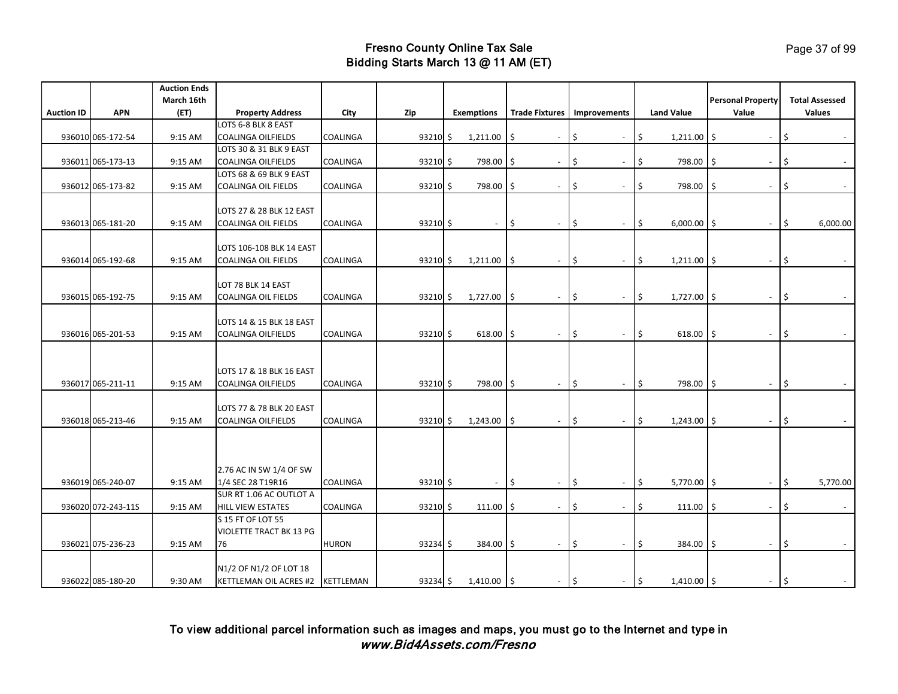# Fresno County Online Tax Sale
## Bidding Starts March 13 @ 11 AM (ET)

| Auction ID | APN | Auction Ends March 16th (ET) | Property Address | City | Zip | Exemptions | Trade Fixtures | Improvements | Land Value | Personal Property Value | Total Assessed Values |
|---|---|---|---|---|---|---|---|---|---|---|---|
| 936010 | 065-172-54 | 9:15 AM | LOTS 6-8 BLK 8 EAST COALINGA OILFIELDS | COALINGA | 93210 | $ 1,211.00 | $ - | $ - | $ 1,211.00 | $ - | $ - |
| 936011 | 065-173-13 | 9:15 AM | LOTS 30 & 31 BLK 9 EAST COALINGA OILFIELDS | COALINGA | 93210 | $ 798.00 | $ - | $ - | $ 798.00 | $ - | $ - |
| 936012 | 065-173-82 | 9:15 AM | LOTS 68 & 69 BLK 9 EAST COALINGA OIL FIELDS | COALINGA | 93210 | $ 798.00 | $ - | $ - | $ 798.00 | $ - | $ - |
| 936013 | 065-181-20 | 9:15 AM | LOTS 27 & 28 BLK 12 EAST COALINGA OIL FIELDS | COALINGA | 93210 | $ - | $ - | $ - | $ 6,000.00 | $ - | $ 6,000.00 |
| 936014 | 065-192-68 | 9:15 AM | LOTS 106-108 BLK 14 EAST COALINGA OIL FIELDS | COALINGA | 93210 | $ 1,211.00 | $ - | $ - | $ 1,211.00 | $ - | $ - |
| 936015 | 065-192-75 | 9:15 AM | LOT 78 BLK 14 EAST COALINGA OIL FIELDS | COALINGA | 93210 | $ 1,727.00 | $ - | $ - | $ 1,727.00 | $ - | $ - |
| 936016 | 065-201-53 | 9:15 AM | LOTS 14 & 15 BLK 18 EAST COALINGA OILFIELDS | COALINGA | 93210 | $ 618.00 | $ - | $ - | $ 618.00 | $ - | $ - |
| 936017 | 065-211-11 | 9:15 AM | LOTS 17 & 18 BLK 16 EAST COALINGA OILFIELDS | COALINGA | 93210 | $ 798.00 | $ - | $ - | $ 798.00 | $ - | $ - |
| 936018 | 065-213-46 | 9:15 AM | LOTS 77 & 78 BLK 20 EAST COALINGA OILFIELDS | COALINGA | 93210 | $ 1,243.00 | $ - | $ - | $ 1,243.00 | $ - | $ - |
| 936019 | 065-240-07 | 9:15 AM | 2.76 AC IN SW 1/4 OF SW 1/4 SEC 28 T19R16 | COALINGA | 93210 | $ - | $ - | $ - | $ 5,770.00 | $ - | $ 5,770.00 |
| 936020 | 072-243-11S | 9:15 AM | SUR RT 1.06 AC OUTLOT A HILL VIEW ESTATES | COALINGA | 93210 | $ 111.00 | $ - | $ - | $ 111.00 | $ - | $ - |
| 936021 | 075-236-23 | 9:15 AM | S 15 FT OF LOT 55 VIOLETTE TRACT BK 13 PG 76 | HURON | 93234 | $ 384.00 | $ - | $ - | $ 384.00 | $ - | $ - |
| 936022 | 085-180-20 | 9:30 AM | N1/2 OF N1/2 OF LOT 18 KETTLEMAN OIL ACRES #2 | KETTLEMAN | 93234 | $ 1,410.00 | $ - | $ - | $ 1,410.00 | $ - | $ - |

To view additional parcel information such as images and maps, you must go to the Internet and type in
*www.Bid4Assets.com/Fresno*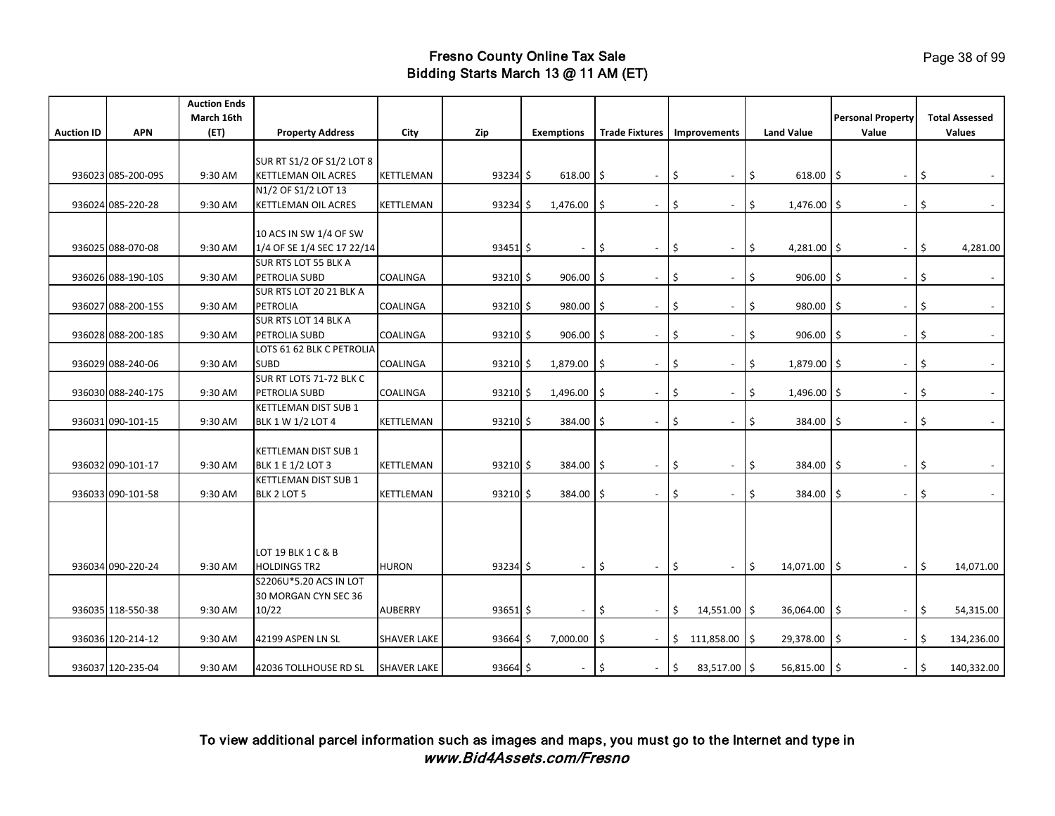# Fresno County Online Tax Sale
## Bidding Starts March 13 @ 11 AM (ET)

| Auction ID | APN | Auction Ends March 16th (ET) | Property Address | City | Zip | Exemptions | Trade Fixtures | Improvements | Land Value | Personal Property Value | Total Assessed Values |
|---|---|---|---|---|---|---|---|---|---|---|---|
| 936023 | 085-200-09S | 9:30 AM | SUR RT S1/2 OF S1/2 LOT 8 KETTLEMAN OIL ACRES | KETTLEMAN | 93234 | $ 618.00 | $ - | $ - | $ 618.00 | $ - | $ - |
| 936024 | 085-220-28 | 9:30 AM | N1/2 OF S1/2 LOT 13 KETTLEMAN OIL ACRES | KETTLEMAN | 93234 | $ 1,476.00 | $ - | $ - | $ 1,476.00 | $ - | $ - |
| 936025 | 088-070-08 | 9:30 AM | 10 ACS IN SW 1/4 OF SW 1/4 OF SE 1/4 SEC 17 22/14 | | 93451 | $ - | $ - | $ - | $ 4,281.00 | $ - | $ 4,281.00 |
| 936026 | 088-190-10S | 9:30 AM | SUR RTS LOT 55 BLK A PETROLIA SUBD | COALINGA | 93210 | $ 906.00 | $ - | $ - | $ 906.00 | $ - | $ - |
| 936027 | 088-200-15S | 9:30 AM | SUR RTS LOT 20 21 BLK A PETROLIA | COALINGA | 93210 | $ 980.00 | $ - | $ - | $ 980.00 | $ - | $ - |
| 936028 | 088-200-18S | 9:30 AM | SUR RTS LOT 14 BLK A PETROLIA SUBD | COALINGA | 93210 | $ 906.00 | $ - | $ - | $ 906.00 | $ - | $ - |
| 936029 | 088-240-06 | 9:30 AM | LOTS 61 62 BLK C PETROLIA SUBD | COALINGA | 93210 | $ 1,879.00 | $ - | $ - | $ 1,879.00 | $ - | $ - |
| 936030 | 088-240-17S | 9:30 AM | SUR RT LOTS 71-72 BLK C PETROLIA SUBD | COALINGA | 93210 | $ 1,496.00 | $ - | $ - | $ 1,496.00 | $ - | $ - |
| 936031 | 090-101-15 | 9:30 AM | KETTLEMAN DIST SUB 1 BLK 1 W 1/2 LOT 4 | KETTLEMAN | 93210 | $ 384.00 | $ - | $ - | $ 384.00 | $ - | $ - |
| 936032 | 090-101-17 | 9:30 AM | KETTLEMAN DIST SUB 1 BLK 1 E 1/2 LOT 3 | KETTLEMAN | 93210 | $ 384.00 | $ - | $ - | $ 384.00 | $ - | $ - |
| 936033 | 090-101-58 | 9:30 AM | KETTLEMAN DIST SUB 1 BLK 2 LOT 5 | KETTLEMAN | 93210 | $ 384.00 | $ - | $ - | $ 384.00 | $ - | $ - |
| 936034 | 090-220-24 | 9:30 AM | LOT 19 BLK 1 C & B HOLDINGS TR2 | HURON | 93234 | $ - | $ - | $ - | $ 14,071.00 | $ - | $ 14,071.00 |
| 936035 | 118-550-38 | 9:30 AM | S2206U*5.20 ACS IN LOT 30 MORGAN CYN SEC 36 10/22 | AUBERRY | 93651 | $ - | $ - | $ 14,551.00 | $ 36,064.00 | $ - | $ 54,315.00 |
| 936036 | 120-214-12 | 9:30 AM | 42199 ASPEN LN SL | SHAVER LAKE | 93664 | $ 7,000.00 | $ - | $ 111,858.00 | $ 29,378.00 | $ - | $ 134,236.00 |
| 936037 | 120-235-04 | 9:30 AM | 42036 TOLLHOUSE RD SL | SHAVER LAKE | 93664 | $ - | $ - | $ 83,517.00 | $ 56,815.00 | $ - | $ 140,332.00 |

To view additional parcel information such as images and maps, you must go to the Internet and type in *www.Bid4Assets.com/Fresno*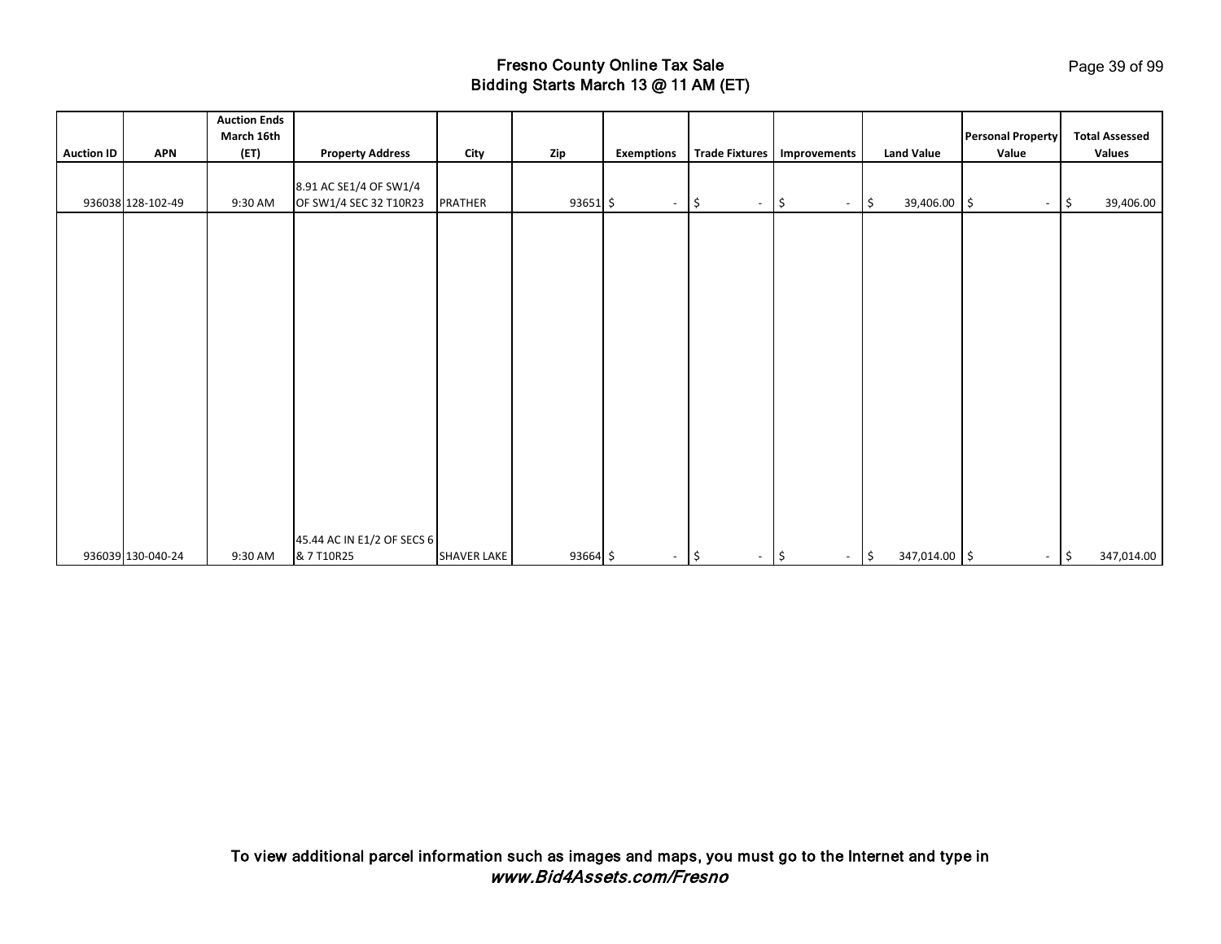# Fresno County Online Tax Sale
## Bidding Starts March 13 @ 11 AM (ET)

| Auction ID | APN | Auction Ends March 16th (ET) | Property Address | City | Zip | Exemptions | Trade Fixtures | Improvements | Land Value | Personal Property Value | Total Assessed Values |
|---|---|---|---|---|---|---|---|---|---|---|---|
| 936038 | 128-102-49 | 9:30 AM | 8.91 AC SE1/4 OF SW1/4 OF SW1/4 SEC 32 T10R23 | PRATHER | 93651 | $ - | $ - | $ - | $ 39,406.00 | $ - | $ 39,406.00 |
| 936039 | 130-040-24 | 9:30 AM | 45.44 AC IN E1/2 OF SECS 6 & 7 T10R25 | SHAVER LAKE | 93664 | $ - | $ - | $ - | $ 347,014.00 | $ - | $ 347,014.00 |

To view additional parcel information such as images and maps, you must go to the Internet and type in *www.Bid4Assets.com/Fresno*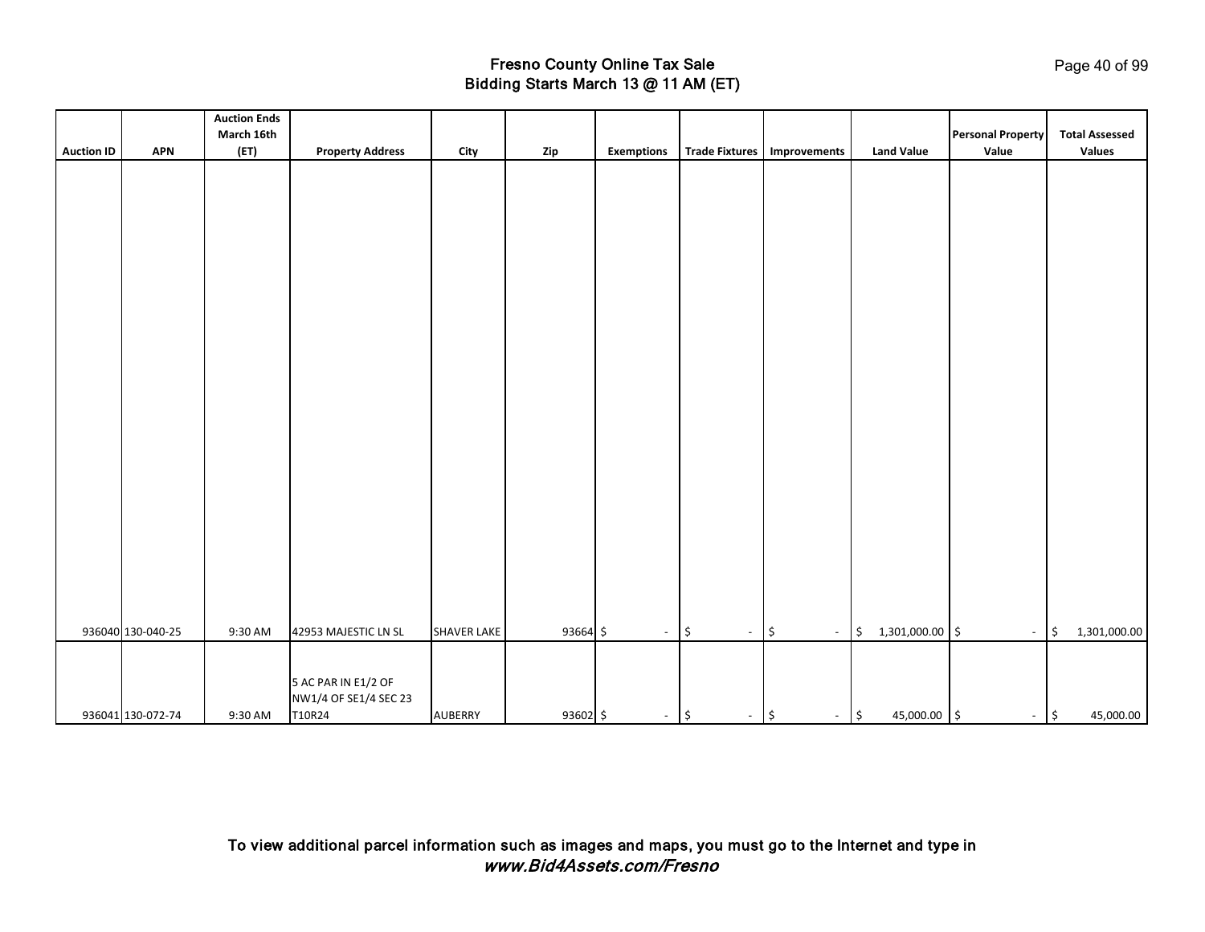# Fresno County Online Tax Sale
## Bidding Starts March 13 @ 11 AM (ET)

| Auction ID | APN | Auction Ends March 16th (ET) | Property Address | City | Zip | Exemptions | Trade Fixtures | Improvements | Land Value | Personal Property Value | Total Assessed Values |
|---|---|---|---|---|---|---|---|---|---|---|---|
| 936040 | 130-040-25 | 9:30 AM | 42953 MAJESTIC LN SL | SHAVER LAKE | 93664 | $ - | $ - | $ - | $ 1,301,000.00 | $ - | $ 1,301,000.00 |
| 936041 | 130-072-74 | 9:30 AM | 5 AC PAR IN E1/2 OF NW1/4 OF SE1/4 SEC 23 T10R24 | AUBERRY | 93602 | $ - | $ - | $ - | $ 45,000.00 | $ - | $ 45,000.00 |

To view additional parcel information such as images and maps, you must go to the Internet and type in
*www.Bid4Assets.com/Fresno*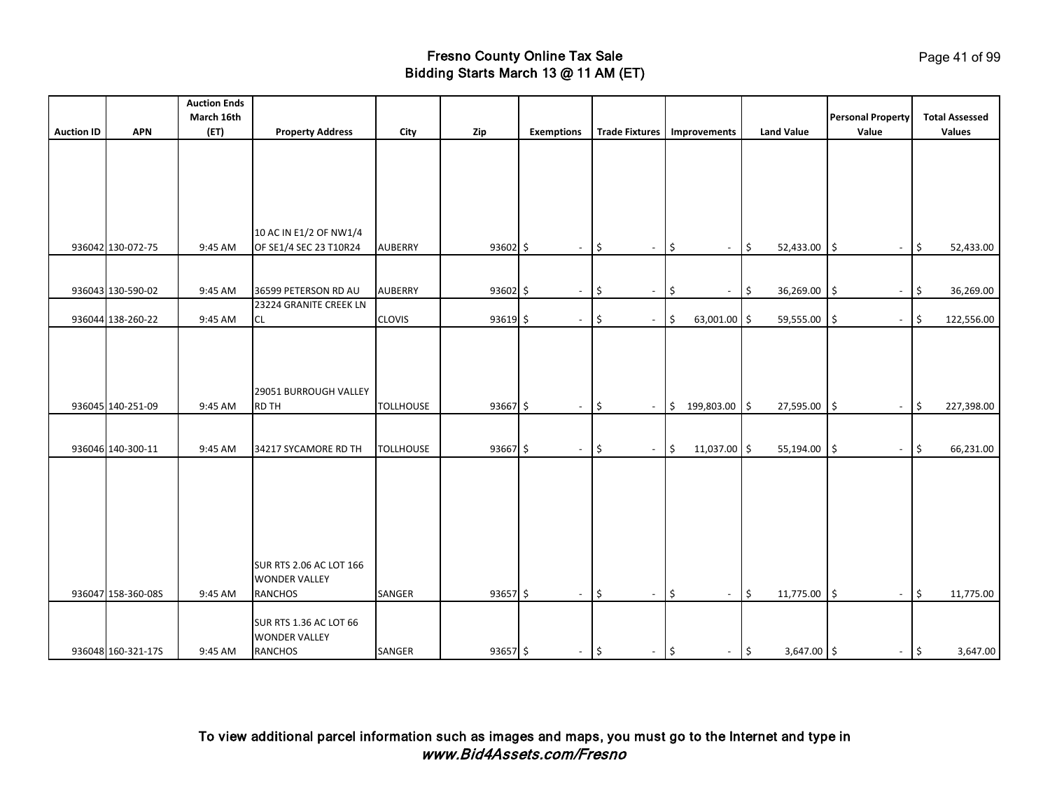# Fresno County Online Tax Sale
## Bidding Starts March 13 @ 11 AM (ET)

| Auction ID | APN | Auction Ends March 16th (ET) | Property Address | City | Zip | Exemptions | Trade Fixtures | Improvements | Land Value | Personal Property Value | Total Assessed Values |
|---|---|---|---|---|---|---|---|---|---|---|---|
| 936042 | 130-072-75 | 9:45 AM | 10 AC IN E1/2 OF NW1/4 OF SE1/4 SEC 23 T10R24 | AUBERRY | 93602 | $ - | $ - | $ - | $ 52,433.00 | $ - | $ 52,433.00 |
| 936043 | 130-590-02 | 9:45 AM | 36599 PETERSON RD AU | AUBERRY | 93602 | $ - | $ - | $ - | $ 36,269.00 | $ - | $ 36,269.00 |
| 936044 | 138-260-22 | 9:45 AM | 23224 GRANITE CREEK LN CL | CLOVIS | 93619 | $ - | $ - | $ 63,001.00 | $ 59,555.00 | $ - | $ 122,556.00 |
| 936045 | 140-251-09 | 9:45 AM | 29051 BURROUGH VALLEY RD TH | TOLLHOUSE | 93667 | $ - | $ - | $ 199,803.00 | $ 27,595.00 | $ - | $ 227,398.00 |
| 936046 | 140-300-11 | 9:45 AM | 34217 SYCAMORE RD TH | TOLLHOUSE | 93667 | $ - | $ - | $ 11,037.00 | $ 55,194.00 | $ - | $ 66,231.00 |
| 936047 | 158-360-08S | 9:45 AM | SUR RTS 2.06 AC LOT 166 WONDER VALLEY RANCHOS | SANGER | 93657 | $ - | $ - | $ - | $ 11,775.00 | $ - | $ 11,775.00 |
| 936048 | 160-321-17S | 9:45 AM | SUR RTS 1.36 AC LOT 66 WONDER VALLEY RANCHOS | SANGER | 93657 | $ - | $ - | $ - | $ 3,647.00 | $ - | $ 3,647.00 |

**To view additional parcel information such as images and maps, you must go to the Internet and type in** ***www.Bid4Assets.com/Fresno***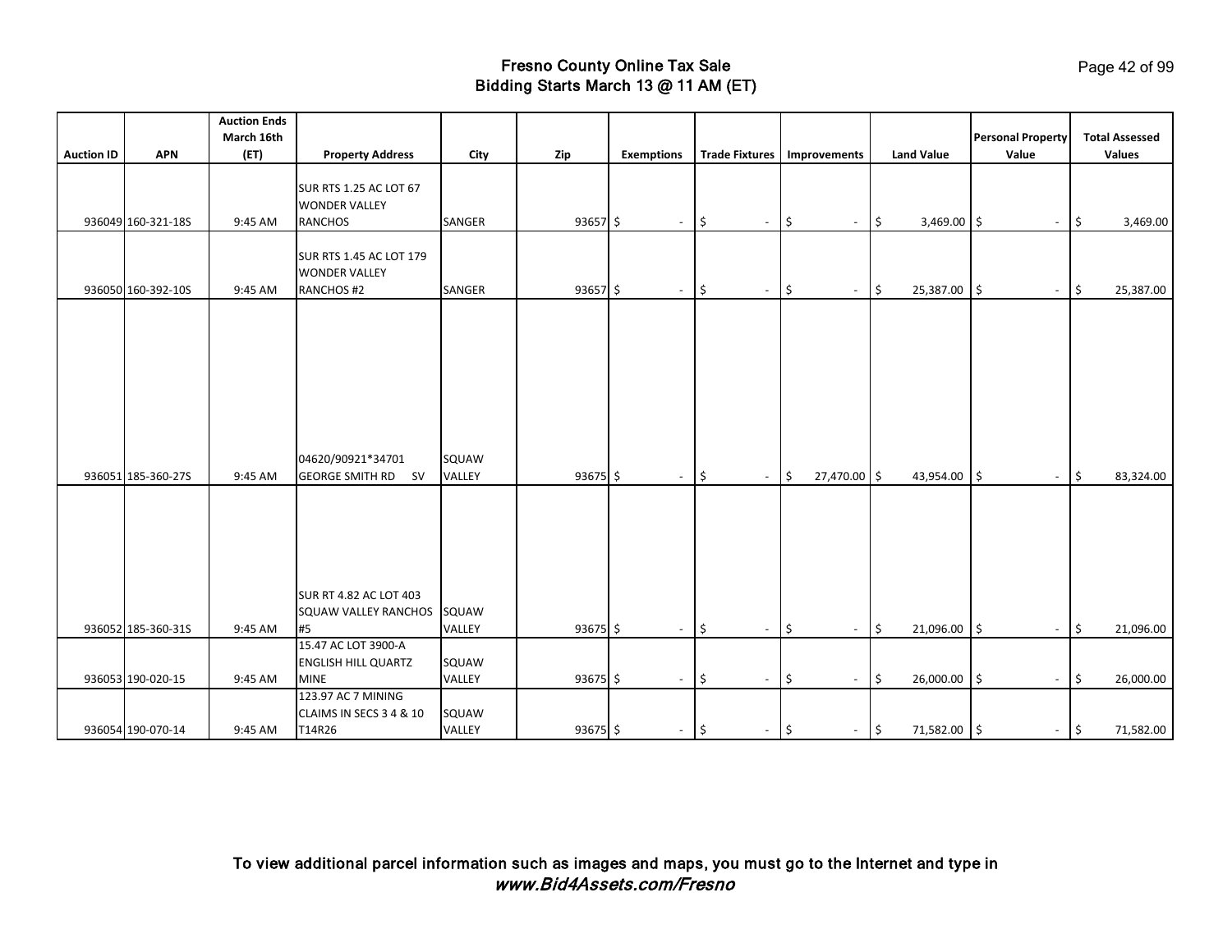# Fresno County Online Tax Sale
## Bidding Starts March 13 @ 11 AM (ET)

| Auction ID | APN | Auction Ends March 16th (ET) | Property Address | City | Zip | Exemptions | Trade Fixtures | Improvements | Land Value | Personal Property Value | Total Assessed Values |
|---|---|---|---|---|---|---|---|---|---|---|---|
| 936049 | 160-321-18S | 9:45 AM | SUR RTS 1.25 AC LOT 67 WONDER VALLEY RANCHOS | SANGER | 93657 | $ - | $ - | $ - | $ 3,469.00 | $ - | $ 3,469.00 |
| 936050 | 160-392-10S | 9:45 AM | SUR RTS 1.45 AC LOT 179 WONDER VALLEY RANCHOS #2 | SANGER | 93657 | $ - | $ - | $ - | $ 25,387.00 | $ - | $ 25,387.00 |
| 936051 | 185-360-27S | 9:45 AM | 04620/90921*34701 GEORGE SMITH RD SV | SQUAW VALLEY | 93675 | $ - | $ - | $ 27,470.00 | $ 43,954.00 | $ - | $ 83,324.00 |
| 936052 | 185-360-31S | 9:45 AM | SUR RT 4.82 AC LOT 403 SQUAW VALLEY RANCHOS #5 | SQUAW VALLEY | 93675 | $ - | $ - | $ - | $ 21,096.00 | $ - | $ 21,096.00 |
| 936053 | 190-020-15 | 9:45 AM | 15.47 AC LOT 3900-A ENGLISH HILL QUARTZ MINE | SQUAW VALLEY | 93675 | $ - | $ - | $ - | $ 26,000.00 | $ - | $ 26,000.00 |
| 936054 | 190-070-14 | 9:45 AM | 123.97 AC 7 MINING CLAIMS IN SECS 3 4 & 10 T14R26 | SQUAW VALLEY | 93675 | $ - | $ - | $ - | $ 71,582.00 | $ - | $ 71,582.00 |

To view additional parcel information such as images and maps, you must go to the Internet and type in *www.Bid4Assets.com/Fresno*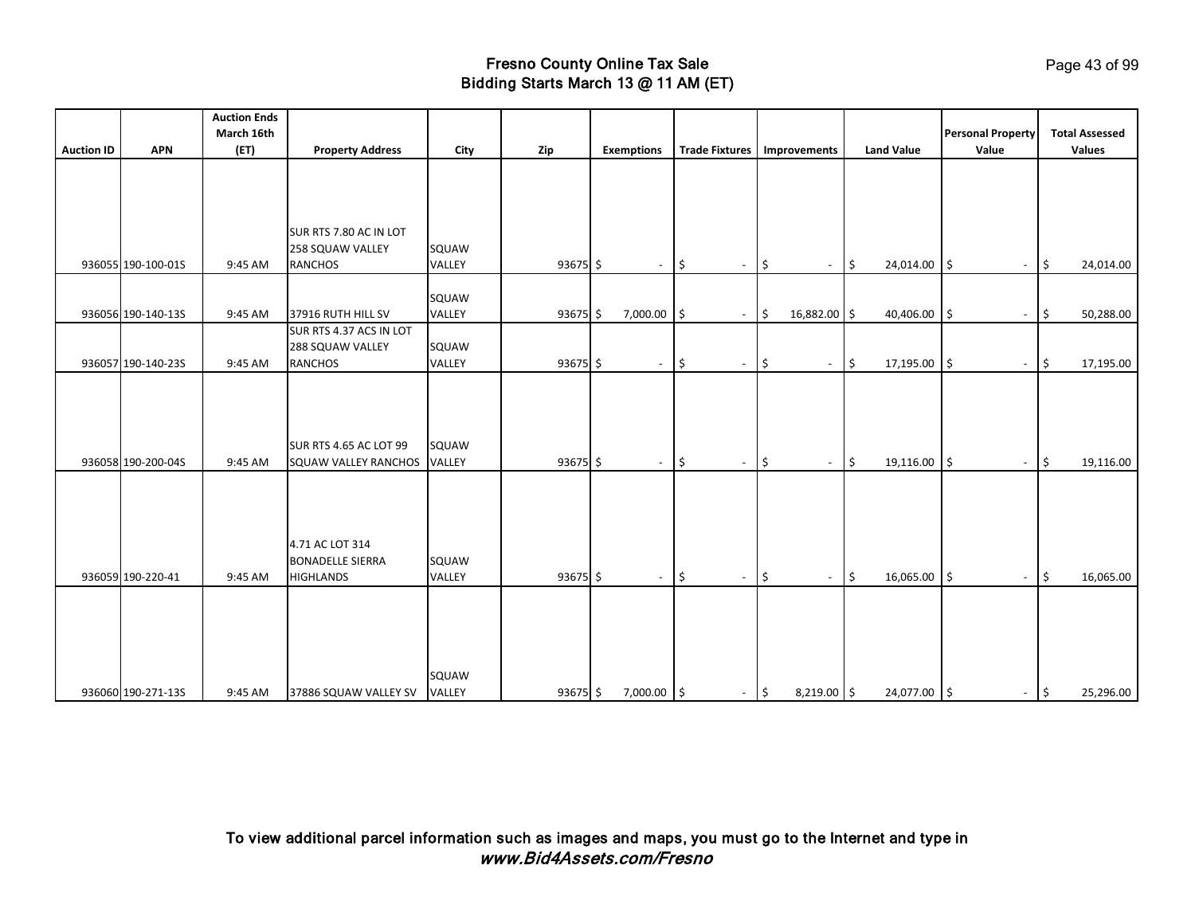# Fresno County Online Tax Sale
## Bidding Starts March 13 @ 11 AM (ET)

| Auction ID | APN | Auction Ends March 16th (ET) | Property Address | City | Zip | Exemptions | Trade Fixtures | Improvements | Land Value | Personal Property Value | Total Assessed Values |
|---|---|---|---|---|---|---|---|---|---|---|---|
| 936055 | 190-100-01S | 9:45 AM | SUR RTS 7.80 AC IN LOT 258 SQUAW VALLEY RANCHOS | SQUAW VALLEY | 93675 | $ - | $ - | $ - | $ 24,014.00 | $ - | $ 24,014.00 |
| 936056 | 190-140-13S | 9:45 AM | 37916 RUTH HILL SV | SQUAW VALLEY | 93675 | $ 7,000.00 | $ - | $ 16,882.00 | $ 40,406.00 | $ - | $ 50,288.00 |
| 936057 | 190-140-23S | 9:45 AM | SUR RTS 4.37 ACS IN LOT 288 SQUAW VALLEY RANCHOS | SQUAW VALLEY | 93675 | $ - | $ - | $ - | $ 17,195.00 | $ - | $ 17,195.00 |
| 936058 | 190-200-04S | 9:45 AM | SUR RTS 4.65 AC LOT 99 SQUAW VALLEY RANCHOS | SQUAW VALLEY | 93675 | $ - | $ - | $ - | $ 19,116.00 | $ - | $ 19,116.00 |
| 936059 | 190-220-41 | 9:45 AM | 4.71 AC LOT 314 BONADELLE SIERRA HIGHLANDS | SQUAW VALLEY | 93675 | $ - | $ - | $ - | $ 16,065.00 | $ - | $ 16,065.00 |
| 936060 | 190-271-13S | 9:45 AM | 37886 SQUAW VALLEY SV | SQUAW VALLEY | 93675 | $ 7,000.00 | $ - | $ 8,219.00 | $ 24,077.00 | $ - | $ 25,296.00 |

To view additional parcel information such as images and maps, you must go to the Internet and type in
*www.Bid4Assets.com/Fresno*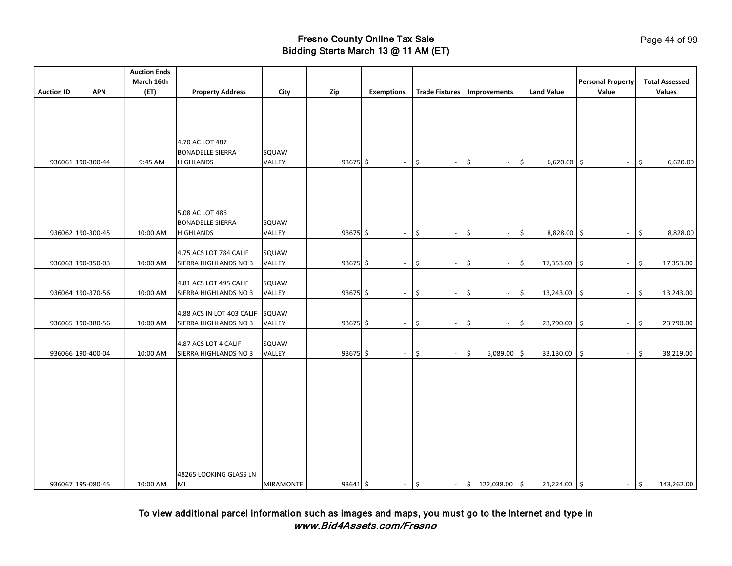# Fresno County Online Tax Sale
## Bidding Starts March 13 @ 11 AM (ET)

| Auction ID | APN | Auction Ends March 16th (ET) | Property Address | City | Zip | Exemptions | Trade Fixtures | Improvements | Land Value | Personal Property Value | Total Assessed Values |
|---|---|---|---|---|---|---|---|---|---|---|---|
| 936061 | 190-300-44 | 9:45 AM | 4.70 AC LOT 487 BONADELLE SIERRA HIGHLANDS | SQUAW VALLEY | 93675 | $ - | $ - | $ - | $ 6,620.00 | $ - | $ 6,620.00 |
| 936062 | 190-300-45 | 10:00 AM | 5.08 AC LOT 486 BONADELLE SIERRA HIGHLANDS | SQUAW VALLEY | 93675 | $ - | $ - | $ - | $ 8,828.00 | $ - | $ 8,828.00 |
| 936063 | 190-350-03 | 10:00 AM | 4.75 ACS LOT 784 CALIF SIERRA HIGHLANDS NO 3 | SQUAW VALLEY | 93675 | $ - | $ - | $ - | $ 17,353.00 | $ - | $ 17,353.00 |
| 936064 | 190-370-56 | 10:00 AM | 4.81 ACS LOT 495 CALIF SIERRA HIGHLANDS NO 3 | SQUAW VALLEY | 93675 | $ - | $ - | $ - | $ 13,243.00 | $ - | $ 13,243.00 |
| 936065 | 190-380-56 | 10:00 AM | 4.88 ACS IN LOT 403 CALIF SIERRA HIGHLANDS NO 3 | SQUAW VALLEY | 93675 | $ - | $ - | $ - | $ 23,790.00 | $ - | $ 23,790.00 |
| 936066 | 190-400-04 | 10:00 AM | 4.87 ACS LOT 4 CALIF SIERRA HIGHLANDS NO 3 | SQUAW VALLEY | 93675 | $ - | $ - | $ 5,089.00 | $ 33,130.00 | $ - | $ 38,219.00 |
| 936067 | 195-080-45 | 10:00 AM | 48265 LOOKING GLASS LN MI | MIRAMONTE | 93641 | $ - | $ - | $ 122,038.00 | $ 21,224.00 | $ - | $ 143,262.00 |

To view additional parcel information such as images and maps, you must go to the Internet and type in ***www.Bid4Assets.com/Fresno***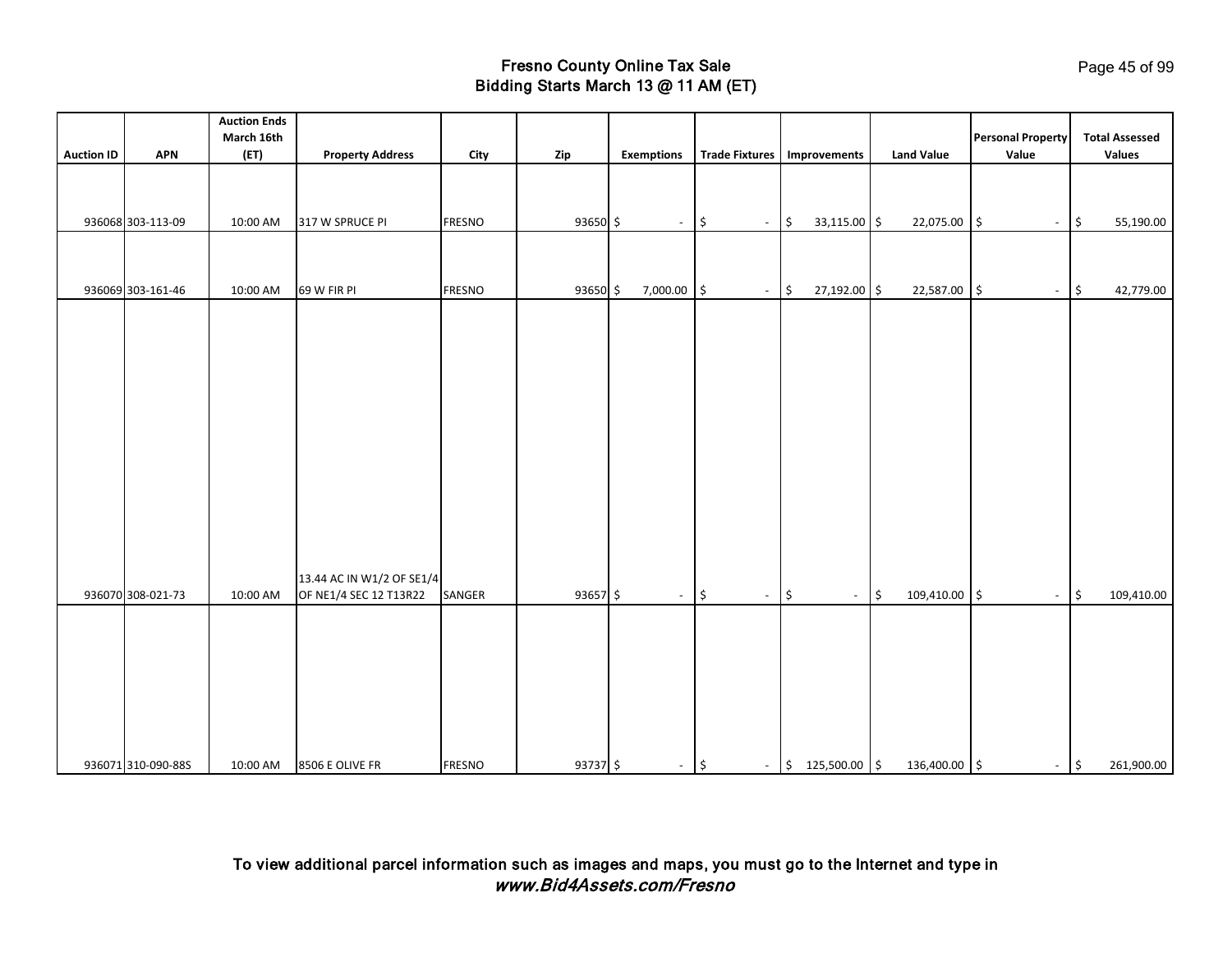# Fresno County Online Tax Sale
## Bidding Starts March 13 @ 11 AM (ET)

| Auction ID | APN | Auction Ends March 16th (ET) | Property Address | City | Zip | Exemptions | Trade Fixtures | Improvements | Land Value | Personal Property Value | Total Assessed Values |
|---|---|---|---|---|---|---|---|---|---|---|---|
| 936068 | 303-113-09 | 10:00 AM | 317 W SPRUCE PI | FRESNO | 93650 | $ - | $ - | $ 33,115.00 | $ 22,075.00 | $ - | $ 55,190.00 |
| 936069 | 303-161-46 | 10:00 AM | 69 W FIR PI | FRESNO | 93650 | $ 7,000.00 | $ - | $ 27,192.00 | $ 22,587.00 | $ - | $ 42,779.00 |
| 936070 | 308-021-73 | 10:00 AM | 13.44 AC IN W1/2 OF SE1/4 OF NE1/4 SEC 12 T13R22 | SANGER | 93657 | $ - | $ - | $ - | $ 109,410.00 | $ - | $ 109,410.00 |
| 936071 | 310-090-88S | 10:00 AM | 8506 E OLIVE FR | FRESNO | 93737 | $ - | $ - | $ 125,500.00 | $ 136,400.00 | $ - | $ 261,900.00 |

To view additional parcel information such as images and maps, you must go to the Internet and type in *www.Bid4Assets.com/Fresno*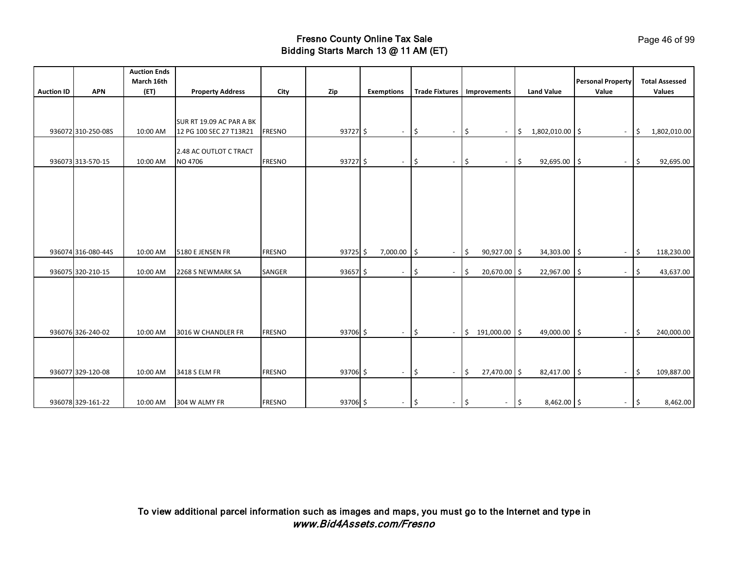# Fresno County Online Tax Sale
## Bidding Starts March 13 @ 11 AM (ET)

| Auction ID | APN | Auction Ends March 16th (ET) | Property Address | City | Zip | Exemptions | Trade Fixtures | Improvements | Land Value | Personal Property Value | Total Assessed Values |
|---|---|---|---|---|---|---|---|---|---|---|---|
| 936072 | 310-250-08S | 10:00 AM | SUR RT 19.09 AC PAR A BK 12 PG 100 SEC 27 T13R21 | FRESNO | 93727 | $ - | $ - | $ - | $ 1,802,010.00 | $ - | $ 1,802,010.00 |
| 936073 | 313-570-15 | 10:00 AM | 2.48 AC OUTLOT C TRACT NO 4706 | FRESNO | 93727 | $ - | $ - | $ - | $ 92,695.00 | $ - | $ 92,695.00 |
| 936074 | 316-080-44S | 10:00 AM | 5180 E JENSEN FR | FRESNO | 93725 | $ 7,000.00 | $ - | $ 90,927.00 | $ 34,303.00 | $ - | $ 118,230.00 |
| 936075 | 320-210-15 | 10:00 AM | 2268 S NEWMARK SA | SANGER | 93657 | $ - | $ - | $ 20,670.00 | $ 22,967.00 | $ - | $ 43,637.00 |
| 936076 | 326-240-02 | 10:00 AM | 3016 W CHANDLER FR | FRESNO | 93706 | $ - | $ - | $ 191,000.00 | $ 49,000.00 | $ - | $ 240,000.00 |
| 936077 | 329-120-08 | 10:00 AM | 3418 S ELM FR | FRESNO | 93706 | $ - | $ - | $ 27,470.00 | $ 82,417.00 | $ - | $ 109,887.00 |
| 936078 | 329-161-22 | 10:00 AM | 304 W ALMY FR | FRESNO | 93706 | $ - | $ - | $ - | $ 8,462.00 | $ - | $ 8,462.00 |

To view additional parcel information such as images and maps, you must go to the Internet and type in *www.Bid4Assets.com/Fresno*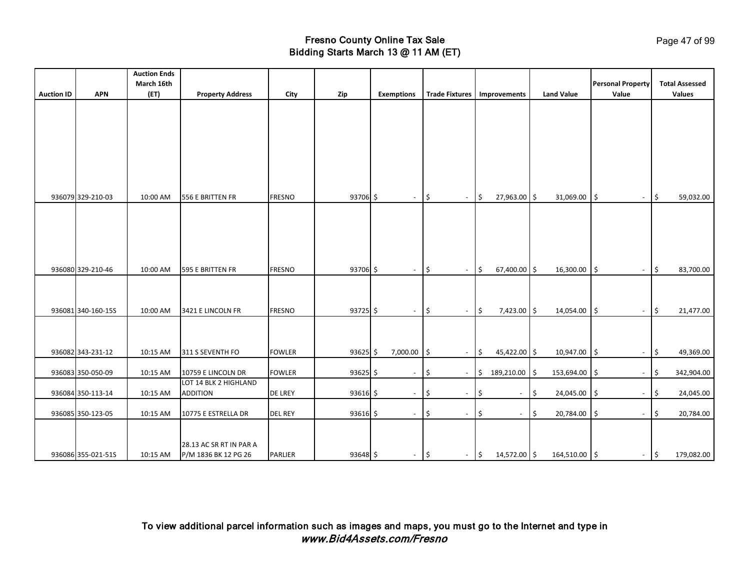# Fresno County Online Tax Sale
## Bidding Starts March 13 @ 11 AM (ET)

| Auction ID | APN | Auction Ends March 16th (ET) | Property Address | City | Zip | Exemptions | Trade Fixtures | Improvements | Land Value | Personal Property Value | Total Assessed Values |
|---|---|---|---|---|---|---|---|---|---|---|---|
| 936079 | 329-210-03 | 10:00 AM | 556 E BRITTEN FR | FRESNO | 93706 | $ - | $ - | $ 27,963.00 | $ 31,069.00 | $ - | $ 59,032.00 |
| 936080 | 329-210-46 | 10:00 AM | 595 E BRITTEN FR | FRESNO | 93706 | $ - | $ - | $ 67,400.00 | $ 16,300.00 | $ - | $ 83,700.00 |
| 936081 | 340-160-15S | 10:00 AM | 3421 E LINCOLN FR | FRESNO | 93725 | $ - | $ - | $ 7,423.00 | $ 14,054.00 | $ - | $ 21,477.00 |
| 936082 | 343-231-12 | 10:15 AM | 311 S SEVENTH FO | FOWLER | 93625 | $ 7,000.00 | $ - | $ 45,422.00 | $ 10,947.00 | $ - | $ 49,369.00 |
| 936083 | 350-050-09 | 10:15 AM | 10759 E LINCOLN DR | FOWLER | 93625 | $ - | $ - | $ 189,210.00 | $ 153,694.00 | $ - | $ 342,904.00 |
| 936084 | 350-113-14 | 10:15 AM | LOT 14 BLK 2 HIGHLAND ADDITION | DE LREY | 93616 | $ - | $ - | $ - | $ 24,045.00 | $ - | $ 24,045.00 |
| 936085 | 350-123-05 | 10:15 AM | 10775 E ESTRELLA DR | DEL REY | 93616 | $ - | $ - | $ - | $ 20,784.00 | $ - | $ 20,784.00 |
| 936086 | 355-021-51S | 10:15 AM | 28.13 AC SR RT IN PAR A P/M 1836 BK 12 PG 26 | PARLIER | 93648 | $ - | $ - | $ 14,572.00 | $ 164,510.00 | $ - | $ 179,082.00 |

**To view additional parcel information such as images and maps, you must go to the Internet and type in *www.Bid4Assets.com/Fresno***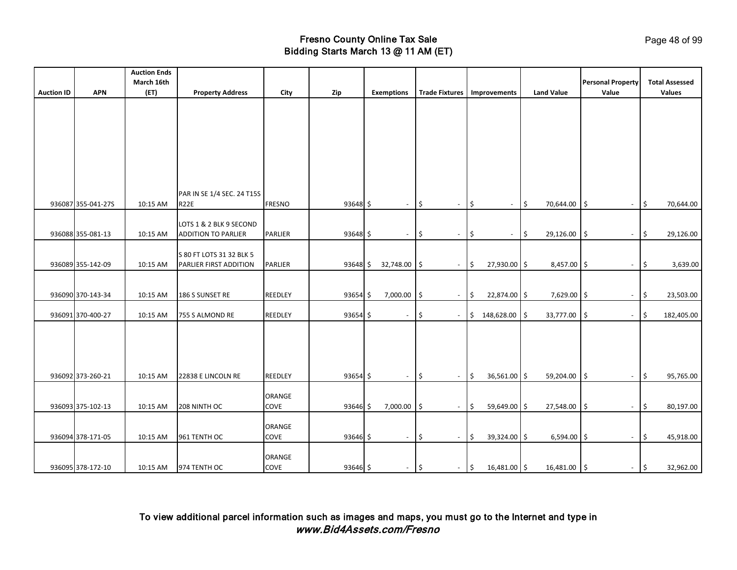# Fresno County Online Tax Sale
## Bidding Starts March 13 @ 11 AM (ET)

| Auction ID | APN | Auction Ends March 16th (ET) | Property Address | City | Zip | Exemptions | Trade Fixtures | Improvements | Land Value | Personal Property Value | Total Assessed Values |
|---|---|---|---|---|---|---|---|---|---|---|---|
| 936087 | 355-041-27S | 10:15 AM | PAR IN SE 1/4 SEC. 24 T15S R22E | FRESNO | 93648 | $ - | $ - | $ - | $ 70,644.00 | $ - | $ 70,644.00 |
| 936088 | 355-081-13 | 10:15 AM | LOTS 1 & 2 BLK 9 SECOND ADDITION TO PARLIER | PARLIER | 93648 | $ - | $ - | $ - | $ 29,126.00 | $ - | $ 29,126.00 |
| 936089 | 355-142-09 | 10:15 AM | S 80 FT LOTS 31 32 BLK 5 PARLIER FIRST ADDITION | PARLIER | 93648 | $ 32,748.00 | $ - | $ 27,930.00 | $ 8,457.00 | $ - | $ 3,639.00 |
| 936090 | 370-143-34 | 10:15 AM | 186 S SUNSET RE | REEDLEY | 93654 | $ 7,000.00 | $ - | $ 22,874.00 | $ 7,629.00 | $ - | $ 23,503.00 |
| 936091 | 370-400-27 | 10:15 AM | 755 S ALMOND RE | REEDLEY | 93654 | $ - | $ - | $ 148,628.00 | $ 33,777.00 | $ - | $ 182,405.00 |
| 936092 | 373-260-21 | 10:15 AM | 22838 E LINCOLN RE | REEDLEY | 93654 | $ - | $ - | $ 36,561.00 | $ 59,204.00 | $ - | $ 95,765.00 |
| 936093 | 375-102-13 | 10:15 AM | 208 NINTH OC | ORANGE COVE | 93646 | $ 7,000.00 | $ - | $ 59,649.00 | $ 27,548.00 | $ - | $ 80,197.00 |
| 936094 | 378-171-05 | 10:15 AM | 961 TENTH OC | ORANGE COVE | 93646 | $ - | $ - | $ 39,324.00 | $ 6,594.00 | $ - | $ 45,918.00 |
| 936095 | 378-172-10 | 10:15 AM | 974 TENTH OC | ORANGE COVE | 93646 | $ - | $ - | $ 16,481.00 | $ 16,481.00 | $ - | $ 32,962.00 |

To view additional parcel information such as images and maps, you must go to the Internet and type in *www.Bid4Assets.com/Fresno*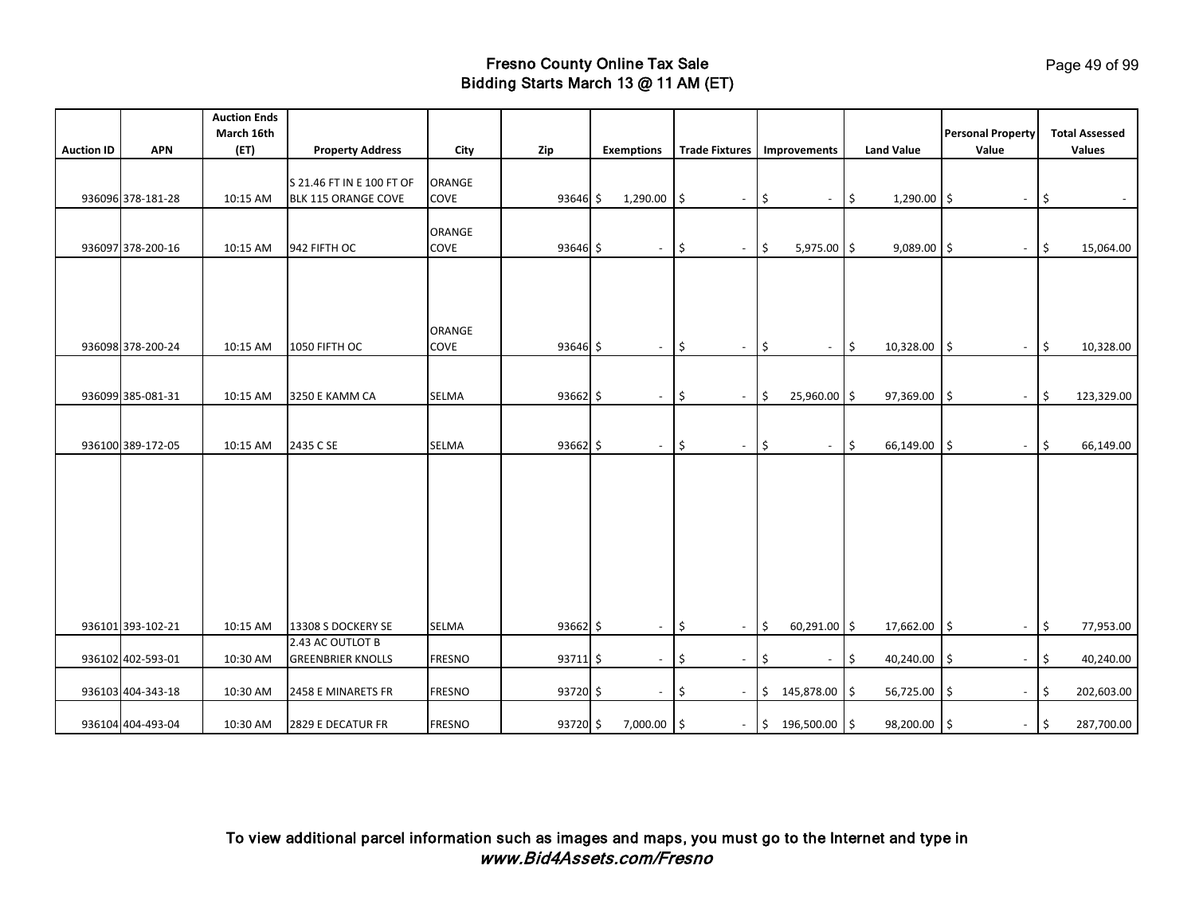# Fresno County Online Tax Sale
## Bidding Starts March 13 @ 11 AM (ET)

| Auction ID | APN | Auction Ends March 16th (ET) | Property Address | City | Zip | Exemptions | Trade Fixtures | Improvements | Land Value | Personal Property Value | Total Assessed Values |
|---|---|---|---|---|---|---|---|---|---|---|---|
| 936096 | 378-181-28 | 10:15 AM | S 21.46 FT IN E 100 FT OF BLK 115 ORANGE COVE | ORANGE COVE | 93646 | $ 1,290.00 | $ - | $ - | $ 1,290.00 | $ - | $ - |
| 936097 | 378-200-16 | 10:15 AM | 942 FIFTH OC | ORANGE COVE | 93646 | $ - | $ - | $ 5,975.00 | $ 9,089.00 | $ - | $ 15,064.00 |
| 936098 | 378-200-24 | 10:15 AM | 1050 FIFTH OC | ORANGE COVE | 93646 | $ - | $ - | $ - | $ 10,328.00 | $ - | $ 10,328.00 |
| 936099 | 385-081-31 | 10:15 AM | 3250 E KAMM CA | SELMA | 93662 | $ - | $ - | $ 25,960.00 | $ 97,369.00 | $ - | $ 123,329.00 |
| 936100 | 389-172-05 | 10:15 AM | 2435 C SE | SELMA | 93662 | $ - | $ - | $ - | $ 66,149.00 | $ - | $ 66,149.00 |
| 936101 | 393-102-21 | 10:15 AM | 13308 S DOCKERY SE | SELMA | 93662 | $ - | $ - | $ 60,291.00 | $ 17,662.00 | $ - | $ 77,953.00 |
| 936102 | 402-593-01 | 10:30 AM | 2.43 AC OUTLOT B GREENBRIER KNOLLS | FRESNO | 93711 | $ - | $ - | $ - | $ 40,240.00 | $ - | $ 40,240.00 |
| 936103 | 404-343-18 | 10:30 AM | 2458 E MINARETS FR | FRESNO | 93720 | $ - | $ - | $ 145,878.00 | $ 56,725.00 | $ - | $ 202,603.00 |
| 936104 | 404-493-04 | 10:30 AM | 2829 E DECATUR FR | FRESNO | 93720 | $ 7,000.00 | $ - | $ 196,500.00 | $ 98,200.00 | $ - | $ 287,700.00 |

To view additional parcel information such as images and maps, you must go to the Internet and type in *www.Bid4Assets.com/Fresno*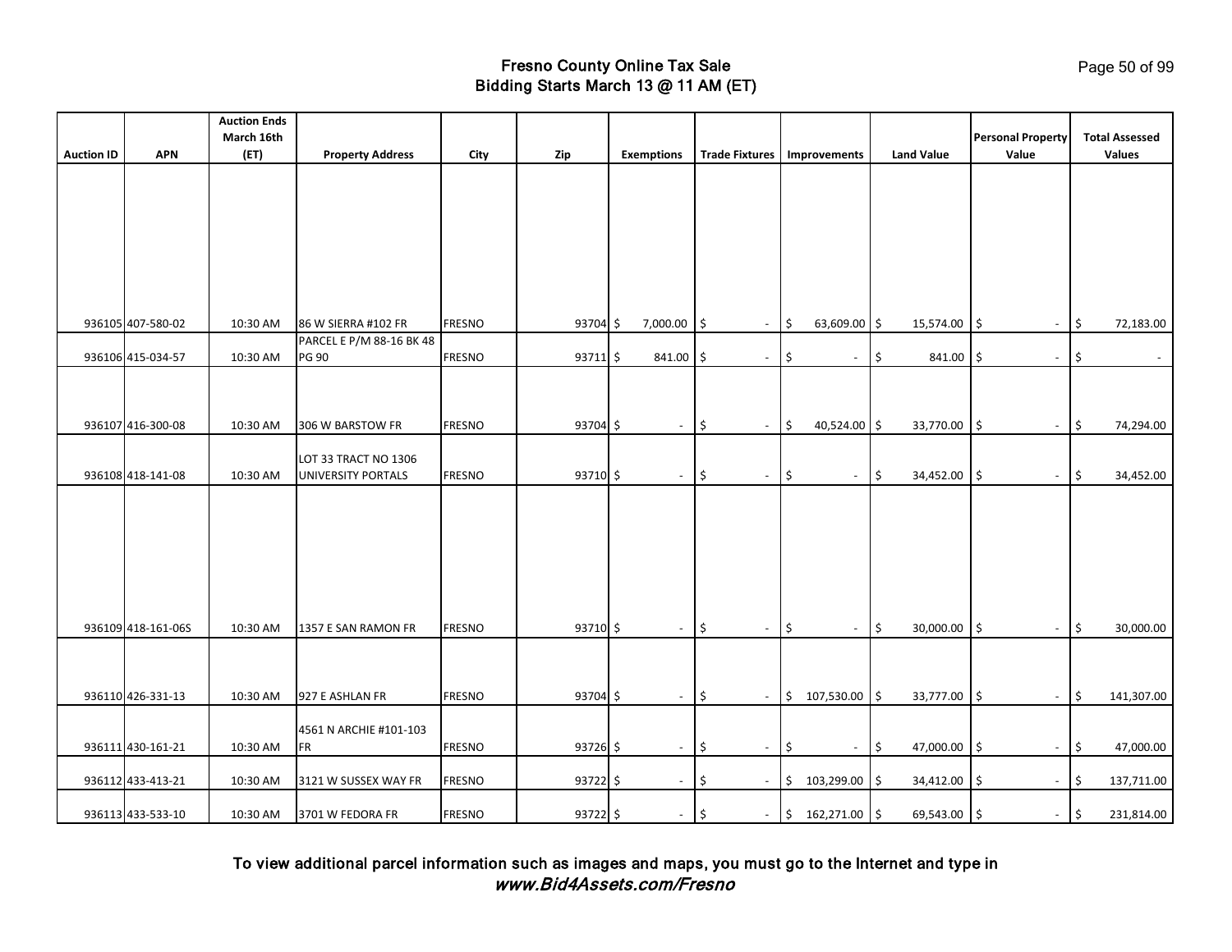# Fresno County Online Tax Sale
## Bidding Starts March 13 @ 11 AM (ET)

| Auction ID | APN | Auction Ends March 16th (ET) | Property Address | City | Zip | Exemptions | Trade Fixtures | Improvements | Land Value | Personal Property Value | Total Assessed Values |
|---|---|---|---|---|---|---|---|---|---|---|---|
| 936105 | 407-580-02 | 10:30 AM | 86 W SIERRA #102 FR | FRESNO | 93704 | $ 7,000.00 | $ - | $ 63,609.00 | $ 15,574.00 | $ - | $ 72,183.00 |
| 936106 | 415-034-57 | 10:30 AM | PARCEL E P/M 88-16 BK 48 PG 90 | FRESNO | 93711 | $ 841.00 | $ - | $ - | $ 841.00 | $ - | $ - |
| 936107 | 416-300-08 | 10:30 AM | 306 W BARSTOW FR | FRESNO | 93704 | $ - | $ - | $ 40,524.00 | $ 33,770.00 | $ - | $ 74,294.00 |
| 936108 | 418-141-08 | 10:30 AM | LOT 33 TRACT NO 1306 UNIVERSITY PORTALS | FRESNO | 93710 | $ - | $ - | $ - | $ 34,452.00 | $ - | $ 34,452.00 |
| 936109 | 418-161-06S | 10:30 AM | 1357 E SAN RAMON FR | FRESNO | 93710 | $ - | $ - | $ - | $ 30,000.00 | $ - | $ 30,000.00 |
| 936110 | 426-331-13 | 10:30 AM | 927 E ASHLAN FR | FRESNO | 93704 | $ - | $ - | $ 107,530.00 | $ 33,777.00 | $ - | $ 141,307.00 |
| 936111 | 430-161-21 | 10:30 AM | 4561 N ARCHIE #101-103 FR | FRESNO | 93726 | $ - | $ - | $ - | $ 47,000.00 | $ - | $ 47,000.00 |
| 936112 | 433-413-21 | 10:30 AM | 3121 W SUSSEX WAY FR | FRESNO | 93722 | $ - | $ - | $ 103,299.00 | $ 34,412.00 | $ - | $ 137,711.00 |
| 936113 | 433-533-10 | 10:30 AM | 3701 W FEDORA FR | FRESNO | 93722 | $ - | $ - | $ 162,271.00 | $ 69,543.00 | $ - | $ 231,814.00 |

To view additional parcel information such as images and maps, you must go to the Internet and type in *www.Bid4Assets.com/Fresno*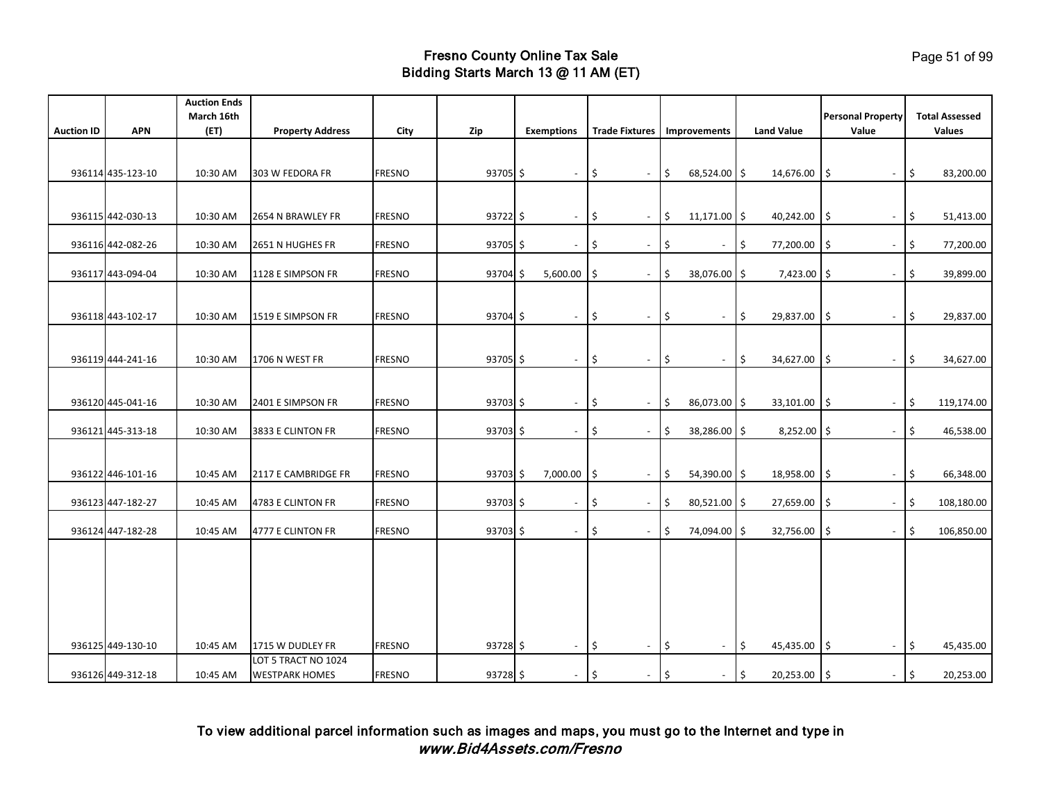# Fresno County Online Tax Sale
## Bidding Starts March 13 @ 11 AM (ET)

| Auction ID | APN | Auction Ends March 16th (ET) | Property Address | City | Zip | Exemptions | Trade Fixtures | Improvements | Land Value | Personal Property Value | Total Assessed Values |
|---|---|---|---|---|---|---|---|---|---|---|---|
| 936114 | 435-123-10 | 10:30 AM | 303 W FEDORA FR | FRESNO | 93705 | $ - | $ - | $ 68,524.00 | $ 14,676.00 | $ - | $ 83,200.00 |
| 936115 | 442-030-13 | 10:30 AM | 2654 N BRAWLEY FR | FRESNO | 93722 | $ - | $ - | $ 11,171.00 | $ 40,242.00 | $ - | $ 51,413.00 |
| 936116 | 442-082-26 | 10:30 AM | 2651 N HUGHES FR | FRESNO | 93705 | $ - | $ - | $ - | $ 77,200.00 | $ - | $ 77,200.00 |
| 936117 | 443-094-04 | 10:30 AM | 1128 E SIMPSON FR | FRESNO | 93704 | $ 5,600.00 | $ - | $ 38,076.00 | $ 7,423.00 | $ - | $ 39,899.00 |
| 936118 | 443-102-17 | 10:30 AM | 1519 E SIMPSON FR | FRESNO | 93704 | $ - | $ - | $ - | $ 29,837.00 | $ - | $ 29,837.00 |
| 936119 | 444-241-16 | 10:30 AM | 1706 N WEST FR | FRESNO | 93705 | $ - | $ - | $ - | $ 34,627.00 | $ - | $ 34,627.00 |
| 936120 | 445-041-16 | 10:30 AM | 2401 E SIMPSON FR | FRESNO | 93703 | $ - | $ - | $ 86,073.00 | $ 33,101.00 | $ - | $ 119,174.00 |
| 936121 | 445-313-18 | 10:30 AM | 3833 E CLINTON FR | FRESNO | 93703 | $ - | $ - | $ 38,286.00 | $ 8,252.00 | $ - | $ 46,538.00 |
| 936122 | 446-101-16 | 10:45 AM | 2117 E CAMBRIDGE FR | FRESNO | 93703 | $ 7,000.00 | $ - | $ 54,390.00 | $ 18,958.00 | $ - | $ 66,348.00 |
| 936123 | 447-182-27 | 10:45 AM | 4783 E CLINTON FR | FRESNO | 93703 | $ - | $ - | $ 80,521.00 | $ 27,659.00 | $ - | $ 108,180.00 |
| 936124 | 447-182-28 | 10:45 AM | 4777 E CLINTON FR | FRESNO | 93703 | $ - | $ - | $ 74,094.00 | $ 32,756.00 | $ - | $ 106,850.00 |
| 936125 | 449-130-10 | 10:45 AM | 1715 W DUDLEY FR | FRESNO | 93728 | $ - | $ - | $ - | $ 45,435.00 | $ - | $ 45,435.00 |
| 936126 | 449-312-18 | 10:45 AM | LOT 5 TRACT NO 1024 WESTPARK HOMES | FRESNO | 93728 | $ - | $ - | $ - | $ 20,253.00 | $ - | $ 20,253.00 |

**To view additional parcel information such as images and maps, you must go to the Internet and type in *www.Bid4Assets.com/Fresno***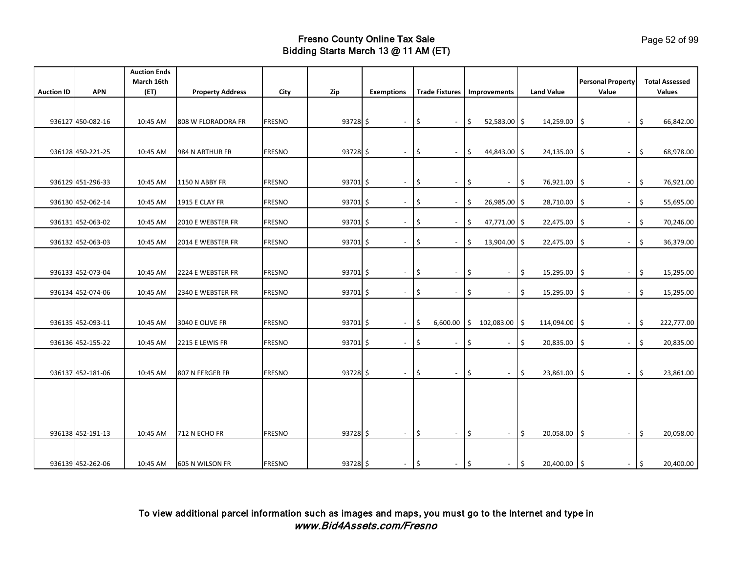# Fresno County Online Tax Sale
## Bidding Starts March 13 @ 11 AM (ET)

| Auction ID | APN | Auction Ends March 16th (ET) | Property Address | City | Zip | Exemptions | Trade Fixtures | Improvements | Land Value | Personal Property Value | Total Assessed Values |
|---|---|---|---|---|---|---|---|---|---|---|---|
| 936127 | 450-082-16 | 10:45 AM | 808 W FLORADORA FR | FRESNO | 93728 | $ - | $ - | $ 52,583.00 | $ 14,259.00 | $ - | $ 66,842.00 |
| 936128 | 450-221-25 | 10:45 AM | 984 N ARTHUR FR | FRESNO | 93728 | $ - | $ - | $ 44,843.00 | $ 24,135.00 | $ - | $ 68,978.00 |
| 936129 | 451-296-33 | 10:45 AM | 1150 N ABBY FR | FRESNO | 93701 | $ - | $ - | $ - | $ 76,921.00 | $ - | $ 76,921.00 |
| 936130 | 452-062-14 | 10:45 AM | 1915 E CLAY FR | FRESNO | 93701 | $ - | $ - | $ 26,985.00 | $ 28,710.00 | $ - | $ 55,695.00 |
| 936131 | 452-063-02 | 10:45 AM | 2010 E WEBSTER FR | FRESNO | 93701 | $ - | $ - | $ 47,771.00 | $ 22,475.00 | $ - | $ 70,246.00 |
| 936132 | 452-063-03 | 10:45 AM | 2014 E WEBSTER FR | FRESNO | 93701 | $ - | $ - | $ 13,904.00 | $ 22,475.00 | $ - | $ 36,379.00 |
| 936133 | 452-073-04 | 10:45 AM | 2224 E WEBSTER FR | FRESNO | 93701 | $ - | $ - | $ - | $ 15,295.00 | $ - | $ 15,295.00 |
| 936134 | 452-074-06 | 10:45 AM | 2340 E WEBSTER FR | FRESNO | 93701 | $ - | $ - | $ - | $ 15,295.00 | $ - | $ 15,295.00 |
| 936135 | 452-093-11 | 10:45 AM | 3040 E OLIVE FR | FRESNO | 93701 | $ - | $ 6,600.00 | $ 102,083.00 | $ 114,094.00 | $ - | $ 222,777.00 |
| 936136 | 452-155-22 | 10:45 AM | 2215 E LEWIS FR | FRESNO | 93701 | $ - | $ - | $ - | $ 20,835.00 | $ - | $ 20,835.00 |
| 936137 | 452-181-06 | 10:45 AM | 807 N FERGER FR | FRESNO | 93728 | $ - | $ - | $ - | $ 23,861.00 | $ - | $ 23,861.00 |
| 936138 | 452-191-13 | 10:45 AM | 712 N ECHO FR | FRESNO | 93728 | $ - | $ - | $ - | $ 20,058.00 | $ - | $ 20,058.00 |
| 936139 | 452-262-06 | 10:45 AM | 605 N WILSON FR | FRESNO | 93728 | $ - | $ - | $ - | $ 20,400.00 | $ - | $ 20,400.00 |

To view additional parcel information such as images and maps, you must go to the Internet and type in *www.Bid4Assets.com/Fresno*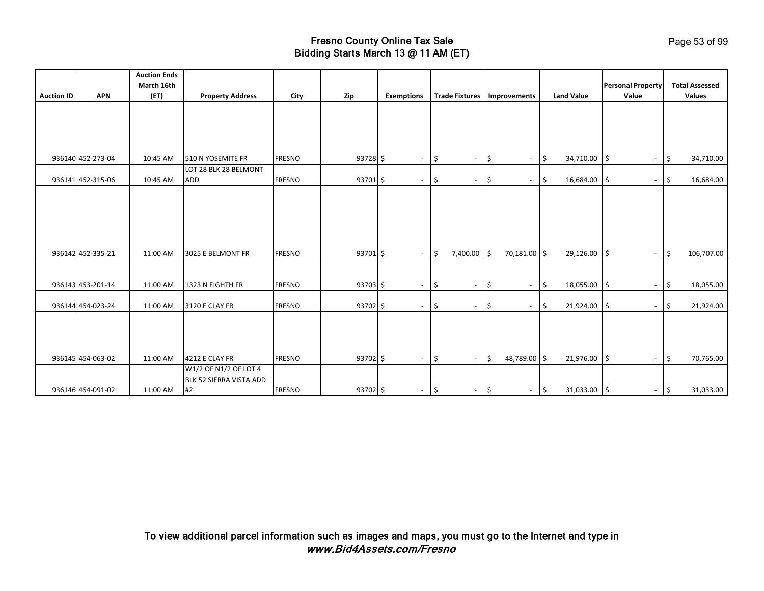# Fresno County Online Tax Sale
## Bidding Starts March 13 @ 11 AM (ET)

| Auction ID | APN | Auction Ends March 16th (ET) | Property Address | City | Zip | Exemptions | Trade Fixtures | Improvements | Land Value | Personal Property Value | Total Assessed Values |
|---|---|---|---|---|---|---|---|---|---|---|---|
| 936140 | 452-273-04 | 10:45 AM | 510 N YOSEMITE FR | FRESNO | 93728 | $ - | $ - | $ - | $ 34,710.00 | $ - | $ 34,710.00 |
| 936141 | 452-315-06 | 10:45 AM | LOT 28 BLK 28 BELMONT ADD | FRESNO | 93701 | $ - | $ - | $ - | $ 16,684.00 | $ - | $ 16,684.00 |
| 936142 | 452-335-21 | 11:00 AM | 3025 E BELMONT FR | FRESNO | 93701 | $ - | $ 7,400.00 | $ 70,181.00 | $ 29,126.00 | $ - | $ 106,707.00 |
| 936143 | 453-201-14 | 11:00 AM | 1323 N EIGHTH FR | FRESNO | 93703 | $ - | $ - | $ - | $ 18,055.00 | $ - | $ 18,055.00 |
| 936144 | 454-023-24 | 11:00 AM | 3120 E CLAY FR | FRESNO | 93702 | $ - | $ - | $ - | $ 21,924.00 | $ - | $ 21,924.00 |
| 936145 | 454-063-02 | 11:00 AM | 4212 E CLAY FR | FRESNO | 93702 | $ - | $ - | $ 48,789.00 | $ 21,976.00 | $ - | $ 70,765.00 |
| 936146 | 454-091-02 | 11:00 AM | W1/2 OF N1/2 OF LOT 4 BLK 52 SIERRA VISTA ADD #2 | FRESNO | 93702 | $ - | $ - | $ - | $ 31,033.00 | $ - | $ 31,033.00 |

**To view additional parcel information such as images and maps, you must go to the Internet and type in *www.Bid4Assets.com/Fresno***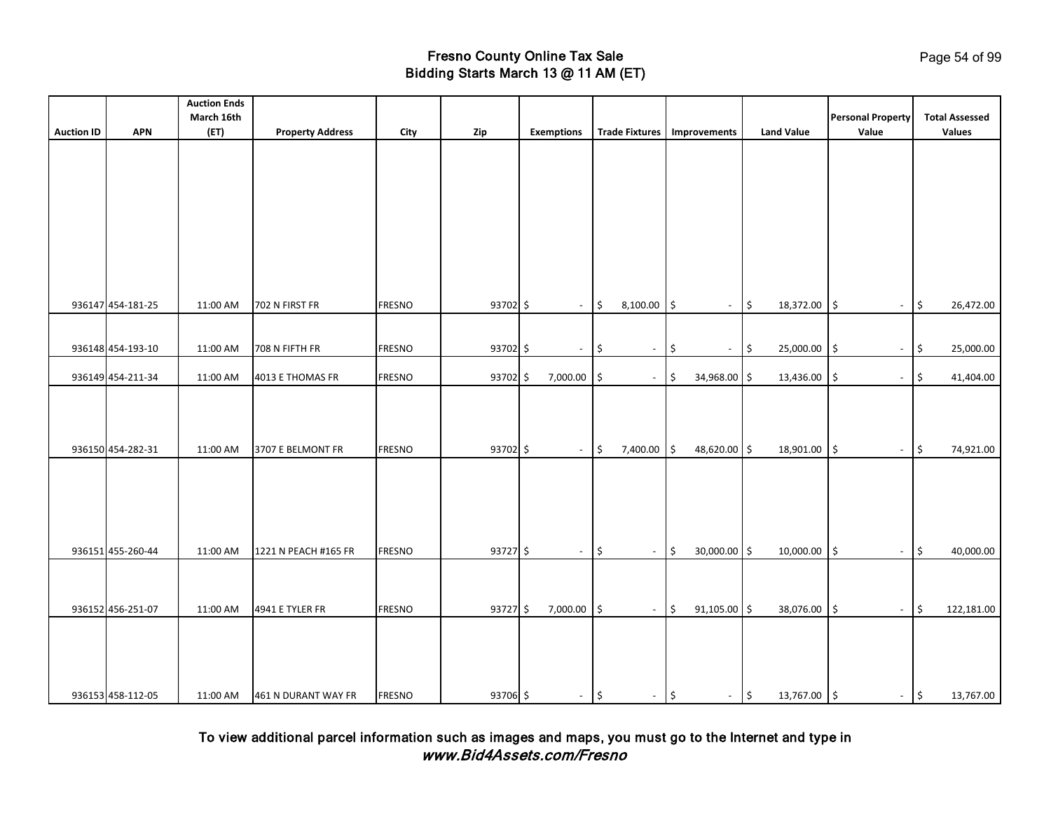# Fresno County Online Tax Sale
## Bidding Starts March 13 @ 11 AM (ET)

| Auction ID | APN | Auction Ends March 16th (ET) | Property Address | City | Zip | Exemptions | Trade Fixtures | Improvements | Land Value | Personal Property Value | Total Assessed Values |
|---|---|---|---|---|---|---|---|---|---|---|---|
| 936147 | 454-181-25 | 11:00 AM | 702 N FIRST FR | FRESNO | 93702 | $ - | $ 8,100.00 | $ - | $ 18,372.00 | $ - | $ 26,472.00 |
| 936148 | 454-193-10 | 11:00 AM | 708 N FIFTH FR | FRESNO | 93702 | $ - | $ - | $ - | $ 25,000.00 | $ - | $ 25,000.00 |
| 936149 | 454-211-34 | 11:00 AM | 4013 E THOMAS FR | FRESNO | 93702 | $ 7,000.00 | $ - | $ 34,968.00 | $ 13,436.00 | $ - | $ 41,404.00 |
| 936150 | 454-282-31 | 11:00 AM | 3707 E BELMONT FR | FRESNO | 93702 | $ - | $ 7,400.00 | $ 48,620.00 | $ 18,901.00 | $ - | $ 74,921.00 |
| 936151 | 455-260-44 | 11:00 AM | 1221 N PEACH #165 FR | FRESNO | 93727 | $ - | $ - | $ 30,000.00 | $ 10,000.00 | $ - | $ 40,000.00 |
| 936152 | 456-251-07 | 11:00 AM | 4941 E TYLER FR | FRESNO | 93727 | $ 7,000.00 | $ - | $ 91,105.00 | $ 38,076.00 | $ - | $ 122,181.00 |
| 936153 | 458-112-05 | 11:00 AM | 461 N DURANT WAY FR | FRESNO | 93706 | $ - | $ - | $ - | $ 13,767.00 | $ - | $ 13,767.00 |

**To view additional parcel information such as images and maps, you must go to the Internet and type in *www.Bid4Assets.com/Fresno***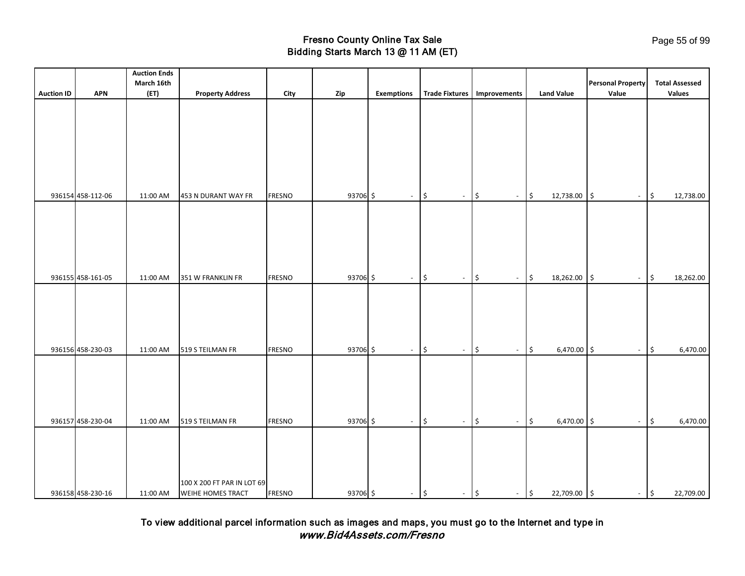# Fresno County Online Tax Sale
## Bidding Starts March 13 @ 11 AM (ET)

| Auction ID | APN | Auction Ends March 16th (ET) | Property Address | City | Zip | Exemptions | Trade Fixtures | Improvements | Land Value | Personal Property Value | Total Assessed Values |
|---|---|---|---|---|---|---|---|---|---|---|---|
| 936154 | 458-112-06 | 11:00 AM | 453 N DURANT WAY FR | FRESNO | 93706 | $ - | $ - | $ - | $ 12,738.00 | $ - | $ 12,738.00 |
| 936155 | 458-161-05 | 11:00 AM | 351 W FRANKLIN FR | FRESNO | 93706 | $ - | $ - | $ - | $ 18,262.00 | $ - | $ 18,262.00 |
| 936156 | 458-230-03 | 11:00 AM | 519 S TEILMAN FR | FRESNO | 93706 | $ - | $ - | $ - | $ 6,470.00 | $ - | $ 6,470.00 |
| 936157 | 458-230-04 | 11:00 AM | 519 S TEILMAN FR | FRESNO | 93706 | $ - | $ - | $ - | $ 6,470.00 | $ - | $ 6,470.00 |
| 936158 | 458-230-16 | 11:00 AM | 100 X 200 FT PAR IN LOT 69 WEIHE HOMES TRACT | FRESNO | 93706 | $ - | $ - | $ - | $ 22,709.00 | $ - | $ 22,709.00 |

To view additional parcel information such as images and maps, you must go to the Internet and type in *www.Bid4Assets.com/Fresno*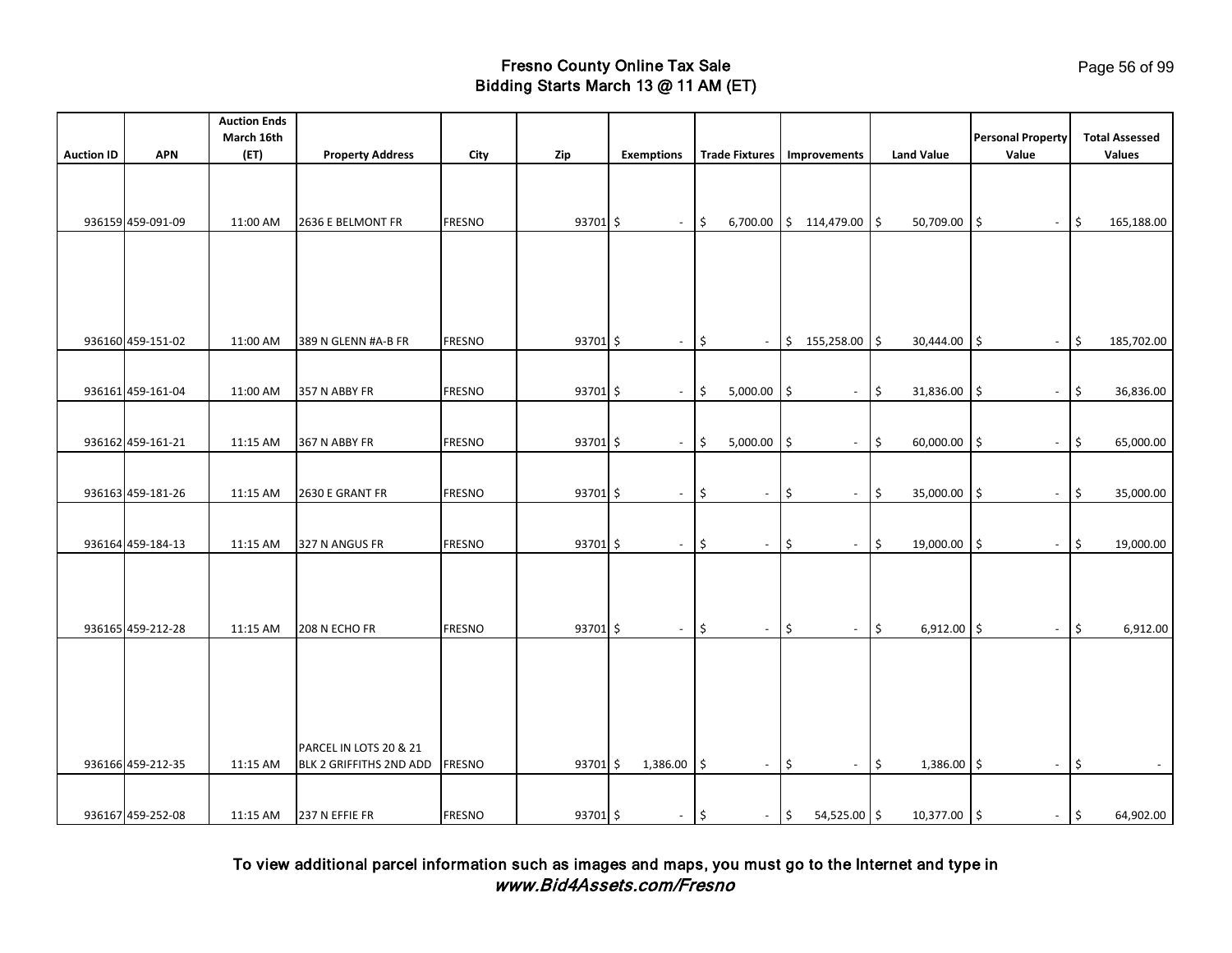# Fresno County Online Tax Sale
## Bidding Starts March 13 @ 11 AM (ET)

| Auction ID | APN | Auction Ends March 16th (ET) | Property Address | City | Zip | Exemptions | Trade Fixtures | Improvements | Land Value | Personal Property Value | Total Assessed Values |
|---|---|---|---|---|---|---|---|---|---|---|---|
| 936159 | 459-091-09 | 11:00 AM | 2636 E BELMONT FR | FRESNO | 93701 | $ - | $ 6,700.00 | $ 114,479.00 | $ 50,709.00 | $ - | $ 165,188.00 |
| 936160 | 459-151-02 | 11:00 AM | 389 N GLENN #A-B FR | FRESNO | 93701 | $ - | $ - | $ 155,258.00 | $ 30,444.00 | $ - | $ 185,702.00 |
| 936161 | 459-161-04 | 11:00 AM | 357 N ABBY FR | FRESNO | 93701 | $ - | $ 5,000.00 | $ - | $ 31,836.00 | $ - | $ 36,836.00 |
| 936162 | 459-161-21 | 11:15 AM | 367 N ABBY FR | FRESNO | 93701 | $ - | $ 5,000.00 | $ - | $ 60,000.00 | $ - | $ 65,000.00 |
| 936163 | 459-181-26 | 11:15 AM | 2630 E GRANT FR | FRESNO | 93701 | $ - | $ - | $ - | $ 35,000.00 | $ - | $ 35,000.00 |
| 936164 | 459-184-13 | 11:15 AM | 327 N ANGUS FR | FRESNO | 93701 | $ - | $ - | $ - | $ 19,000.00 | $ - | $ 19,000.00 |
| 936165 | 459-212-28 | 11:15 AM | 208 N ECHO FR | FRESNO | 93701 | $ - | $ - | $ - | $ 6,912.00 | $ - | $ 6,912.00 |
| 936166 | 459-212-35 | 11:15 AM | PARCEL IN LOTS 20 & 21 BLK 2 GRIFFITHS 2ND ADD | FRESNO | 93701 | $ 1,386.00 | $ - | $ - | $ 1,386.00 | $ - | $ - |
| 936167 | 459-252-08 | 11:15 AM | 237 N EFFIE FR | FRESNO | 93701 | $ - | $ - | $ 54,525.00 | $ 10,377.00 | $ - | $ 64,902.00 |

**To view additional parcel information such as images and maps, you must go to the Internet and type in *www.Bid4Assets.com/Fresno***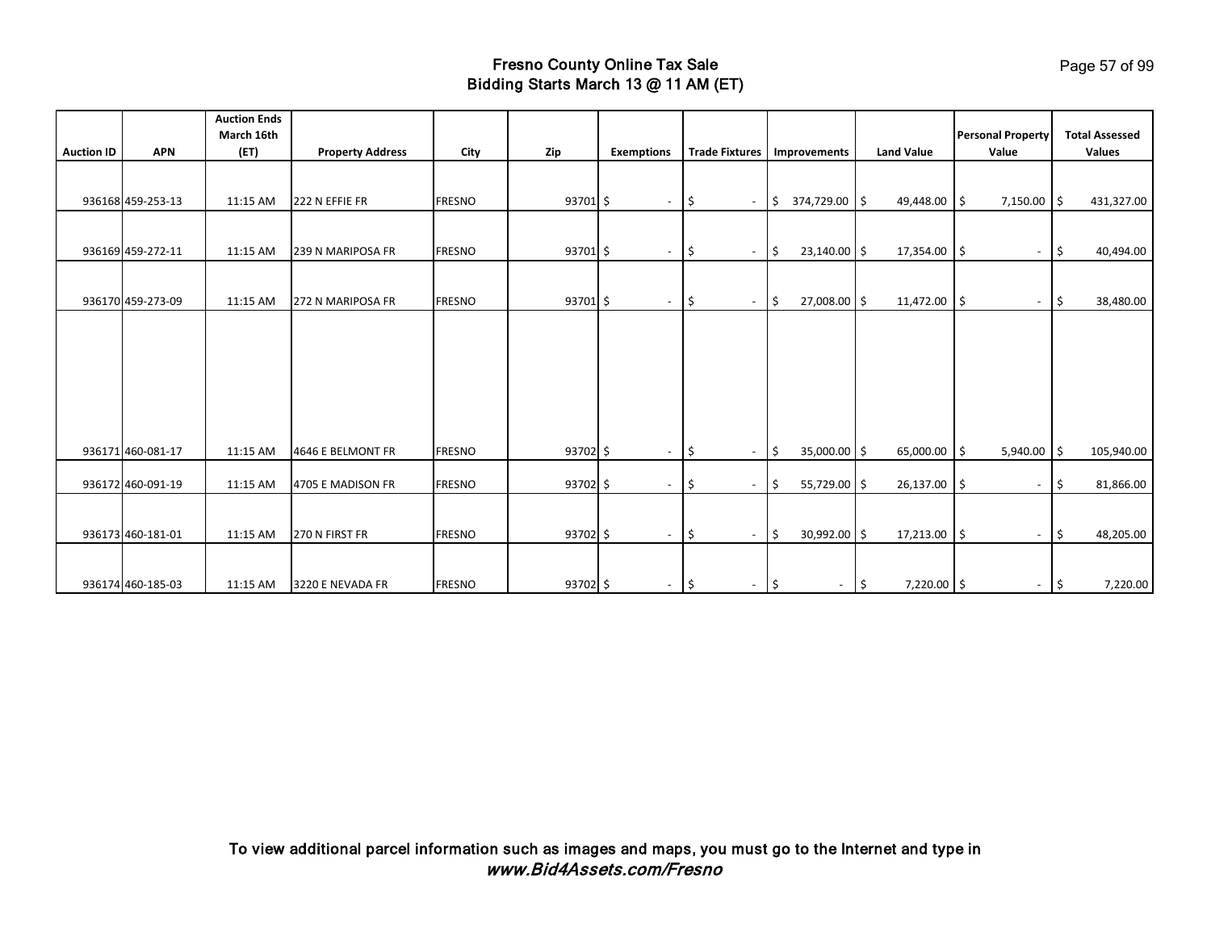# Fresno County Online Tax Sale
## Bidding Starts March 13 @ 11 AM (ET)

| Auction ID | APN | Auction Ends March 16th (ET) | Property Address | City | Zip | Exemptions | Trade Fixtures | Improvements | Land Value | Personal Property Value | Total Assessed Values |
|---|---|---|---|---|---|---|---|---|---|---|---|
| 936168 | 459-253-13 | 11:15 AM | 222 N EFFIE FR | FRESNO | 93701 | $ - | $ - | $ 374,729.00 | $ 49,448.00 | $ 7,150.00 | $ 431,327.00 |
| 936169 | 459-272-11 | 11:15 AM | 239 N MARIPOSA FR | FRESNO | 93701 | $ - | $ - | $ 23,140.00 | $ 17,354.00 | $ - | $ 40,494.00 |
| 936170 | 459-273-09 | 11:15 AM | 272 N MARIPOSA FR | FRESNO | 93701 | $ - | $ - | $ 27,008.00 | $ 11,472.00 | $ - | $ 38,480.00 |
| 936171 | 460-081-17 | 11:15 AM | 4646 E BELMONT FR | FRESNO | 93702 | $ - | $ - | $ 35,000.00 | $ 65,000.00 | $ 5,940.00 | $ 105,940.00 |
| 936172 | 460-091-19 | 11:15 AM | 4705 E MADISON FR | FRESNO | 93702 | $ - | $ - | $ 55,729.00 | $ 26,137.00 | $ - | $ 81,866.00 |
| 936173 | 460-181-01 | 11:15 AM | 270 N FIRST FR | FRESNO | 93702 | $ - | $ - | $ 30,992.00 | $ 17,213.00 | $ - | $ 48,205.00 |
| 936174 | 460-185-03 | 11:15 AM | 3220 E NEVADA FR | FRESNO | 93702 | $ - | $ - | $ - | $ 7,220.00 | $ - | $ 7,220.00 |

To view additional parcel information such as images and maps, you must go to the Internet and type in *www.Bid4Assets.com/Fresno*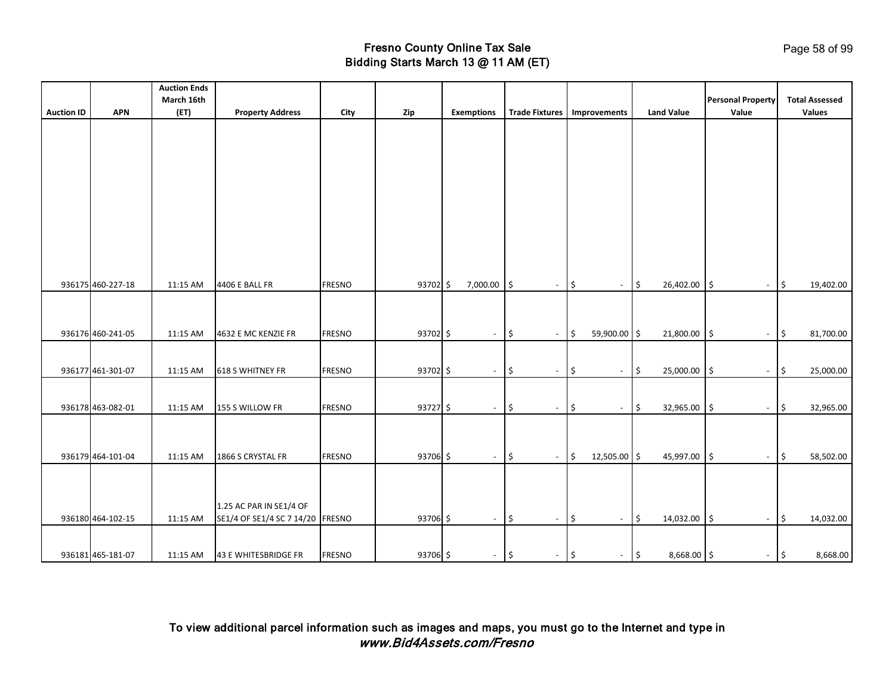# Fresno County Online Tax Sale
## Bidding Starts March 13 @ 11 AM (ET)

| Auction ID | APN | Auction Ends March 16th (ET) | Property Address | City | Zip | Exemptions | Trade Fixtures | Improvements | Land Value | Personal Property Value | Total Assessed Values |
|---|---|---|---|---|---|---|---|---|---|---|---|
| 936175 | 460-227-18 | 11:15 AM | 4406 E BALL FR | FRESNO | 93702 | $ 7,000.00 | $ - | $ - | $ 26,402.00 | $ - | $ 19,402.00 |
| 936176 | 460-241-05 | 11:15 AM | 4632 E MC KENZIE FR | FRESNO | 93702 | $ - | $ - | $ 59,900.00 | $ 21,800.00 | $ - | $ 81,700.00 |
| 936177 | 461-301-07 | 11:15 AM | 618 S WHITNEY FR | FRESNO | 93702 | $ - | $ - | $ - | $ 25,000.00 | $ - | $ 25,000.00 |
| 936178 | 463-082-01 | 11:15 AM | 155 S WILLOW FR | FRESNO | 93727 | $ - | $ - | $ - | $ 32,965.00 | $ - | $ 32,965.00 |
| 936179 | 464-101-04 | 11:15 AM | 1866 S CRYSTAL FR | FRESNO | 93706 | $ - | $ - | $ 12,505.00 | $ 45,997.00 | $ - | $ 58,502.00 |
| 936180 | 464-102-15 | 11:15 AM | 1.25 AC PAR IN SE1/4 OF SE1/4 OF SE1/4 SC 7 14/20 | FRESNO | 93706 | $ - | $ - | $ - | $ 14,032.00 | $ - | $ 14,032.00 |
| 936181 | 465-181-07 | 11:15 AM | 43 E WHITESBRIDGE FR | FRESNO | 93706 | $ - | $ - | $ - | $ 8,668.00 | $ - | $ 8,668.00 |

To view additional parcel information such as images and maps, you must go to the Internet and type in
***www.Bid4Assets.com/Fresno***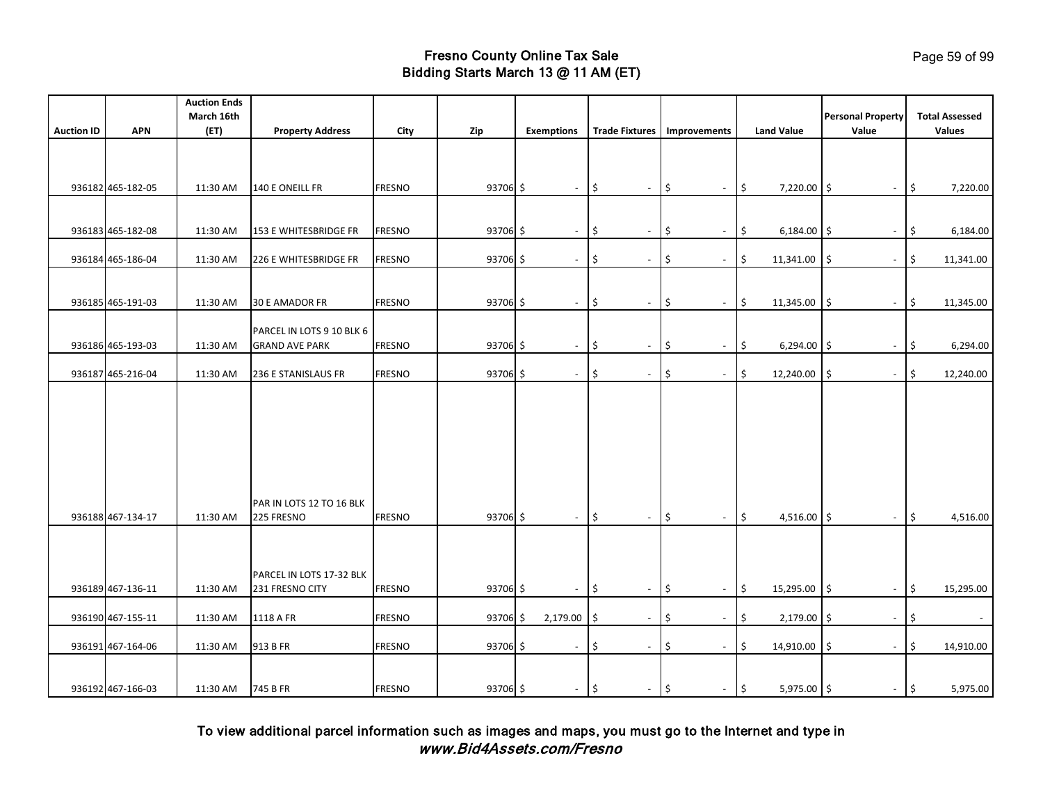# Fresno County Online Tax Sale
## Bidding Starts March 13 @ 11 AM (ET)

| Auction ID | APN | Auction Ends March 16th (ET) | Property Address | City | Zip | Exemptions | Trade Fixtures | Improvements | Land Value | Personal Property Value | Total Assessed Values |
|---|---|---|---|---|---|---|---|---|---|---|---|
| 936182 | 465-182-05 | 11:30 AM | 140 E ONEILL FR | FRESNO | 93706 | $ - | $ - | $ - | $ 7,220.00 | $ - | $ 7,220.00 |
| 936183 | 465-182-08 | 11:30 AM | 153 E WHITESBRIDGE FR | FRESNO | 93706 | $ - | $ - | $ - | $ 6,184.00 | $ - | $ 6,184.00 |
| 936184 | 465-186-04 | 11:30 AM | 226 E WHITESBRIDGE FR | FRESNO | 93706 | $ - | $ - | $ - | $ 11,341.00 | $ - | $ 11,341.00 |
| 936185 | 465-191-03 | 11:30 AM | 30 E AMADOR FR | FRESNO | 93706 | $ - | $ - | $ - | $ 11,345.00 | $ - | $ 11,345.00 |
| 936186 | 465-193-03 | 11:30 AM | PARCEL IN LOTS 9 10 BLK 6 GRAND AVE PARK | FRESNO | 93706 | $ - | $ - | $ - | $ 6,294.00 | $ - | $ 6,294.00 |
| 936187 | 465-216-04 | 11:30 AM | 236 E STANISLAUS FR | FRESNO | 93706 | $ - | $ - | $ - | $ 12,240.00 | $ - | $ 12,240.00 |
| 936188 | 467-134-17 | 11:30 AM | PAR IN LOTS 12 TO 16 BLK 225 FRESNO | FRESNO | 93706 | $ - | $ - | $ - | $ 4,516.00 | $ - | $ 4,516.00 |
| 936189 | 467-136-11 | 11:30 AM | PARCEL IN LOTS 17-32 BLK 231 FRESNO CITY | FRESNO | 93706 | $ - | $ - | $ - | $ 15,295.00 | $ - | $ 15,295.00 |
| 936190 | 467-155-11 | 11:30 AM | 1118 A FR | FRESNO | 93706 | $ 2,179.00 | $ - | $ - | $ 2,179.00 | $ - | $ - |
| 936191 | 467-164-06 | 11:30 AM | 913 B FR | FRESNO | 93706 | $ - | $ - | $ - | $ 14,910.00 | $ - | $ 14,910.00 |
| 936192 | 467-166-03 | 11:30 AM | 745 B FR | FRESNO | 93706 | $ - | $ - | $ - | $ 5,975.00 | $ - | $ 5,975.00 |

**To view additional parcel information such as images and maps, you must go to the Internet and type in *www.Bid4Assets.com/Fresno***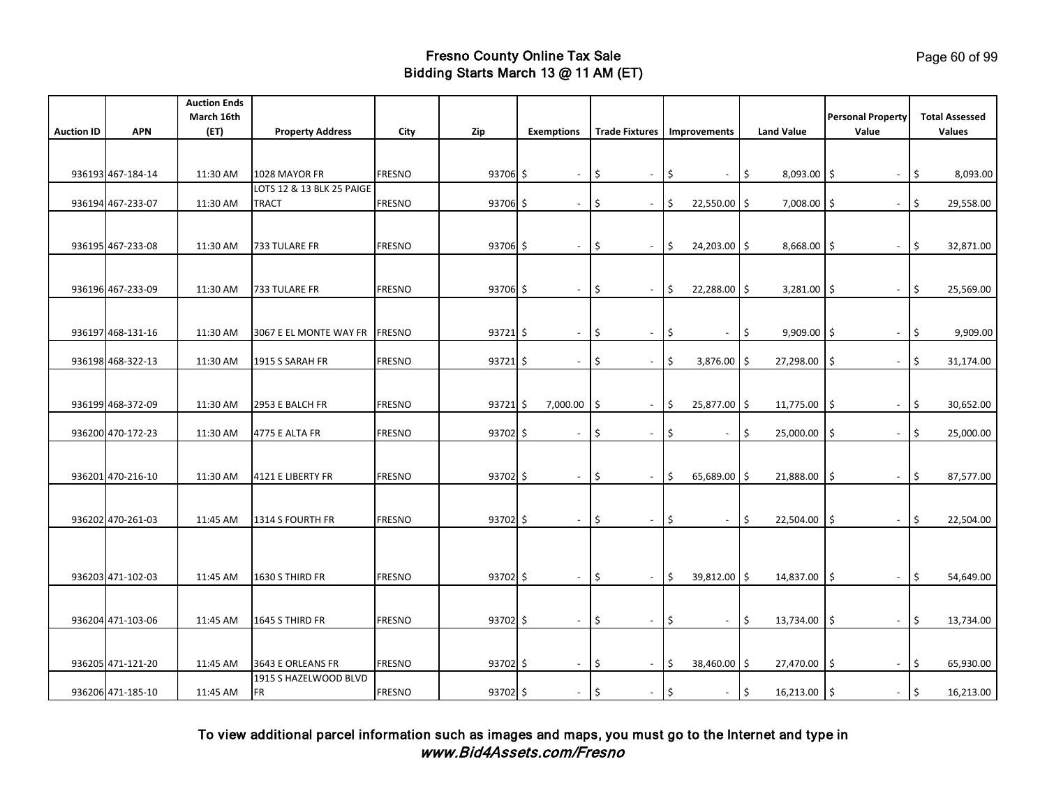# Fresno County Online Tax Sale
## Bidding Starts March 13 @ 11 AM (ET)

| Auction ID | APN | Auction Ends March 16th (ET) | Property Address | City | Zip | Exemptions | Trade Fixtures | Improvements | Land Value | Personal Property Value | Total Assessed Values |
|---|---|---|---|---|---|---|---|---|---|---|---|
| 936193 | 467-184-14 | 11:30 AM | 1028 MAYOR FR | FRESNO | 93706 | $ - | $ - | $ - | $ 8,093.00 | $ - | $ 8,093.00 |
| 936194 | 467-233-07 | 11:30 AM | LOTS 12 & 13 BLK 25 PAIGE TRACT | FRESNO | 93706 | $ - | $ - | $ 22,550.00 | $ 7,008.00 | $ - | $ 29,558.00 |
| 936195 | 467-233-08 | 11:30 AM | 733 TULARE FR | FRESNO | 93706 | $ - | $ - | $ 24,203.00 | $ 8,668.00 | $ - | $ 32,871.00 |
| 936196 | 467-233-09 | 11:30 AM | 733 TULARE FR | FRESNO | 93706 | $ - | $ - | $ 22,288.00 | $ 3,281.00 | $ - | $ 25,569.00 |
| 936197 | 468-131-16 | 11:30 AM | 3067 E EL MONTE WAY FR | FRESNO | 93721 | $ - | $ - | $ - | $ 9,909.00 | $ - | $ 9,909.00 |
| 936198 | 468-322-13 | 11:30 AM | 1915 S SARAH FR | FRESNO | 93721 | $ - | $ - | $ 3,876.00 | $ 27,298.00 | $ - | $ 31,174.00 |
| 936199 | 468-372-09 | 11:30 AM | 2953 E BALCH FR | FRESNO | 93721 | $ 7,000.00 | $ - | $ 25,877.00 | $ 11,775.00 | $ - | $ 30,652.00 |
| 936200 | 470-172-23 | 11:30 AM | 4775 E ALTA FR | FRESNO | 93702 | $ - | $ - | $ - | $ 25,000.00 | $ - | $ 25,000.00 |
| 936201 | 470-216-10 | 11:30 AM | 4121 E LIBERTY FR | FRESNO | 93702 | $ - | $ - | $ 65,689.00 | $ 21,888.00 | $ - | $ 87,577.00 |
| 936202 | 470-261-03 | 11:45 AM | 1314 S FOURTH FR | FRESNO | 93702 | $ - | $ - | $ - | $ 22,504.00 | $ - | $ 22,504.00 |
| 936203 | 471-102-03 | 11:45 AM | 1630 S THIRD FR | FRESNO | 93702 | $ - | $ - | $ 39,812.00 | $ 14,837.00 | $ - | $ 54,649.00 |
| 936204 | 471-103-06 | 11:45 AM | 1645 S THIRD FR | FRESNO | 93702 | $ - | $ - | $ - | $ 13,734.00 | $ - | $ 13,734.00 |
| 936205 | 471-121-20 | 11:45 AM | 3643 E ORLEANS FR | FRESNO | 93702 | $ - | $ - | $ 38,460.00 | $ 27,470.00 | $ - | $ 65,930.00 |
| 936206 | 471-185-10 | 11:45 AM | 1915 S HAZELWOOD BLVD FR | FRESNO | 93702 | $ - | $ - | $ - | $ 16,213.00 | $ - | $ 16,213.00 |

To view additional parcel information such as images and maps, you must go to the Internet and type in
*www.Bid4Assets.com/Fresno*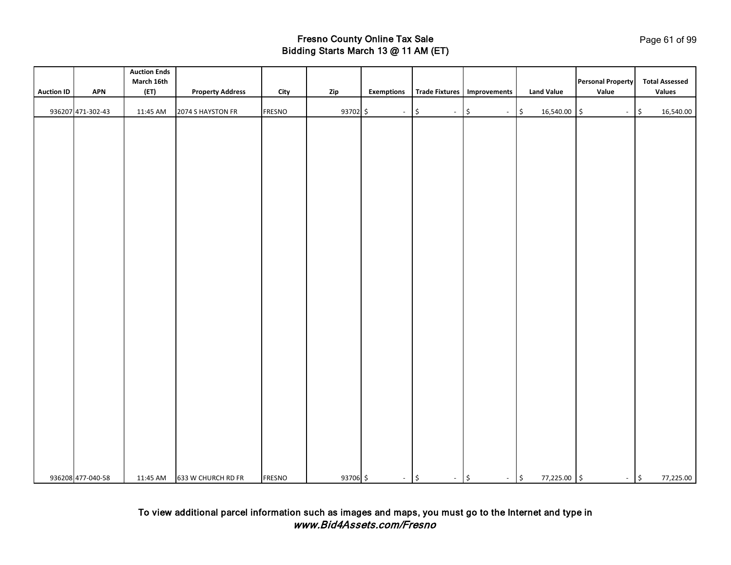# Fresno County Online Tax Sale
## Bidding Starts March 13 @ 11 AM (ET)

| Auction ID | APN | Auction Ends March 16th (ET) | Property Address | City | Zip | Exemptions | Trade Fixtures | Improvements | Land Value | Personal Property Value | Total Assessed Values |
|---|---|---|---|---|---|---|---|---|---|---|---|
| 936207 | 471-302-43 | 11:45 AM | 2074 S HAYSTON FR | FRESNO | 93702 | $ - | $ - | $ - | $ 16,540.00 | $ - | $ 16,540.00 |
| 936208 | 477-040-58 | 11:45 AM | 633 W CHURCH RD FR | FRESNO | 93706 | $ - | $ - | $ - | $ 77,225.00 | $ - | $ 77,225.00 |

To view additional parcel information such as images and maps, you must go to the Internet and type in
*www.Bid4Assets.com/Fresno*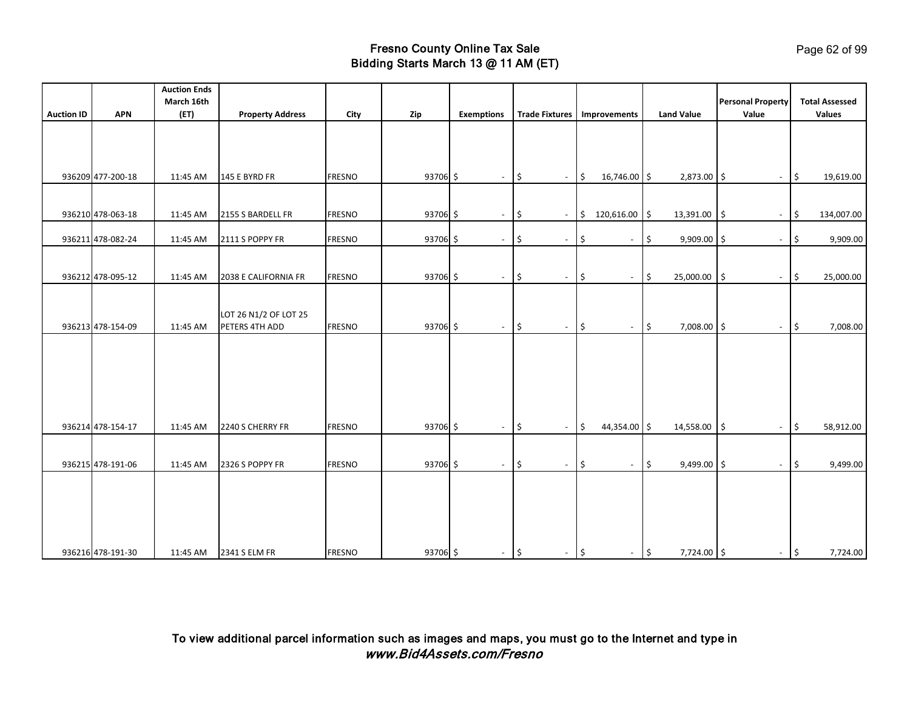# Fresno County Online Tax Sale
## Bidding Starts March 13 @ 11 AM (ET)

| Auction ID | APN | Auction Ends March 16th (ET) | Property Address | City | Zip | Exemptions | Trade Fixtures | Improvements | Land Value | Personal Property Value | Total Assessed Values |
|---|---|---|---|---|---|---|---|---|---|---|---|
| 936209 | 477-200-18 | 11:45 AM | 145 E BYRD FR | FRESNO | 93706 | $ - | $ - | $ 16,746.00 | $ 2,873.00 | $ - | $ 19,619.00 |
| 936210 | 478-063-18 | 11:45 AM | 2155 S BARDELL FR | FRESNO | 93706 | $ - | $ - | $ 120,616.00 | $ 13,391.00 | $ - | $ 134,007.00 |
| 936211 | 478-082-24 | 11:45 AM | 2111 S POPPY FR | FRESNO | 93706 | $ - | $ - | $ - | $ 9,909.00 | $ - | $ 9,909.00 |
| 936212 | 478-095-12 | 11:45 AM | 2038 E CALIFORNIA FR | FRESNO | 93706 | $ - | $ - | $ - | $ 25,000.00 | $ - | $ 25,000.00 |
| 936213 | 478-154-09 | 11:45 AM | LOT 26 N1/2 OF LOT 25 PETERS 4TH ADD | FRESNO | 93706 | $ - | $ - | $ - | $ 7,008.00 | $ - | $ 7,008.00 |
| 936214 | 478-154-17 | 11:45 AM | 2240 S CHERRY FR | FRESNO | 93706 | $ - | $ - | $ 44,354.00 | $ 14,558.00 | $ - | $ 58,912.00 |
| 936215 | 478-191-06 | 11:45 AM | 2326 S POPPY FR | FRESNO | 93706 | $ - | $ - | $ - | $ 9,499.00 | $ - | $ 9,499.00 |
| 936216 | 478-191-30 | 11:45 AM | 2341 S ELM FR | FRESNO | 93706 | $ - | $ - | $ - | $ 7,724.00 | $ - | $ 7,724.00 |

To view additional parcel information such as images and maps, you must go to the Internet and type in
*www.Bid4Assets.com/Fresno*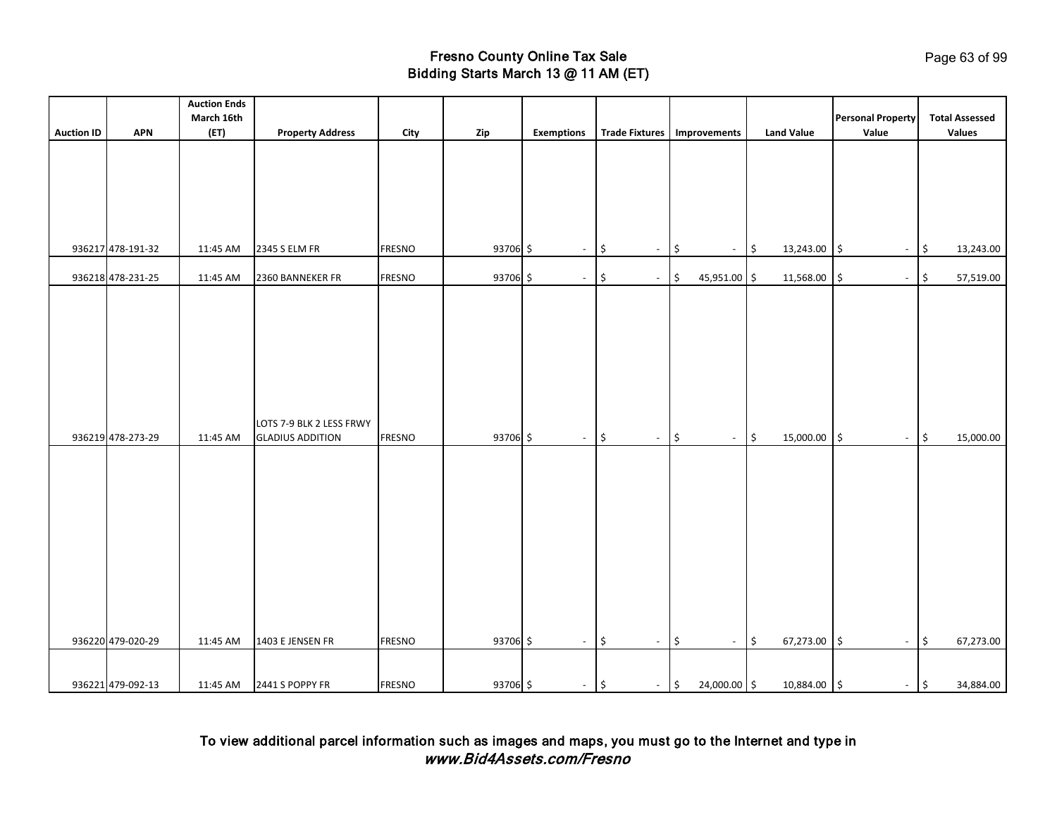# Fresno County Online Tax Sale
## Bidding Starts March 13 @ 11 AM (ET)

| Auction ID | APN | Auction Ends March 16th (ET) | Property Address | City | Zip | Exemptions | Trade Fixtures | Improvements | Land Value | Personal Property Value | Total Assessed Values |
|---|---|---|---|---|---|---|---|---|---|---|---|
| 936217 | 478-191-32 | 11:45 AM | 2345 S ELM FR | FRESNO | 93706 | $ - | $ - | $ - | $ 13,243.00 | $ - | $ 13,243.00 |
| 936218 | 478-231-25 | 11:45 AM | 2360 BANNEKER FR | FRESNO | 93706 | $ - | $ - | $ 45,951.00 | $ 11,568.00 | $ - | $ 57,519.00 |
| 936219 | 478-273-29 | 11:45 AM | LOTS 7-9 BLK 2 LESS FRWY GLADIUS ADDITION | FRESNO | 93706 | $ - | $ - | $ - | $ 15,000.00 | $ - | $ 15,000.00 |
| 936220 | 479-020-29 | 11:45 AM | 1403 E JENSEN FR | FRESNO | 93706 | $ - | $ - | $ - | $ 67,273.00 | $ - | $ 67,273.00 |
| 936221 | 479-092-13 | 11:45 AM | 2441 S POPPY FR | FRESNO | 93706 | $ - | $ - | $ 24,000.00 | $ 10,884.00 | $ - | $ 34,884.00 |

To view additional parcel information such as images and maps, you must go to the Internet and type in *www.Bid4Assets.com/Fresno*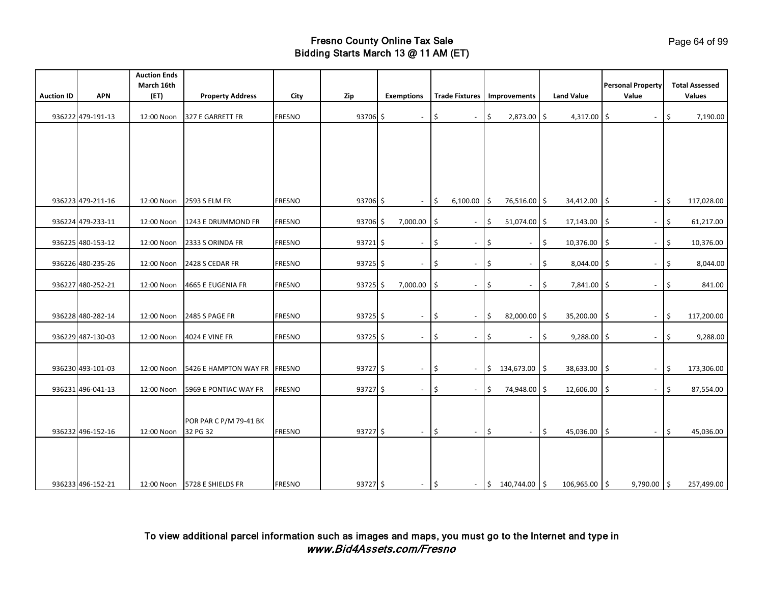# Fresno County Online Tax Sale
## Bidding Starts March 13 @ 11 AM (ET)

| Auction ID | APN | Auction Ends March 16th (ET) | Property Address | City | Zip | Exemptions | Trade Fixtures | Improvements | Land Value | Personal Property Value | Total Assessed Values |
|---|---|---|---|---|---|---|---|---|---|---|---|
| 936222 | 479-191-13 | 12:00 Noon | 327 E GARRETT FR | FRESNO | 93706 | $ - | $ - | $ 2,873.00 | $ 4,317.00 | $ - | $ 7,190.00 |
| 936223 | 479-211-16 | 12:00 Noon | 2593 S ELM FR | FRESNO | 93706 | $ - | $ 6,100.00 | $ 76,516.00 | $ 34,412.00 | $ - | $ 117,028.00 |
| 936224 | 479-233-11 | 12:00 Noon | 1243 E DRUMMOND FR | FRESNO | 93706 | $ 7,000.00 | $ - | $ 51,074.00 | $ 17,143.00 | $ - | $ 61,217.00 |
| 936225 | 480-153-12 | 12:00 Noon | 2333 S ORINDA FR | FRESNO | 93721 | $ - | $ - | $ - | $ 10,376.00 | $ - | $ 10,376.00 |
| 936226 | 480-235-26 | 12:00 Noon | 2428 S CEDAR FR | FRESNO | 93725 | $ - | $ - | $ - | $ 8,044.00 | $ - | $ 8,044.00 |
| 936227 | 480-252-21 | 12:00 Noon | 4665 E EUGENIA FR | FRESNO | 93725 | $ 7,000.00 | $ - | $ - | $ 7,841.00 | $ - | $ 841.00 |
| 936228 | 480-282-14 | 12:00 Noon | 2485 S PAGE FR | FRESNO | 93725 | $ - | $ - | $ 82,000.00 | $ 35,200.00 | $ - | $ 117,200.00 |
| 936229 | 487-130-03 | 12:00 Noon | 4024 E VINE FR | FRESNO | 93725 | $ - | $ - | $ - | $ 9,288.00 | $ - | $ 9,288.00 |
| 936230 | 493-101-03 | 12:00 Noon | 5426 E HAMPTON WAY FR | FRESNO | 93727 | $ - | $ - | $ 134,673.00 | $ 38,633.00 | $ - | $ 173,306.00 |
| 936231 | 496-041-13 | 12:00 Noon | 5969 E PONTIAC WAY FR | FRESNO | 93727 | $ - | $ - | $ 74,948.00 | $ 12,606.00 | $ - | $ 87,554.00 |
| 936232 | 496-152-16 | 12:00 Noon | POR PAR C P/M 79-41 BK 32 PG 32 | FRESNO | 93727 | $ - | $ - | $ - | $ 45,036.00 | $ - | $ 45,036.00 |
| 936233 | 496-152-21 | 12:00 Noon | 5728 E SHIELDS FR | FRESNO | 93727 | $ - | $ - | $ 140,744.00 | $ 106,965.00 | $ 9,790.00 | $ 257,499.00 |

To view additional parcel information such as images and maps, you must go to the Internet and type in
*www.Bid4Assets.com/Fresno*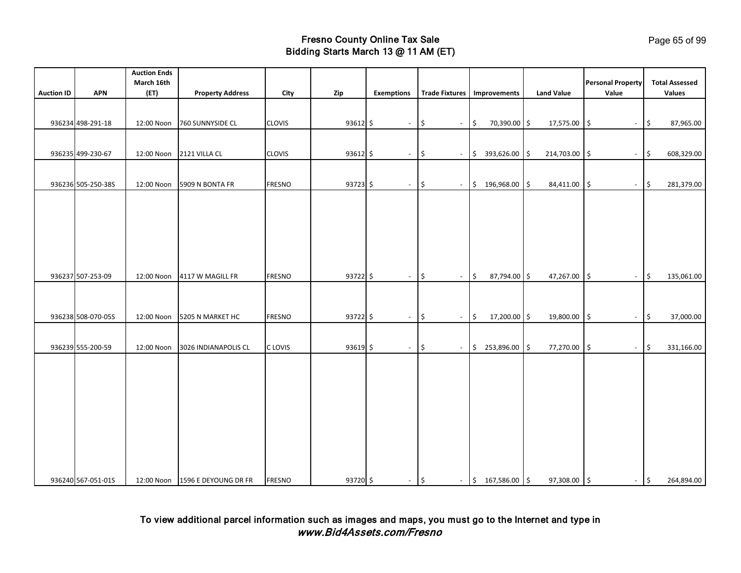# Fresno County Online Tax Sale
## Bidding Starts March 13 @ 11 AM (ET)

| Auction ID | APN | Auction Ends March 16th (ET) | Property Address | City | Zip | Exemptions | Trade Fixtures | Improvements | Land Value | Personal Property Value | Total Assessed Values |
|---|---|---|---|---|---|---|---|---|---|---|---|
| 936234 | 498-291-18 | 12:00 Noon | 760 SUNNYSIDE CL | CLOVIS | 93612 | $ - | $ - | $ 70,390.00 | $ 17,575.00 | $ - | $ 87,965.00 |
| 936235 | 499-230-67 | 12:00 Noon | 2121 VILLA CL | CLOVIS | 93612 | $ - | $ - | $ 393,626.00 | $ 214,703.00 | $ - | $ 608,329.00 |
| 936236 | 505-250-38S | 12:00 Noon | 5909 N BONTA FR | FRESNO | 93723 | $ - | $ - | $ 196,968.00 | $ 84,411.00 | $ - | $ 281,379.00 |
| 936237 | 507-253-09 | 12:00 Noon | 4117 W MAGILL FR | FRESNO | 93722 | $ - | $ - | $ 87,794.00 | $ 47,267.00 | $ - | $ 135,061.00 |
| 936238 | 508-070-05S | 12:00 Noon | 5205 N MARKET HC | FRESNO | 93722 | $ - | $ - | $ 17,200.00 | $ 19,800.00 | $ - | $ 37,000.00 |
| 936239 | 555-200-59 | 12:00 Noon | 3026 INDIANAPOLIS CL | C LOVIS | 93619 | $ - | $ - | $ 253,896.00 | $ 77,270.00 | $ - | $ 331,166.00 |
| 936240 | 567-051-01S | 12:00 Noon | 1596 E DEYOUNG DR FR | FRESNO | 93720 | $ - | $ - | $ 167,586.00 | $ 97,308.00 | $ - | $ 264,894.00 |

To view additional parcel information such as images and maps, you must go to the Internet and type in
***www.Bid4Assets.com/Fresno***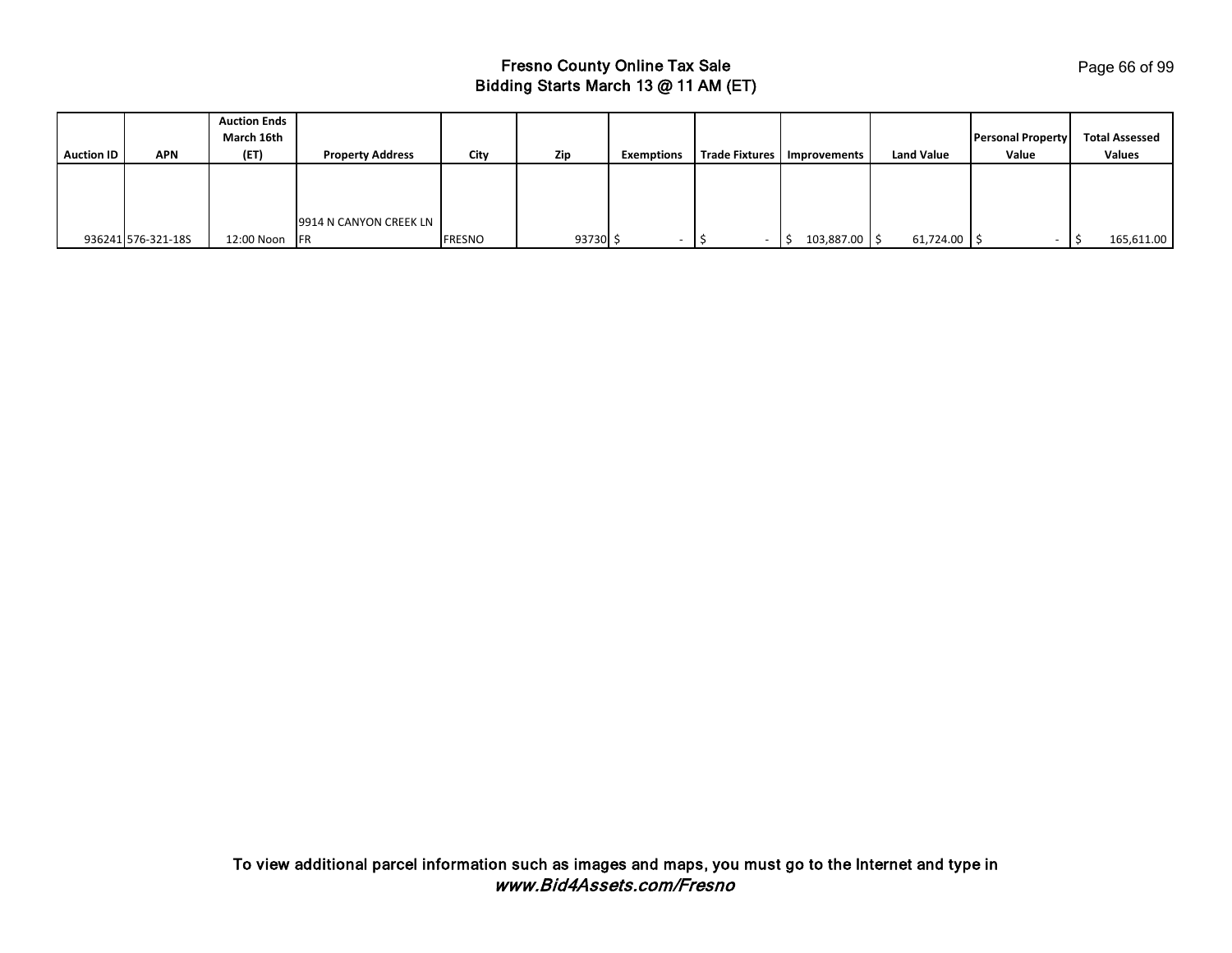# Fresno County Online Tax Sale
## Bidding Starts March 13 @ 11 AM (ET)

| Auction ID | APN | Auction Ends March 16th (ET) | Property Address | City | Zip | Exemptions | Trade Fixtures | Improvements | Land Value | Personal Property Value | Total Assessed Values |
|---|---|---|---|---|---|---|---|---|---|---|---|
| 936241 | 576-321-18S | 12:00 Noon | 9914 N CANYON CREEK LN FR | FRESNO | 93730 | $ - | $ - | $ 103,887.00 | $ 61,724.00 | $ - | $ 165,611.00 |

To view additional parcel information such as images and maps, you must go to the Internet and type in
*www.Bid4Assets.com/Fresno*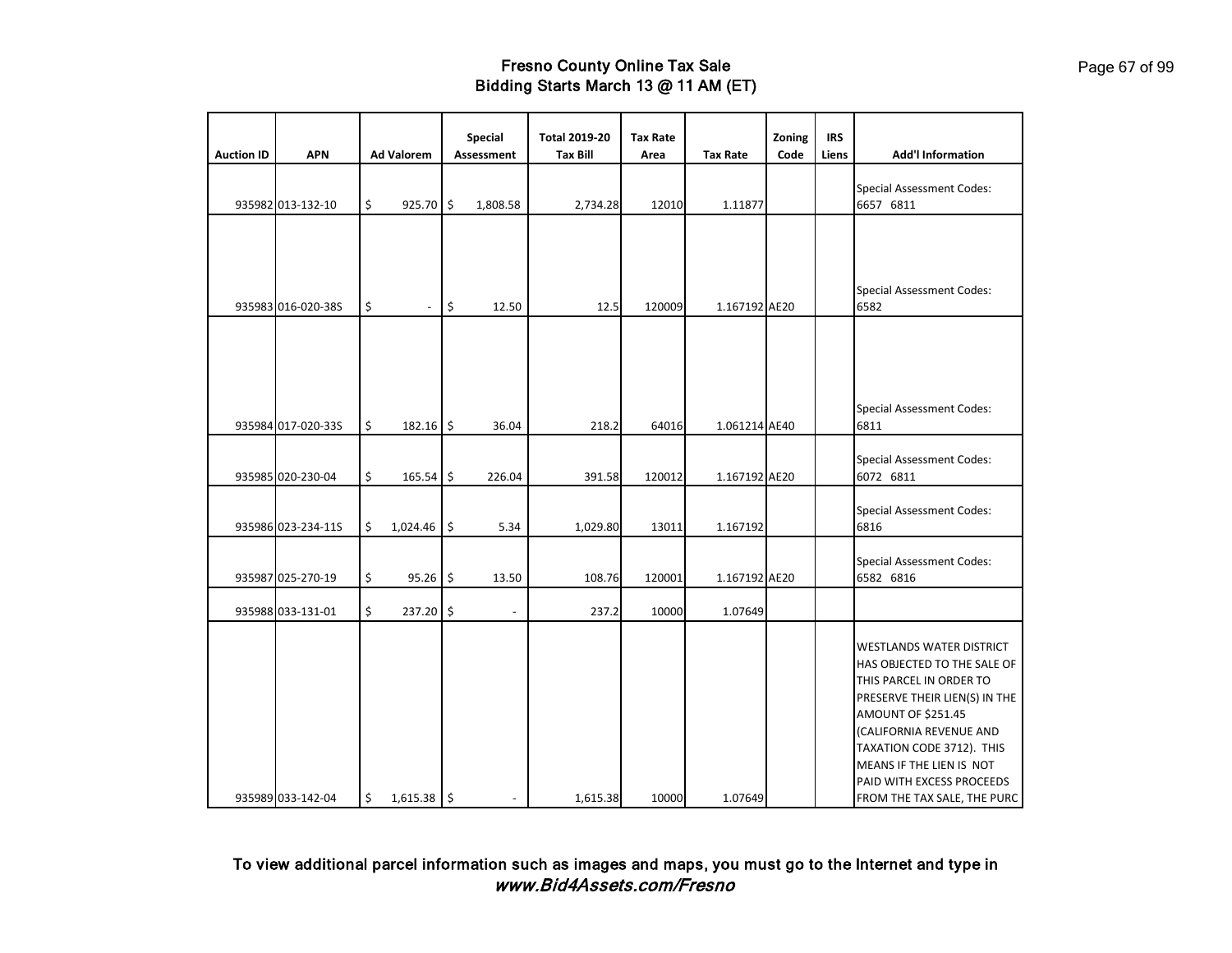# Fresno County Online Tax Sale
## Bidding Starts March 13 @ 11 AM (ET)

| Auction ID | APN | Ad Valorem | Special Assessment | Total 2019-20 Tax Bill | Tax Rate Area | Tax Rate | Zoning Code | IRS Liens | Add'l Information |
|---|---|---|---|---|---|---|---|---|---|
| 935982 | 013-132-10 | $ 925.70 | $ 1,808.58 | 2,734.28 | 12010 | 1.11877 | | | Special Assessment Codes: 6657 6811 |
| 935983 | 016-020-38S | $ - | $ 12.50 | 12.5 | 120009 | 1.167192 | AE20 | | Special Assessment Codes: 6582 |
| 935984 | 017-020-33S | $ 182.16 | $ 36.04 | 218.2 | 64016 | 1.061214 | AE40 | | Special Assessment Codes: 6811 |
| 935985 | 020-230-04 | $ 165.54 | $ 226.04 | 391.58 | 120012 | 1.167192 | AE20 | | Special Assessment Codes: 6072 6811 |
| 935986 | 023-234-11S | $ 1,024.46 | $ 5.34 | 1,029.80 | 13011 | 1.167192 | | | Special Assessment Codes: 6816 |
| 935987 | 025-270-19 | $ 95.26 | $ 13.50 | 108.76 | 120001 | 1.167192 | AE20 | | Special Assessment Codes: 6582 6816 |
| 935988 | 033-131-01 | $ 237.20 | $ - | 237.2 | 10000 | 1.07649 | | | |
| 935989 | 033-142-04 | $ 1,615.38 | $ - | 1,615.38 | 10000 | 1.07649 | | | WESTLANDS WATER DISTRICT HAS OBJECTED TO THE SALE OF THIS PARCEL IN ORDER TO PRESERVE THEIR LIEN(S) IN THE AMOUNT OF $251.45 (CALIFORNIA REVENUE AND TAXATION CODE 3712). THIS MEANS IF THE LIEN IS NOT PAID WITH EXCESS PROCEEDS FROM THE TAX SALE, THE PURC |

To view additional parcel information such as images and maps, you must go to the Internet and type in ***www.Bid4Assets.com/Fresno***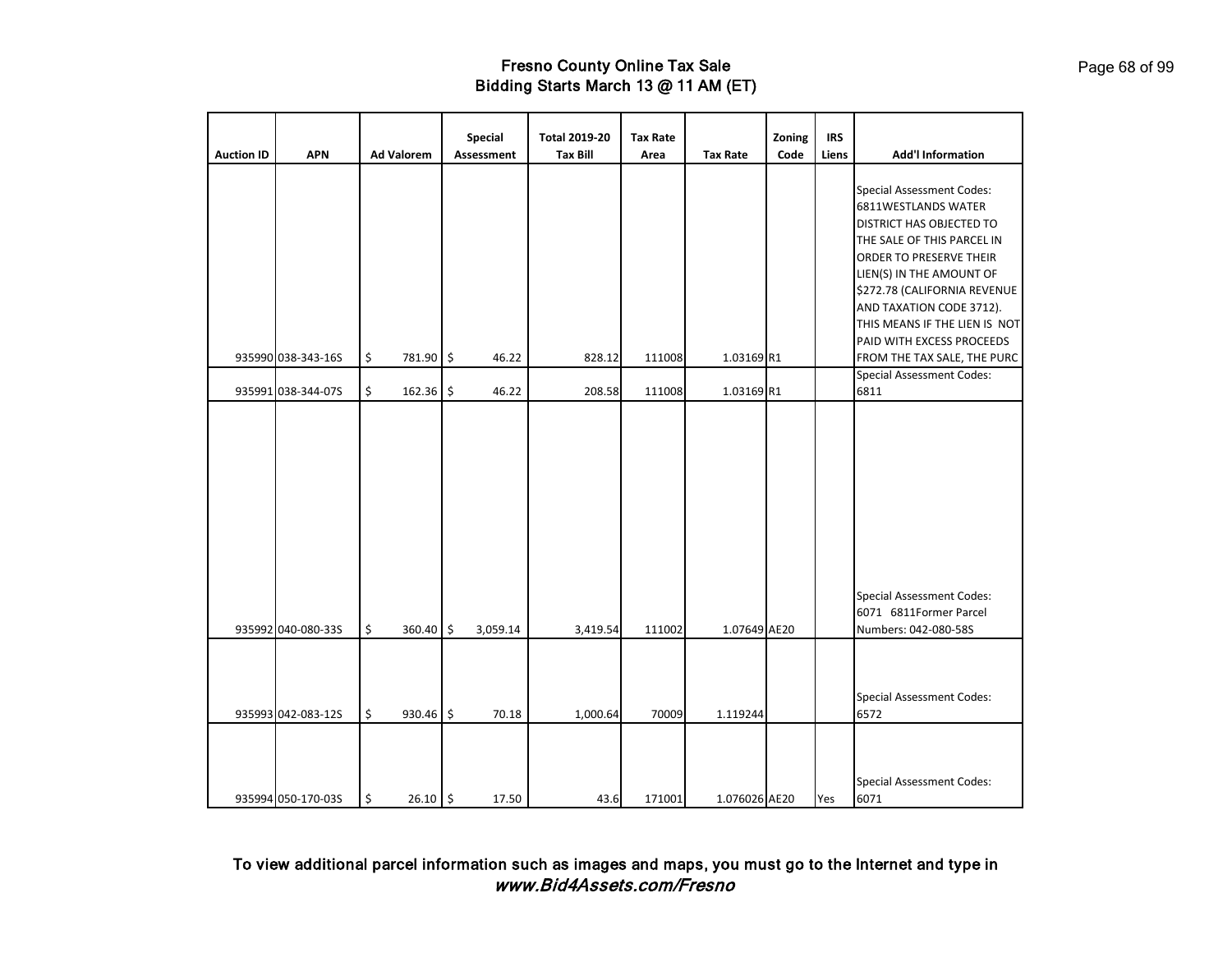# Fresno County Online Tax Sale
## Bidding Starts March 13 @ 11 AM (ET)

| Auction ID | APN | Ad Valorem | Special Assessment | Total 2019-20 Tax Bill | Tax Rate Area | Tax Rate | Zoning Code | IRS Liens | Add'l Information |
|---|---|---|---|---|---|---|---|---|---|
| 935990 | 038-343-16S | $ 781.90 | $ 46.22 | 828.12 | 111008 | 1.03169 | R1 | | Special Assessment Codes: 6811WESTLANDS WATER DISTRICT HAS OBJECTED TO THE SALE OF THIS PARCEL IN ORDER TO PRESERVE THEIR LIEN(S) IN THE AMOUNT OF $272.78 (CALIFORNIA REVENUE AND TAXATION CODE 3712). THIS MEANS IF THE LIEN IS NOT PAID WITH EXCESS PROCEEDS FROM THE TAX SALE, THE PURC |
| 935991 | 038-344-07S | $ 162.36 | $ 46.22 | 208.58 | 111008 | 1.03169 | R1 | | Special Assessment Codes: 6811 |
| 935992 | 040-080-33S | $ 360.40 | $ 3,059.14 | 3,419.54 | 111002 | 1.07649 | AE20 | | Special Assessment Codes: 6071 6811Former Parcel Numbers: 042-080-58S |
| 935993 | 042-083-12S | $ 930.46 | $ 70.18 | 1,000.64 | 70009 | 1.119244 | | | Special Assessment Codes: 6572 |
| 935994 | 050-170-03S | $ 26.10 | $ 17.50 | 43.6 | 171001 | 1.076026 | AE20 | Yes | Special Assessment Codes: 6071 |

**To view additional parcel information such as images and maps, you must go to the Internet and type in *www.Bid4Assets.com/Fresno***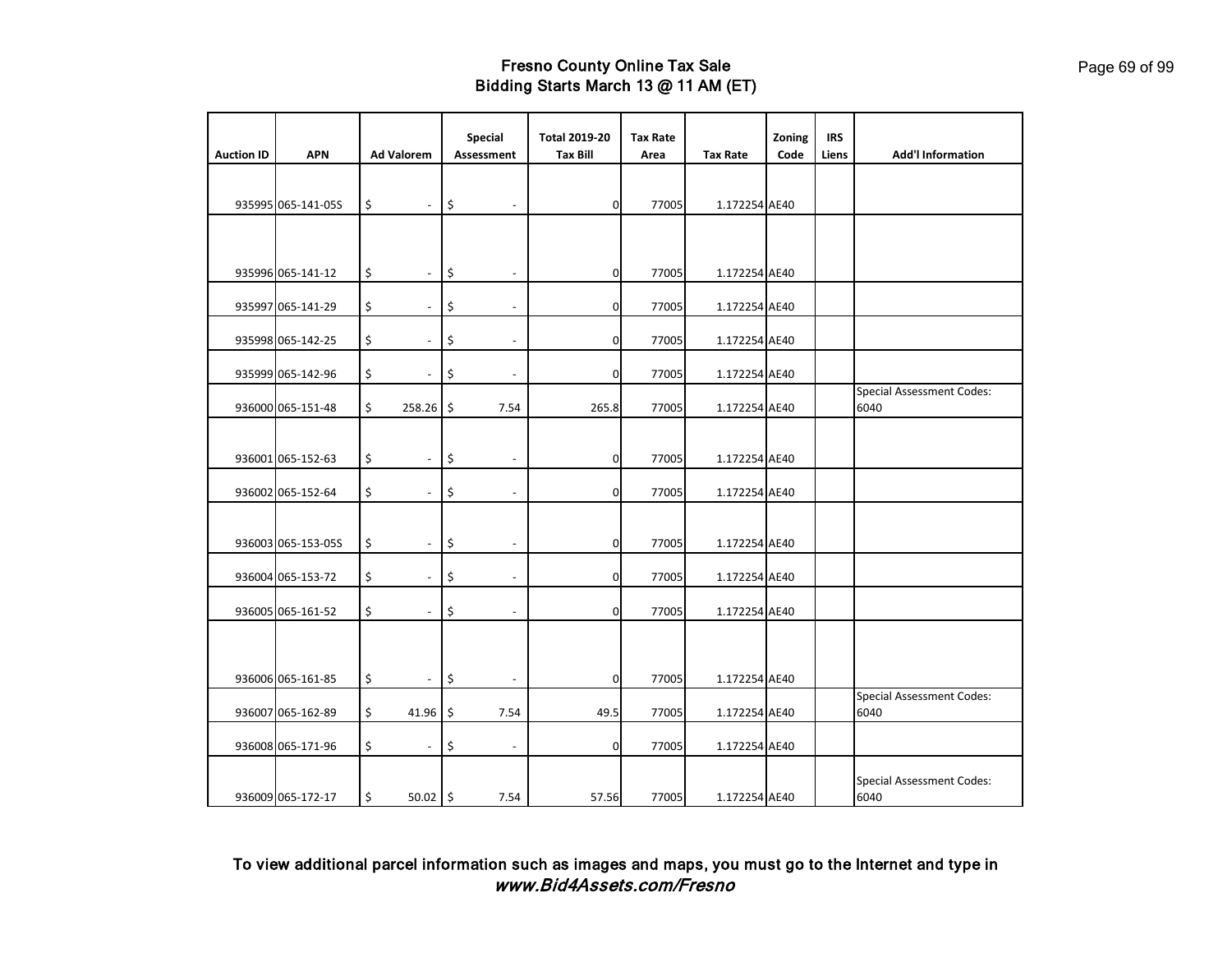# Fresno County Online Tax Sale
## Bidding Starts March 13 @ 11 AM (ET)

| Auction ID | APN | Ad Valorem | Special Assessment | Total 2019-20 Tax Bill | Tax Rate Area | Tax Rate | Zoning Code | IRS Liens | Add'l Information |
|---|---|---|---|---|---|---|---|---|---|
| 935995 | 065-141-05S | $ - | $ - | 0 | 77005 | 1.172254 | AE40 | | |
| 935996 | 065-141-12 | $ - | $ - | 0 | 77005 | 1.172254 | AE40 | | |
| 935997 | 065-141-29 | $ - | $ - | 0 | 77005 | 1.172254 | AE40 | | |
| 935998 | 065-142-25 | $ - | $ - | 0 | 77005 | 1.172254 | AE40 | | |
| 935999 | 065-142-96 | $ - | $ - | 0 | 77005 | 1.172254 | AE40 | | |
| 936000 | 065-151-48 | $ 258.26 | $ 7.54 | 265.8 | 77005 | 1.172254 | AE40 | | Special Assessment Codes: 6040 |
| 936001 | 065-152-63 | $ - | $ - | 0 | 77005 | 1.172254 | AE40 | | |
| 936002 | 065-152-64 | $ - | $ - | 0 | 77005 | 1.172254 | AE40 | | |
| 936003 | 065-153-05S | $ - | $ - | 0 | 77005 | 1.172254 | AE40 | | |
| 936004 | 065-153-72 | $ - | $ - | 0 | 77005 | 1.172254 | AE40 | | |
| 936005 | 065-161-52 | $ - | $ - | 0 | 77005 | 1.172254 | AE40 | | |
| 936006 | 065-161-85 | $ - | $ - | 0 | 77005 | 1.172254 | AE40 | | |
| 936007 | 065-162-89 | $ 41.96 | $ 7.54 | 49.5 | 77005 | 1.172254 | AE40 | | Special Assessment Codes: 6040 |
| 936008 | 065-171-96 | $ - | $ - | 0 | 77005 | 1.172254 | AE40 | | |
| 936009 | 065-172-17 | $ 50.02 | $ 7.54 | 57.56 | 77005 | 1.172254 | AE40 | | Special Assessment Codes: 6040 |

To view additional parcel information such as images and maps, you must go to the Internet and type in *www.Bid4Assets.com/Fresno*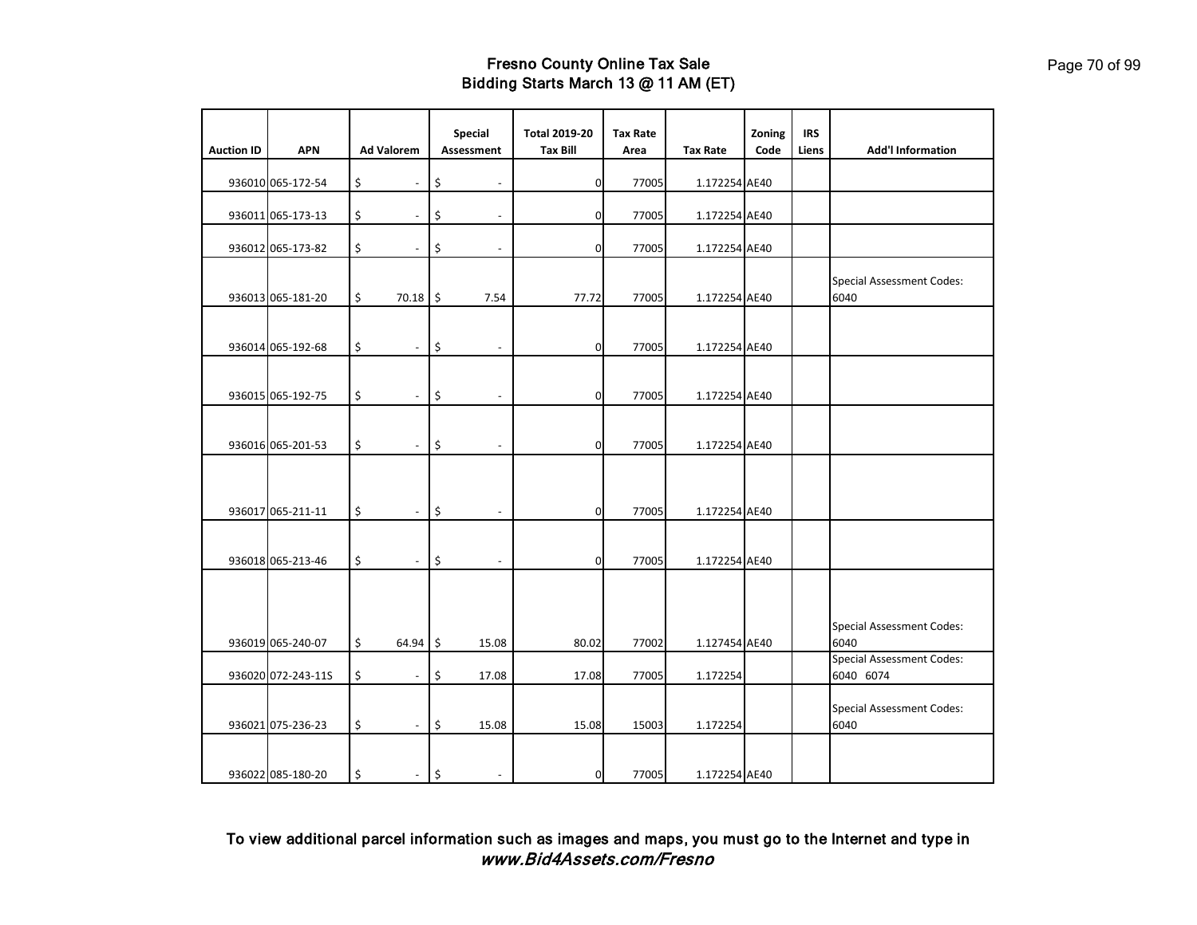# Fresno County Online Tax Sale
## Bidding Starts March 13 @ 11 AM (ET)

| Auction ID | APN | Ad Valorem | Special Assessment | Total 2019-20 Tax Bill | Tax Rate Area | Tax Rate | Zoning Code | IRS Liens | Add'l Information |
|---|---|---|---|---|---|---|---|---|---|
| 936010 | 065-172-54 | $ - | $ - | 0 | 77005 | 1.172254 | AE40 | | |
| 936011 | 065-173-13 | $ - | $ - | 0 | 77005 | 1.172254 | AE40 | | |
| 936012 | 065-173-82 | $ - | $ - | 0 | 77005 | 1.172254 | AE40 | | |
| 936013 | 065-181-20 | $ 70.18 | $ 7.54 | 77.72 | 77005 | 1.172254 | AE40 | | Special Assessment Codes: 6040 |
| 936014 | 065-192-68 | $ - | $ - | 0 | 77005 | 1.172254 | AE40 | | |
| 936015 | 065-192-75 | $ - | $ - | 0 | 77005 | 1.172254 | AE40 | | |
| 936016 | 065-201-53 | $ - | $ - | 0 | 77005 | 1.172254 | AE40 | | |
| 936017 | 065-211-11 | $ - | $ - | 0 | 77005 | 1.172254 | AE40 | | |
| 936018 | 065-213-46 | $ - | $ - | 0 | 77005 | 1.172254 | AE40 | | |
| 936019 | 065-240-07 | $ 64.94 | $ 15.08 | 80.02 | 77002 | 1.127454 | AE40 | | Special Assessment Codes: 6040 |
| 936020 | 072-243-11S | $ - | $ 17.08 | 17.08 | 77005 | 1.172254 | | | Special Assessment Codes: 6040 6074 |
| 936021 | 075-236-23 | $ - | $ 15.08 | 15.08 | 15003 | 1.172254 | | | Special Assessment Codes: 6040 |
| 936022 | 085-180-20 | $ - | $ - | 0 | 77005 | 1.172254 | AE40 | | |

**To view additional parcel information such as images and maps, you must go to the Internet and type in** ***www.Bid4Assets.com/Fresno***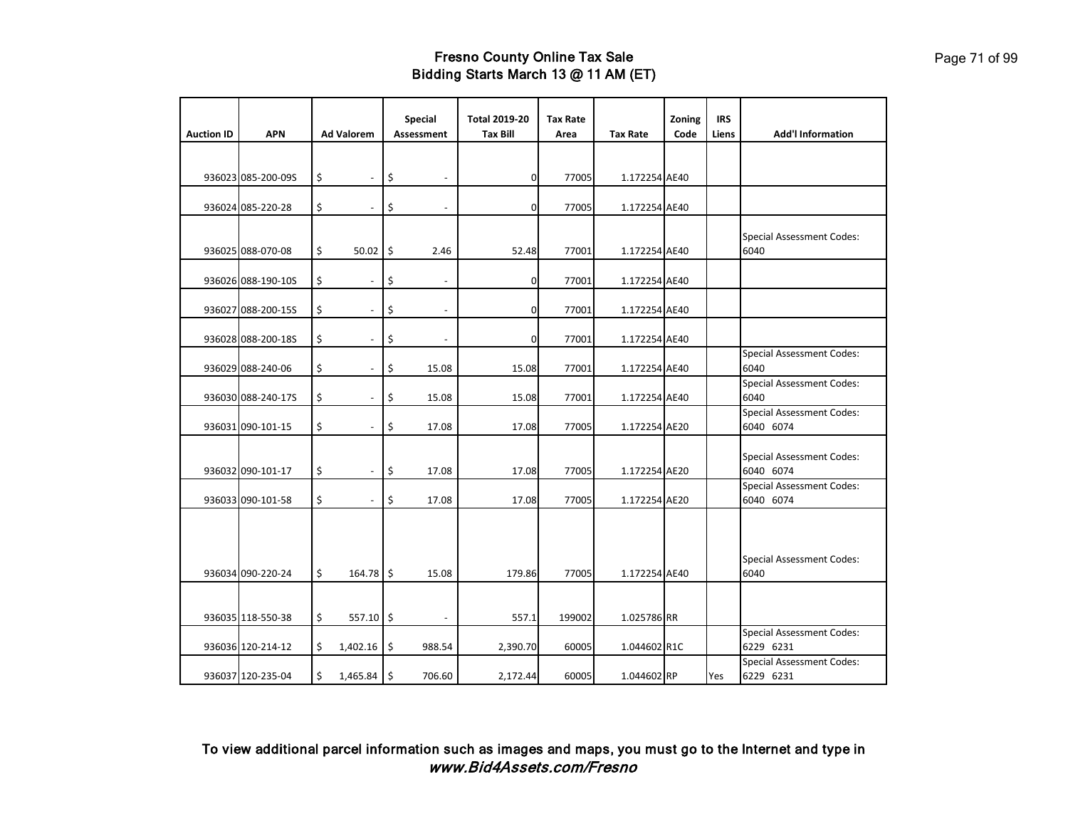# Fresno County Online Tax Sale
## Bidding Starts March 13 @ 11 AM (ET)

| Auction ID | APN | Ad Valorem | Special Assessment | Total 2019-20 Tax Bill | Tax Rate Area | Tax Rate | Zoning Code | IRS Liens | Add'l Information |
|---|---|---|---|---|---|---|---|---|---|
| 936023 | 085-200-09S | $ - | $ - | 0 | 77005 | 1.172254 | AE40 | | |
| 936024 | 085-220-28 | $ - | $ - | 0 | 77005 | 1.172254 | AE40 | | |
| 936025 | 088-070-08 | $ 50.02 | $ 2.46 | 52.48 | 77001 | 1.172254 | AE40 | | Special Assessment Codes: 6040 |
| 936026 | 088-190-10S | $ - | $ - | 0 | 77001 | 1.172254 | AE40 | | |
| 936027 | 088-200-15S | $ - | $ - | 0 | 77001 | 1.172254 | AE40 | | |
| 936028 | 088-200-18S | $ - | $ - | 0 | 77001 | 1.172254 | AE40 | | |
| 936029 | 088-240-06 | $ - | $ 15.08 | 15.08 | 77001 | 1.172254 | AE40 | | Special Assessment Codes: 6040 |
| 936030 | 088-240-17S | $ - | $ 15.08 | 15.08 | 77001 | 1.172254 | AE40 | | Special Assessment Codes: 6040 |
| 936031 | 090-101-15 | $ - | $ 17.08 | 17.08 | 77005 | 1.172254 | AE20 | | Special Assessment Codes: 6040 6074 |
| 936032 | 090-101-17 | $ - | $ 17.08 | 17.08 | 77005 | 1.172254 | AE20 | | Special Assessment Codes: 6040 6074 |
| 936033 | 090-101-58 | $ - | $ 17.08 | 17.08 | 77005 | 1.172254 | AE20 | | Special Assessment Codes: 6040 6074 |
| 936034 | 090-220-24 | $ 164.78 | $ 15.08 | 179.86 | 77005 | 1.172254 | AE40 | | Special Assessment Codes: 6040 |
| 936035 | 118-550-38 | $ 557.10 | $ - | 557.1 | 199002 | 1.025786 | RR | | |
| 936036 | 120-214-12 | $ 1,402.16 | $ 988.54 | 2,390.70 | 60005 | 1.044602 | R1C | | Special Assessment Codes: 6229 6231 |
| 936037 | 120-235-04 | $ 1,465.84 | $ 706.60 | 2,172.44 | 60005 | 1.044602 | RP | Yes | Special Assessment Codes: 6229 6231 |

To view additional parcel information such as images and maps, you must go to the Internet and type in *www.Bid4Assets.com/Fresno*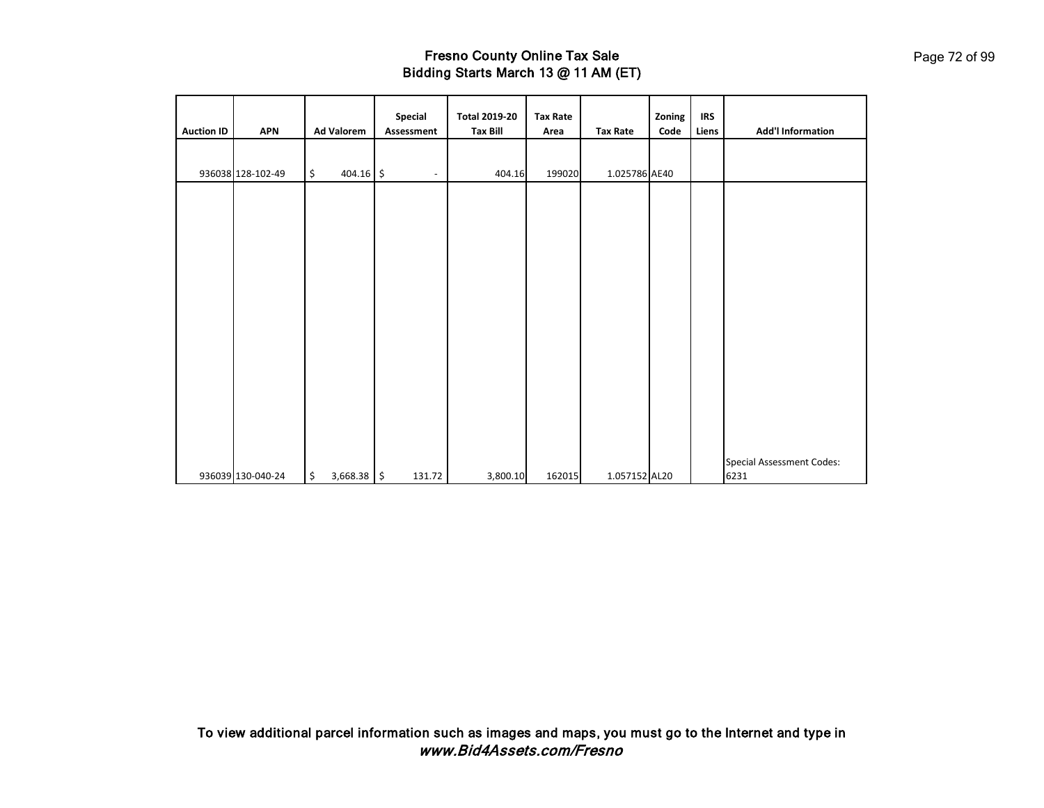# Fresno County Online Tax Sale
## Bidding Starts March 13 @ 11 AM (ET)

| Auction ID | APN | Ad Valorem | Special Assessment | Total 2019-20 Tax Bill | Tax Rate Area | Tax Rate | Zoning Code | IRS Liens | Add'l Information |
|---|---|---|---|---|---|---|---|---|---|
| 936038 | 128-102-49 | $ 404.16 | $ - | 404.16 | 199020 | 1.025786 | AE40 | | |
| 936039 | 130-040-24 | $ 3,668.38 | $ 131.72 | 3,800.10 | 162015 | 1.057152 | AL20 | | Special Assessment Codes: 6231 |

To view additional parcel information such as images and maps, you must go to the Internet and type in ***www.Bid4Assets.com/Fresno***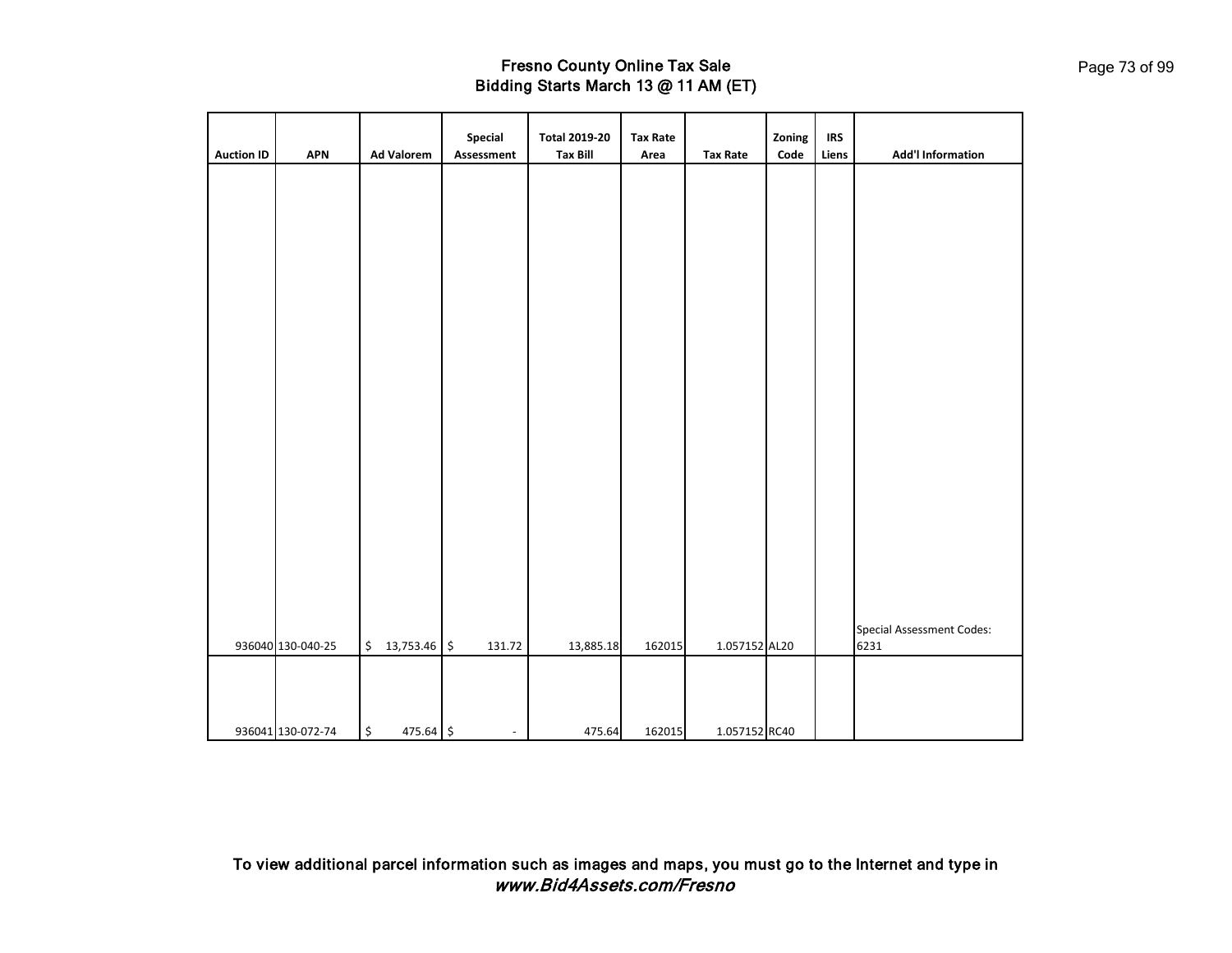# Fresno County Online Tax Sale
## Bidding Starts March 13 @ 11 AM (ET)

| Auction ID | APN | Ad Valorem | Special Assessment | Total 2019-20 Tax Bill | Tax Rate Area | Tax Rate | Zoning Code | IRS Liens | Add'l Information |
|---|---|---|---|---|---|---|---|---|---|
| 936040 | 130-040-25 | $ 13,753.46 | $ 131.72 | 13,885.18 | 162015 | 1.057152 | AL20 | | Special Assessment Codes: 6231 |
| 936041 | 130-072-74 | $ 475.64 | $ - | 475.64 | 162015 | 1.057152 | RC40 | | |

To view additional parcel information such as images and maps, you must go to the Internet and type in *www.Bid4Assets.com/Fresno*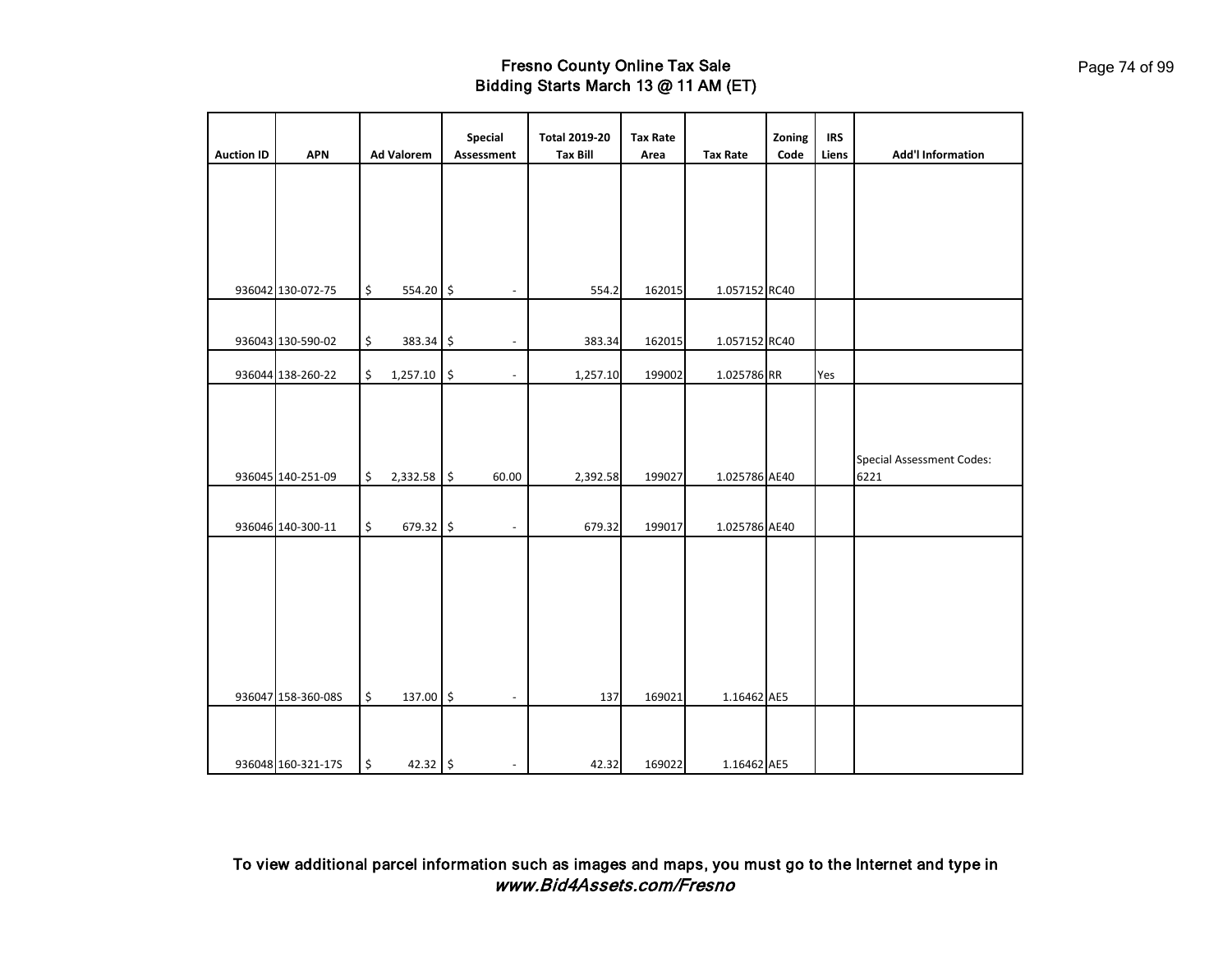# Fresno County Online Tax Sale
## Bidding Starts March 13 @ 11 AM (ET)

| Auction ID | APN | Ad Valorem | Special Assessment | Total 2019-20 Tax Bill | Tax Rate Area | Tax Rate | Zoning Code | IRS Liens | Add'l Information |
|---|---|---|---|---|---|---|---|---|---|
| 936042 | 130-072-75 | $ 554.20 | $ - | 554.2 | 162015 | 1.057152 | RC40 | | |
| 936043 | 130-590-02 | $ 383.34 | $ - | 383.34 | 162015 | 1.057152 | RC40 | | |
| 936044 | 138-260-22 | $ 1,257.10 | $ - | 1,257.10 | 199002 | 1.025786 | RR | Yes | |
| 936045 | 140-251-09 | $ 2,332.58 | $ 60.00 | 2,392.58 | 199027 | 1.025786 | AE40 | | Special Assessment Codes: 6221 |
| 936046 | 140-300-11 | $ 679.32 | $ - | 679.32 | 199017 | 1.025786 | AE40 | | |
| 936047 | 158-360-08S | $ 137.00 | $ - | 137 | 169021 | 1.16462 | AE5 | | |
| 936048 | 160-321-17S | $ 42.32 | $ - | 42.32 | 169022 | 1.16462 | AE5 | | |

To view additional parcel information such as images and maps, you must go to the Internet and type in
***www.Bid4Assets.com/Fresno***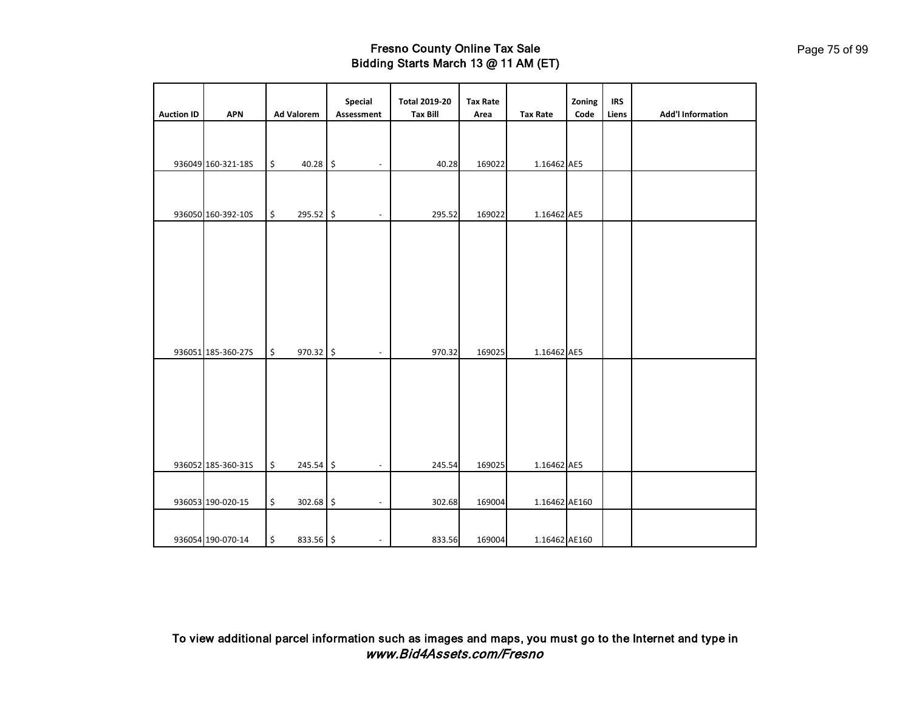# Fresno County Online Tax Sale
## Bidding Starts March 13 @ 11 AM (ET)

| Auction ID | APN | Ad Valorem | Special Assessment | Total 2019-20 Tax Bill | Tax Rate Area | Tax Rate | Zoning Code | IRS Liens | Add'l Information |
|---|---|---|---|---|---|---|---|---|---|
| 936049 | 160-321-18S | $ 40.28 | $ - | 40.28 | 169022 | 1.16462 | AE5 | | |
| 936050 | 160-392-10S | $ 295.52 | $ - | 295.52 | 169022 | 1.16462 | AE5 | | |
| 936051 | 185-360-27S | $ 970.32 | $ - | 970.32 | 169025 | 1.16462 | AE5 | | |
| 936052 | 185-360-31S | $ 245.54 | $ - | 245.54 | 169025 | 1.16462 | AE5 | | |
| 936053 | 190-020-15 | $ 302.68 | $ - | 302.68 | 169004 | 1.16462 | AE160 | | |
| 936054 | 190-070-14 | $ 833.56 | $ - | 833.56 | 169004 | 1.16462 | AE160 | | |

To view additional parcel information such as images and maps, you must go to the Internet and type in ***www.Bid4Assets.com/Fresno***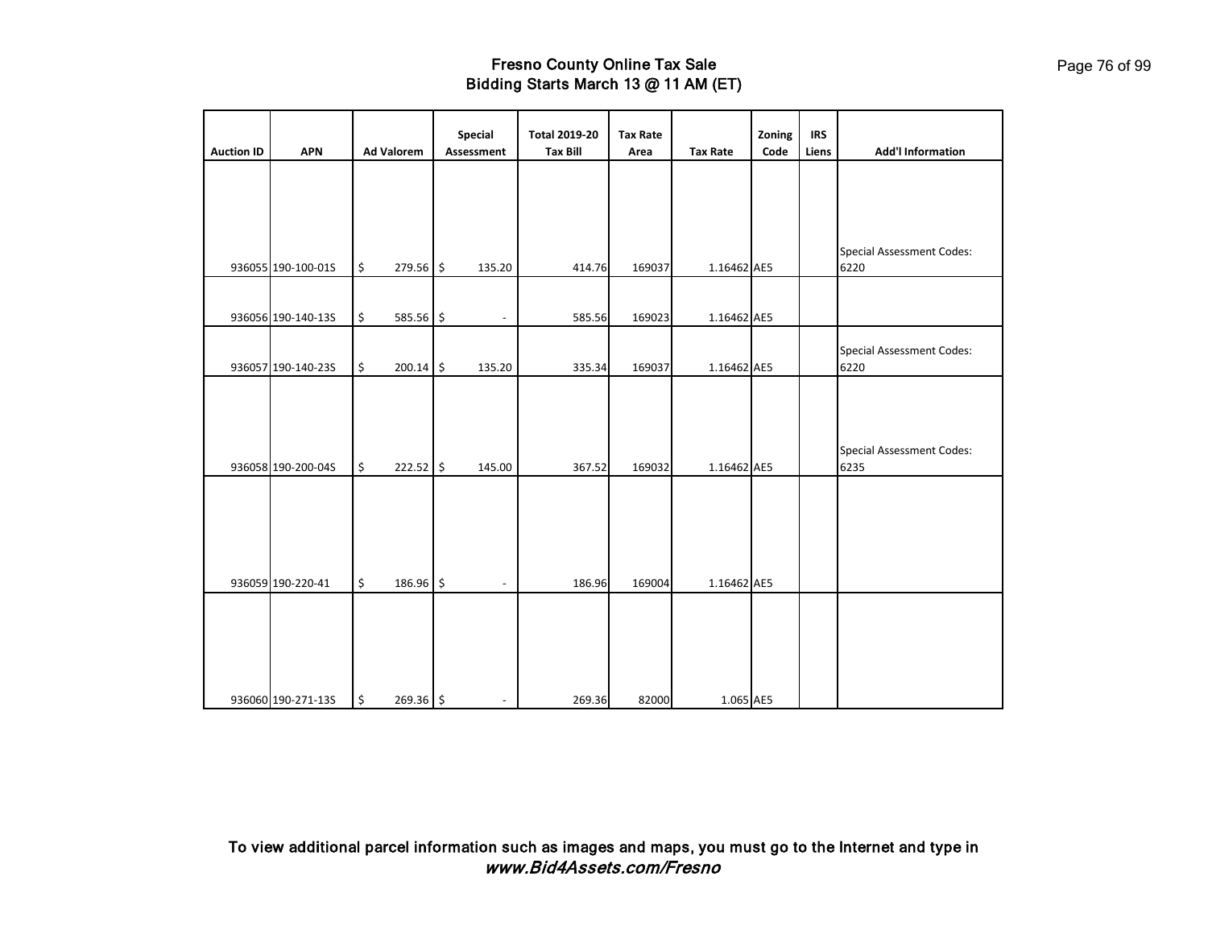# Fresno County Online Tax Sale
## Bidding Starts March 13 @ 11 AM (ET)

| Auction ID | APN | Ad Valorem | Special Assessment | Total 2019-20 Tax Bill | Tax Rate Area | Tax Rate | Zoning Code | IRS Liens | Add'l Information |
|---|---|---|---|---|---|---|---|---|---|
| 936055 | 190-100-01S | $ 279.56 | $ 135.20 | 414.76 | 169037 | 1.16462 | AE5 | | Special Assessment Codes: 6220 |
| 936056 | 190-140-13S | $ 585.56 | $ - | 585.56 | 169023 | 1.16462 | AE5 | | |
| 936057 | 190-140-23S | $ 200.14 | $ 135.20 | 335.34 | 169037 | 1.16462 | AE5 | | Special Assessment Codes: 6220 |
| 936058 | 190-200-04S | $ 222.52 | $ 145.00 | 367.52 | 169032 | 1.16462 | AE5 | | Special Assessment Codes: 6235 |
| 936059 | 190-220-41 | $ 186.96 | $ - | 186.96 | 169004 | 1.16462 | AE5 | | |
| 936060 | 190-271-13S | $ 269.36 | $ - | 269.36 | 82000 | 1.065 | AE5 | | |

To view additional parcel information such as images and maps, you must go to the Internet and type in ***www.Bid4Assets.com/Fresno***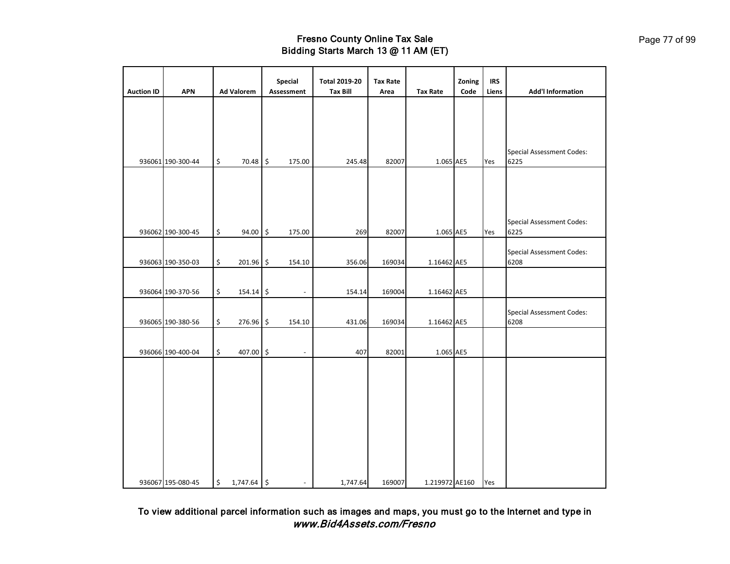# Fresno County Online Tax Sale
## Bidding Starts March 13 @ 11 AM (ET)

| Auction ID | APN | Ad Valorem | Special Assessment | Total 2019-20 Tax Bill | Tax Rate Area | Tax Rate | Zoning Code | IRS Liens | Add'l Information |
|---|---|---|---|---|---|---|---|---|---|
| 936061 | 190-300-44 | $ 70.48 | $ 175.00 | 245.48 | 82007 | 1.065 | AE5 | Yes | Special Assessment Codes: 6225 |
| 936062 | 190-300-45 | $ 94.00 | $ 175.00 | 269 | 82007 | 1.065 | AE5 | Yes | Special Assessment Codes: 6225 |
| 936063 | 190-350-03 | $ 201.96 | $ 154.10 | 356.06 | 169034 | 1.16462 | AE5 | | Special Assessment Codes: 6208 |
| 936064 | 190-370-56 | $ 154.14 | $ - | 154.14 | 169004 | 1.16462 | AE5 | | |
| 936065 | 190-380-56 | $ 276.96 | $ 154.10 | 431.06 | 169034 | 1.16462 | AE5 | | Special Assessment Codes: 6208 |
| 936066 | 190-400-04 | $ 407.00 | $ - | 407 | 82001 | 1.065 | AE5 | | |
| 936067 | 195-080-45 | $ 1,747.64 | $ - | 1,747.64 | 169007 | 1.219972 | AE160 | Yes | |

**To view additional parcel information such as images and maps, you must go to the Internet and type in *www.Bid4Assets.com/Fresno***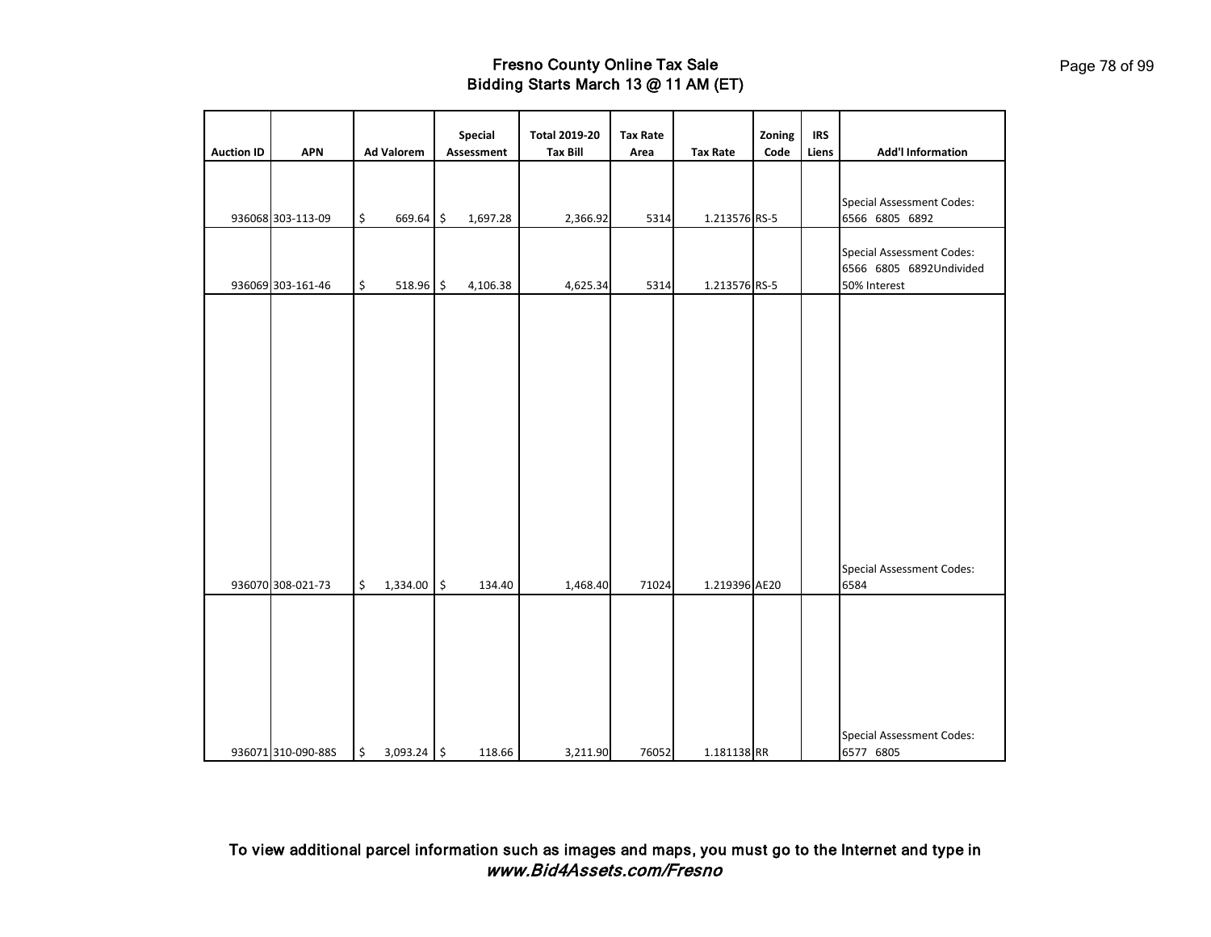# Fresno County Online Tax Sale
## Bidding Starts March 13 @ 11 AM (ET)

| Auction ID | APN | Ad Valorem | Special Assessment | Total 2019-20 Tax Bill | Tax Rate Area | Tax Rate | Zoning Code | IRS Liens | Add'l Information |
|---|---|---|---|---|---|---|---|---|---|
| 936068 | 303-113-09 | $ 669.64 | $ 1,697.28 | 2,366.92 | 5314 | 1.213576 | RS-5 | | Special Assessment Codes: 6566 6805 6892 |
| 936069 | 303-161-46 | $ 518.96 | $ 4,106.38 | 4,625.34 | 5314 | 1.213576 | RS-5 | | Special Assessment Codes: 6566 6805 6892Undivided 50% Interest |
| 936070 | 308-021-73 | $ 1,334.00 | $ 134.40 | 1,468.40 | 71024 | 1.219396 | AE20 | | Special Assessment Codes: 6584 |
| 936071 | 310-090-88S | $ 3,093.24 | $ 118.66 | 3,211.90 | 76052 | 1.181138 | RR | | Special Assessment Codes: 6577 6805 |

To view additional parcel information such as images and maps, you must go to the Internet and type in ***www.Bid4Assets.com/Fresno***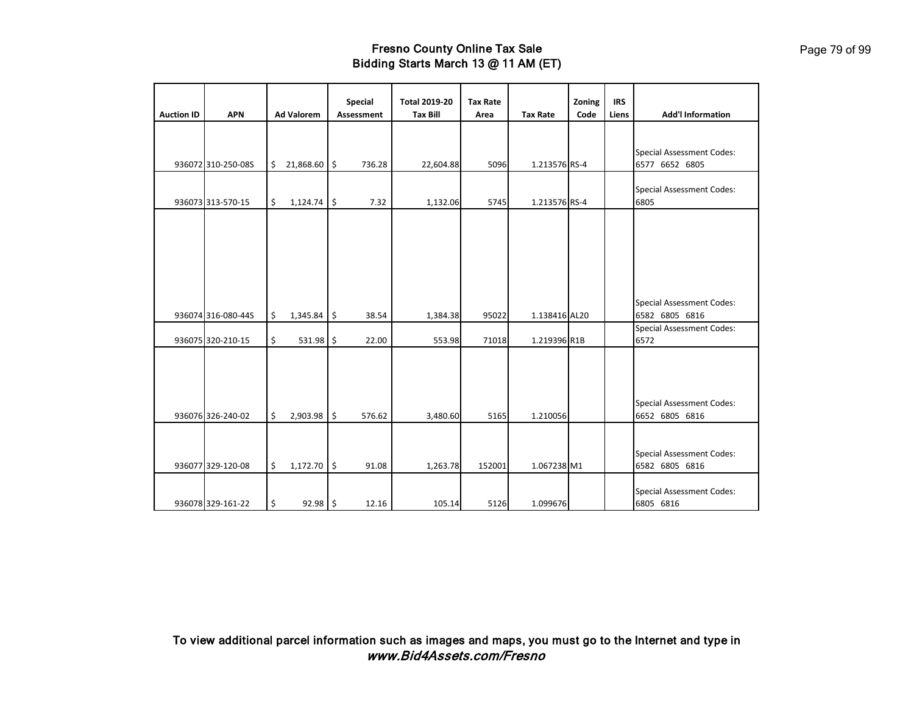# Fresno County Online Tax Sale
## Bidding Starts March 13 @ 11 AM (ET)

| Auction ID | APN | Ad Valorem | Special Assessment | Total 2019-20 Tax Bill | Tax Rate Area | Tax Rate | Zoning Code | IRS Liens | Add'l Information |
|---|---|---|---|---|---|---|---|---|---|
| 936072 | 310-250-08S | $ 21,868.60 | $ 736.28 | 22,604.88 | 5096 | 1.213576 | RS-4 | | Special Assessment Codes: 6577 6652 6805 |
| 936073 | 313-570-15 | $ 1,124.74 | $ 7.32 | 1,132.06 | 5745 | 1.213576 | RS-4 | | Special Assessment Codes: 6805 |
| 936074 | 316-080-44S | $ 1,345.84 | $ 38.54 | 1,384.38 | 95022 | 1.138416 | AL20 | | Special Assessment Codes: 6582 6805 6816 |
| 936075 | 320-210-15 | $ 531.98 | $ 22.00 | 553.98 | 71018 | 1.219396 | R1B | | Special Assessment Codes: 6572 |
| 936076 | 326-240-02 | $ 2,903.98 | $ 576.62 | 3,480.60 | 5165 | 1.210056 | | | Special Assessment Codes: 6652 6805 6816 |
| 936077 | 329-120-08 | $ 1,172.70 | $ 91.08 | 1,263.78 | 152001 | 1.067238 | M1 | | Special Assessment Codes: 6582 6805 6816 |
| 936078 | 329-161-22 | $ 92.98 | $ 12.16 | 105.14 | 5126 | 1.099676 | | | Special Assessment Codes: 6805 6816 |

To view additional parcel information such as images and maps, you must go to the Internet and type in *www.Bid4Assets.com/Fresno*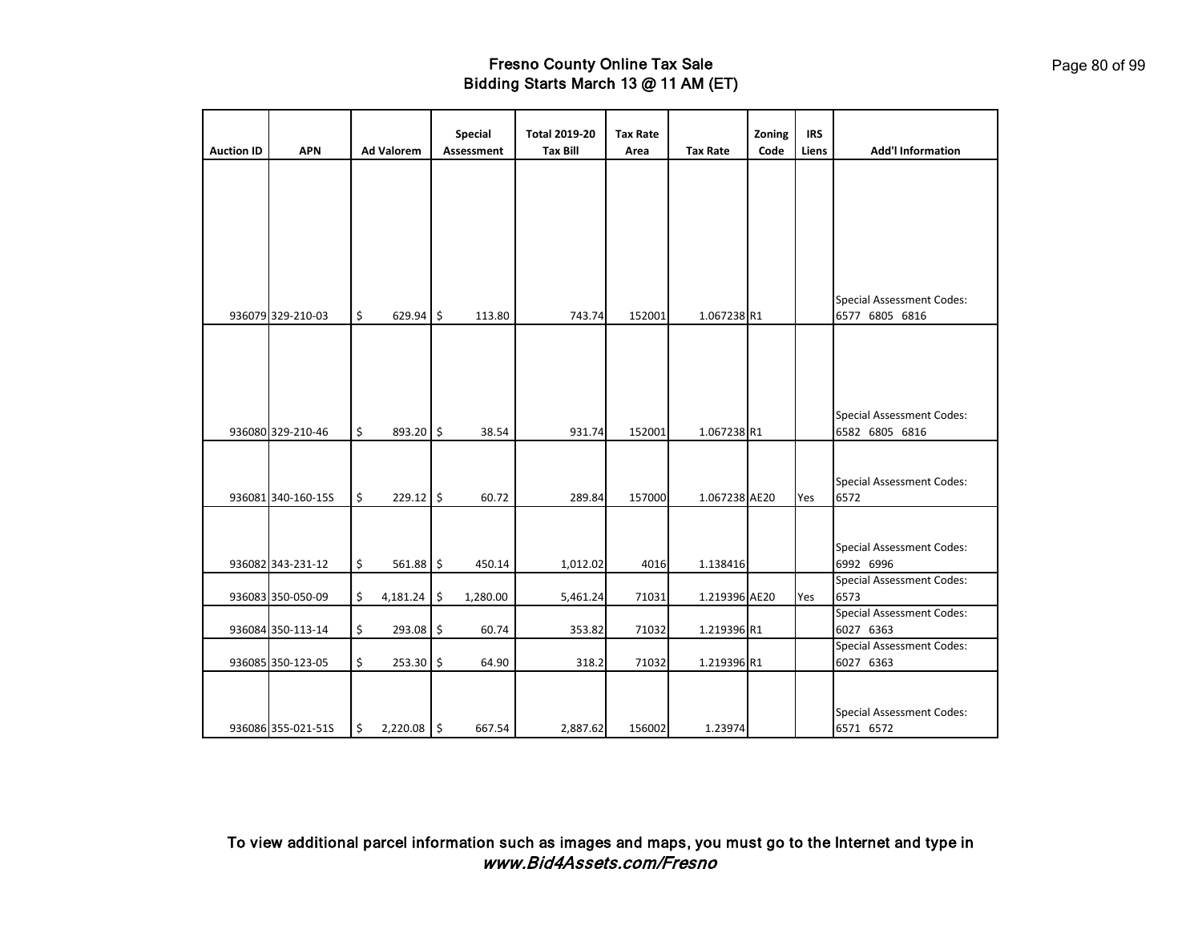## Fresno County Online Tax Sale
## Bidding Starts March 13 @ 11 AM (ET)

| Auction ID | APN | Ad Valorem | Special Assessment | Total 2019-20 Tax Bill | Tax Rate Area | Tax Rate | Zoning Code | IRS Liens | Add'l Information |
|---|---|---|---|---|---|---|---|---|---|
| 936079 | 329-210-03 | $ 629.94 | $ 113.80 | 743.74 | 152001 | 1.067238 | R1 | | Special Assessment Codes: 6577 6805 6816 |
| 936080 | 329-210-46 | $ 893.20 | $ 38.54 | 931.74 | 152001 | 1.067238 | R1 | | Special Assessment Codes: 6582 6805 6816 |
| 936081 | 340-160-15S | $ 229.12 | $ 60.72 | 289.84 | 157000 | 1.067238 | AE20 | Yes | Special Assessment Codes: 6572 |
| 936082 | 343-231-12 | $ 561.88 | $ 450.14 | 1,012.02 | 4016 | 1.138416 | | | Special Assessment Codes: 6992 6996 |
| 936083 | 350-050-09 | $ 4,181.24 | $ 1,280.00 | 5,461.24 | 71031 | 1.219396 | AE20 | Yes | Special Assessment Codes: 6573 |
| 936084 | 350-113-14 | $ 293.08 | $ 60.74 | 353.82 | 71032 | 1.219396 | R1 | | Special Assessment Codes: 6027 6363 |
| 936085 | 350-123-05 | $ 253.30 | $ 64.90 | 318.2 | 71032 | 1.219396 | R1 | | Special Assessment Codes: 6027 6363 |
| 936086 | 355-021-51S | $ 2,220.08 | $ 667.54 | 2,887.62 | 156002 | 1.23974 | | | Special Assessment Codes: 6571 6572 |

**To view additional parcel information such as images and maps, you must go to the Internet and type in** ***www.Bid4Assets.com/Fresno***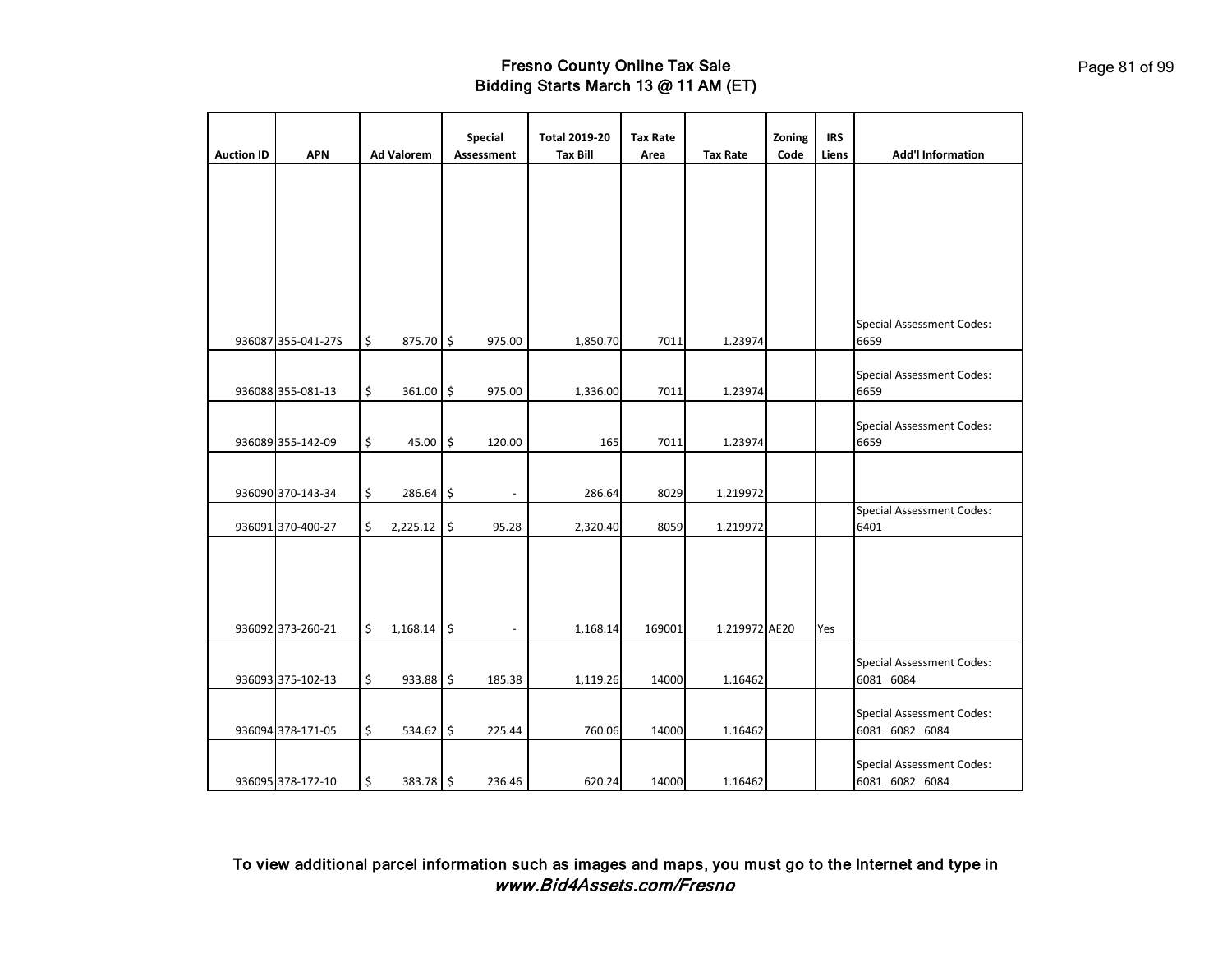# Fresno County Online Tax Sale
## Bidding Starts March 13 @ 11 AM (ET)

| Auction ID | APN | Ad Valorem | Special Assessment | Total 2019-20 Tax Bill | Tax Rate Area | Tax Rate | Zoning Code | IRS Liens | Add'l Information |
|---|---|---|---|---|---|---|---|---|---|
| 936087 | 355-041-27S | $ 875.70 | $ 975.00 | 1,850.70 | 7011 | 1.23974 | | | Special Assessment Codes: 6659 |
| 936088 | 355-081-13 | $ 361.00 | $ 975.00 | 1,336.00 | 7011 | 1.23974 | | | Special Assessment Codes: 6659 |
| 936089 | 355-142-09 | $ 45.00 | $ 120.00 | 165 | 7011 | 1.23974 | | | Special Assessment Codes: 6659 |
| 936090 | 370-143-34 | $ 286.64 | $ - | 286.64 | 8029 | 1.219972 | | | |
| 936091 | 370-400-27 | $ 2,225.12 | $ 95.28 | 2,320.40 | 8059 | 1.219972 | | | Special Assessment Codes: 6401 |
| 936092 | 373-260-21 | $ 1,168.14 | $ - | 1,168.14 | 169001 | 1.219972 | AE20 | Yes | |
| 936093 | 375-102-13 | $ 933.88 | $ 185.38 | 1,119.26 | 14000 | 1.16462 | | | Special Assessment Codes: 6081 6084 |
| 936094 | 378-171-05 | $ 534.62 | $ 225.44 | 760.06 | 14000 | 1.16462 | | | Special Assessment Codes: 6081 6082 6084 |
| 936095 | 378-172-10 | $ 383.78 | $ 236.46 | 620.24 | 14000 | 1.16462 | | | Special Assessment Codes: 6081 6082 6084 |

To view additional parcel information such as images and maps, you must go to the Internet and type in ***www.Bid4Assets.com/Fresno***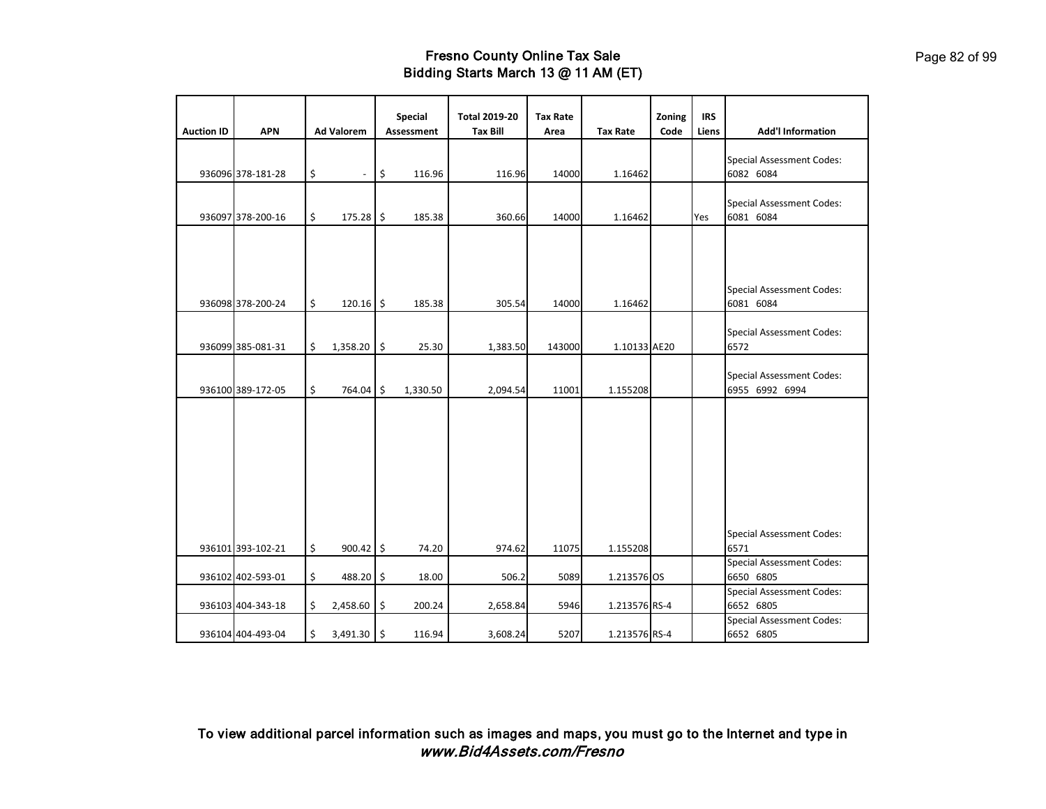# Fresno County Online Tax Sale
## Bidding Starts March 13 @ 11 AM (ET)

| Auction ID | APN | Ad Valorem | Special Assessment | Total 2019-20 Tax Bill | Tax Rate Area | Tax Rate | Zoning Code | IRS Liens | Add'l Information |
|---|---|---|---|---|---|---|---|---|---|
| 936096 | 378-181-28 | $ - | $ 116.96 | 116.96 | 14000 | 1.16462 | | | Special Assessment Codes: 6082 6084 |
| 936097 | 378-200-16 | $ 175.28 | $ 185.38 | 360.66 | 14000 | 1.16462 | | Yes | Special Assessment Codes: 6081 6084 |
| 936098 | 378-200-24 | $ 120.16 | $ 185.38 | 305.54 | 14000 | 1.16462 | | | Special Assessment Codes: 6081 6084 |
| 936099 | 385-081-31 | $ 1,358.20 | $ 25.30 | 1,383.50 | 143000 | 1.10133 | AE20 | | Special Assessment Codes: 6572 |
| 936100 | 389-172-05 | $ 764.04 | $ 1,330.50 | 2,094.54 | 11001 | 1.155208 | | | Special Assessment Codes: 6955 6992 6994 |
| 936101 | 393-102-21 | $ 900.42 | $ 74.20 | 974.62 | 11075 | 1.155208 | | | Special Assessment Codes: 6571 |
| 936102 | 402-593-01 | $ 488.20 | $ 18.00 | 506.2 | 5089 | 1.213576 | OS | | Special Assessment Codes: 6650 6805 |
| 936103 | 404-343-18 | $ 2,458.60 | $ 200.24 | 2,658.84 | 5946 | 1.213576 | RS-4 | | Special Assessment Codes: 6652 6805 |
| 936104 | 404-493-04 | $ 3,491.30 | $ 116.94 | 3,608.24 | 5207 | 1.213576 | RS-4 | | Special Assessment Codes: 6652 6805 |

To view additional parcel information such as images and maps, you must go to the Internet and type in *www.Bid4Assets.com/Fresno*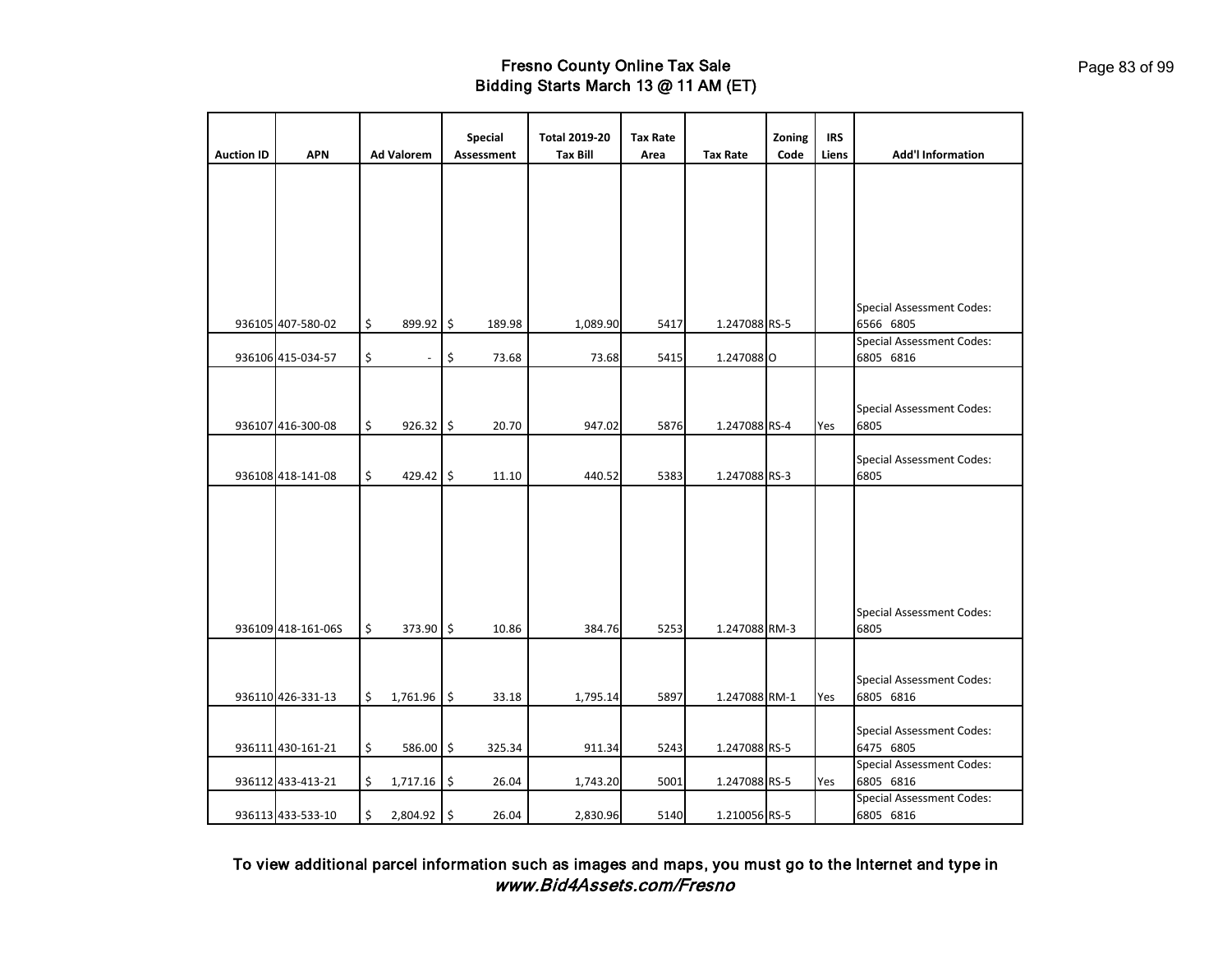# Fresno County Online Tax Sale
## Bidding Starts March 13 @ 11 AM (ET)

| Auction ID | APN | Ad Valorem | Special Assessment | Total 2019-20 Tax Bill | Tax Rate Area | Tax Rate | Zoning Code | IRS Liens | Add'l Information |
|---|---|---|---|---|---|---|---|---|---|
| 936105 | 407-580-02 | $ 899.92 | $ 189.98 | 1,089.90 | 5417 | 1.247088 | RS-5 | | Special Assessment Codes: 6566 6805 |
| 936106 | 415-034-57 | $ - | $ 73.68 | 73.68 | 5415 | 1.247088 | O | | Special Assessment Codes: 6805 6816 |
| 936107 | 416-300-08 | $ 926.32 | $ 20.70 | 947.02 | 5876 | 1.247088 | RS-4 | Yes | Special Assessment Codes: 6805 |
| 936108 | 418-141-08 | $ 429.42 | $ 11.10 | 440.52 | 5383 | 1.247088 | RS-3 | | Special Assessment Codes: 6805 |
| 936109 | 418-161-06S | $ 373.90 | $ 10.86 | 384.76 | 5253 | 1.247088 | RM-3 | | Special Assessment Codes: 6805 |
| 936110 | 426-331-13 | $ 1,761.96 | $ 33.18 | 1,795.14 | 5897 | 1.247088 | RM-1 | Yes | Special Assessment Codes: 6805 6816 |
| 936111 | 430-161-21 | $ 586.00 | $ 325.34 | 911.34 | 5243 | 1.247088 | RS-5 | | Special Assessment Codes: 6475 6805 |
| 936112 | 433-413-21 | $ 1,717.16 | $ 26.04 | 1,743.20 | 5001 | 1.247088 | RS-5 | Yes | Special Assessment Codes: 6805 6816 |
| 936113 | 433-533-10 | $ 2,804.92 | $ 26.04 | 2,830.96 | 5140 | 1.210056 | RS-5 | | Special Assessment Codes: 6805 6816 |

**To view additional parcel information such as images and maps, you must go to the Internet and type in** ***www.Bid4Assets.com/Fresno***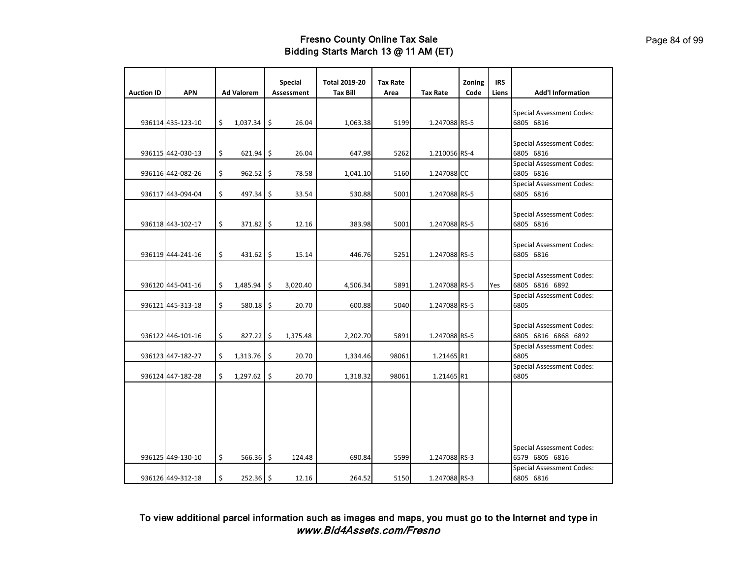# Fresno County Online Tax Sale
## Bidding Starts March 13 @ 11 AM (ET)

| Auction ID | APN | Ad Valorem | Special Assessment | Total 2019-20 Tax Bill | Tax Rate Area | Tax Rate | Zoning Code | IRS Liens | Add'l Information |
|---|---|---|---|---|---|---|---|---|---|
| 936114 | 435-123-10 | $ 1,037.34 | $ 26.04 | 1,063.38 | 5199 | 1.247088 | RS-5 | | Special Assessment Codes: 6805 6816 |
| 936115 | 442-030-13 | $ 621.94 | $ 26.04 | 647.98 | 5262 | 1.210056 | RS-4 | | Special Assessment Codes: 6805 6816 |
| 936116 | 442-082-26 | $ 962.52 | $ 78.58 | 1,041.10 | 5160 | 1.247088 | CC | | Special Assessment Codes: 6805 6816 |
| 936117 | 443-094-04 | $ 497.34 | $ 33.54 | 530.88 | 5001 | 1.247088 | RS-5 | | Special Assessment Codes: 6805 6816 |
| 936118 | 443-102-17 | $ 371.82 | $ 12.16 | 383.98 | 5001 | 1.247088 | RS-5 | | Special Assessment Codes: 6805 6816 |
| 936119 | 444-241-16 | $ 431.62 | $ 15.14 | 446.76 | 5251 | 1.247088 | RS-5 | | Special Assessment Codes: 6805 6816 |
| 936120 | 445-041-16 | $ 1,485.94 | $ 3,020.40 | 4,506.34 | 5891 | 1.247088 | RS-5 | Yes | Special Assessment Codes: 6805 6816 6892 |
| 936121 | 445-313-18 | $ 580.18 | $ 20.70 | 600.88 | 5040 | 1.247088 | RS-5 | | Special Assessment Codes: 6805 |
| 936122 | 446-101-16 | $ 827.22 | $ 1,375.48 | 2,202.70 | 5891 | 1.247088 | RS-5 | | Special Assessment Codes: 6805 6816 6868 6892 |
| 936123 | 447-182-27 | $ 1,313.76 | $ 20.70 | 1,334.46 | 98061 | 1.21465 | R1 | | Special Assessment Codes: 6805 |
| 936124 | 447-182-28 | $ 1,297.62 | $ 20.70 | 1,318.32 | 98061 | 1.21465 | R1 | | Special Assessment Codes: 6805 |
| 936125 | 449-130-10 | $ 566.36 | $ 124.48 | 690.84 | 5599 | 1.247088 | RS-3 | | Special Assessment Codes: 6579 6805 6816 |
| 936126 | 449-312-18 | $ 252.36 | $ 12.16 | 264.52 | 5150 | 1.247088 | RS-3 | | Special Assessment Codes: 6805 6816 |

**To view additional parcel information such as images and maps, you must go to the Internet and type in *www.Bid4Assets.com/Fresno***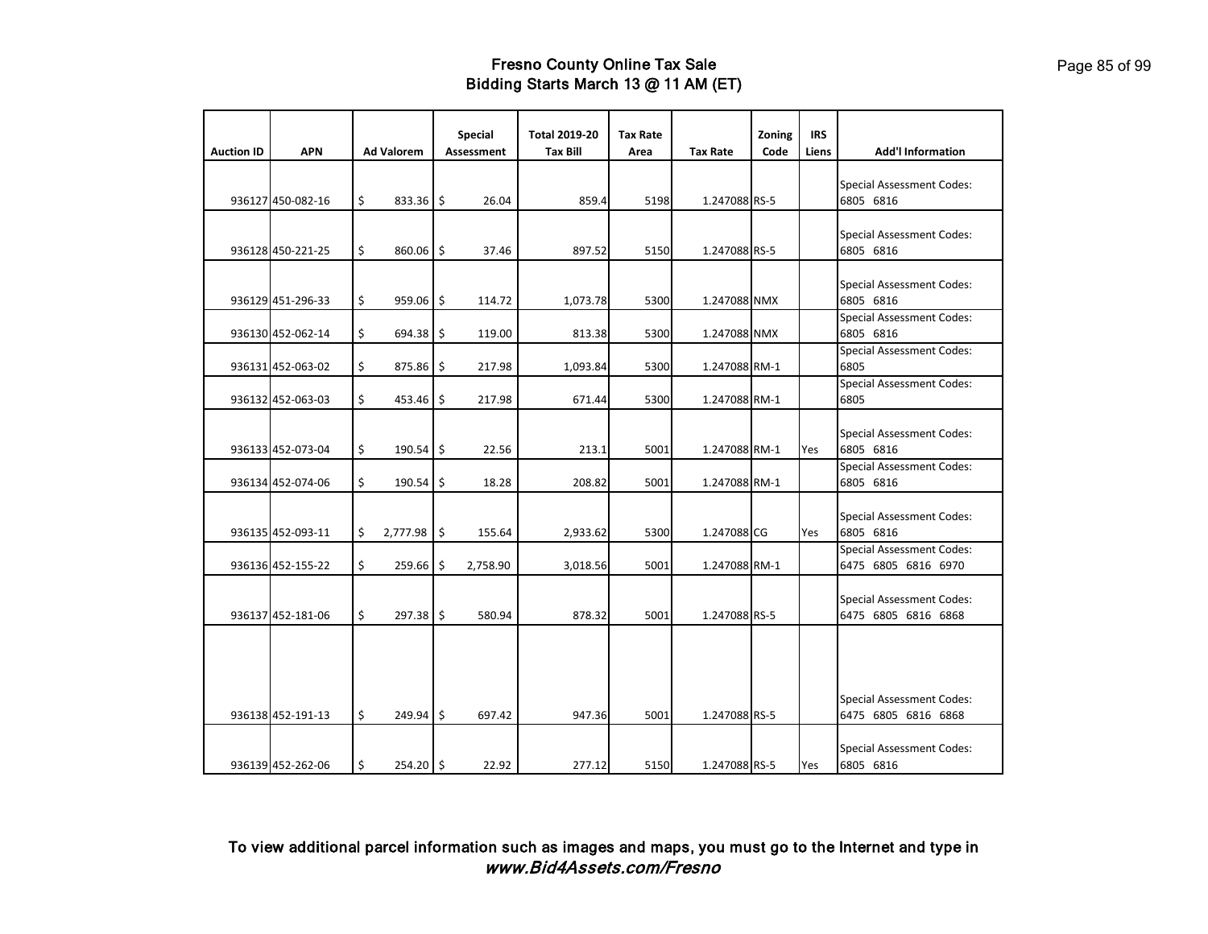# Fresno County Online Tax Sale
## Bidding Starts March 13 @ 11 AM (ET)

| Auction ID | APN | Ad Valorem | Special Assessment | Total 2019-20 Tax Bill | Tax Rate Area | Tax Rate | Zoning Code | IRS Liens | Add'l Information |
|---|---|---|---|---|---|---|---|---|---|
| 936127 | 450-082-16 | $ 833.36 | $ 26.04 | 859.4 | 5198 | 1.247088 | RS-5 | | Special Assessment Codes: 6805 6816 |
| 936128 | 450-221-25 | $ 860.06 | $ 37.46 | 897.52 | 5150 | 1.247088 | RS-5 | | Special Assessment Codes: 6805 6816 |
| 936129 | 451-296-33 | $ 959.06 | $ 114.72 | 1,073.78 | 5300 | 1.247088 | NMX | | Special Assessment Codes: 6805 6816 |
| 936130 | 452-062-14 | $ 694.38 | $ 119.00 | 813.38 | 5300 | 1.247088 | NMX | | Special Assessment Codes: 6805 6816 |
| 936131 | 452-063-02 | $ 875.86 | $ 217.98 | 1,093.84 | 5300 | 1.247088 | RM-1 | | Special Assessment Codes: 6805 |
| 936132 | 452-063-03 | $ 453.46 | $ 217.98 | 671.44 | 5300 | 1.247088 | RM-1 | | Special Assessment Codes: 6805 |
| 936133 | 452-073-04 | $ 190.54 | $ 22.56 | 213.1 | 5001 | 1.247088 | RM-1 | Yes | Special Assessment Codes: 6805 6816 |
| 936134 | 452-074-06 | $ 190.54 | $ 18.28 | 208.82 | 5001 | 1.247088 | RM-1 | | Special Assessment Codes: 6805 6816 |
| 936135 | 452-093-11 | $ 2,777.98 | $ 155.64 | 2,933.62 | 5300 | 1.247088 | CG | Yes | Special Assessment Codes: 6805 6816 |
| 936136 | 452-155-22 | $ 259.66 | $ 2,758.90 | 3,018.56 | 5001 | 1.247088 | RM-1 | | Special Assessment Codes: 6475 6805 6816 6970 |
| 936137 | 452-181-06 | $ 297.38 | $ 580.94 | 878.32 | 5001 | 1.247088 | RS-5 | | Special Assessment Codes: 6475 6805 6816 6868 |
| 936138 | 452-191-13 | $ 249.94 | $ 697.42 | 947.36 | 5001 | 1.247088 | RS-5 | | Special Assessment Codes: 6475 6805 6816 6868 |
| 936139 | 452-262-06 | $ 254.20 | $ 22.92 | 277.12 | 5150 | 1.247088 | RS-5 | Yes | Special Assessment Codes: 6805 6816 |

**To view additional parcel information such as images and maps, you must go to the Internet and type in *www.Bid4Assets.com/Fresno***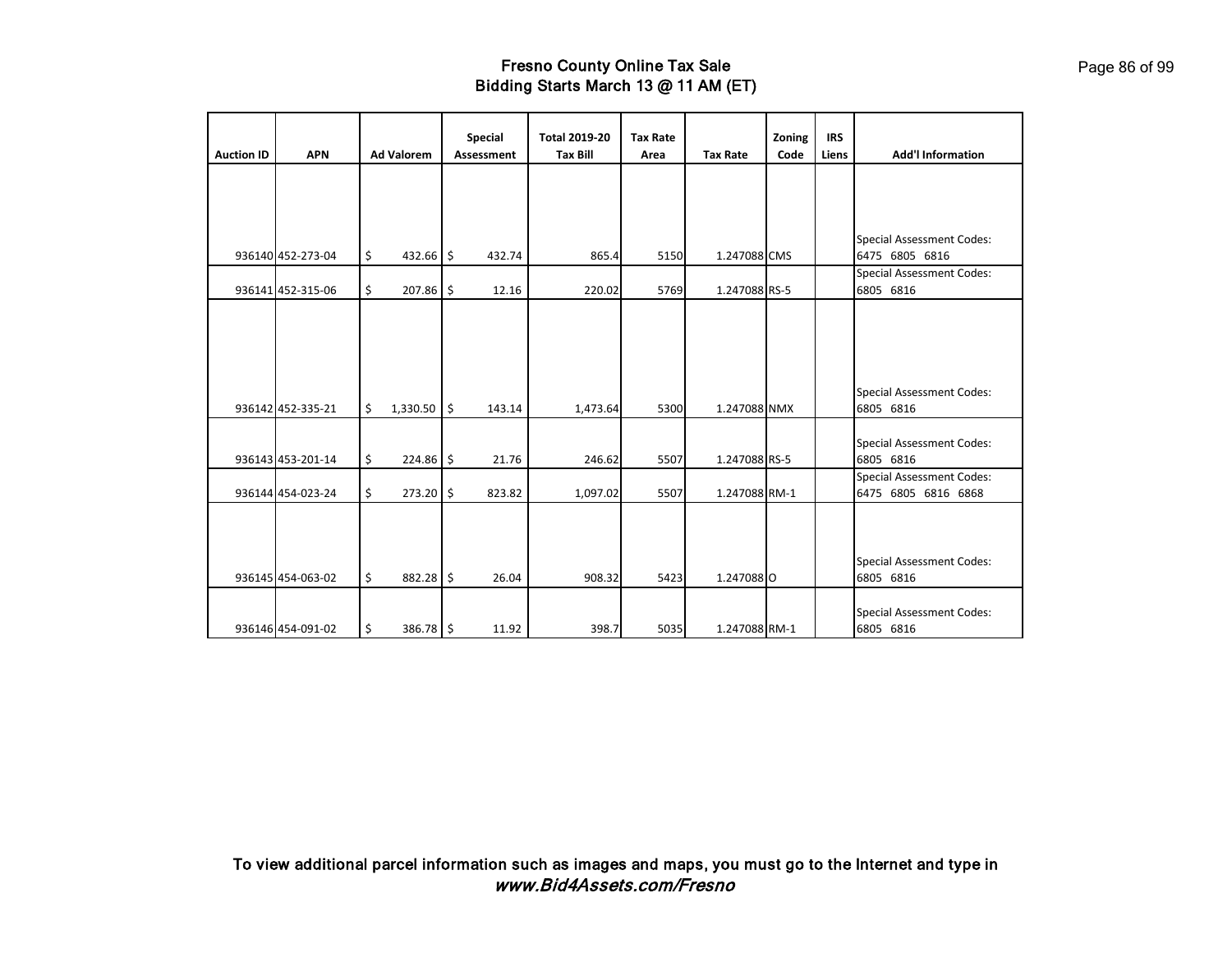# Fresno County Online Tax Sale
## Bidding Starts March 13 @ 11 AM (ET)

| Auction ID | APN | Ad Valorem | Special Assessment | Total 2019-20 Tax Bill | Tax Rate Area | Tax Rate | Zoning Code | IRS Liens | Add'l Information |
|---|---|---|---|---|---|---|---|---|---|
| 936140 | 452-273-04 | $ 432.66 | $ 432.74 | 865.4 | 5150 | 1.247088 | CMS | | Special Assessment Codes: 6475 6805 6816 |
| 936141 | 452-315-06 | $ 207.86 | $ 12.16 | 220.02 | 5769 | 1.247088 | RS-5 | | Special Assessment Codes: 6805 6816 |
| 936142 | 452-335-21 | $ 1,330.50 | $ 143.14 | 1,473.64 | 5300 | 1.247088 | NMX | | Special Assessment Codes: 6805 6816 |
| 936143 | 453-201-14 | $ 224.86 | $ 21.76 | 246.62 | 5507 | 1.247088 | RS-5 | | Special Assessment Codes: 6805 6816 |
| 936144 | 454-023-24 | $ 273.20 | $ 823.82 | 1,097.02 | 5507 | 1.247088 | RM-1 | | Special Assessment Codes: 6475 6805 6816 6868 |
| 936145 | 454-063-02 | $ 882.28 | $ 26.04 | 908.32 | 5423 | 1.247088 | O | | Special Assessment Codes: 6805 6816 |
| 936146 | 454-091-02 | $ 386.78 | $ 11.92 | 398.7 | 5035 | 1.247088 | RM-1 | | Special Assessment Codes: 6805 6816 |

To view additional parcel information such as images and maps, you must go to the Internet and type in ***www.Bid4Assets.com/Fresno***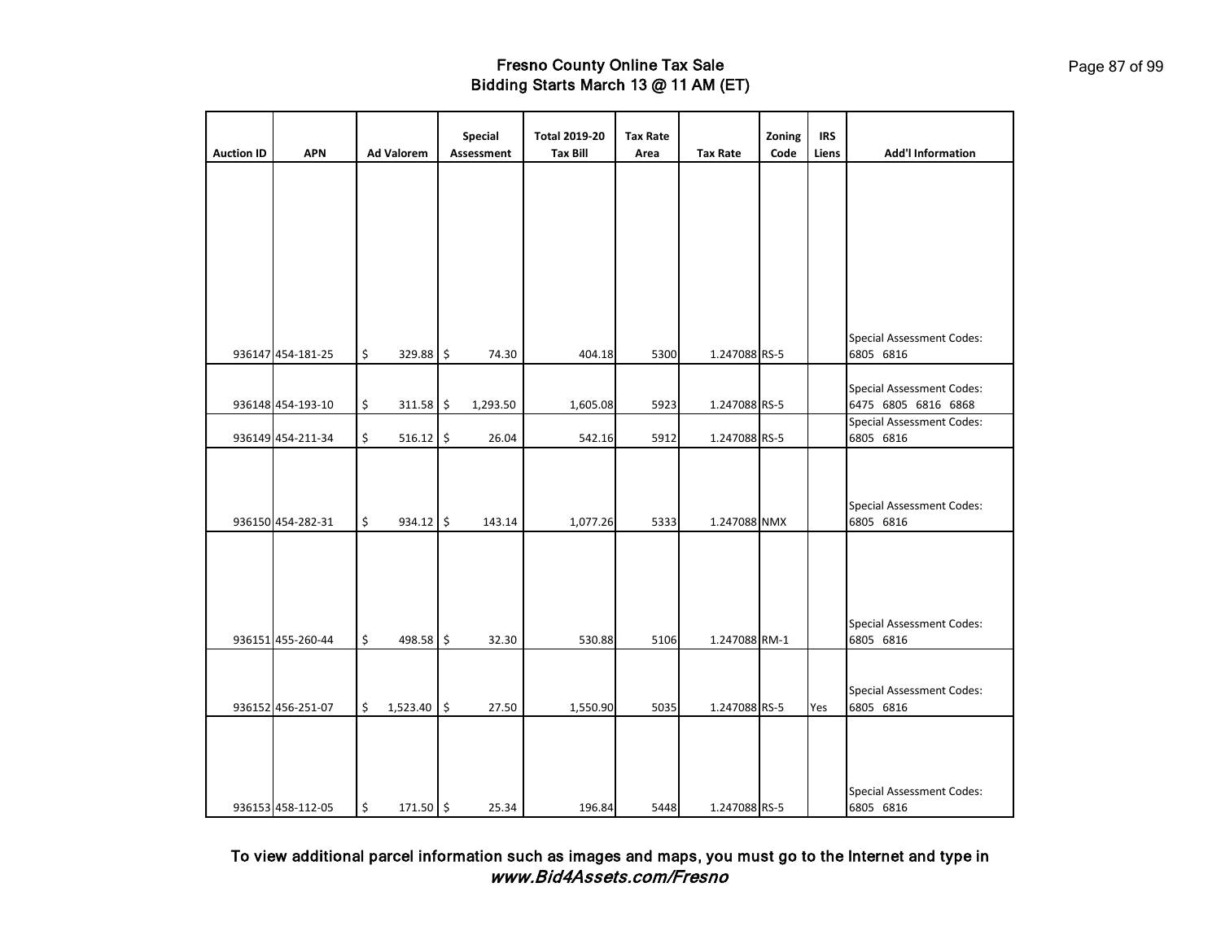# Fresno County Online Tax Sale
## Bidding Starts March 13 @ 11 AM (ET)

| Auction ID | APN | Ad Valorem | Special Assessment | Total 2019-20 Tax Bill | Tax Rate Area | Tax Rate | Zoning Code | IRS Liens | Add'l Information |
|---|---|---|---|---|---|---|---|---|---|
| 936147 | 454-181-25 | $ 329.88 | $ 74.30 | 404.18 | 5300 | 1.247088 | RS-5 | | Special Assessment Codes: 6805 6816 |
| 936148 | 454-193-10 | $ 311.58 | $ 1,293.50 | 1,605.08 | 5923 | 1.247088 | RS-5 | | Special Assessment Codes: 6475 6805 6816 6868 |
| 936149 | 454-211-34 | $ 516.12 | $ 26.04 | 542.16 | 5912 | 1.247088 | RS-5 | | Special Assessment Codes: 6805 6816 |
| 936150 | 454-282-31 | $ 934.12 | $ 143.14 | 1,077.26 | 5333 | 1.247088 | NMX | | Special Assessment Codes: 6805 6816 |
| 936151 | 455-260-44 | $ 498.58 | $ 32.30 | 530.88 | 5106 | 1.247088 | RM-1 | | Special Assessment Codes: 6805 6816 |
| 936152 | 456-251-07 | $ 1,523.40 | $ 27.50 | 1,550.90 | 5035 | 1.247088 | RS-5 | Yes | Special Assessment Codes: 6805 6816 |
| 936153 | 458-112-05 | $ 171.50 | $ 25.34 | 196.84 | 5448 | 1.247088 | RS-5 | | Special Assessment Codes: 6805 6816 |

**To view additional parcel information such as images and maps, you must go to the Internet and type in *www.Bid4Assets.com/Fresno***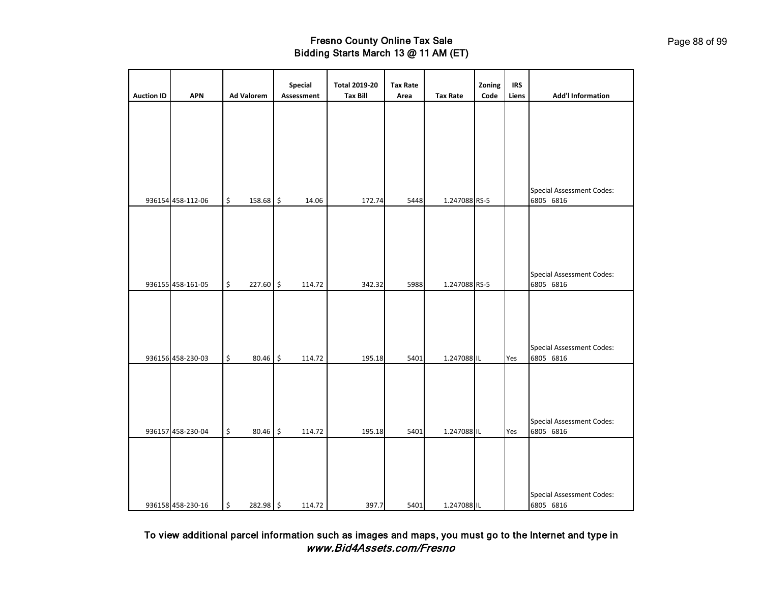# Fresno County Online Tax Sale
## Bidding Starts March 13 @ 11 AM (ET)

| Auction ID | APN | Ad Valorem | Special Assessment | Total 2019-20 Tax Bill | Tax Rate Area | Tax Rate | Zoning Code | IRS Liens | Add'l Information |
|---|---|---|---|---|---|---|---|---|---|
| 936154 | 458-112-06 | $ 158.68 | $ 14.06 | 172.74 | 5448 | 1.247088 | RS-5 | | Special Assessment Codes: 6805 6816 |
| 936155 | 458-161-05 | $ 227.60 | $ 114.72 | 342.32 | 5988 | 1.247088 | RS-5 | | Special Assessment Codes: 6805 6816 |
| 936156 | 458-230-03 | $ 80.46 | $ 114.72 | 195.18 | 5401 | 1.247088 | IL | Yes | Special Assessment Codes: 6805 6816 |
| 936157 | 458-230-04 | $ 80.46 | $ 114.72 | 195.18 | 5401 | 1.247088 | IL | Yes | Special Assessment Codes: 6805 6816 |
| 936158 | 458-230-16 | $ 282.98 | $ 114.72 | 397.7 | 5401 | 1.247088 | IL | | Special Assessment Codes: 6805 6816 |

To view additional parcel information such as images and maps, you must go to the Internet and type in ***www.Bid4Assets.com/Fresno***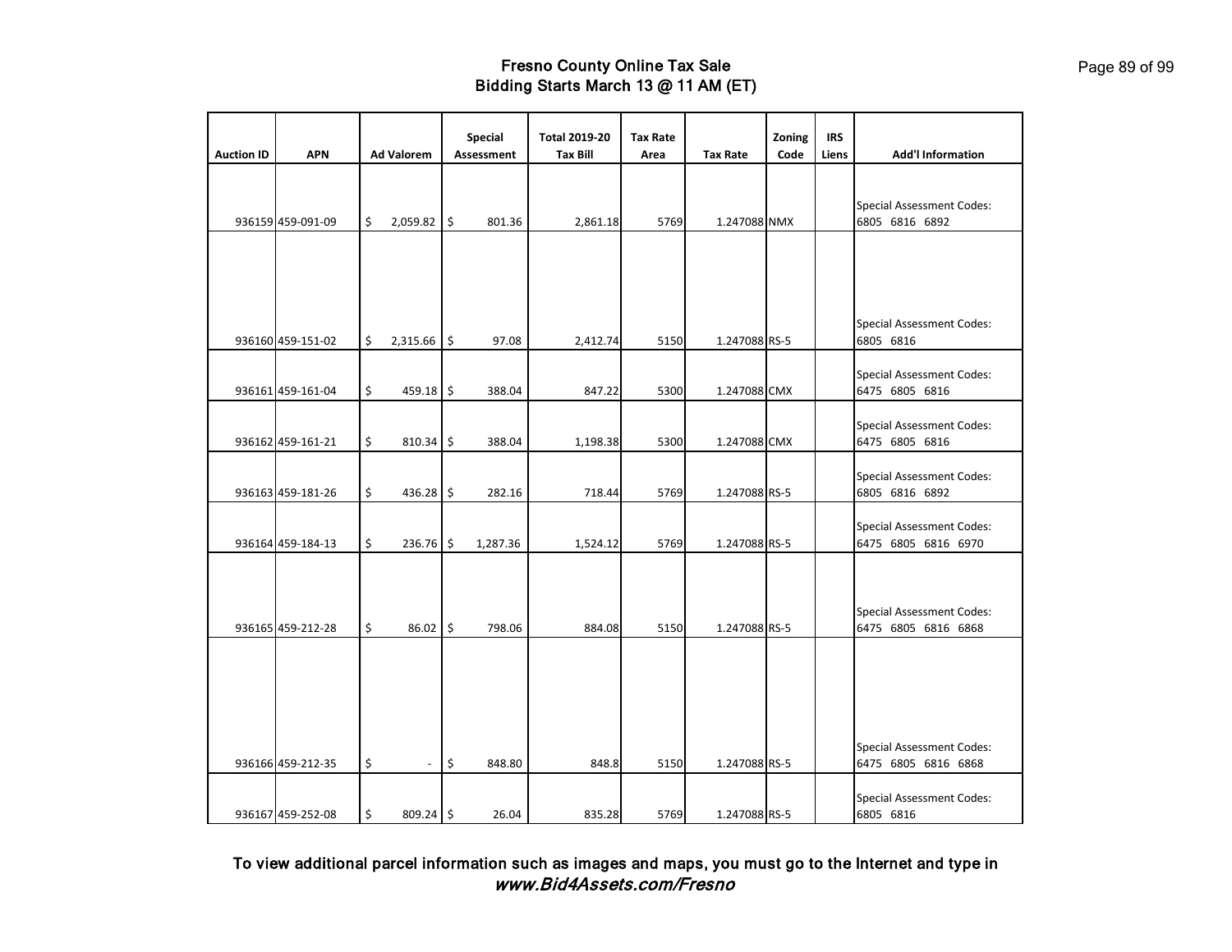# Fresno County Online Tax Sale
## Bidding Starts March 13 @ 11 AM (ET)

| Auction ID | APN | Ad Valorem | Special Assessment | Total 2019-20 Tax Bill | Tax Rate Area | Tax Rate | Zoning Code | IRS Liens | Add'l Information |
|---|---|---|---|---|---|---|---|---|---|
| 936159 | 459-091-09 | $ 2,059.82 | $ 801.36 | 2,861.18 | 5769 | 1.247088 | NMX | | Special Assessment Codes: 6805 6816 6892 |
| 936160 | 459-151-02 | $ 2,315.66 | $ 97.08 | 2,412.74 | 5150 | 1.247088 | RS-5 | | Special Assessment Codes: 6805 6816 |
| 936161 | 459-161-04 | $ 459.18 | $ 388.04 | 847.22 | 5300 | 1.247088 | CMX | | Special Assessment Codes: 6475 6805 6816 |
| 936162 | 459-161-21 | $ 810.34 | $ 388.04 | 1,198.38 | 5300 | 1.247088 | CMX | | Special Assessment Codes: 6475 6805 6816 |
| 936163 | 459-181-26 | $ 436.28 | $ 282.16 | 718.44 | 5769 | 1.247088 | RS-5 | | Special Assessment Codes: 6805 6816 6892 |
| 936164 | 459-184-13 | $ 236.76 | $ 1,287.36 | 1,524.12 | 5769 | 1.247088 | RS-5 | | Special Assessment Codes: 6475 6805 6816 6970 |
| 936165 | 459-212-28 | $ 86.02 | $ 798.06 | 884.08 | 5150 | 1.247088 | RS-5 | | Special Assessment Codes: 6475 6805 6816 6868 |
| 936166 | 459-212-35 | $ - | $ 848.80 | 848.8 | 5150 | 1.247088 | RS-5 | | Special Assessment Codes: 6475 6805 6816 6868 |
| 936167 | 459-252-08 | $ 809.24 | $ 26.04 | 835.28 | 5769 | 1.247088 | RS-5 | | Special Assessment Codes: 6805 6816 |

**To view additional parcel information such as images and maps, you must go to the Internet and type in *www.Bid4Assets.com/Fresno***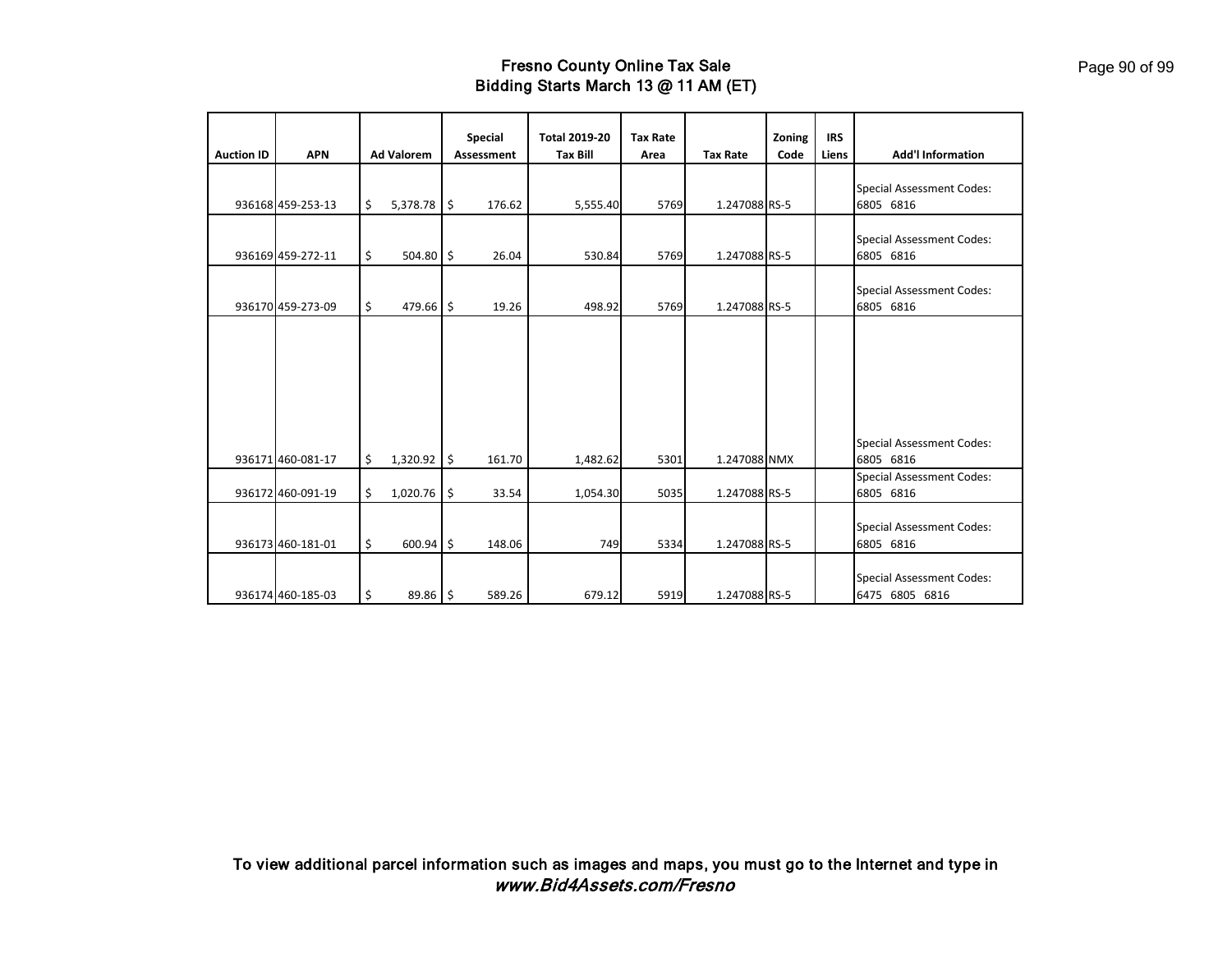# Fresno County Online Tax Sale
## Bidding Starts March 13 @ 11 AM (ET)

| Auction ID | APN | Ad Valorem | Special Assessment | Total 2019-20 Tax Bill | Tax Rate Area | Tax Rate | Zoning Code | IRS Liens | Add'l Information |
|---|---|---|---|---|---|---|---|---|---|
| 936168 | 459-253-13 | $ 5,378.78 | $ 176.62 | 5,555.40 | 5769 | 1.247088 | RS-5 | | Special Assessment Codes: 6805 6816 |
| 936169 | 459-272-11 | $ 504.80 | $ 26.04 | 530.84 | 5769 | 1.247088 | RS-5 | | Special Assessment Codes: 6805 6816 |
| 936170 | 459-273-09 | $ 479.66 | $ 19.26 | 498.92 | 5769 | 1.247088 | RS-5 | | Special Assessment Codes: 6805 6816 |
| 936171 | 460-081-17 | $ 1,320.92 | $ 161.70 | 1,482.62 | 5301 | 1.247088 | NMX | | Special Assessment Codes: 6805 6816 |
| 936172 | 460-091-19 | $ 1,020.76 | $ 33.54 | 1,054.30 | 5035 | 1.247088 | RS-5 | | Special Assessment Codes: 6805 6816 |
| 936173 | 460-181-01 | $ 600.94 | $ 148.06 | 749 | 5334 | 1.247088 | RS-5 | | Special Assessment Codes: 6805 6816 |
| 936174 | 460-185-03 | $ 89.86 | $ 589.26 | 679.12 | 5919 | 1.247088 | RS-5 | | Special Assessment Codes: 6475 6805 6816 |

**To view additional parcel information such as images and maps, you must go to the Internet and type in *www.Bid4Assets.com/Fresno***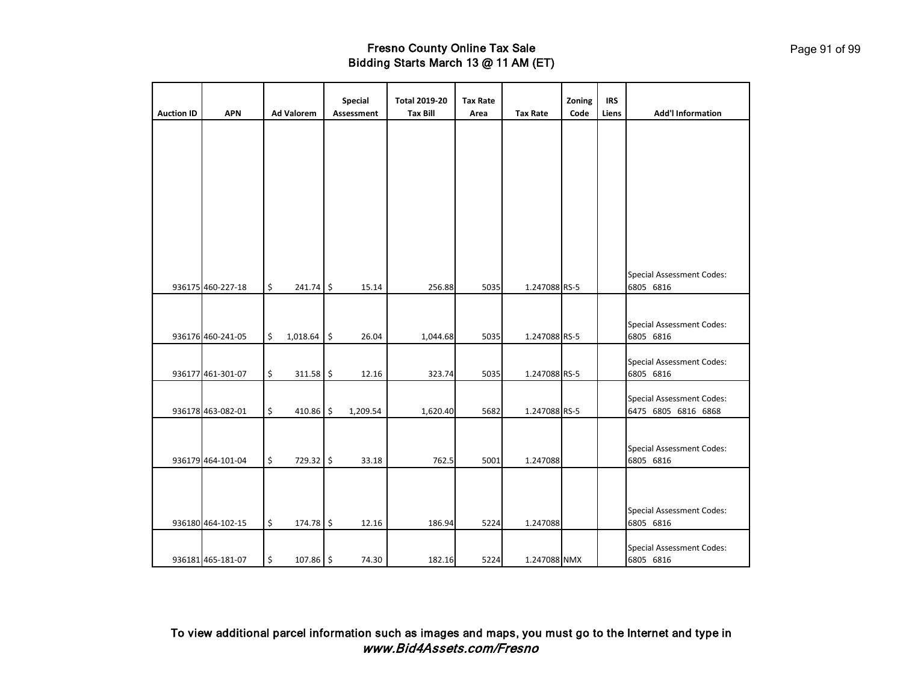# Fresno County Online Tax Sale
## Bidding Starts March 13 @ 11 AM (ET)

| Auction ID | APN | Ad Valorem | Special Assessment | Total 2019-20 Tax Bill | Tax Rate Area | Tax Rate | Zoning Code | IRS Liens | Add'l Information |
|---|---|---|---|---|---|---|---|---|---|
| 936175 | 460-227-18 | $ 241.74 | $ 15.14 | 256.88 | 5035 | 1.247088 | RS-5 | | Special Assessment Codes: 6805 6816 |
| 936176 | 460-241-05 | $ 1,018.64 | $ 26.04 | 1,044.68 | 5035 | 1.247088 | RS-5 | | Special Assessment Codes: 6805 6816 |
| 936177 | 461-301-07 | $ 311.58 | $ 12.16 | 323.74 | 5035 | 1.247088 | RS-5 | | Special Assessment Codes: 6805 6816 |
| 936178 | 463-082-01 | $ 410.86 | $ 1,209.54 | 1,620.40 | 5682 | 1.247088 | RS-5 | | Special Assessment Codes: 6475 6805 6816 6868 |
| 936179 | 464-101-04 | $ 729.32 | $ 33.18 | 762.5 | 5001 | 1.247088 | | | Special Assessment Codes: 6805 6816 |
| 936180 | 464-102-15 | $ 174.78 | $ 12.16 | 186.94 | 5224 | 1.247088 | | | Special Assessment Codes: 6805 6816 |
| 936181 | 465-181-07 | $ 107.86 | $ 74.30 | 182.16 | 5224 | 1.247088 | NMX | | Special Assessment Codes: 6805 6816 |

To view additional parcel information such as images and maps, you must go to the Internet and type in ***www.Bid4Assets.com/Fresno***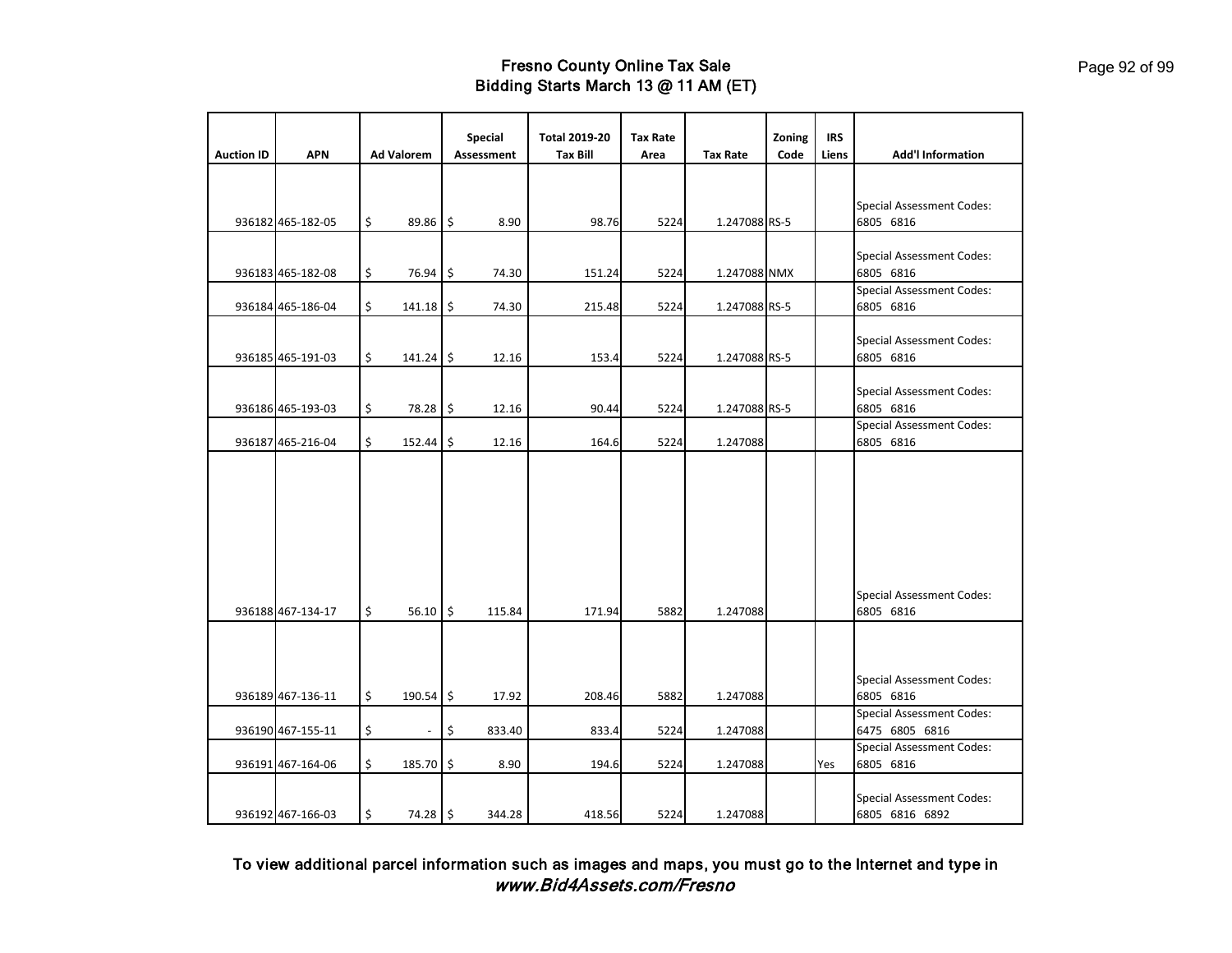# Fresno County Online Tax Sale
## Bidding Starts March 13 @ 11 AM (ET)

| Auction ID | APN | Ad Valorem | Special Assessment | Total 2019-20 Tax Bill | Tax Rate Area | Tax Rate | Zoning Code | IRS Liens | Add'l Information |
|---|---|---|---|---|---|---|---|---|---|
| 936182 | 465-182-05 | $ 89.86 | $ 8.90 | 98.76 | 5224 | 1.247088 | RS-5 | | Special Assessment Codes: 6805 6816 |
| 936183 | 465-182-08 | $ 76.94 | $ 74.30 | 151.24 | 5224 | 1.247088 | NMX | | Special Assessment Codes: 6805 6816 |
| 936184 | 465-186-04 | $ 141.18 | $ 74.30 | 215.48 | 5224 | 1.247088 | RS-5 | | Special Assessment Codes: 6805 6816 |
| 936185 | 465-191-03 | $ 141.24 | $ 12.16 | 153.4 | 5224 | 1.247088 | RS-5 | | Special Assessment Codes: 6805 6816 |
| 936186 | 465-193-03 | $ 78.28 | $ 12.16 | 90.44 | 5224 | 1.247088 | RS-5 | | Special Assessment Codes: 6805 6816 |
| 936187 | 465-216-04 | $ 152.44 | $ 12.16 | 164.6 | 5224 | 1.247088 | | | Special Assessment Codes: 6805 6816 |
| 936188 | 467-134-17 | $ 56.10 | $ 115.84 | 171.94 | 5882 | 1.247088 | | | Special Assessment Codes: 6805 6816 |
| 936189 | 467-136-11 | $ 190.54 | $ 17.92 | 208.46 | 5882 | 1.247088 | | | Special Assessment Codes: 6805 6816 |
| 936190 | 467-155-11 | $ - | $ 833.40 | 833.4 | 5224 | 1.247088 | | | Special Assessment Codes: 6475 6805 6816 |
| 936191 | 467-164-06 | $ 185.70 | $ 8.90 | 194.6 | 5224 | 1.247088 | | Yes | Special Assessment Codes: 6805 6816 |
| 936192 | 467-166-03 | $ 74.28 | $ 344.28 | 418.56 | 5224 | 1.247088 | | | Special Assessment Codes: 6805 6816 6892 |

**To view additional parcel information such as images and maps, you must go to the Internet and type in *www.Bid4Assets.com/Fresno***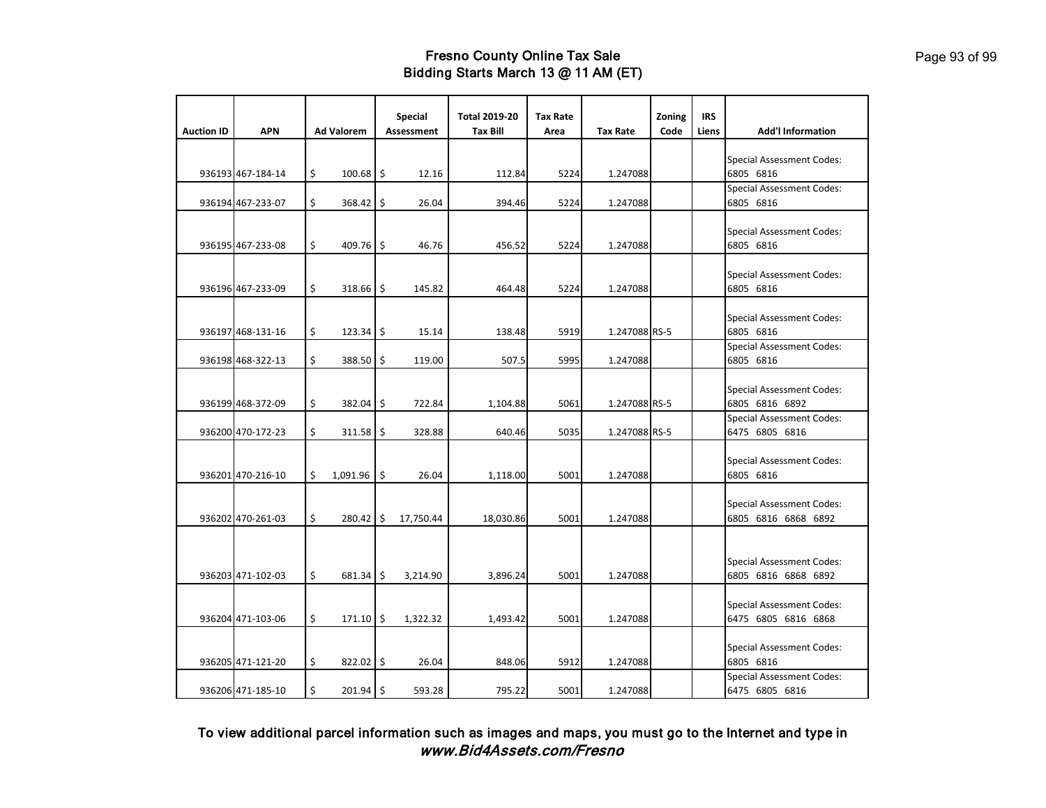# Fresno County Online Tax Sale
## Bidding Starts March 13 @ 11 AM (ET)

| Auction ID | APN | Ad Valorem | Special Assessment | Total 2019-20 Tax Bill | Tax Rate Area | Tax Rate | Zoning Code | IRS Liens | Add'l Information |
|---|---|---|---|---|---|---|---|---|---|
| 936193 | 467-184-14 | $ 100.68 | $ 12.16 | 112.84 | 5224 | 1.247088 | | | Special Assessment Codes: 6805 6816 |
| 936194 | 467-233-07 | $ 368.42 | $ 26.04 | 394.46 | 5224 | 1.247088 | | | Special Assessment Codes: 6805 6816 |
| 936195 | 467-233-08 | $ 409.76 | $ 46.76 | 456.52 | 5224 | 1.247088 | | | Special Assessment Codes: 6805 6816 |
| 936196 | 467-233-09 | $ 318.66 | $ 145.82 | 464.48 | 5224 | 1.247088 | | | Special Assessment Codes: 6805 6816 |
| 936197 | 468-131-16 | $ 123.34 | $ 15.14 | 138.48 | 5919 | 1.247088 | RS-5 | | Special Assessment Codes: 6805 6816 |
| 936198 | 468-322-13 | $ 388.50 | $ 119.00 | 507.5 | 5995 | 1.247088 | | | Special Assessment Codes: 6805 6816 |
| 936199 | 468-372-09 | $ 382.04 | $ 722.84 | 1,104.88 | 5061 | 1.247088 | RS-5 | | Special Assessment Codes: 6805 6816 6892 |
| 936200 | 470-172-23 | $ 311.58 | $ 328.88 | 640.46 | 5035 | 1.247088 | RS-5 | | Special Assessment Codes: 6475 6805 6816 |
| 936201 | 470-216-10 | $ 1,091.96 | $ 26.04 | 1,118.00 | 5001 | 1.247088 | | | Special Assessment Codes: 6805 6816 |
| 936202 | 470-261-03 | $ 280.42 | $ 17,750.44 | 18,030.86 | 5001 | 1.247088 | | | Special Assessment Codes: 6805 6816 6868 6892 |
| 936203 | 471-102-03 | $ 681.34 | $ 3,214.90 | 3,896.24 | 5001 | 1.247088 | | | Special Assessment Codes: 6805 6816 6868 6892 |
| 936204 | 471-103-06 | $ 171.10 | $ 1,322.32 | 1,493.42 | 5001 | 1.247088 | | | Special Assessment Codes: 6475 6805 6816 6868 |
| 936205 | 471-121-20 | $ 822.02 | $ 26.04 | 848.06 | 5912 | 1.247088 | | | Special Assessment Codes: 6805 6816 |
| 936206 | 471-185-10 | $ 201.94 | $ 593.28 | 795.22 | 5001 | 1.247088 | | | Special Assessment Codes: 6475 6805 6816 |

**To view additional parcel information such as images and maps, you must go to the Internet and type in *www.Bid4Assets.com/Fresno***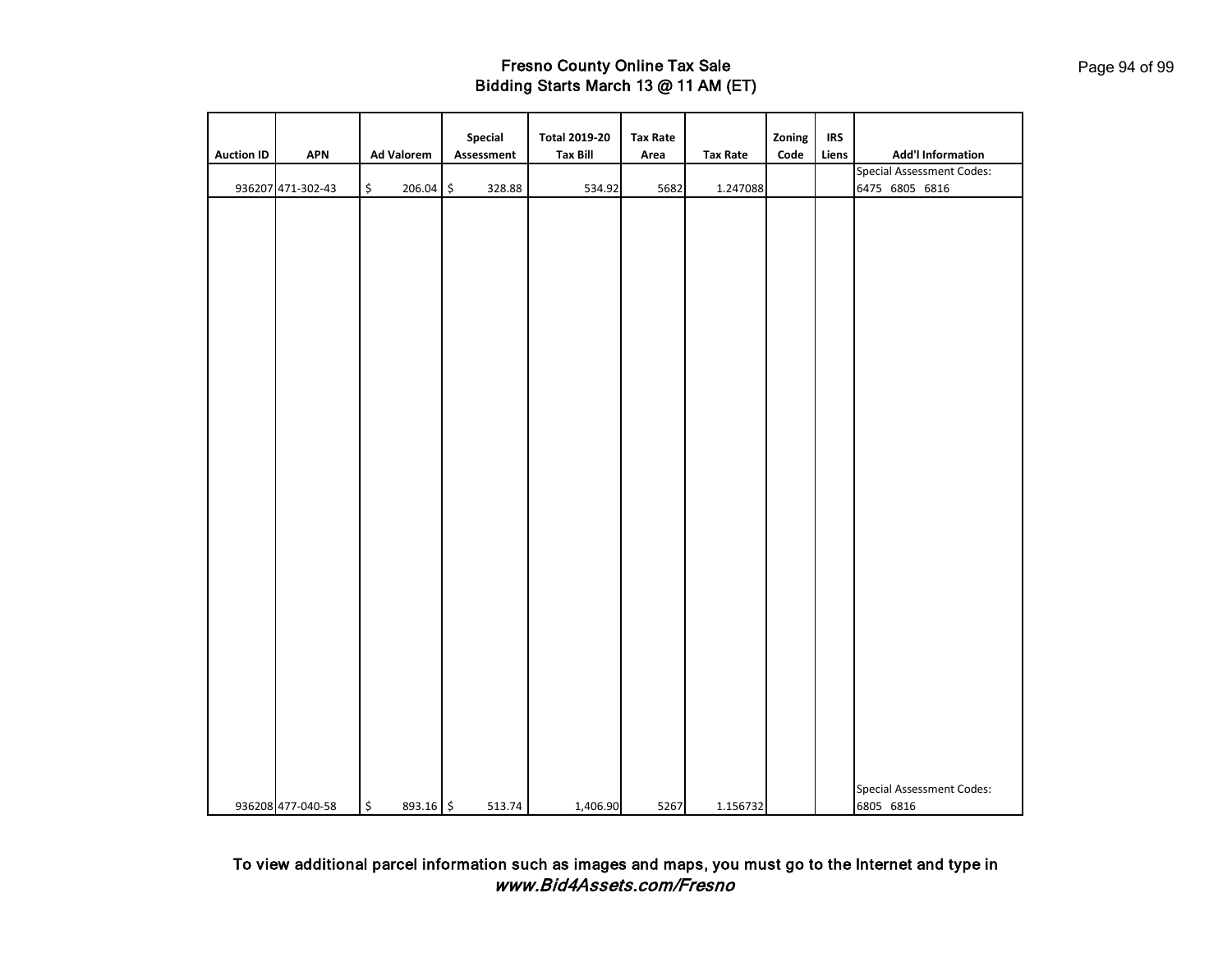# Fresno County Online Tax Sale
## Bidding Starts March 13 @ 11 AM (ET)

| Auction ID | APN | Ad Valorem | Special Assessment | Total 2019-20 Tax Bill | Tax Rate Area | Tax Rate | Zoning Code | IRS Liens | Add'l Information |
|---|---|---|---|---|---|---|---|---|---|
| 936207 | 471-302-43 | $ 206.04 | $ 328.88 | 534.92 | 5682 | 1.247088 | | | Special Assessment Codes: 6475 6805 6816 |
| 936208 | 477-040-58 | $ 893.16 | $ 513.74 | 1,406.90 | 5267 | 1.156732 | | | Special Assessment Codes: 6805 6816 |

To view additional parcel information such as images and maps, you must go to the Internet and type in ***www.Bid4Assets.com/Fresno***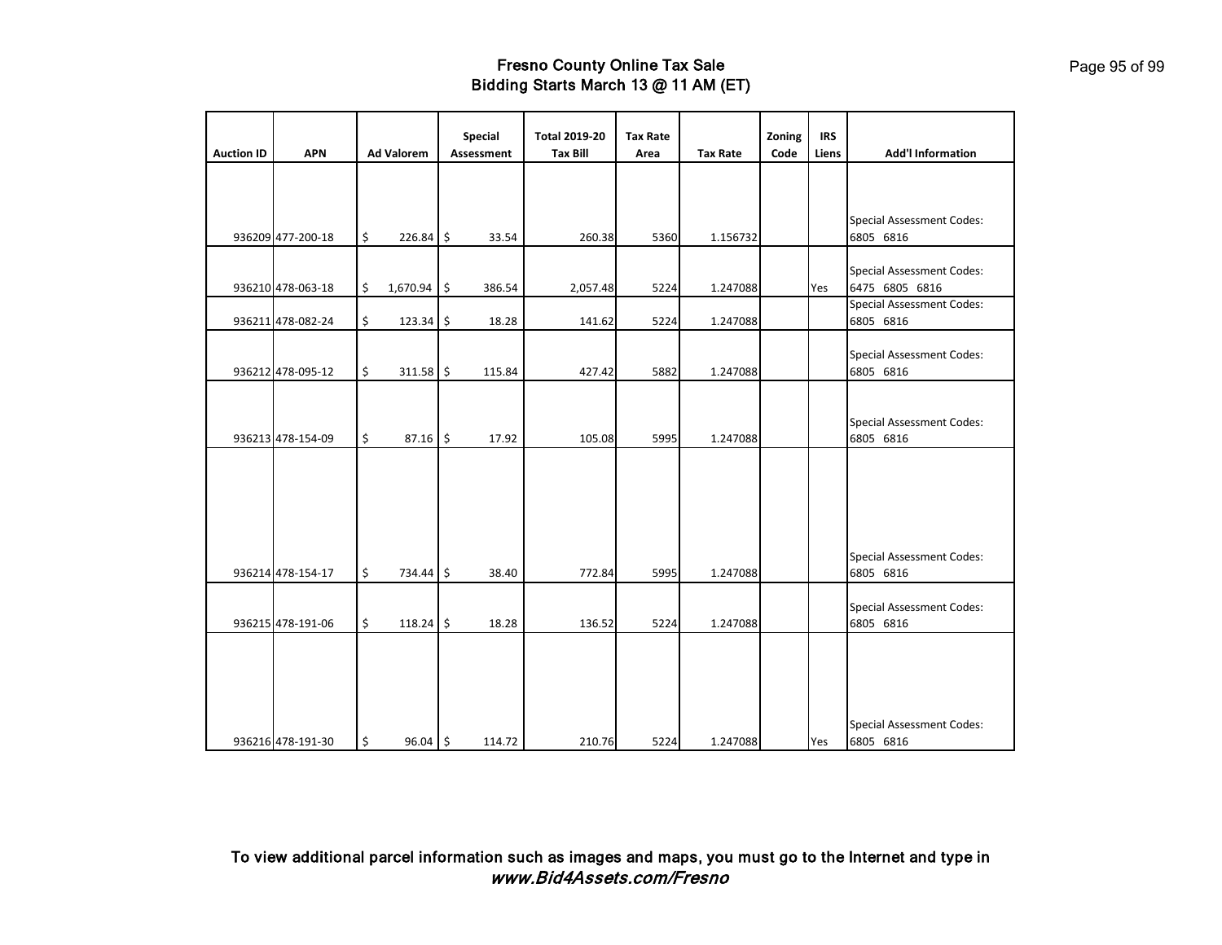# Fresno County Online Tax Sale
## Bidding Starts March 13 @ 11 AM (ET)

| Auction ID | APN | Ad Valorem | Special Assessment | Total 2019-20 Tax Bill | Tax Rate Area | Tax Rate | Zoning Code | IRS Liens | Add'l Information |
|---|---|---|---|---|---|---|---|---|---|
| 936209 | 477-200-18 | $ 226.84 | $ 33.54 | 260.38 | 5360 | 1.156732 | | | Special Assessment Codes: 6805 6816 |
| 936210 | 478-063-18 | $ 1,670.94 | $ 386.54 | 2,057.48 | 5224 | 1.247088 | | Yes | Special Assessment Codes: 6475 6805 6816 |
| 936211 | 478-082-24 | $ 123.34 | $ 18.28 | 141.62 | 5224 | 1.247088 | | | Special Assessment Codes: 6805 6816 |
| 936212 | 478-095-12 | $ 311.58 | $ 115.84 | 427.42 | 5882 | 1.247088 | | | Special Assessment Codes: 6805 6816 |
| 936213 | 478-154-09 | $ 87.16 | $ 17.92 | 105.08 | 5995 | 1.247088 | | | Special Assessment Codes: 6805 6816 |
| 936214 | 478-154-17 | $ 734.44 | $ 38.40 | 772.84 | 5995 | 1.247088 | | | Special Assessment Codes: 6805 6816 |
| 936215 | 478-191-06 | $ 118.24 | $ 18.28 | 136.52 | 5224 | 1.247088 | | | Special Assessment Codes: 6805 6816 |
| 936216 | 478-191-30 | $ 96.04 | $ 114.72 | 210.76 | 5224 | 1.247088 | | Yes | Special Assessment Codes: 6805 6816 |

To view additional parcel information such as images and maps, you must go to the Internet and type in
***www.Bid4Assets.com/Fresno***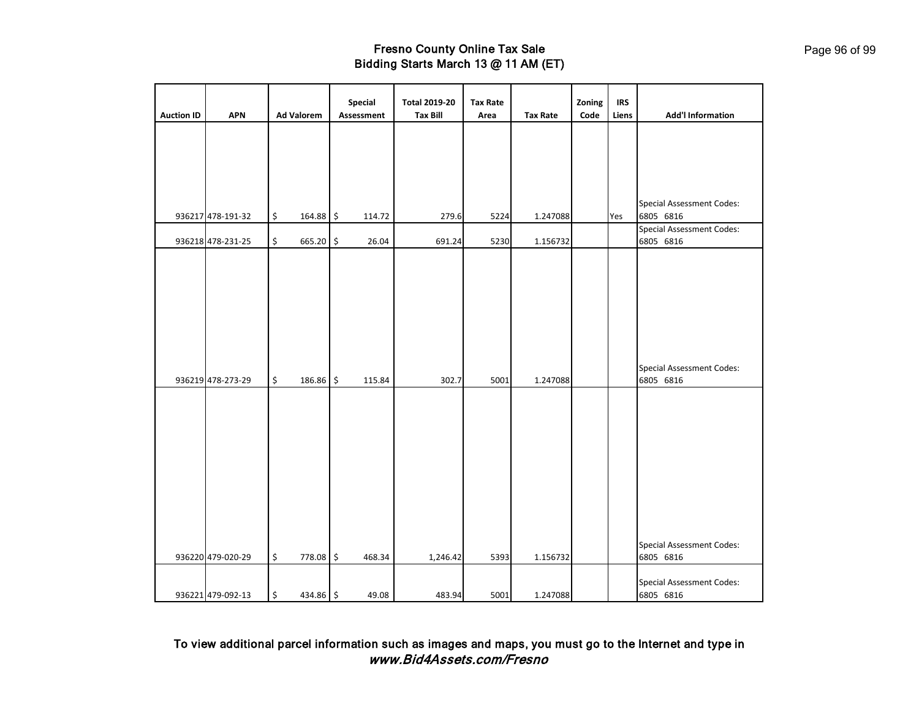# Fresno County Online Tax Sale
## Bidding Starts March 13 @ 11 AM (ET)

| Auction ID | APN | Ad Valorem | Special Assessment | Total 2019-20 Tax Bill | Tax Rate Area | Tax Rate | Zoning Code | IRS Liens | Add'l Information |
|---|---|---|---|---|---|---|---|---|---|
| 936217 | 478-191-32 | $ 164.88 | $ 114.72 | 279.6 | 5224 | 1.247088 | | Yes | Special Assessment Codes: 6805 6816 |
| 936218 | 478-231-25 | $ 665.20 | $ 26.04 | 691.24 | 5230 | 1.156732 | | | Special Assessment Codes: 6805 6816 |
| 936219 | 478-273-29 | $ 186.86 | $ 115.84 | 302.7 | 5001 | 1.247088 | | | Special Assessment Codes: 6805 6816 |
| 936220 | 479-020-29 | $ 778.08 | $ 468.34 | 1,246.42 | 5393 | 1.156732 | | | Special Assessment Codes: 6805 6816 |
| 936221 | 479-092-13 | $ 434.86 | $ 49.08 | 483.94 | 5001 | 1.247088 | | | Special Assessment Codes: 6805 6816 |

**To view additional parcel information such as images and maps, you must go to the Internet and type in *www.Bid4Assets.com/Fresno***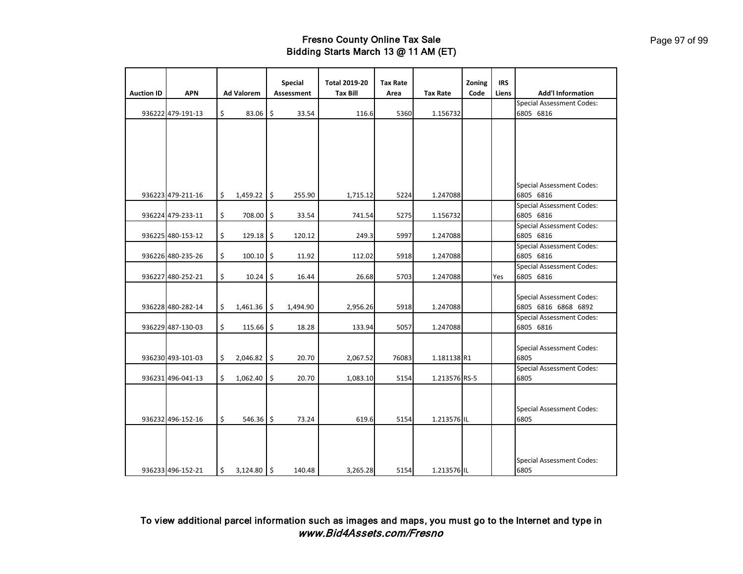# Fresno County Online Tax Sale
## Bidding Starts March 13 @ 11 AM (ET)

| Auction ID | APN | Ad Valorem | Special Assessment | Total 2019-20 Tax Bill | Tax Rate Area | Tax Rate | Zoning Code | IRS Liens | Add'l Information |
|---|---|---|---|---|---|---|---|---|---|
| 936222 | 479-191-13 | $ 83.06 | $ 33.54 | 116.6 | 5360 | 1.156732 | | | Special Assessment Codes: 6805 6816 |
| 936223 | 479-211-16 | $ 1,459.22 | $ 255.90 | 1,715.12 | 5224 | 1.247088 | | | Special Assessment Codes: 6805 6816 |
| 936224 | 479-233-11 | $ 708.00 | $ 33.54 | 741.54 | 5275 | 1.156732 | | | Special Assessment Codes: 6805 6816 |
| 936225 | 480-153-12 | $ 129.18 | $ 120.12 | 249.3 | 5997 | 1.247088 | | | Special Assessment Codes: 6805 6816 |
| 936226 | 480-235-26 | $ 100.10 | $ 11.92 | 112.02 | 5918 | 1.247088 | | | Special Assessment Codes: 6805 6816 |
| 936227 | 480-252-21 | $ 10.24 | $ 16.44 | 26.68 | 5703 | 1.247088 | | Yes | Special Assessment Codes: 6805 6816 |
| 936228 | 480-282-14 | $ 1,461.36 | $ 1,494.90 | 2,956.26 | 5918 | 1.247088 | | | Special Assessment Codes: 6805 6816 6868 6892 |
| 936229 | 487-130-03 | $ 115.66 | $ 18.28 | 133.94 | 5057 | 1.247088 | | | Special Assessment Codes: 6805 6816 |
| 936230 | 493-101-03 | $ 2,046.82 | $ 20.70 | 2,067.52 | 76083 | 1.181138 | R1 | | Special Assessment Codes: 6805 |
| 936231 | 496-041-13 | $ 1,062.40 | $ 20.70 | 1,083.10 | 5154 | 1.213576 | RS-5 | | Special Assessment Codes: 6805 |
| 936232 | 496-152-16 | $ 546.36 | $ 73.24 | 619.6 | 5154 | 1.213576 | IL | | Special Assessment Codes: 6805 |
| 936233 | 496-152-21 | $ 3,124.80 | $ 140.48 | 3,265.28 | 5154 | 1.213576 | IL | | Special Assessment Codes: 6805 |

To view additional parcel information such as images and maps, you must go to the Internet and type in ***www.Bid4Assets.com/Fresno***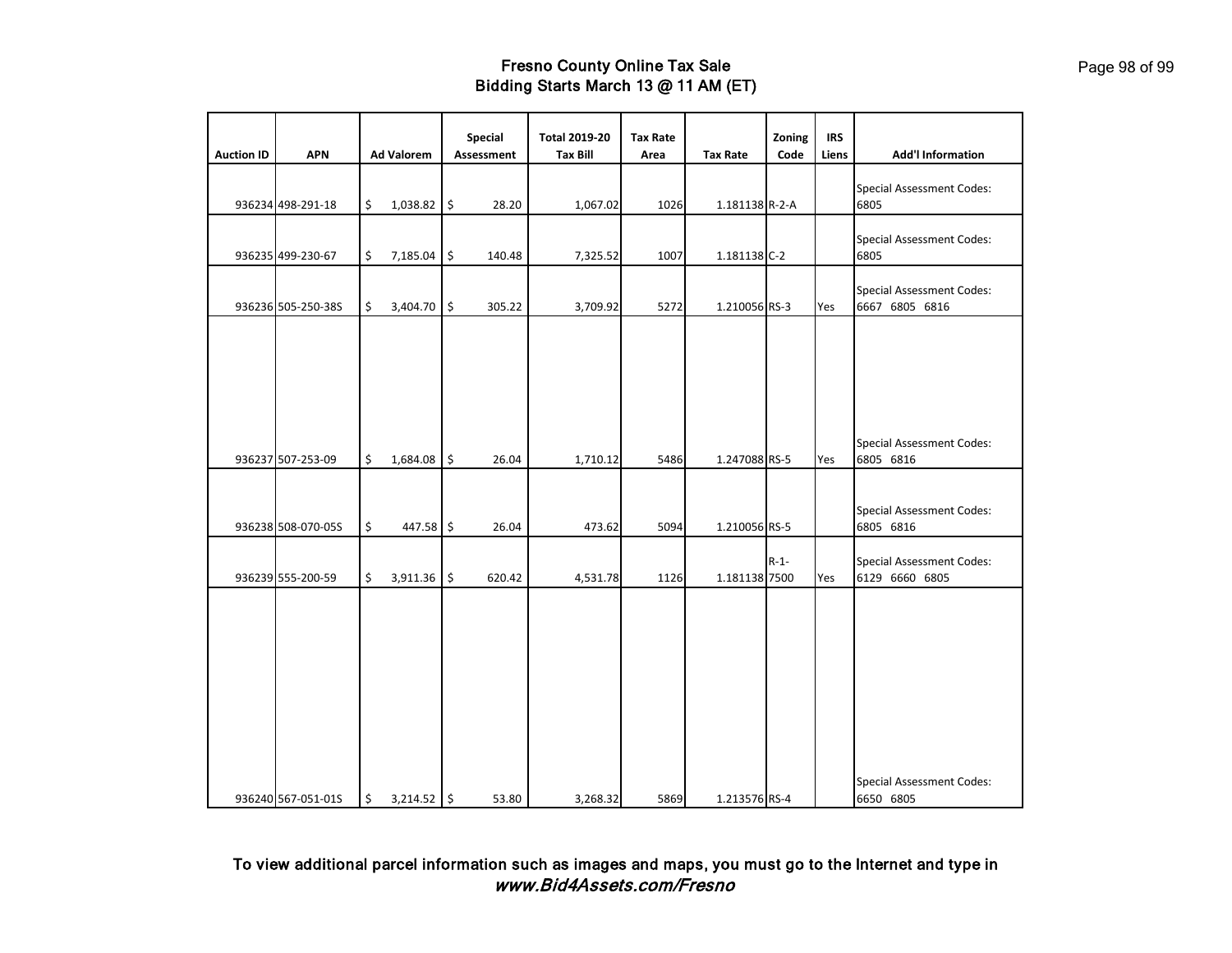# Fresno County Online Tax Sale
## Bidding Starts March 13 @ 11 AM (ET)

| Auction ID | APN | Ad Valorem | Special Assessment | Total 2019-20 Tax Bill | Tax Rate Area | Tax Rate | Zoning Code | IRS Liens | Add'l Information |
|---|---|---|---|---|---|---|---|---|---|
| 936234 | 498-291-18 | $ 1,038.82 | $ 28.20 | 1,067.02 | 1026 | 1.181138 | R-2-A | | Special Assessment Codes: 6805 |
| 936235 | 499-230-67 | $ 7,185.04 | $ 140.48 | 7,325.52 | 1007 | 1.181138 | C-2 | | Special Assessment Codes: 6805 |
| 936236 | 505-250-38S | $ 3,404.70 | $ 305.22 | 3,709.92 | 5272 | 1.210056 | RS-3 | Yes | Special Assessment Codes: 6667 6805 6816 |
| 936237 | 507-253-09 | $ 1,684.08 | $ 26.04 | 1,710.12 | 5486 | 1.247088 | RS-5 | Yes | Special Assessment Codes: 6805 6816 |
| 936238 | 508-070-05S | $ 447.58 | $ 26.04 | 473.62 | 5094 | 1.210056 | RS-5 | | Special Assessment Codes: 6805 6816 |
| 936239 | 555-200-59 | $ 3,911.36 | $ 620.42 | 4,531.78 | 1126 | 1.181138 | R-1-7500 | Yes | Special Assessment Codes: 6129 6660 6805 |
| 936240 | 567-051-01S | $ 3,214.52 | $ 53.80 | 3,268.32 | 5869 | 1.213576 | RS-4 | | Special Assessment Codes: 6650 6805 |

**To view additional parcel information such as images and maps, you must go to the Internet and type in *www.Bid4Assets.com/Fresno***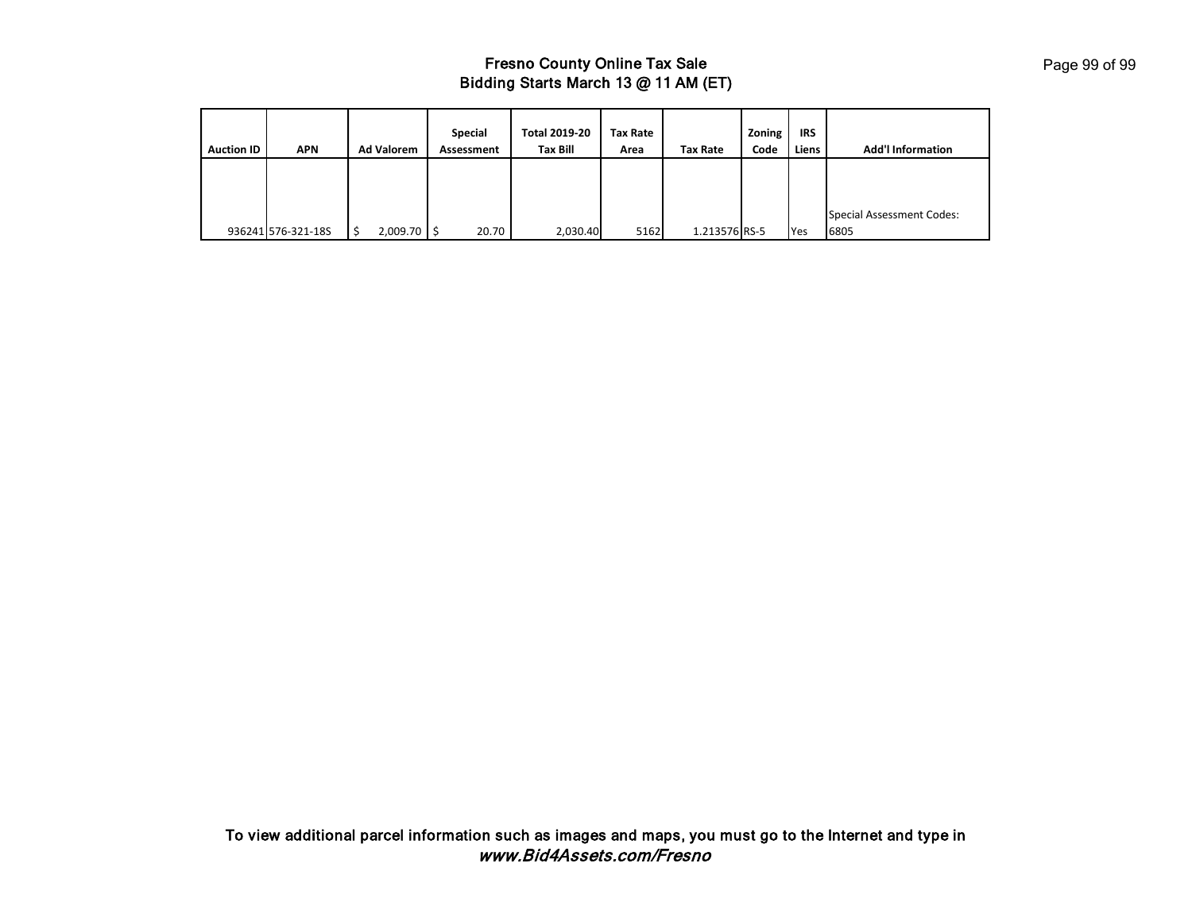# Fresno County Online Tax Sale
## Bidding Starts March 13 @ 11 AM (ET)

| Auction ID | APN | Ad Valorem | Special Assessment | Total 2019-20 Tax Bill | Tax Rate Area | Tax Rate | Zoning Code | IRS Liens | Add'l Information |
|---|---|---|---|---|---|---|---|---|---|
| 936241 | 576-321-18S | $ 2,009.70 | $ 20.70 | 2,030.40 | 5162 | 1.213576 | RS-5 | Yes | Special Assessment Codes: 6805 |

To view additional parcel information such as images and maps, you must go to the Internet and type in *www.Bid4Assets.com/Fresno*